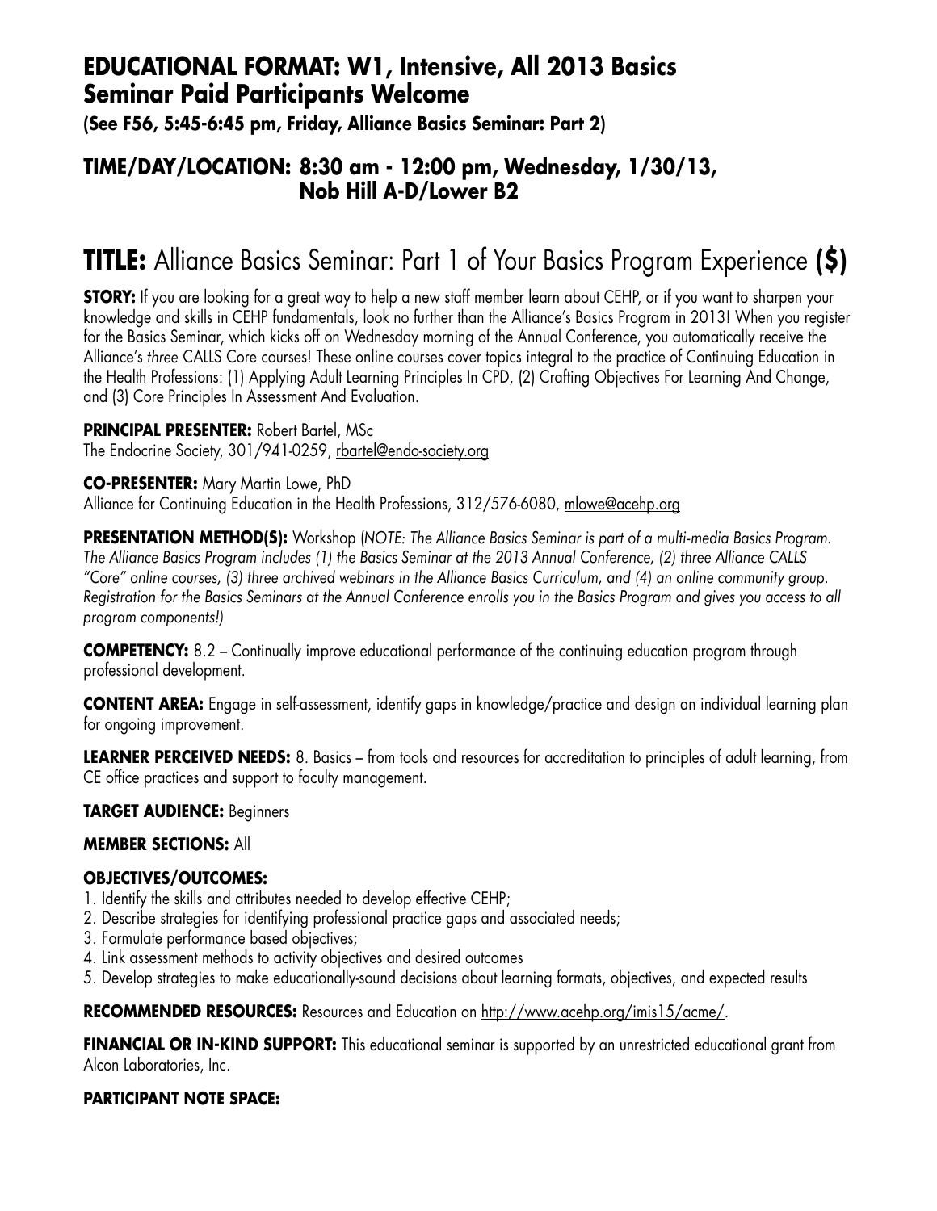## EDUCATIONAL FORMAT: W1, Intensive, All 2013 Basics Seminar Paid Participants Welcome

**(See F56, 5:45-6:45 pm, Friday, Alliance Basics Seminar: Part 2)**

## TIME/DAY/LOCATION: 8:30 am - 12:00 pm, Wednesday, 1/30/13, Nob Hill A-D/Lower B2

# TITLE: Alliance Basics Seminar: Part 1 of Your Basics Program Experience **($)**

**STORY:** If you are looking for a great way to help a new staff member learn about CEHP, or if you want to sharpen your knowledge and skills in CEHP fundamentals, look no further than the Alliance's Basics Program in 2013! When you register for the Basics Seminar, which kicks off on Wednesday morning of the Annual Conference, you automatically receive the Alliance's *three* CALLS Core courses! These online courses cover topics integral to the practice of Continuing Education in the Health Professions: (1) Applying Adult Learning Principles In CPD, (2) Crafting Objectives For Learning And Change, and (3) Core Principles In Assessment And Evaluation.

**PRINCIPAL PRESENTER:** Robert Bartel, MSc
The Endocrine Society, 301/941-0259, rbartel@endo-society.org

**CO-PRESENTER:** Mary Martin Lowe, PhD
Alliance for Continuing Education in the Health Professions, 312/576-6080, mlowe@acehp.org

**PRESENTATION METHOD(S):** Workshop (*NOTE: The Alliance Basics Seminar is part of a multi-media Basics Program. The Alliance Basics Program includes (1) the Basics Seminar at the 2013 Annual Conference, (2) three Alliance CALLS "Core" online courses, (3) three archived webinars in the Alliance Basics Curriculum, and (4) an online community group. Registration for the Basics Seminars at the Annual Conference enrolls you in the Basics Program and gives you access to all program components!*)

**COMPETENCY:** 8.2 – Continually improve educational performance of the continuing education program through professional development.

**CONTENT AREA:** Engage in self-assessment, identify gaps in knowledge/practice and design an individual learning plan for ongoing improvement.

**LEARNER PERCEIVED NEEDS:** 8. Basics – from tools and resources for accreditation to principles of adult learning, from CE office practices and support to faculty management.

**TARGET AUDIENCE:** Beginners

**MEMBER SECTIONS:** All

**OBJECTIVES/OUTCOMES:**
1. Identify the skills and attributes needed to develop effective CEHP;
2. Describe strategies for identifying professional practice gaps and associated needs;
3. Formulate performance based objectives;
4. Link assessment methods to activity objectives and desired outcomes
5. Develop strategies to make educationally-sound decisions about learning formats, objectives, and expected results

**RECOMMENDED RESOURCES:** Resources and Education on http://www.acehp.org/imis15/acme/.

**FINANCIAL OR IN-KIND SUPPORT:** This educational seminar is supported by an unrestricted educational grant from Alcon Laboratories, Inc.

**PARTICIPANT NOTE SPACE:**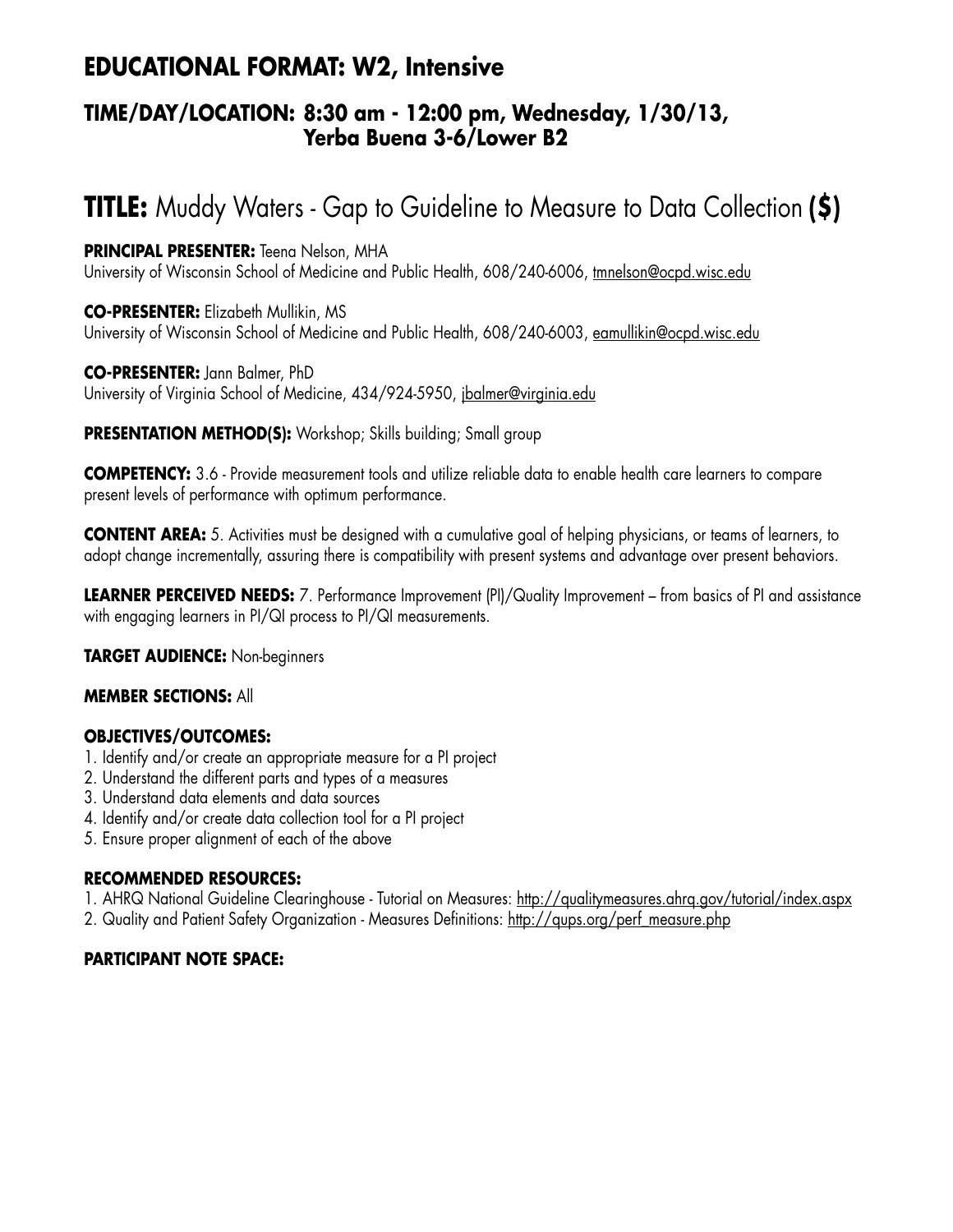## EDUCATIONAL FORMAT: W2, Intensive

### TIME/DAY/LOCATION: 8:30 am - 12:00 pm, Wednesday, 1/30/13, Yerba Buena 3-6/Lower B2

# TITLE: Muddy Waters - Gap to Guideline to Measure to Data Collection **($)**

**PRINCIPAL PRESENTER:** Teena Nelson, MHA
University of Wisconsin School of Medicine and Public Health, 608/240-6006, tmnelson@ocpd.wisc.edu

**CO-PRESENTER:** Elizabeth Mullikin, MS
University of Wisconsin School of Medicine and Public Health, 608/240-6003, eamullikin@ocpd.wisc.edu

**CO-PRESENTER:** Jann Balmer, PhD
University of Virginia School of Medicine, 434/924-5950, jbalmer@virginia.edu

**PRESENTATION METHOD(S):** Workshop; Skills building; Small group

**COMPETENCY:** 3.6 - Provide measurement tools and utilize reliable data to enable health care learners to compare present levels of performance with optimum performance.

**CONTENT AREA:** 5. Activities must be designed with a cumulative goal of helping physicians, or teams of learners, to adopt change incrementally, assuring there is compatibility with present systems and advantage over present behaviors.

**LEARNER PERCEIVED NEEDS:** 7. Performance Improvement (PI)/Quality Improvement – from basics of PI and assistance with engaging learners in PI/QI process to PI/QI measurements.

**TARGET AUDIENCE:** Non-beginners

**MEMBER SECTIONS:** All

**OBJECTIVES/OUTCOMES:**

1. Identify and/or create an appropriate measure for a PI project
2. Understand the different parts and types of a measures
3. Understand data elements and data sources
4. Identify and/or create data collection tool for a PI project
5. Ensure proper alignment of each of the above

**RECOMMENDED RESOURCES:**

1. AHRQ National Guideline Clearinghouse - Tutorial on Measures: http://qualitymeasures.ahrq.gov/tutorial/index.aspx
2. Quality and Patient Safety Organization - Measures Definitions: http://qups.org/perf_measure.php

**PARTICIPANT NOTE SPACE:**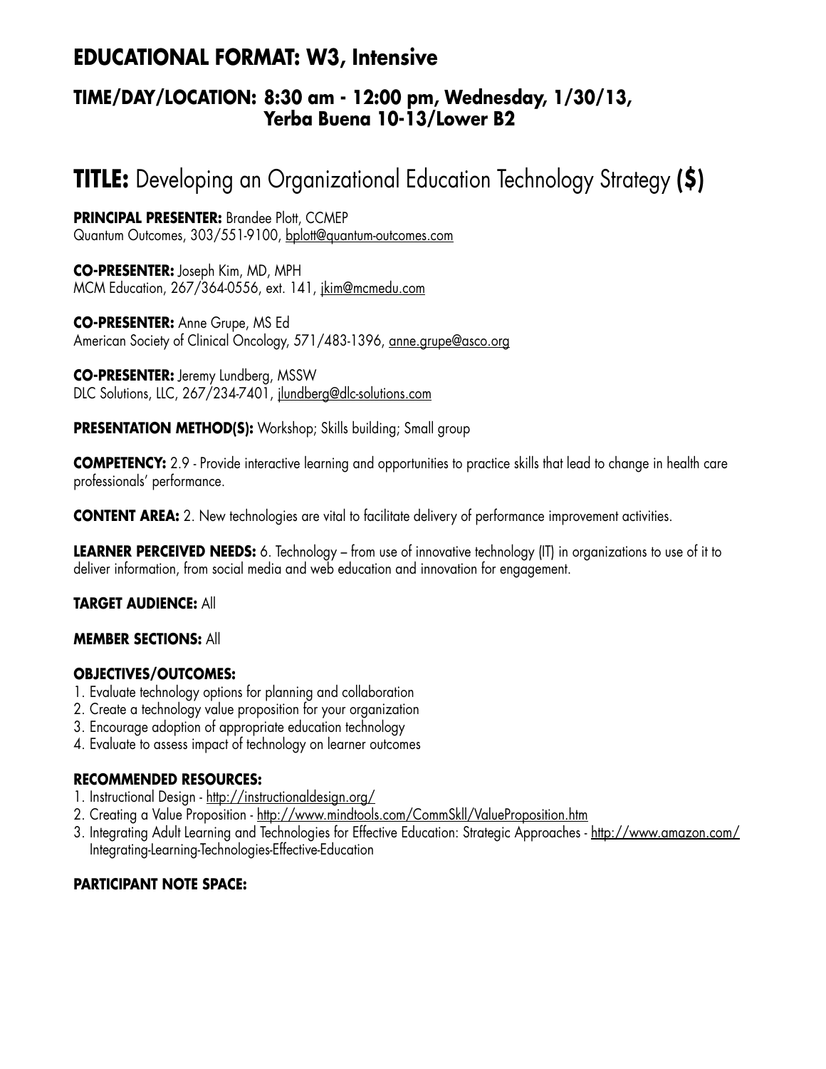## EDUCATIONAL FORMAT: W3, Intensive

### TIME/DAY/LOCATION: 8:30 am - 12:00 pm, Wednesday, 1/30/13, Yerba Buena 10-13/Lower B2

# TITLE: Developing an Organizational Education Technology Strategy ($)

**PRINCIPAL PRESENTER:** Brandee Plott, CCMEP
Quantum Outcomes, 303/551-9100, bplott@quantum-outcomes.com

**CO-PRESENTER:** Joseph Kim, MD, MPH
MCM Education, 267/364-0556, ext. 141, jkim@mcmedu.com

**CO-PRESENTER:** Anne Grupe, MS Ed
American Society of Clinical Oncology, 571/483-1396, anne.grupe@asco.org

**CO-PRESENTER:** Jeremy Lundberg, MSSW
DLC Solutions, LLC, 267/234-7401, jlundberg@dlc-solutions.com

**PRESENTATION METHOD(S):** Workshop; Skills building; Small group

**COMPETENCY:** 2.9 - Provide interactive learning and opportunities to practice skills that lead to change in health care professionals' performance.

**CONTENT AREA:** 2. New technologies are vital to facilitate delivery of performance improvement activities.

**LEARNER PERCEIVED NEEDS:** 6. Technology – from use of innovative technology (IT) in organizations to use of it to deliver information, from social media and web education and innovation for engagement.

**TARGET AUDIENCE:** All

**MEMBER SECTIONS:** All

**OBJECTIVES/OUTCOMES:**
1. Evaluate technology options for planning and collaboration
2. Create a technology value proposition for your organization
3. Encourage adoption of appropriate education technology
4. Evaluate to assess impact of technology on learner outcomes

**RECOMMENDED RESOURCES:**
1. Instructional Design - http://instructionaldesign.org/
2. Creating a Value Proposition - http://www.mindtools.com/CommSkll/ValueProposition.htm
3. Integrating Adult Learning and Technologies for Effective Education: Strategic Approaches - http://www.amazon.com/Integrating-Learning-Technologies-Effective-Education

**PARTICIPANT NOTE SPACE:**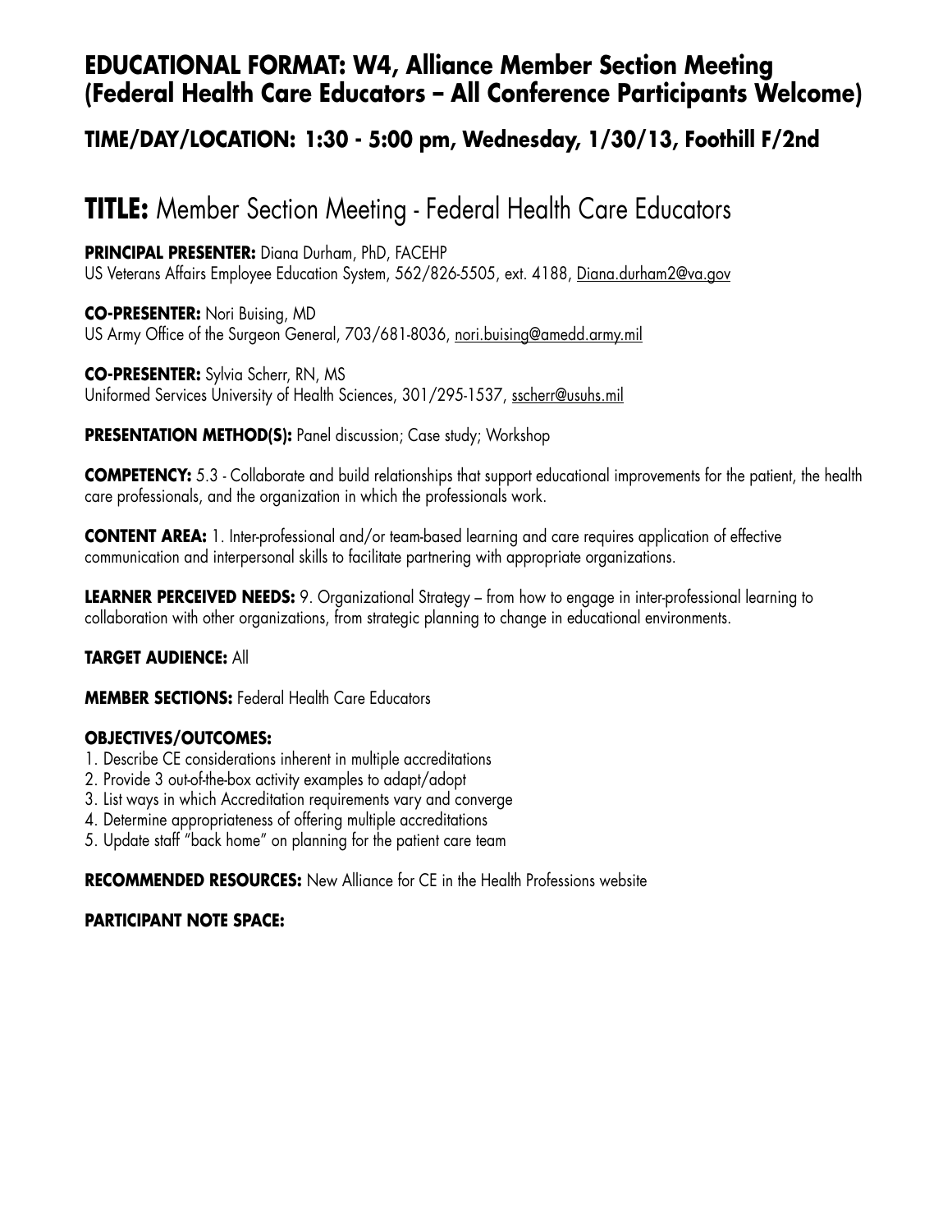# EDUCATIONAL FORMAT: W4, Alliance Member Section Meeting (Federal Health Care Educators – All Conference Participants Welcome)

## TIME/DAY/LOCATION: 1:30 - 5:00 pm, Wednesday, 1/30/13, Foothill F/2nd

# TITLE: Member Section Meeting - Federal Health Care Educators

**PRINCIPAL PRESENTER:** Diana Durham, PhD, FACEHP
US Veterans Affairs Employee Education System, 562/826-5505, ext. 4188, Diana.durham2@va.gov

**CO-PRESENTER:** Nori Buising, MD
US Army Office of the Surgeon General, 703/681-8036, nori.buising@amedd.army.mil

**CO-PRESENTER:** Sylvia Scherr, RN, MS
Uniformed Services University of Health Sciences, 301/295-1537, sscherr@usuhs.mil

**PRESENTATION METHOD(S):** Panel discussion; Case study; Workshop

**COMPETENCY:** 5.3 - Collaborate and build relationships that support educational improvements for the patient, the health care professionals, and the organization in which the professionals work.

**CONTENT AREA:** 1. Inter-professional and/or team-based learning and care requires application of effective communication and interpersonal skills to facilitate partnering with appropriate organizations.

**LEARNER PERCEIVED NEEDS:** 9. Organizational Strategy – from how to engage in inter-professional learning to collaboration with other organizations, from strategic planning to change in educational environments.

**TARGET AUDIENCE:** All

**MEMBER SECTIONS:** Federal Health Care Educators

**OBJECTIVES/OUTCOMES:**

1. Describe CE considerations inherent in multiple accreditations
2. Provide 3 out-of-the-box activity examples to adapt/adopt
3. List ways in which Accreditation requirements vary and converge
4. Determine appropriateness of offering multiple accreditations
5. Update staff "back home" on planning for the patient care team

**RECOMMENDED RESOURCES:** New Alliance for CE in the Health Professions website

**PARTICIPANT NOTE SPACE:**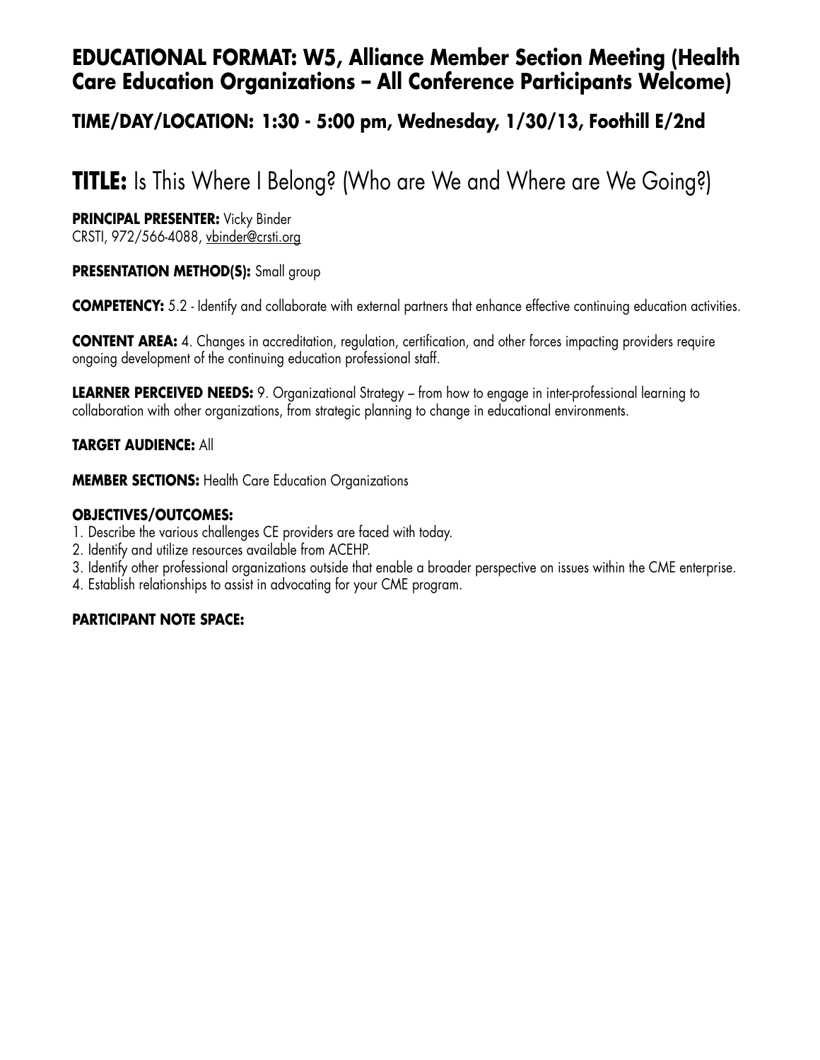## EDUCATIONAL FORMAT: W5, Alliance Member Section Meeting (Health Care Education Organizations – All Conference Participants Welcome)

### TIME/DAY/LOCATION: 1:30 - 5:00 pm, Wednesday, 1/30/13, Foothill E/2nd

# TITLE: Is This Where I Belong? (Who are We and Where are We Going?)

**PRINCIPAL PRESENTER:** Vicky Binder
CRSTI, 972/566-4088, vbinder@crsti.org

**PRESENTATION METHOD(S):** Small group

**COMPETENCY:** 5.2 - Identify and collaborate with external partners that enhance effective continuing education activities.

**CONTENT AREA:** 4. Changes in accreditation, regulation, certification, and other forces impacting providers require ongoing development of the continuing education professional staff.

**LEARNER PERCEIVED NEEDS:** 9. Organizational Strategy – from how to engage in inter-professional learning to collaboration with other organizations, from strategic planning to change in educational environments.

**TARGET AUDIENCE:** All

**MEMBER SECTIONS:** Health Care Education Organizations

**OBJECTIVES/OUTCOMES:**

1. Describe the various challenges CE providers are faced with today.
2. Identify and utilize resources available from ACEHP.
3. Identify other professional organizations outside that enable a broader perspective on issues within the CME enterprise.
4. Establish relationships to assist in advocating for your CME program.

**PARTICIPANT NOTE SPACE:**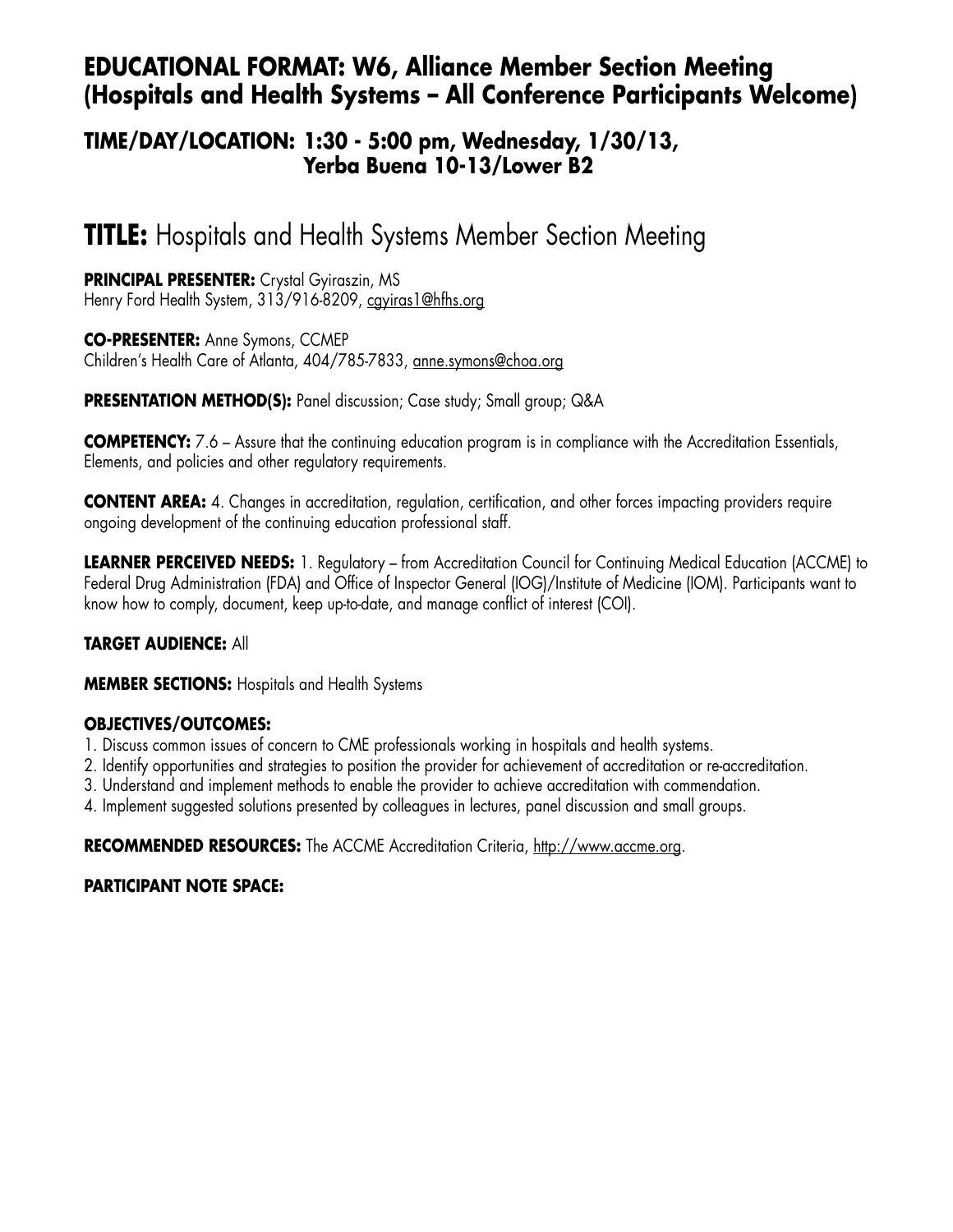## EDUCATIONAL FORMAT: W6, Alliance Member Section Meeting (Hospitals and Health Systems – All Conference Participants Welcome)

### TIME/DAY/LOCATION: 1:30 - 5:00 pm, Wednesday, 1/30/13, Yerba Buena 10-13/Lower B2

# TITLE: Hospitals and Health Systems Member Section Meeting

**PRINCIPAL PRESENTER:** Crystal Gyiraszin, MS
Henry Ford Health System, 313/916-8209, cgyiras1@hfhs.org

**CO-PRESENTER:** Anne Symons, CCMEP
Children's Health Care of Atlanta, 404/785-7833, anne.symons@choa.org

**PRESENTATION METHOD(S):** Panel discussion; Case study; Small group; Q&A

**COMPETENCY:** 7.6 – Assure that the continuing education program is in compliance with the Accreditation Essentials, Elements, and policies and other regulatory requirements.

**CONTENT AREA:** 4. Changes in accreditation, regulation, certification, and other forces impacting providers require ongoing development of the continuing education professional staff.

**LEARNER PERCEIVED NEEDS:** 1. Regulatory – from Accreditation Council for Continuing Medical Education (ACCME) to Federal Drug Administration (FDA) and Office of Inspector General (IOG)/Institute of Medicine (IOM). Participants want to know how to comply, document, keep up-to-date, and manage conflict of interest (COI).

**TARGET AUDIENCE:** All

**MEMBER SECTIONS:** Hospitals and Health Systems

**OBJECTIVES/OUTCOMES:**

1. Discuss common issues of concern to CME professionals working in hospitals and health systems.
2. Identify opportunities and strategies to position the provider for achievement of accreditation or re-accreditation.
3. Understand and implement methods to enable the provider to achieve accreditation with commendation.
4. Implement suggested solutions presented by colleagues in lectures, panel discussion and small groups.

**RECOMMENDED RESOURCES:** The ACCME Accreditation Criteria, http://www.accme.org.

**PARTICIPANT NOTE SPACE:**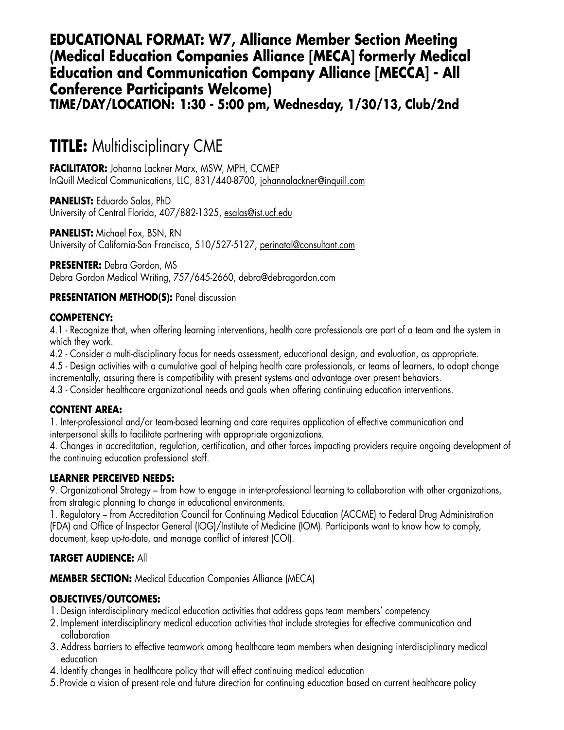**EDUCATIONAL FORMAT: W7, Alliance Member Section Meeting (Medical Education Companies Alliance [MECA] formerly Medical Education and Communication Company Alliance [MECCA] - All Conference Participants Welcome)**
**TIME/DAY/LOCATION: 1:30 - 5:00 pm, Wednesday, 1/30/13, Club/2nd**

# **TITLE:** Multidisciplinary CME

**FACILITATOR:** Johanna Lackner Marx, MSW, MPH, CCMEP
InQuill Medical Communications, LLC, 831/440-8700, johannalackner@inquill.com

**PANELIST:** Eduardo Salas, PhD
University of Central Florida, 407/882-1325, esalas@ist.ucf.edu

**PANELIST:** Michael Fox, BSN, RN
University of California-San Francisco, 510/527-5127, perinatal@consultant.com

**PRESENTER:** Debra Gordon, MS
Debra Gordon Medical Writing, 757/645-2660, debra@debragordon.com

**PRESENTATION METHOD(S):** Panel discussion

**COMPETENCY:**
4.1 - Recognize that, when offering learning interventions, health care professionals are part of a team and the system in which they work.
4.2 - Consider a multi-disciplinary focus for needs assessment, educational design, and evaluation, as appropriate.
4.5 - Design activities with a cumulative goal of helping health care professionals, or teams of learners, to adopt change incrementally, assuring there is compatibility with present systems and advantage over present behaviors.
4.3 - Consider healthcare organizational needs and goals when offering continuing education interventions.

**CONTENT AREA:**
1. Inter-professional and/or team-based learning and care requires application of effective communication and interpersonal skills to facilitate partnering with appropriate organizations.
4. Changes in accreditation, regulation, certification, and other forces impacting providers require ongoing development of the continuing education professional staff.

**LEARNER PERCEIVED NEEDS:**
9. Organizational Strategy – from how to engage in inter-professional learning to collaboration with other organizations, from strategic planning to change in educational environments.
1. Regulatory – from Accreditation Council for Continuing Medical Education (ACCME) to Federal Drug Administration (FDA) and Office of Inspector General (IOG)/Institute of Medicine (IOM). Participants want to know how to comply, document, keep up-to-date, and manage conflict of interest (COI).

**TARGET AUDIENCE:** All

**MEMBER SECTION:** Medical Education Companies Alliance (MECA)

**OBJECTIVES/OUTCOMES:**
1. Design interdisciplinary medical education activities that address gaps team members' competency
2. Implement interdisciplinary medical education activities that include strategies for effective communication and collaboration
3. Address barriers to effective teamwork among healthcare team members when designing interdisciplinary medical education
4. Identify changes in healthcare policy that will effect continuing medical education
5. Provide a vision of present role and future direction for continuing education based on current healthcare policy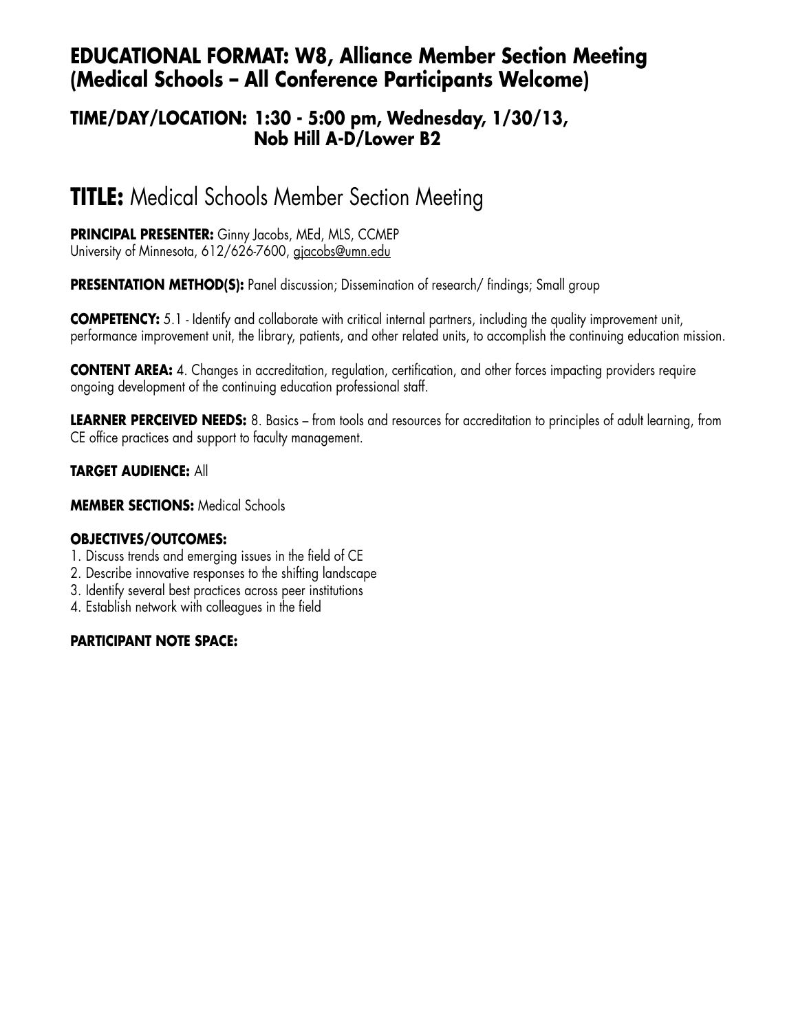## EDUCATIONAL FORMAT: W8, Alliance Member Section Meeting (Medical Schools – All Conference Participants Welcome)

### TIME/DAY/LOCATION: 1:30 - 5:00 pm, Wednesday, 1/30/13, Nob Hill A-D/Lower B2

# TITLE: Medical Schools Member Section Meeting

**PRINCIPAL PRESENTER:** Ginny Jacobs, MEd, MLS, CCMEP
University of Minnesota, 612/626-7600, gjacobs@umn.edu

**PRESENTATION METHOD(S):** Panel discussion; Dissemination of research/ findings; Small group

**COMPETENCY:** 5.1 - Identify and collaborate with critical internal partners, including the quality improvement unit, performance improvement unit, the library, patients, and other related units, to accomplish the continuing education mission.

**CONTENT AREA:** 4. Changes in accreditation, regulation, certification, and other forces impacting providers require ongoing development of the continuing education professional staff.

**LEARNER PERCEIVED NEEDS:** 8. Basics – from tools and resources for accreditation to principles of adult learning, from CE office practices and support to faculty management.

**TARGET AUDIENCE:** All

**MEMBER SECTIONS:** Medical Schools

**OBJECTIVES/OUTCOMES:**

1. Discuss trends and emerging issues in the field of CE
2. Describe innovative responses to the shifting landscape
3. Identify several best practices across peer institutions
4. Establish network with colleagues in the field

**PARTICIPANT NOTE SPACE:**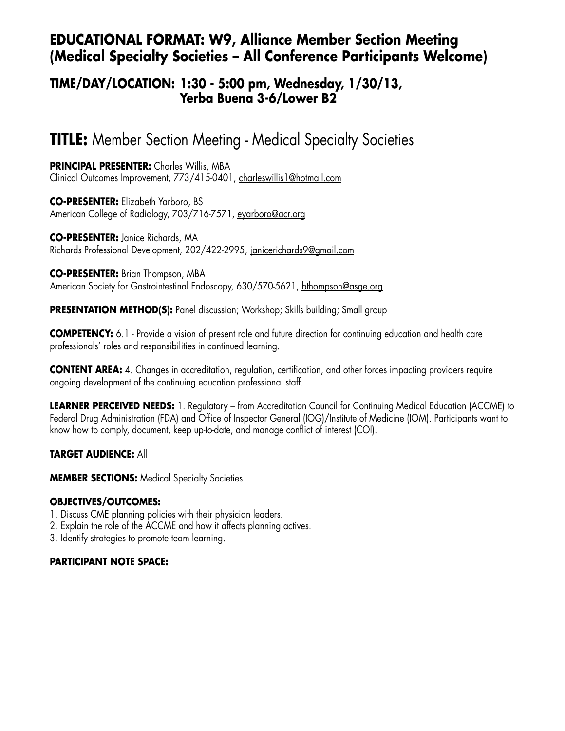## EDUCATIONAL FORMAT: W9, Alliance Member Section Meeting (Medical Specialty Societies – All Conference Participants Welcome)

### TIME/DAY/LOCATION: 1:30 - 5:00 pm, Wednesday, 1/30/13, Yerba Buena 3-6/Lower B2

# TITLE: Member Section Meeting - Medical Specialty Societies

**PRINCIPAL PRESENTER:** Charles Willis, MBA
Clinical Outcomes Improvement, 773/415-0401, charleswillis1@hotmail.com

**CO-PRESENTER:** Elizabeth Yarboro, BS
American College of Radiology, 703/716-7571, eyarboro@acr.org

**CO-PRESENTER:** Janice Richards, MA
Richards Professional Development, 202/422-2995, janicerichards9@gmail.com

**CO-PRESENTER:** Brian Thompson, MBA
American Society for Gastrointestinal Endoscopy, 630/570-5621, bthompson@asge.org

**PRESENTATION METHOD(S):** Panel discussion; Workshop; Skills building; Small group

**COMPETENCY:** 6.1 - Provide a vision of present role and future direction for continuing education and health care professionals' roles and responsibilities in continued learning.

**CONTENT AREA:** 4. Changes in accreditation, regulation, certification, and other forces impacting providers require ongoing development of the continuing education professional staff.

**LEARNER PERCEIVED NEEDS:** 1. Regulatory – from Accreditation Council for Continuing Medical Education (ACCME) to Federal Drug Administration (FDA) and Office of Inspector General (IOG)/Institute of Medicine (IOM). Participants want to know how to comply, document, keep up-to-date, and manage conflict of interest (COI).

**TARGET AUDIENCE:** All

**MEMBER SECTIONS:** Medical Specialty Societies

**OBJECTIVES/OUTCOMES:**

1. Discuss CME planning policies with their physician leaders.
2. Explain the role of the ACCME and how it affects planning actives.
3. Identify strategies to promote team learning.

**PARTICIPANT NOTE SPACE:**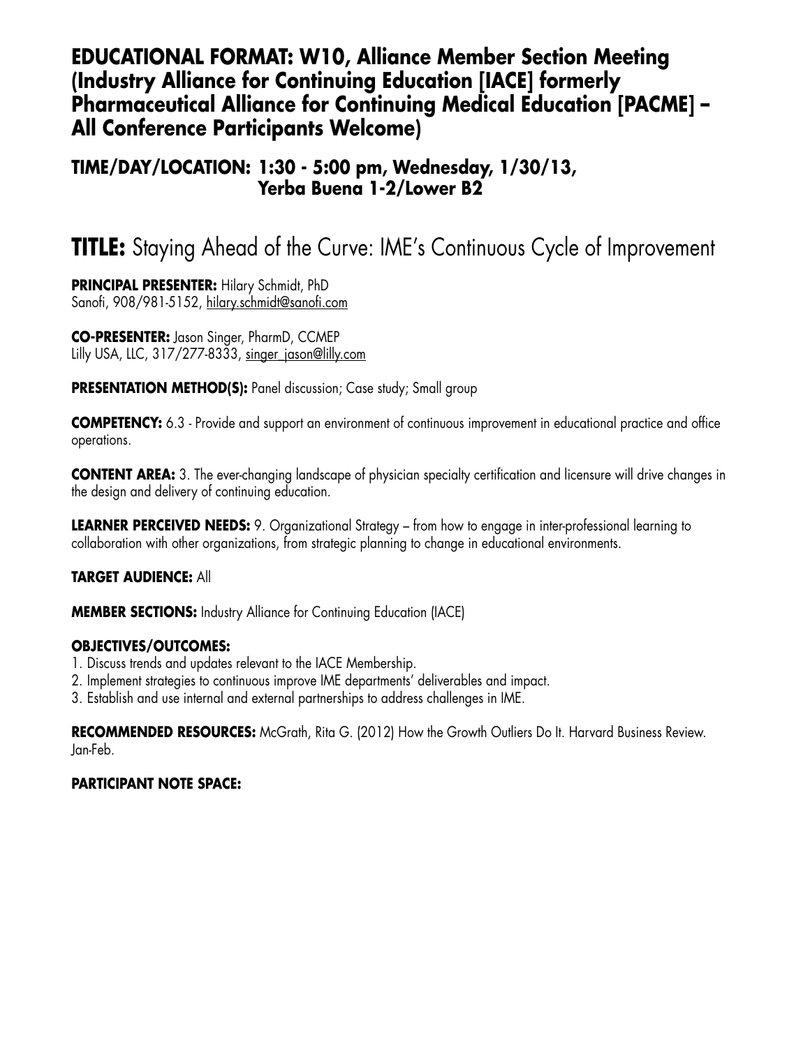## EDUCATIONAL FORMAT: W10, Alliance Member Section Meeting (Industry Alliance for Continuing Education [IACE] formerly Pharmaceutical Alliance for Continuing Medical Education [PACME] – All Conference Participants Welcome)

## TIME/DAY/LOCATION: 1:30 - 5:00 pm, Wednesday, 1/30/13, Yerba Buena 1-2/Lower B2

# TITLE: Staying Ahead of the Curve: IME's Continuous Cycle of Improvement

**PRINCIPAL PRESENTER:** Hilary Schmidt, PhD
Sanofi, 908/981-5152, hilary.schmidt@sanofi.com

**CO-PRESENTER:** Jason Singer, PharmD, CCMEP
Lilly USA, LLC, 317/277-8333, singer_jason@lilly.com

**PRESENTATION METHOD(S):** Panel discussion; Case study; Small group

**COMPETENCY:** 6.3 - Provide and support an environment of continuous improvement in educational practice and office operations.

**CONTENT AREA:** 3. The ever-changing landscape of physician specialty certification and licensure will drive changes in the design and delivery of continuing education.

**LEARNER PERCEIVED NEEDS:** 9. Organizational Strategy – from how to engage in inter-professional learning to collaboration with other organizations, from strategic planning to change in educational environments.

**TARGET AUDIENCE:** All

**MEMBER SECTIONS:** Industry Alliance for Continuing Education (IACE)

**OBJECTIVES/OUTCOMES:**
1. Discuss trends and updates relevant to the IACE Membership.
2. Implement strategies to continuous improve IME departments' deliverables and impact.
3. Establish and use internal and external partnerships to address challenges in IME.

**RECOMMENDED RESOURCES:** McGrath, Rita G. (2012) How the Growth Outliers Do It. Harvard Business Review. Jan-Feb.

**PARTICIPANT NOTE SPACE:**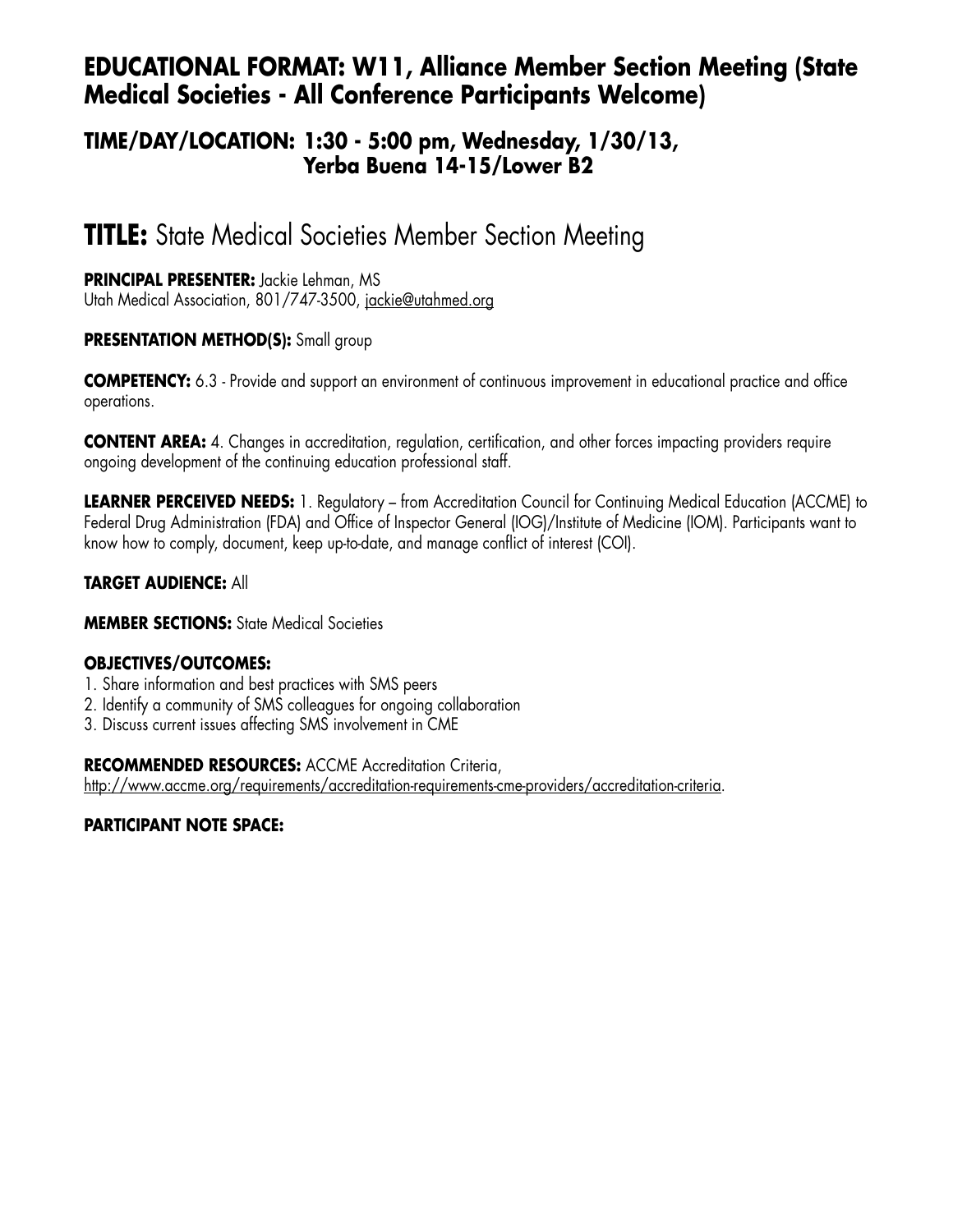## EDUCATIONAL FORMAT: W11, Alliance Member Section Meeting (State Medical Societies - All Conference Participants Welcome)

### TIME/DAY/LOCATION: 1:30 - 5:00 pm, Wednesday, 1/30/13, Yerba Buena 14-15/Lower B2

# TITLE: State Medical Societies Member Section Meeting

**PRINCIPAL PRESENTER:** Jackie Lehman, MS
Utah Medical Association, 801/747-3500, jackie@utahmed.org

**PRESENTATION METHOD(S):** Small group

**COMPETENCY:** 6.3 - Provide and support an environment of continuous improvement in educational practice and office operations.

**CONTENT AREA:** 4. Changes in accreditation, regulation, certification, and other forces impacting providers require ongoing development of the continuing education professional staff.

**LEARNER PERCEIVED NEEDS:** 1. Regulatory – from Accreditation Council for Continuing Medical Education (ACCME) to Federal Drug Administration (FDA) and Office of Inspector General (IOG)/Institute of Medicine (IOM). Participants want to know how to comply, document, keep up-to-date, and manage conflict of interest (COI).

**TARGET AUDIENCE:** All

**MEMBER SECTIONS:** State Medical Societies

**OBJECTIVES/OUTCOMES:**
1. Share information and best practices with SMS peers
2. Identify a community of SMS colleagues for ongoing collaboration
3. Discuss current issues affecting SMS involvement in CME

**RECOMMENDED RESOURCES:** ACCME Accreditation Criteria, http://www.accme.org/requirements/accreditation-requirements-cme-providers/accreditation-criteria.

**PARTICIPANT NOTE SPACE:**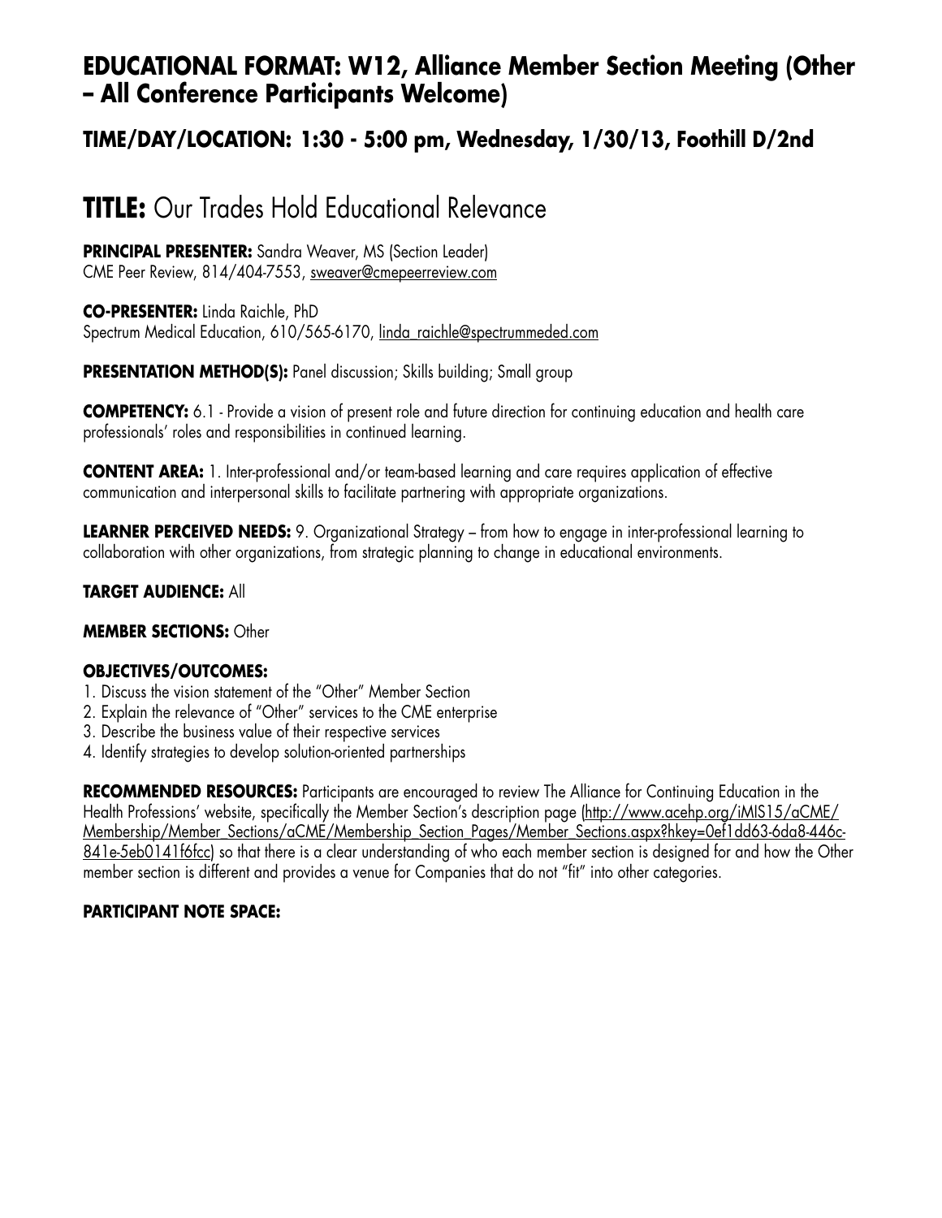## EDUCATIONAL FORMAT: W12, Alliance Member Section Meeting (Other – All Conference Participants Welcome)

### TIME/DAY/LOCATION: 1:30 - 5:00 pm, Wednesday, 1/30/13, Foothill D/2nd

# TITLE: Our Trades Hold Educational Relevance

**PRINCIPAL PRESENTER:** Sandra Weaver, MS (Section Leader)
CME Peer Review, 814/404-7553, sweaver@cmepeerreview.com

**CO-PRESENTER:** Linda Raichle, PhD
Spectrum Medical Education, 610/565-6170, linda_raichle@spectrummeded.com

**PRESENTATION METHOD(S):** Panel discussion; Skills building; Small group

**COMPETENCY:** 6.1 - Provide a vision of present role and future direction for continuing education and health care professionals' roles and responsibilities in continued learning.

**CONTENT AREA:** 1. Inter-professional and/or team-based learning and care requires application of effective communication and interpersonal skills to facilitate partnering with appropriate organizations.

**LEARNER PERCEIVED NEEDS:** 9. Organizational Strategy – from how to engage in inter-professional learning to collaboration with other organizations, from strategic planning to change in educational environments.

**TARGET AUDIENCE:** All

**MEMBER SECTIONS:** Other

**OBJECTIVES/OUTCOMES:**

1. Discuss the vision statement of the "Other" Member Section
2. Explain the relevance of "Other" services to the CME enterprise
3. Describe the business value of their respective services
4. Identify strategies to develop solution-oriented partnerships

**RECOMMENDED RESOURCES:** Participants are encouraged to review The Alliance for Continuing Education in the Health Professions' website, specifically the Member Section's description page (http://www.acehp.org/iMIS15/aCME/Membership/Member_Sections/aCME/Membership_Section_Pages/Member_Sections.aspx?hkey=0ef1dd63-6da8-446c-841e-5eb0141f6fcc) so that there is a clear understanding of who each member section is designed for and how the Other member section is different and provides a venue for Companies that do not "fit" into other categories.

**PARTICIPANT NOTE SPACE:**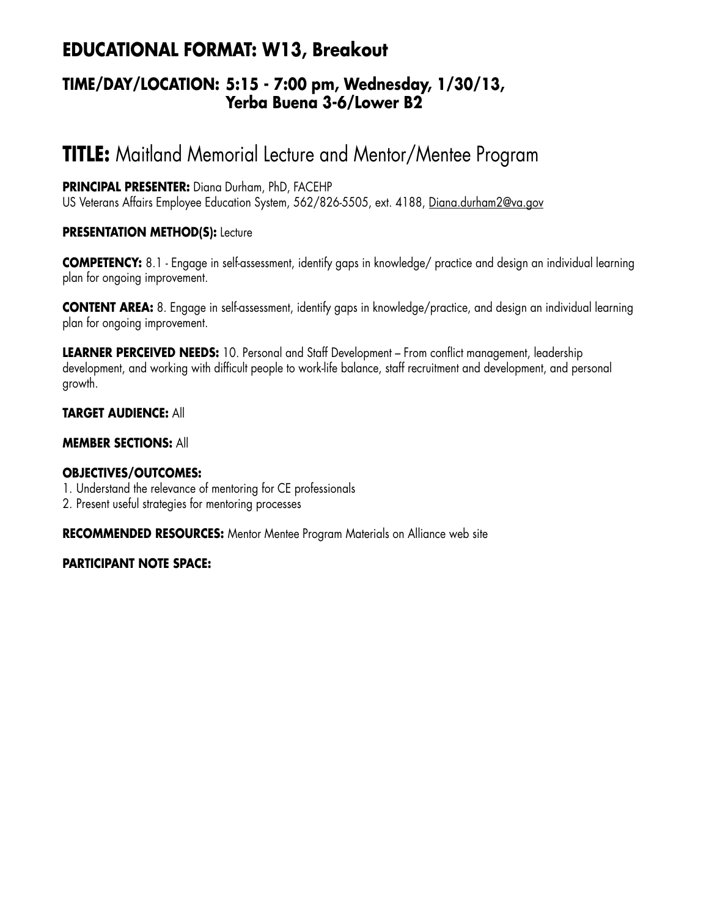## EDUCATIONAL FORMAT: W13, Breakout

### TIME/DAY/LOCATION: 5:15 - 7:00 pm, Wednesday, 1/30/13, Yerba Buena 3-6/Lower B2

# TITLE: Maitland Memorial Lecture and Mentor/Mentee Program

**PRINCIPAL PRESENTER:** Diana Durham, PhD, FACEHP
US Veterans Affairs Employee Education System, 562/826-5505, ext. 4188, Diana.durham2@va.gov

**PRESENTATION METHOD(S):** Lecture

**COMPETENCY:** 8.1 - Engage in self-assessment, identify gaps in knowledge/ practice and design an individual learning plan for ongoing improvement.

**CONTENT AREA:** 8. Engage in self-assessment, identify gaps in knowledge/practice, and design an individual learning plan for ongoing improvement.

**LEARNER PERCEIVED NEEDS:** 10. Personal and Staff Development – From conflict management, leadership development, and working with difficult people to work-life balance, staff recruitment and development, and personal growth.

**TARGET AUDIENCE:** All

**MEMBER SECTIONS:** All

**OBJECTIVES/OUTCOMES:**
1. Understand the relevance of mentoring for CE professionals
2. Present useful strategies for mentoring processes

**RECOMMENDED RESOURCES:** Mentor Mentee Program Materials on Alliance web site

**PARTICIPANT NOTE SPACE:**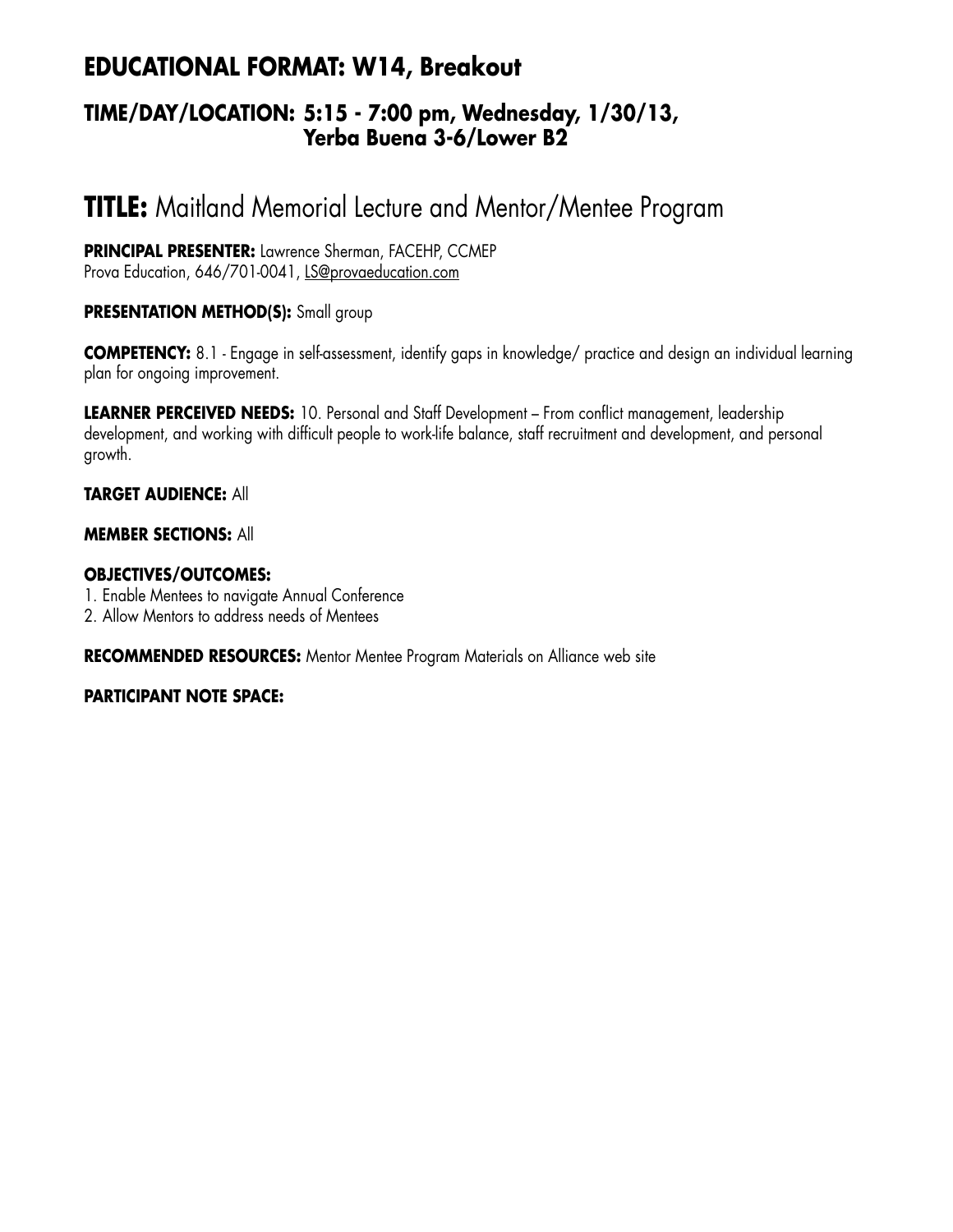## EDUCATIONAL FORMAT: W14, Breakout

### TIME/DAY/LOCATION: 5:15 - 7:00 pm, Wednesday, 1/30/13, Yerba Buena 3-6/Lower B2

# TITLE: Maitland Memorial Lecture and Mentor/Mentee Program

**PRINCIPAL PRESENTER:** Lawrence Sherman, FACEHP, CCMEP
Prova Education, 646/701-0041, LS@provaeducation.com

**PRESENTATION METHOD(S):** Small group

**COMPETENCY:** 8.1 - Engage in self-assessment, identify gaps in knowledge/ practice and design an individual learning plan for ongoing improvement.

**LEARNER PERCEIVED NEEDS:** 10. Personal and Staff Development – From conflict management, leadership development, and working with difficult people to work-life balance, staff recruitment and development, and personal growth.

**TARGET AUDIENCE:** All

**MEMBER SECTIONS:** All

**OBJECTIVES/OUTCOMES:**

1. Enable Mentees to navigate Annual Conference
2. Allow Mentors to address needs of Mentees

**RECOMMENDED RESOURCES:** Mentor Mentee Program Materials on Alliance web site

**PARTICIPANT NOTE SPACE:**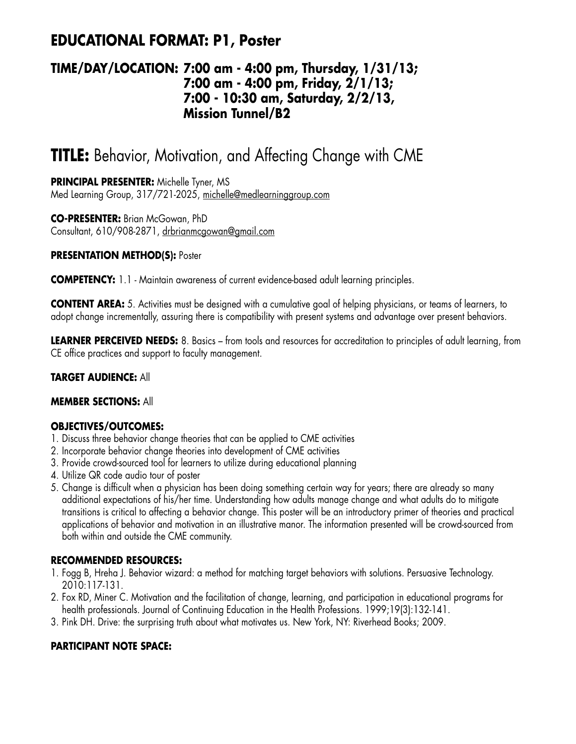## EDUCATIONAL FORMAT: P1, Poster

### TIME/DAY/LOCATION: 7:00 am - 4:00 pm, Thursday, 1/31/13; 7:00 am - 4:00 pm, Friday, 2/1/13; 7:00 - 10:30 am, Saturday, 2/2/13, Mission Tunnel/B2

# TITLE: Behavior, Motivation, and Affecting Change with CME

**PRINCIPAL PRESENTER:** Michelle Tyner, MS
Med Learning Group, 317/721-2025, michelle@medlearninggroup.com

**CO-PRESENTER:** Brian McGowan, PhD
Consultant, 610/908-2871, drbrianmcgowan@gmail.com

**PRESENTATION METHOD(S):** Poster

**COMPETENCY:** 1.1 - Maintain awareness of current evidence-based adult learning principles.

**CONTENT AREA:** 5. Activities must be designed with a cumulative goal of helping physicians, or teams of learners, to adopt change incrementally, assuring there is compatibility with present systems and advantage over present behaviors.

**LEARNER PERCEIVED NEEDS:** 8. Basics – from tools and resources for accreditation to principles of adult learning, from CE office practices and support to faculty management.

**TARGET AUDIENCE:** All

**MEMBER SECTIONS:** All

**OBJECTIVES/OUTCOMES:**

1. Discuss three behavior change theories that can be applied to CME activities
2. Incorporate behavior change theories into development of CME activities
3. Provide crowd-sourced tool for learners to utilize during educational planning
4. Utilize QR code audio tour of poster
5. Change is difficult when a physician has been doing something certain way for years; there are already so many additional expectations of his/her time. Understanding how adults manage change and what adults do to mitigate transitions is critical to affecting a behavior change. This poster will be an introductory primer of theories and practical applications of behavior and motivation in an illustrative manor. The information presented will be crowd-sourced from both within and outside the CME community.

**RECOMMENDED RESOURCES:**

1. Fogg B, Hreha J. Behavior wizard: a method for matching target behaviors with solutions. Persuasive Technology. 2010:117-131.
2. Fox RD, Miner C. Motivation and the facilitation of change, learning, and participation in educational programs for health professionals. Journal of Continuing Education in the Health Professions. 1999;19(3):132-141.
3. Pink DH. Drive: the surprising truth about what motivates us. New York, NY: Riverhead Books; 2009.

**PARTICIPANT NOTE SPACE:**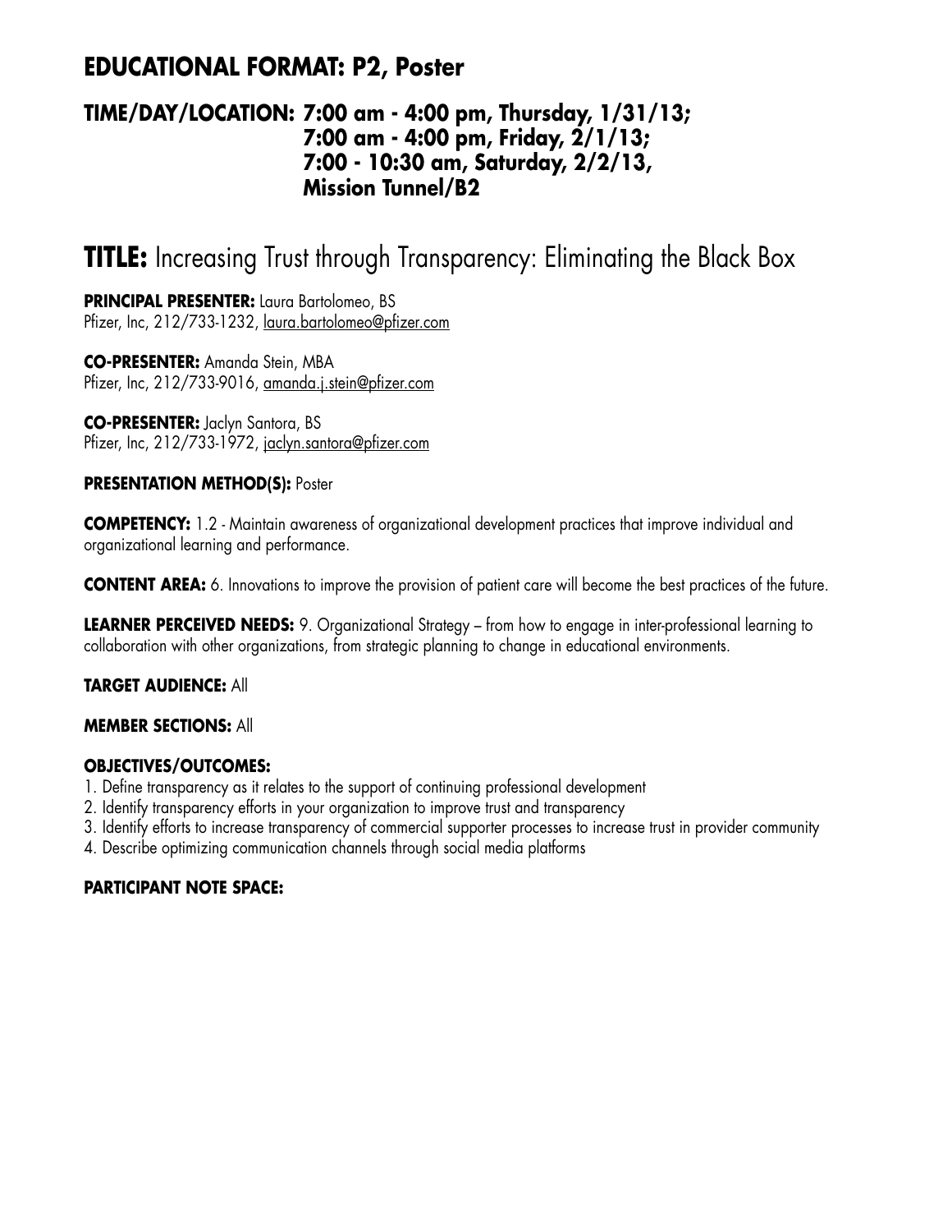## EDUCATIONAL FORMAT: P2, Poster

### TIME/DAY/LOCATION: 7:00 am - 4:00 pm, Thursday, 1/31/13; 7:00 am - 4:00 pm, Friday, 2/1/13; 7:00 - 10:30 am, Saturday, 2/2/13, Mission Tunnel/B2

# TITLE: Increasing Trust through Transparency: Eliminating the Black Box

**PRINCIPAL PRESENTER:** Laura Bartolomeo, BS
Pfizer, Inc, 212/733-1232, laura.bartolomeo@pfizer.com

**CO-PRESENTER:** Amanda Stein, MBA
Pfizer, Inc, 212/733-9016, amanda.j.stein@pfizer.com

**CO-PRESENTER:** Jaclyn Santora, BS
Pfizer, Inc, 212/733-1972, jaclyn.santora@pfizer.com

**PRESENTATION METHOD(S):** Poster

**COMPETENCY:** 1.2 - Maintain awareness of organizational development practices that improve individual and organizational learning and performance.

**CONTENT AREA:** 6. Innovations to improve the provision of patient care will become the best practices of the future.

**LEARNER PERCEIVED NEEDS:** 9. Organizational Strategy – from how to engage in inter-professional learning to collaboration with other organizations, from strategic planning to change in educational environments.

**TARGET AUDIENCE:** All

**MEMBER SECTIONS:** All

**OBJECTIVES/OUTCOMES:**

1. Define transparency as it relates to the support of continuing professional development
2. Identify transparency efforts in your organization to improve trust and transparency
3. Identify efforts to increase transparency of commercial supporter processes to increase trust in provider community
4. Describe optimizing communication channels through social media platforms

**PARTICIPANT NOTE SPACE:**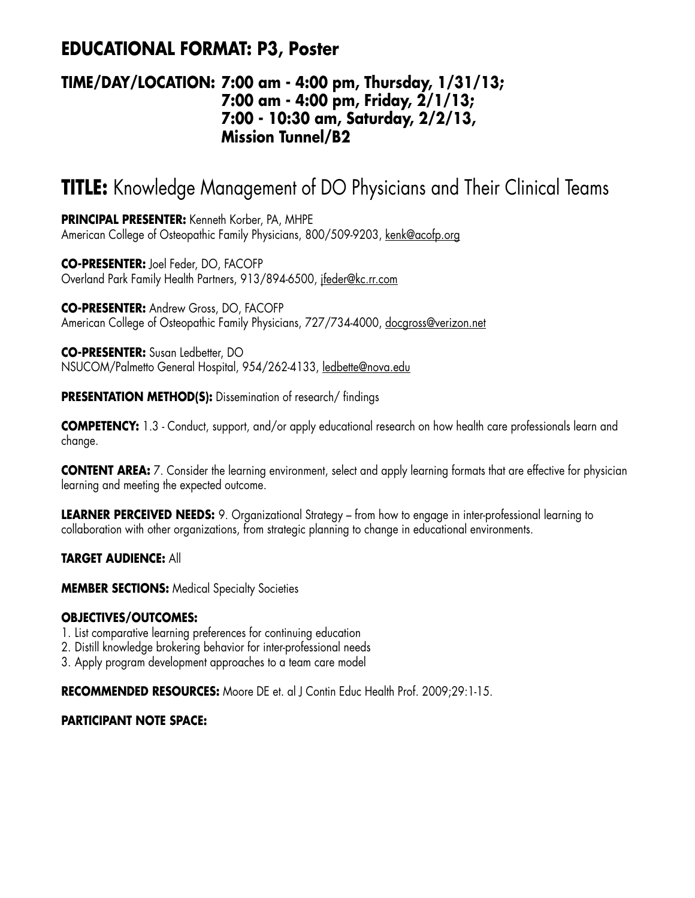## EDUCATIONAL FORMAT: P3, Poster

### TIME/DAY/LOCATION: 7:00 am - 4:00 pm, Thursday, 1/31/13; 7:00 am - 4:00 pm, Friday, 2/1/13; 7:00 - 10:30 am, Saturday, 2/2/13, Mission Tunnel/B2

# TITLE: Knowledge Management of DO Physicians and Their Clinical Teams

**PRINCIPAL PRESENTER:** Kenneth Korber, PA, MHPE
American College of Osteopathic Family Physicians, 800/509-9203, kenk@acofp.org

**CO-PRESENTER:** Joel Feder, DO, FACOFP
Overland Park Family Health Partners, 913/894-6500, jfeder@kc.rr.com

**CO-PRESENTER:** Andrew Gross, DO, FACOFP
American College of Osteopathic Family Physicians, 727/734-4000, docgross@verizon.net

**CO-PRESENTER:** Susan Ledbetter, DO
NSUCOM/Palmetto General Hospital, 954/262-4133, ledbette@nova.edu

**PRESENTATION METHOD(S):** Dissemination of research/ findings

**COMPETENCY:** 1.3 - Conduct, support, and/or apply educational research on how health care professionals learn and change.

**CONTENT AREA:** 7. Consider the learning environment, select and apply learning formats that are effective for physician learning and meeting the expected outcome.

**LEARNER PERCEIVED NEEDS:** 9. Organizational Strategy – from how to engage in inter-professional learning to collaboration with other organizations, from strategic planning to change in educational environments.

**TARGET AUDIENCE:** All

**MEMBER SECTIONS:** Medical Specialty Societies

**OBJECTIVES/OUTCOMES:**

1. List comparative learning preferences for continuing education
2. Distill knowledge brokering behavior for inter-professional needs
3. Apply program development approaches to a team care model

**RECOMMENDED RESOURCES:** Moore DE et. al J Contin Educ Health Prof. 2009;29:1-15.

**PARTICIPANT NOTE SPACE:**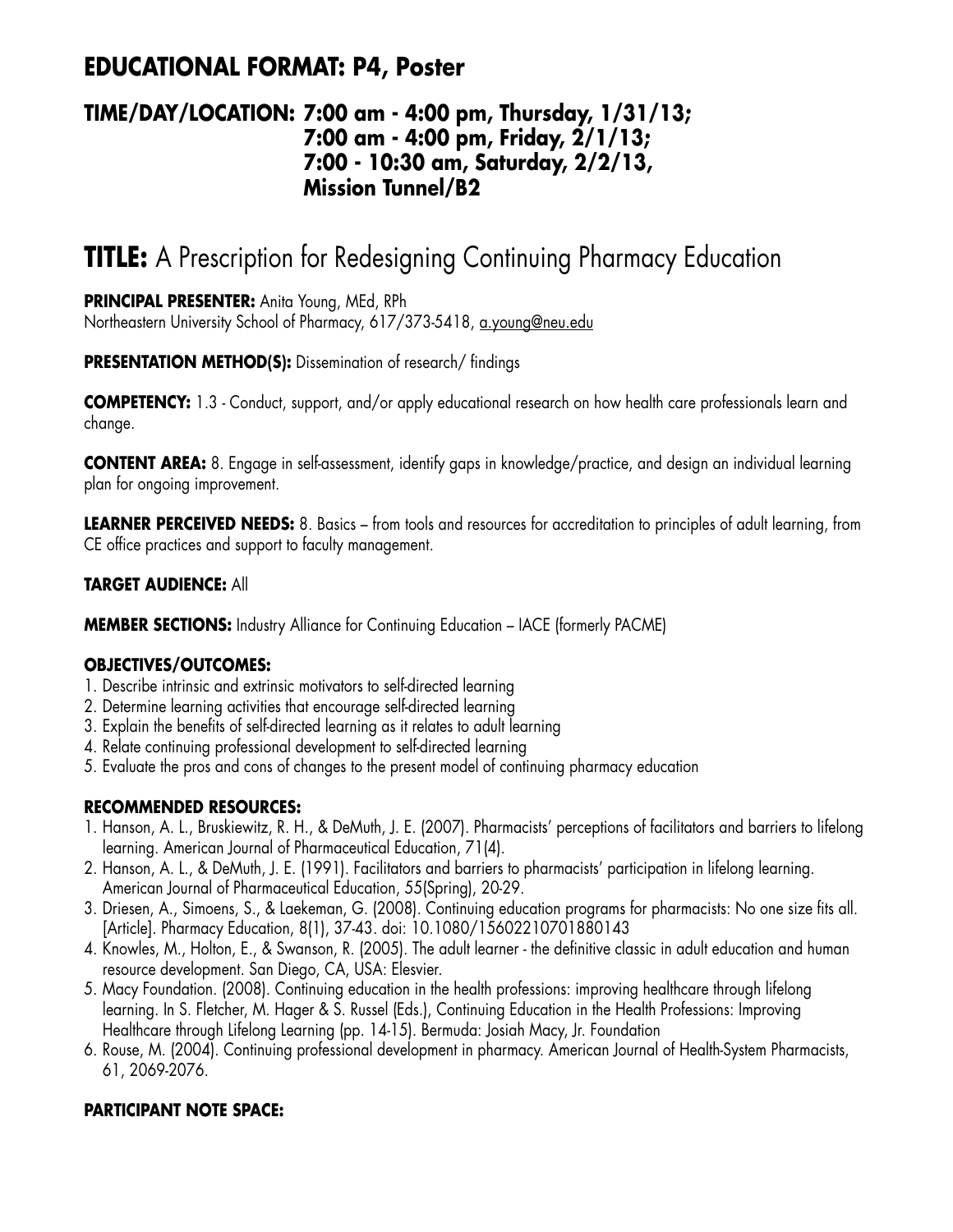## EDUCATIONAL FORMAT: P4, Poster

### TIME/DAY/LOCATION: 7:00 am - 4:00 pm, Thursday, 1/31/13; 7:00 am - 4:00 pm, Friday, 2/1/13; 7:00 - 10:30 am, Saturday, 2/2/13, Mission Tunnel/B2

# TITLE: A Prescription for Redesigning Continuing Pharmacy Education

**PRINCIPAL PRESENTER:** Anita Young, MEd, RPh
Northeastern University School of Pharmacy, 617/373-5418, a.young@neu.edu

**PRESENTATION METHOD(S):** Dissemination of research/ findings

**COMPETENCY:** 1.3 - Conduct, support, and/or apply educational research on how health care professionals learn and change.

**CONTENT AREA:** 8. Engage in self-assessment, identify gaps in knowledge/practice, and design an individual learning plan for ongoing improvement.

**LEARNER PERCEIVED NEEDS:** 8. Basics – from tools and resources for accreditation to principles of adult learning, from CE office practices and support to faculty management.

**TARGET AUDIENCE:** All

**MEMBER SECTIONS:** Industry Alliance for Continuing Education – IACE (formerly PACME)

**OBJECTIVES/OUTCOMES:**

1. Describe intrinsic and extrinsic motivators to self-directed learning
2. Determine learning activities that encourage self-directed learning
3. Explain the benefits of self-directed learning as it relates to adult learning
4. Relate continuing professional development to self-directed learning
5. Evaluate the pros and cons of changes to the present model of continuing pharmacy education

**RECOMMENDED RESOURCES:**

1. Hanson, A. L., Bruskiewitz, R. H., & DeMuth, J. E. (2007). Pharmacists' perceptions of facilitators and barriers to lifelong learning. American Journal of Pharmaceutical Education, 71(4).
2. Hanson, A. L., & DeMuth, J. E. (1991). Facilitators and barriers to pharmacists' participation in lifelong learning. American Journal of Pharmaceutical Education, 55(Spring), 20-29.
3. Driesen, A., Simoens, S., & Laekeman, G. (2008). Continuing education programs for pharmacists: No one size fits all. [Article]. Pharmacy Education, 8(1), 37-43. doi: 10.1080/15602210701880143
4. Knowles, M., Holton, E., & Swanson, R. (2005). The adult learner - the definitive classic in adult education and human resource development. San Diego, CA, USA: Elesvier.
5. Macy Foundation. (2008). Continuing education in the health professions: improving healthcare through lifelong learning. In S. Fletcher, M. Hager & S. Russel (Eds.), Continuing Education in the Health Professions: Improving Healthcare through Lifelong Learning (pp. 14-15). Bermuda: Josiah Macy, Jr. Foundation
6. Rouse, M. (2004). Continuing professional development in pharmacy. American Journal of Health-System Pharmacists, 61, 2069-2076.

**PARTICIPANT NOTE SPACE:**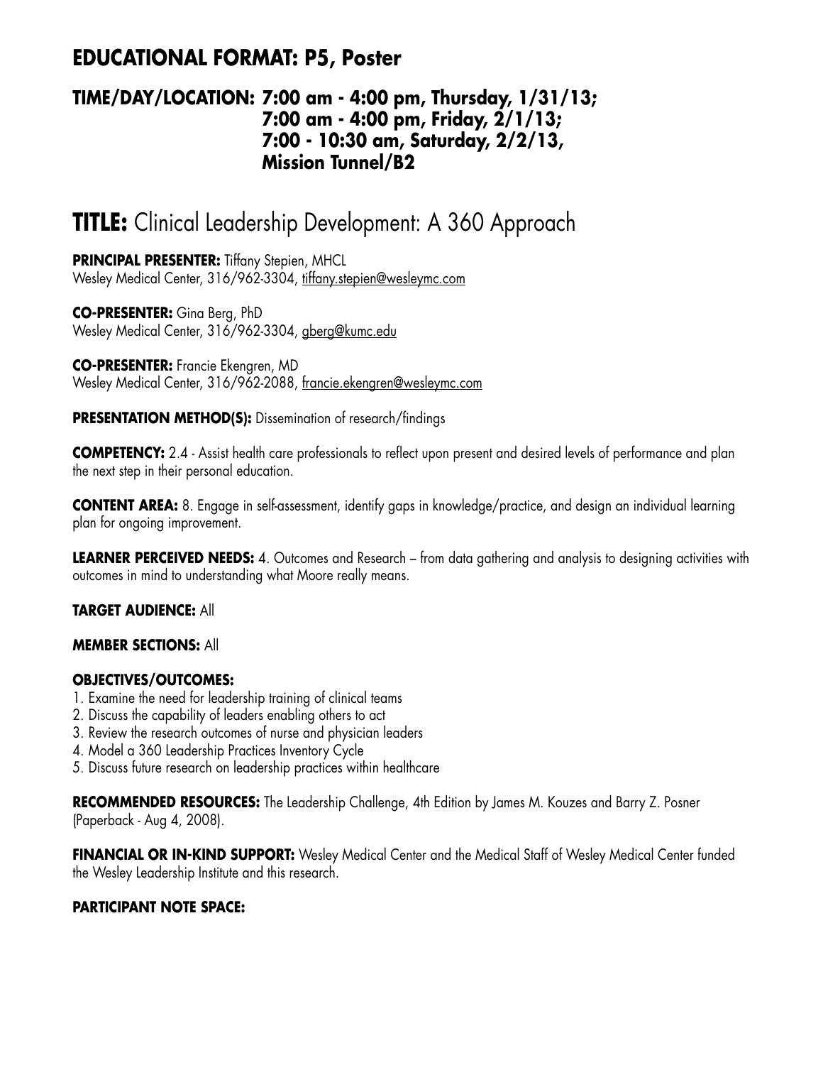## EDUCATIONAL FORMAT: P5, Poster

### TIME/DAY/LOCATION: 7:00 am - 4:00 pm, Thursday, 1/31/13; 7:00 am - 4:00 pm, Friday, 2/1/13; 7:00 - 10:30 am, Saturday, 2/2/13, Mission Tunnel/B2

# TITLE: Clinical Leadership Development: A 360 Approach

**PRINCIPAL PRESENTER:** Tiffany Stepien, MHCL
Wesley Medical Center, 316/962-3304, tiffany.stepien@wesleymc.com

**CO-PRESENTER:** Gina Berg, PhD
Wesley Medical Center, 316/962-3304, gberg@kumc.edu

**CO-PRESENTER:** Francie Ekengren, MD
Wesley Medical Center, 316/962-2088, francie.ekengren@wesleymc.com

**PRESENTATION METHOD(S):** Dissemination of research/findings

**COMPETENCY:** 2.4 - Assist health care professionals to reflect upon present and desired levels of performance and plan the next step in their personal education.

**CONTENT AREA:** 8. Engage in self-assessment, identify gaps in knowledge/practice, and design an individual learning plan for ongoing improvement.

**LEARNER PERCEIVED NEEDS:** 4. Outcomes and Research – from data gathering and analysis to designing activities with outcomes in mind to understanding what Moore really means.

**TARGET AUDIENCE:** All

**MEMBER SECTIONS:** All

**OBJECTIVES/OUTCOMES:**

1. Examine the need for leadership training of clinical teams
2. Discuss the capability of leaders enabling others to act
3. Review the research outcomes of nurse and physician leaders
4. Model a 360 Leadership Practices Inventory Cycle
5. Discuss future research on leadership practices within healthcare

**RECOMMENDED RESOURCES:** The Leadership Challenge, 4th Edition by James M. Kouzes and Barry Z. Posner (Paperback - Aug 4, 2008).

**FINANCIAL OR IN-KIND SUPPORT:** Wesley Medical Center and the Medical Staff of Wesley Medical Center funded the Wesley Leadership Institute and this research.

**PARTICIPANT NOTE SPACE:**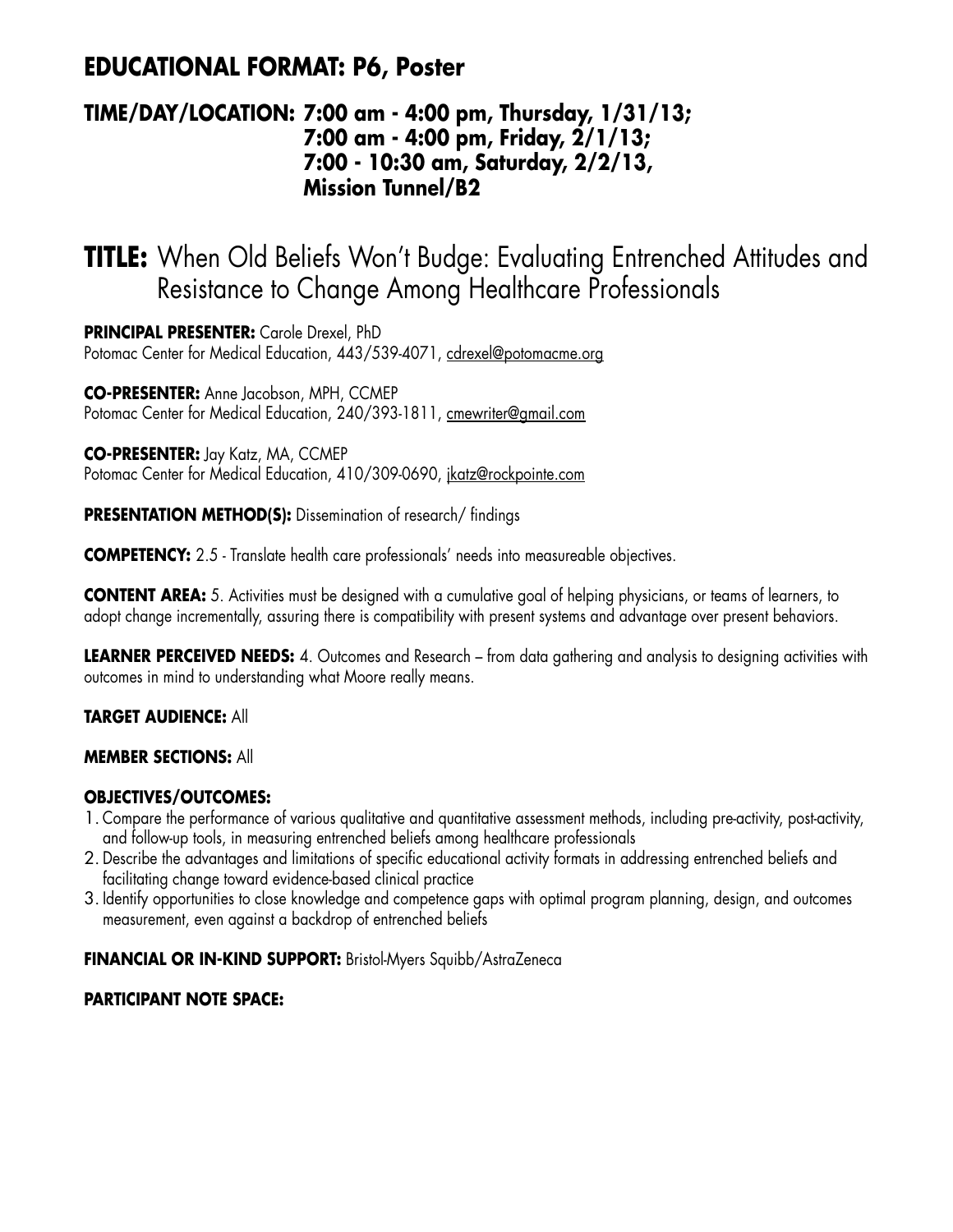## EDUCATIONAL FORMAT: P6, Poster

### TIME/DAY/LOCATION: 7:00 am - 4:00 pm, Thursday, 1/31/13; 7:00 am - 4:00 pm, Friday, 2/1/13; 7:00 - 10:30 am, Saturday, 2/2/13, Mission Tunnel/B2

# TITLE: When Old Beliefs Won't Budge: Evaluating Entrenched Attitudes and Resistance to Change Among Healthcare Professionals

**PRINCIPAL PRESENTER:** Carole Drexel, PhD
Potomac Center for Medical Education, 443/539-4071, cdrexel@potomacme.org

**CO-PRESENTER:** Anne Jacobson, MPH, CCMEP
Potomac Center for Medical Education, 240/393-1811, cmewriter@gmail.com

**CO-PRESENTER:** Jay Katz, MA, CCMEP
Potomac Center for Medical Education, 410/309-0690, jkatz@rockpointe.com

**PRESENTATION METHOD(S):** Dissemination of research/ findings

**COMPETENCY:** 2.5 - Translate health care professionals' needs into measureable objectives.

**CONTENT AREA:** 5. Activities must be designed with a cumulative goal of helping physicians, or teams of learners, to adopt change incrementally, assuring there is compatibility with present systems and advantage over present behaviors.

**LEARNER PERCEIVED NEEDS:** 4. Outcomes and Research – from data gathering and analysis to designing activities with outcomes in mind to understanding what Moore really means.

**TARGET AUDIENCE:** All

**MEMBER SECTIONS:** All

**OBJECTIVES/OUTCOMES:**

1. Compare the performance of various qualitative and quantitative assessment methods, including pre-activity, post-activity, and follow-up tools, in measuring entrenched beliefs among healthcare professionals
2. Describe the advantages and limitations of specific educational activity formats in addressing entrenched beliefs and facilitating change toward evidence-based clinical practice
3. Identify opportunities to close knowledge and competence gaps with optimal program planning, design, and outcomes measurement, even against a backdrop of entrenched beliefs

**FINANCIAL OR IN-KIND SUPPORT:** Bristol-Myers Squibb/AstraZeneca

**PARTICIPANT NOTE SPACE:**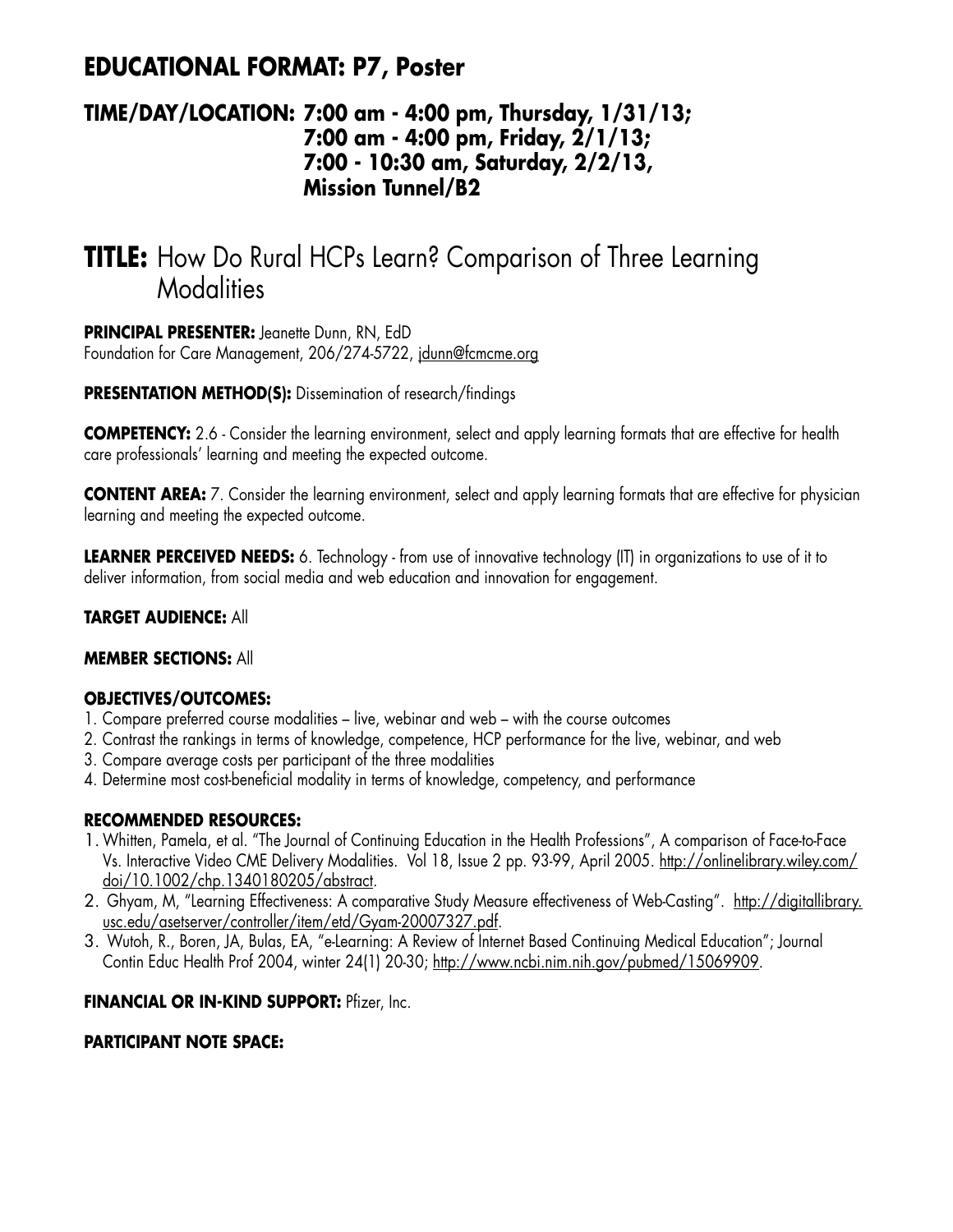## EDUCATIONAL FORMAT: P7, Poster

### TIME/DAY/LOCATION: 7:00 am - 4:00 pm, Thursday, 1/31/13; 7:00 am - 4:00 pm, Friday, 2/1/13; 7:00 - 10:30 am, Saturday, 2/2/13, Mission Tunnel/B2

# TITLE: How Do Rural HCPs Learn? Comparison of Three Learning Modalities

**PRINCIPAL PRESENTER:** Jeanette Dunn, RN, EdD
Foundation for Care Management, 206/274-5722, jdunn@fcmcme.org

**PRESENTATION METHOD(S):** Dissemination of research/findings

**COMPETENCY:** 2.6 - Consider the learning environment, select and apply learning formats that are effective for health care professionals' learning and meeting the expected outcome.

**CONTENT AREA:** 7. Consider the learning environment, select and apply learning formats that are effective for physician learning and meeting the expected outcome.

**LEARNER PERCEIVED NEEDS:** 6. Technology - from use of innovative technology (IT) in organizations to use of it to deliver information, from social media and web education and innovation for engagement.

**TARGET AUDIENCE:** All

**MEMBER SECTIONS:** All

**OBJECTIVES/OUTCOMES:**

1. Compare preferred course modalities – live, webinar and web – with the course outcomes
2. Contrast the rankings in terms of knowledge, competence, HCP performance for the live, webinar, and web
3. Compare average costs per participant of the three modalities
4. Determine most cost-beneficial modality in terms of knowledge, competency, and performance

**RECOMMENDED RESOURCES:**

1. Whitten, Pamela, et al. "The Journal of Continuing Education in the Health Professions", A comparison of Face-to-Face Vs. Interactive Video CME Delivery Modalities. Vol 18, Issue 2 pp. 93-99, April 2005. http://onlinelibrary.wiley.com/doi/10.1002/chp.1340180205/abstract.
2. Ghyam, M, "Learning Effectiveness: A comparative Study Measure effectiveness of Web-Casting". http://digitallibrary.usc.edu/asetserver/controller/item/etd/Gyam-20007327.pdf.
3. Wutoh, R., Boren, JA, Bulas, EA, "e-Learning: A Review of Internet Based Continuing Medical Education"; Journal Contin Educ Health Prof 2004, winter 24(1) 20-30; http://www.ncbi.nim.nih.gov/pubmed/15069909.

**FINANCIAL OR IN-KIND SUPPORT:** Pfizer, Inc.

**PARTICIPANT NOTE SPACE:**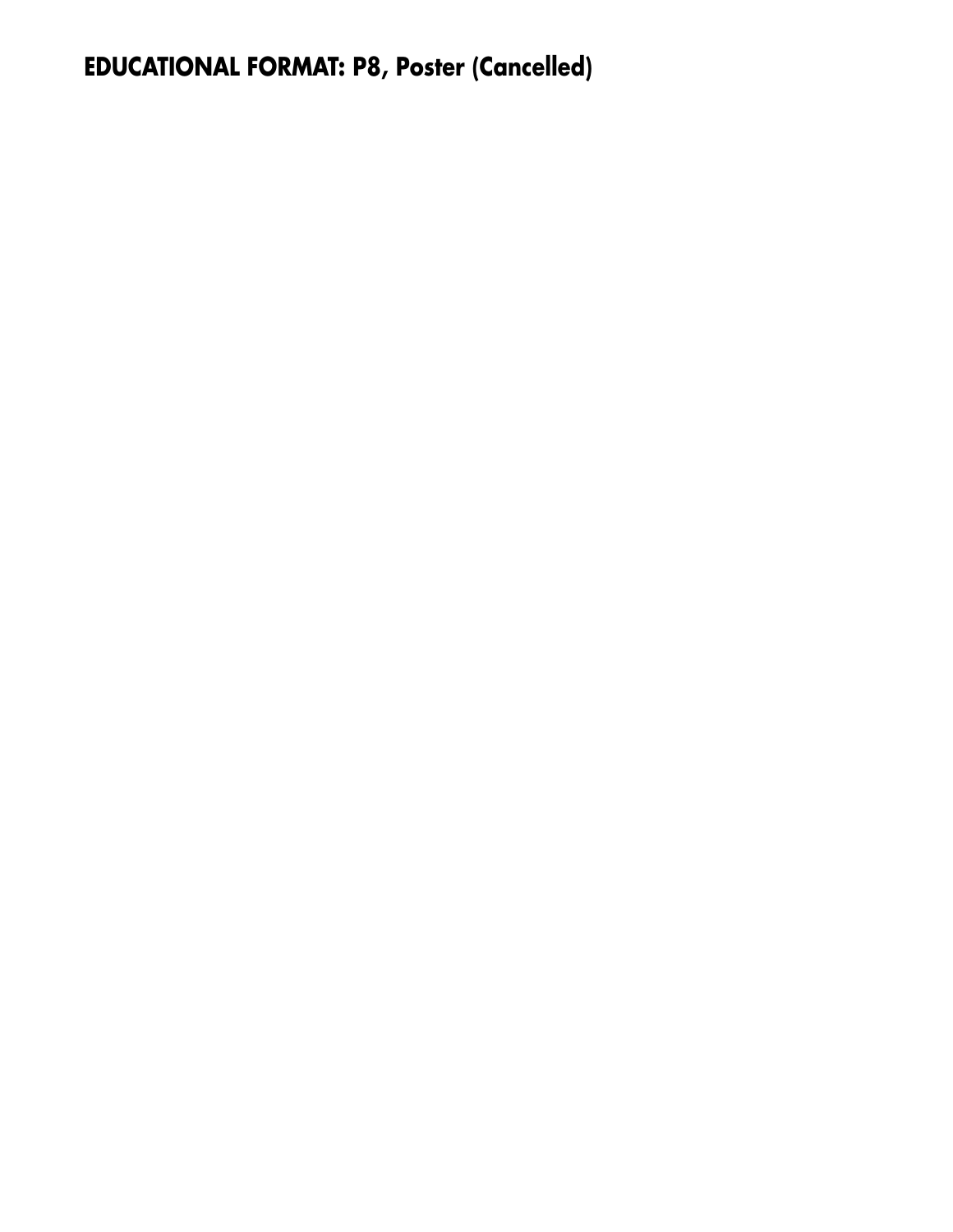**EDUCATIONAL FORMAT: P8, Poster (Cancelled)**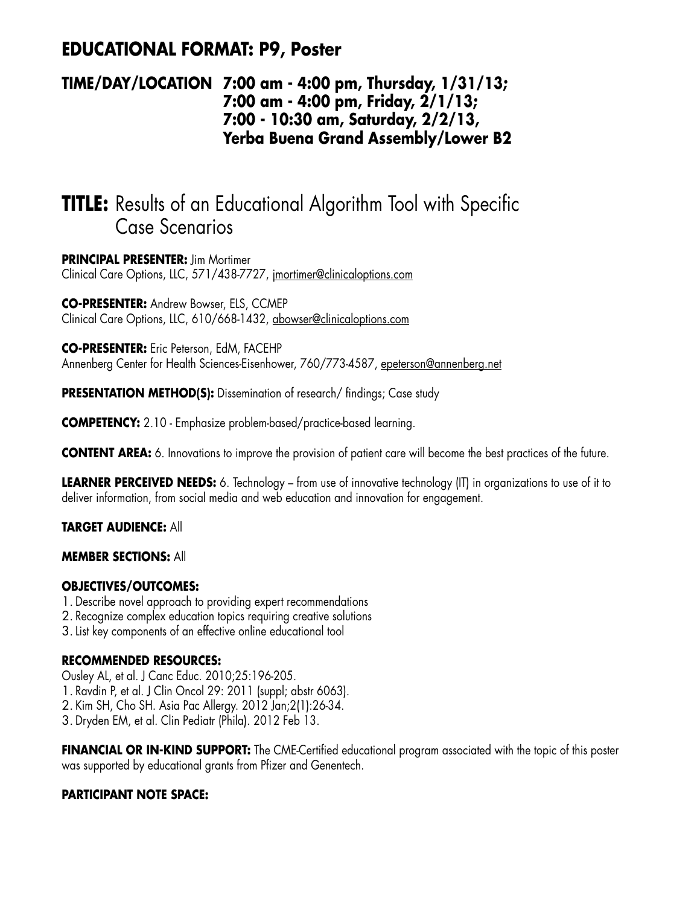## EDUCATIONAL FORMAT: P9, Poster

### TIME/DAY/LOCATION 7:00 am - 4:00 pm, Thursday, 1/31/13; 7:00 am - 4:00 pm, Friday, 2/1/13; 7:00 - 10:30 am, Saturday, 2/2/13, Yerba Buena Grand Assembly/Lower B2

# TITLE: Results of an Educational Algorithm Tool with Specific Case Scenarios

**PRINCIPAL PRESENTER:** Jim Mortimer
Clinical Care Options, LLC, 571/438-7727, jmortimer@clinicaloptions.com

**CO-PRESENTER:** Andrew Bowser, ELS, CCMEP
Clinical Care Options, LLC, 610/668-1432, abowser@clinicaloptions.com

**CO-PRESENTER:** Eric Peterson, EdM, FACEHP
Annenberg Center for Health Sciences-Eisenhower, 760/773-4587, epeterson@annenberg.net

**PRESENTATION METHOD(S):** Dissemination of research/ findings; Case study

**COMPETENCY:** 2.10 - Emphasize problem-based/practice-based learning.

**CONTENT AREA:** 6. Innovations to improve the provision of patient care will become the best practices of the future.

**LEARNER PERCEIVED NEEDS:** 6. Technology – from use of innovative technology (IT) in organizations to use of it to deliver information, from social media and web education and innovation for engagement.

**TARGET AUDIENCE:** All

**MEMBER SECTIONS:** All

**OBJECTIVES/OUTCOMES:**

1. Describe novel approach to providing expert recommendations
2. Recognize complex education topics requiring creative solutions
3. List key components of an effective online educational tool

**RECOMMENDED RESOURCES:**

Ousley AL, et al. J Canc Educ. 2010;25:196-205.

1. Ravdin P, et al. J Clin Oncol 29: 2011 (suppl; abstr 6063).
2. Kim SH, Cho SH. Asia Pac Allergy. 2012 Jan;2(1):26-34.
3. Dryden EM, et al. Clin Pediatr (Phila). 2012 Feb 13.

**FINANCIAL OR IN-KIND SUPPORT:** The CME-Certified educational program associated with the topic of this poster was supported by educational grants from Pfizer and Genentech.

**PARTICIPANT NOTE SPACE:**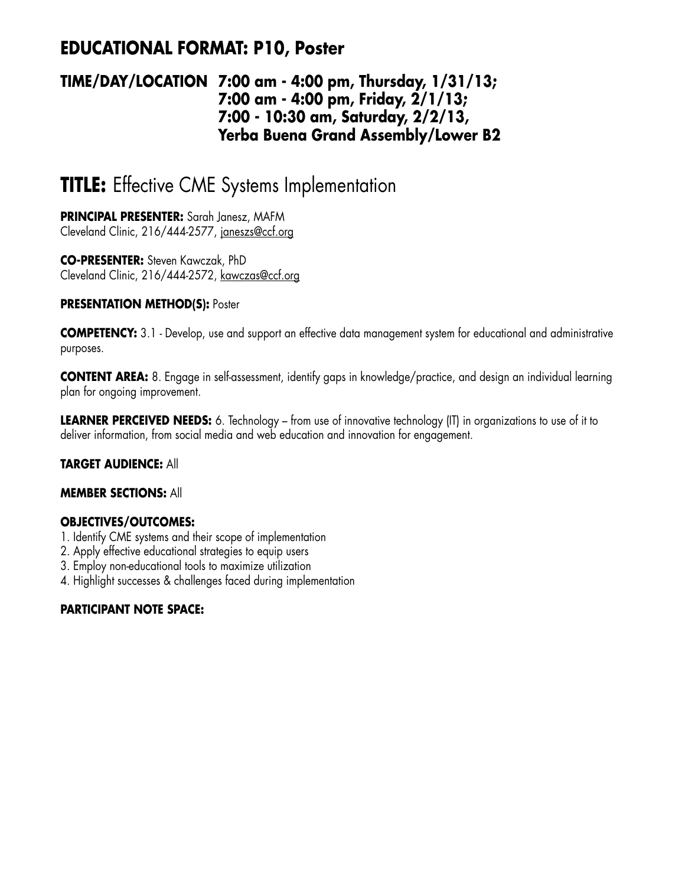## EDUCATIONAL FORMAT: P10, Poster

**TIME/DAY/LOCATION 7:00 am - 4:00 pm, Thursday, 1/31/13; 7:00 am - 4:00 pm, Friday, 2/1/13; 7:00 - 10:30 am, Saturday, 2/2/13, Yerba Buena Grand Assembly/Lower B2**

# TITLE: Effective CME Systems Implementation

**PRINCIPAL PRESENTER:** Sarah Janesz, MAFM
Cleveland Clinic, 216/444-2577, janeszs@ccf.org

**CO-PRESENTER:** Steven Kawczak, PhD
Cleveland Clinic, 216/444-2572, kawczas@ccf.org

**PRESENTATION METHOD(S):** Poster

**COMPETENCY:** 3.1 - Develop, use and support an effective data management system for educational and administrative purposes.

**CONTENT AREA:** 8. Engage in self-assessment, identify gaps in knowledge/practice, and design an individual learning plan for ongoing improvement.

**LEARNER PERCEIVED NEEDS:** 6. Technology – from use of innovative technology (IT) in organizations to use of it to deliver information, from social media and web education and innovation for engagement.

**TARGET AUDIENCE:** All

**MEMBER SECTIONS:** All

**OBJECTIVES/OUTCOMES:**

1. Identify CME systems and their scope of implementation
2. Apply effective educational strategies to equip users
3. Employ non-educational tools to maximize utilization
4. Highlight successes & challenges faced during implementation

**PARTICIPANT NOTE SPACE:**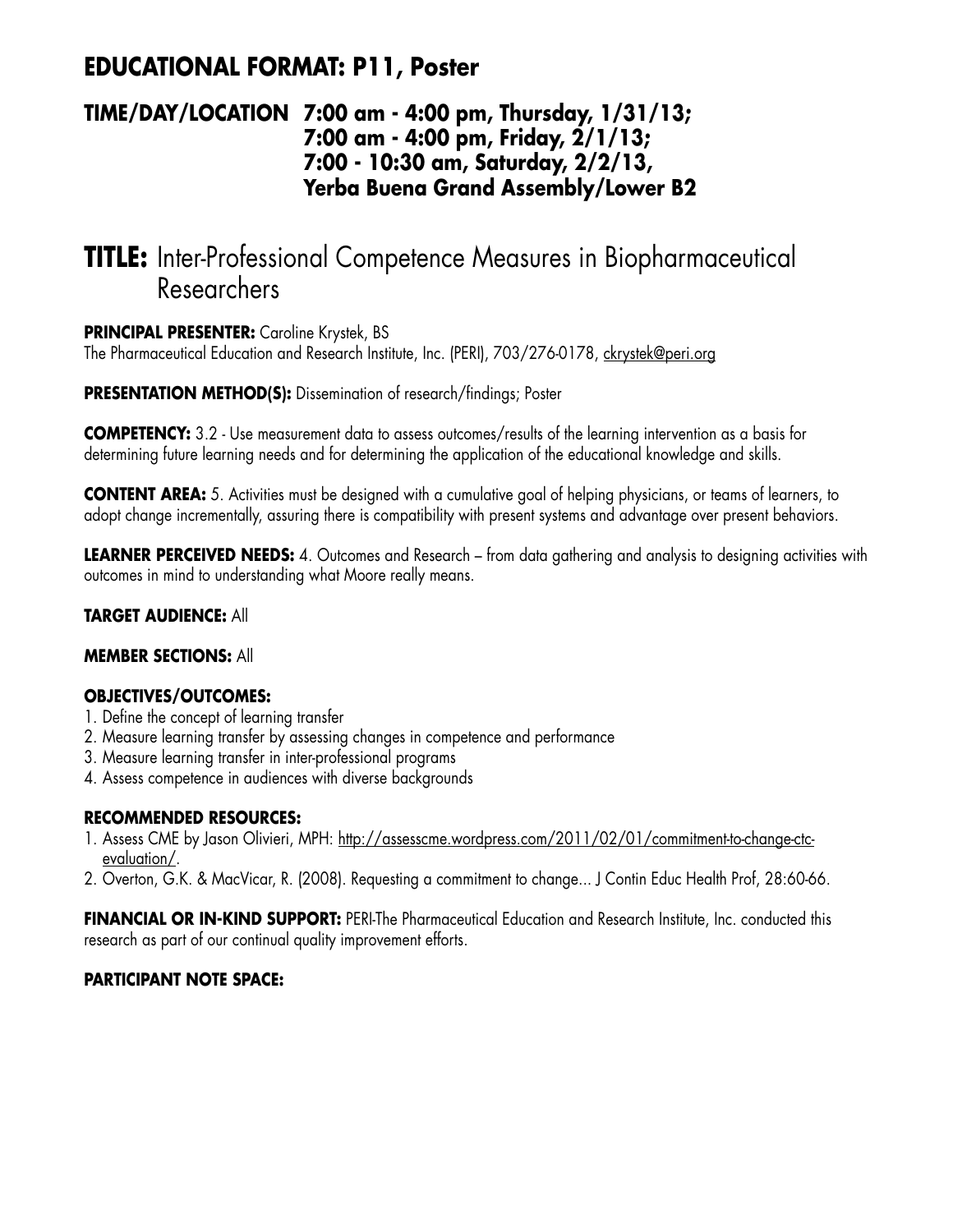## EDUCATIONAL FORMAT: P11, Poster

**TIME/DAY/LOCATION 7:00 am - 4:00 pm, Thursday, 1/31/13;
7:00 am - 4:00 pm, Friday, 2/1/13;
7:00 - 10:30 am, Saturday, 2/2/13,
Yerba Buena Grand Assembly/Lower B2**

# TITLE: Inter-Professional Competence Measures in Biopharmaceutical Researchers

**PRINCIPAL PRESENTER:** Caroline Krystek, BS
The Pharmaceutical Education and Research Institute, Inc. (PERI), 703/276-0178, ckrystek@peri.org

**PRESENTATION METHOD(S):** Dissemination of research/findings; Poster

**COMPETENCY:** 3.2 - Use measurement data to assess outcomes/results of the learning intervention as a basis for determining future learning needs and for determining the application of the educational knowledge and skills.

**CONTENT AREA:** 5. Activities must be designed with a cumulative goal of helping physicians, or teams of learners, to adopt change incrementally, assuring there is compatibility with present systems and advantage over present behaviors.

**LEARNER PERCEIVED NEEDS:** 4. Outcomes and Research – from data gathering and analysis to designing activities with outcomes in mind to understanding what Moore really means.

**TARGET AUDIENCE:** All

**MEMBER SECTIONS:** All

**OBJECTIVES/OUTCOMES:**
1. Define the concept of learning transfer
2. Measure learning transfer by assessing changes in competence and performance
3. Measure learning transfer in inter-professional programs
4. Assess competence in audiences with diverse backgrounds

**RECOMMENDED RESOURCES:**
1. Assess CME by Jason Olivieri, MPH: http://assesscme.wordpress.com/2011/02/01/commitment-to-change-ctc-evaluation/.
2. Overton, G.K. & MacVicar, R. (2008). Requesting a commitment to change... J Contin Educ Health Prof, 28:60-66.

**FINANCIAL OR IN-KIND SUPPORT:** PERI-The Pharmaceutical Education and Research Institute, Inc. conducted this research as part of our continual quality improvement efforts.

**PARTICIPANT NOTE SPACE:**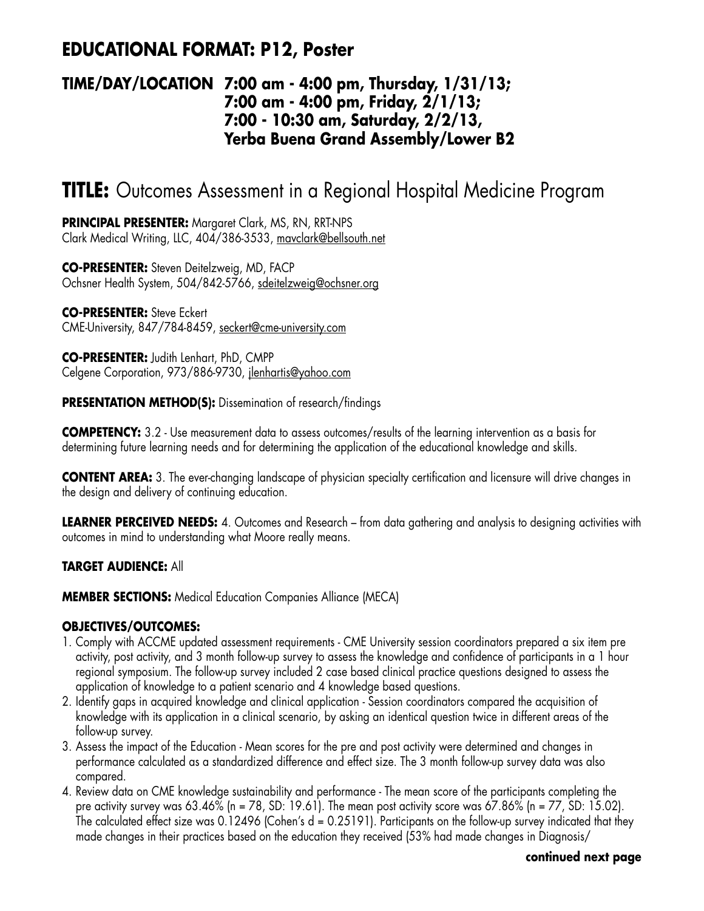## EDUCATIONAL FORMAT: P12, Poster

**TIME/DAY/LOCATION 7:00 am - 4:00 pm, Thursday, 1/31/13; 7:00 am - 4:00 pm, Friday, 2/1/13; 7:00 - 10:30 am, Saturday, 2/2/13, Yerba Buena Grand Assembly/Lower B2**

# TITLE: Outcomes Assessment in a Regional Hospital Medicine Program

**PRINCIPAL PRESENTER:** Margaret Clark, MS, RN, RRT-NPS
Clark Medical Writing, LLC, 404/386-3533, mavclark@bellsouth.net

**CO-PRESENTER:** Steven Deitelzweig, MD, FACP
Ochsner Health System, 504/842-5766, sdeitelzweig@ochsner.org

**CO-PRESENTER:** Steve Eckert
CME-University, 847/784-8459, seckert@cme-university.com

**CO-PRESENTER:** Judith Lenhart, PhD, CMPP
Celgene Corporation, 973/886-9730, jlenhartis@yahoo.com

**PRESENTATION METHOD(S):** Dissemination of research/findings

**COMPETENCY:** 3.2 - Use measurement data to assess outcomes/results of the learning intervention as a basis for determining future learning needs and for determining the application of the educational knowledge and skills.

**CONTENT AREA:** 3. The ever-changing landscape of physician specialty certification and licensure will drive changes in the design and delivery of continuing education.

**LEARNER PERCEIVED NEEDS:** 4. Outcomes and Research – from data gathering and analysis to designing activities with outcomes in mind to understanding what Moore really means.

**TARGET AUDIENCE:** All

**MEMBER SECTIONS:** Medical Education Companies Alliance (MECA)

**OBJECTIVES/OUTCOMES:**

1. Comply with ACCME updated assessment requirements - CME University session coordinators prepared a six item pre activity, post activity, and 3 month follow-up survey to assess the knowledge and confidence of participants in a 1 hour regional symposium. The follow-up survey included 2 case based clinical practice questions designed to assess the application of knowledge to a patient scenario and 4 knowledge based questions.
2. Identify gaps in acquired knowledge and clinical application - Session coordinators compared the acquisition of knowledge with its application in a clinical scenario, by asking an identical question twice in different areas of the follow-up survey.
3. Assess the impact of the Education - Mean scores for the pre and post activity were determined and changes in performance calculated as a standardized difference and effect size. The 3 month follow-up survey data was also compared.
4. Review data on CME knowledge sustainability and performance - The mean score of the participants completing the pre activity survey was 63.46% (n = 78, SD: 19.61). The mean post activity score was 67.86% (n = 77, SD: 15.02). The calculated effect size was 0.12496 (Cohen's d = 0.25191). Participants on the follow-up survey indicated that they made changes in their practices based on the education they received (53% had made changes in Diagnosis/

**continued next page**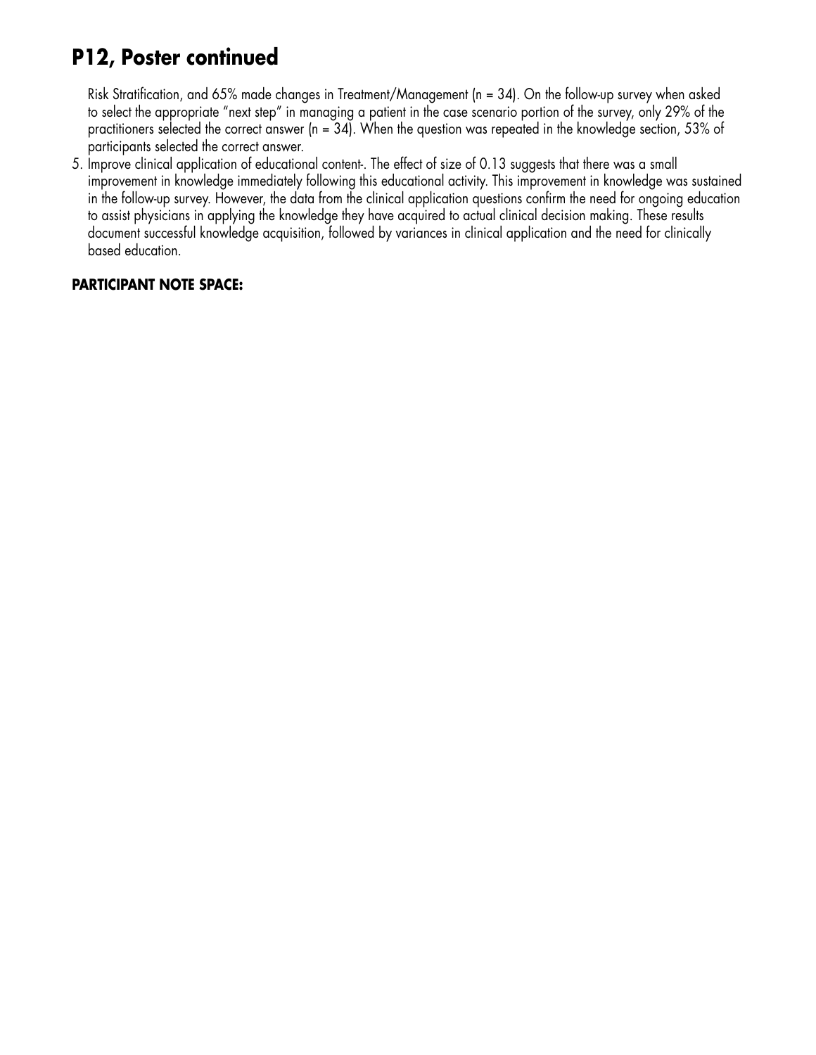# P12, Poster continued

Risk Stratification, and 65% made changes in Treatment/Management (n = 34). On the follow-up survey when asked to select the appropriate "next step" in managing a patient in the case scenario portion of the survey, only 29% of the practitioners selected the correct answer (n = 34). When the question was repeated in the knowledge section, 53% of participants selected the correct answer.

5. Improve clinical application of educational content-. The effect of size of 0.13 suggests that there was a small improvement in knowledge immediately following this educational activity. This improvement in knowledge was sustained in the follow-up survey. However, the data from the clinical application questions confirm the need for ongoing education to assist physicians in applying the knowledge they have acquired to actual clinical decision making. These results document successful knowledge acquisition, followed by variances in clinical application and the need for clinically based education.

**PARTICIPANT NOTE SPACE:**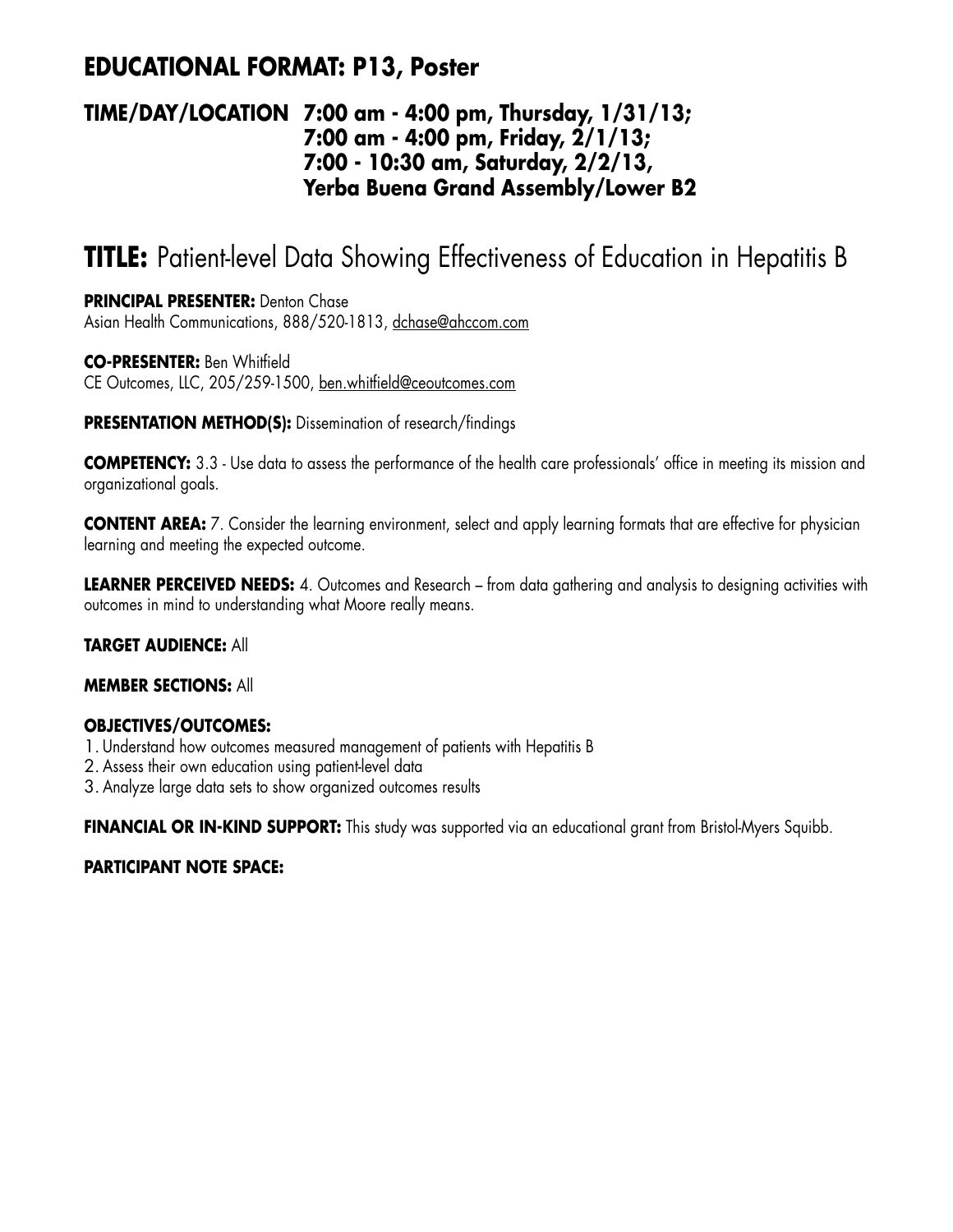## EDUCATIONAL FORMAT: P13, Poster

**TIME/DAY/LOCATION 7:00 am - 4:00 pm, Thursday, 1/31/13;
7:00 am - 4:00 pm, Friday, 2/1/13;
7:00 - 10:30 am, Saturday, 2/2/13,
Yerba Buena Grand Assembly/Lower B2**

# TITLE: Patient-level Data Showing Effectiveness of Education in Hepatitis B

**PRINCIPAL PRESENTER:** Denton Chase
Asian Health Communications, 888/520-1813, dchase@ahccom.com

**CO-PRESENTER:** Ben Whitfield
CE Outcomes, LLC, 205/259-1500, ben.whitfield@ceoutcomes.com

**PRESENTATION METHOD(S):** Dissemination of research/findings

**COMPETENCY:** 3.3 - Use data to assess the performance of the health care professionals' office in meeting its mission and organizational goals.

**CONTENT AREA:** 7. Consider the learning environment, select and apply learning formats that are effective for physician learning and meeting the expected outcome.

**LEARNER PERCEIVED NEEDS:** 4. Outcomes and Research – from data gathering and analysis to designing activities with outcomes in mind to understanding what Moore really means.

**TARGET AUDIENCE:** All

**MEMBER SECTIONS:** All

**OBJECTIVES/OUTCOMES:**

1. Understand how outcomes measured management of patients with Hepatitis B
2. Assess their own education using patient-level data
3. Analyze large data sets to show organized outcomes results

**FINANCIAL OR IN-KIND SUPPORT:** This study was supported via an educational grant from Bristol-Myers Squibb.

**PARTICIPANT NOTE SPACE:**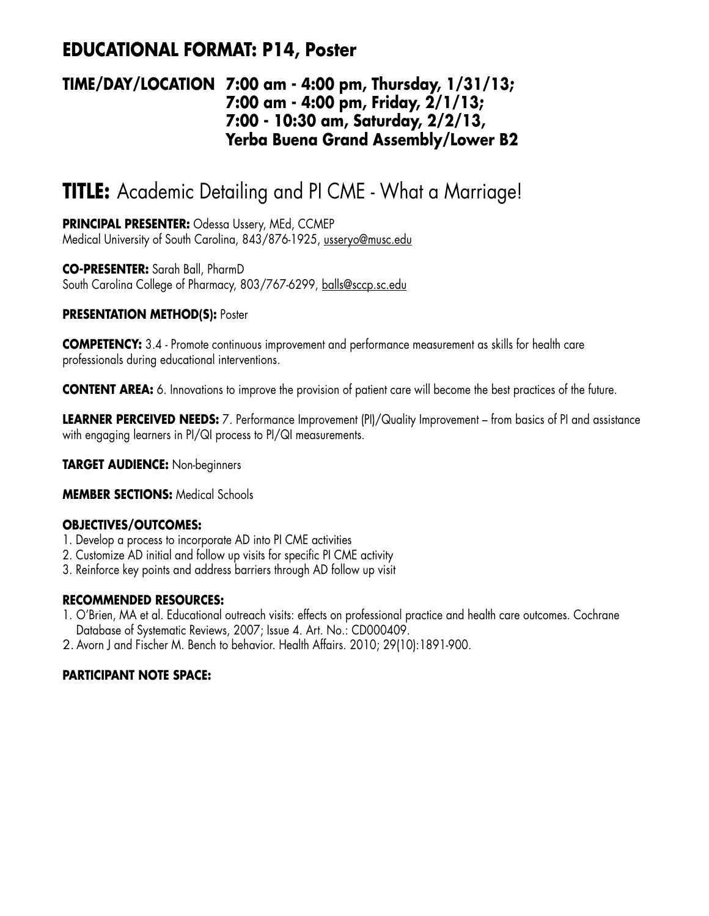## EDUCATIONAL FORMAT: P14, Poster

**TIME/DAY/LOCATION 7:00 am - 4:00 pm, Thursday, 1/31/13; 7:00 am - 4:00 pm, Friday, 2/1/13; 7:00 - 10:30 am, Saturday, 2/2/13, Yerba Buena Grand Assembly/Lower B2**

# TITLE: Academic Detailing and PI CME - What a Marriage!

**PRINCIPAL PRESENTER:** Odessa Ussery, MEd, CCMEP
Medical University of South Carolina, 843/876-1925, usseryo@musc.edu

**CO-PRESENTER:** Sarah Ball, PharmD
South Carolina College of Pharmacy, 803/767-6299, balls@sccp.sc.edu

**PRESENTATION METHOD(S):** Poster

**COMPETENCY:** 3.4 - Promote continuous improvement and performance measurement as skills for health care professionals during educational interventions.

**CONTENT AREA:** 6. Innovations to improve the provision of patient care will become the best practices of the future.

**LEARNER PERCEIVED NEEDS:** 7. Performance Improvement (PI)/Quality Improvement – from basics of PI and assistance with engaging learners in PI/QI process to PI/QI measurements.

**TARGET AUDIENCE:** Non-beginners

**MEMBER SECTIONS:** Medical Schools

**OBJECTIVES/OUTCOMES:**

1. Develop a process to incorporate AD into PI CME activities
2. Customize AD initial and follow up visits for specific PI CME activity
3. Reinforce key points and address barriers through AD follow up visit

**RECOMMENDED RESOURCES:**

1. O'Brien, MA et al. Educational outreach visits: effects on professional practice and health care outcomes. Cochrane Database of Systematic Reviews, 2007; Issue 4. Art. No.: CD000409.
2. Avorn J and Fischer M. Bench to behavior. Health Affairs. 2010; 29(10):1891-900.

**PARTICIPANT NOTE SPACE:**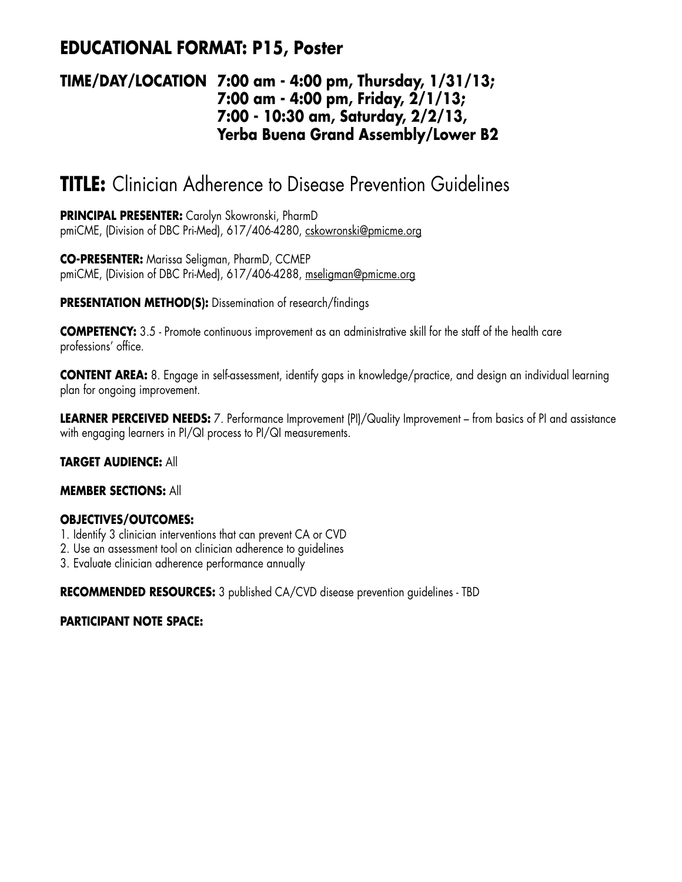## EDUCATIONAL FORMAT: P15, Poster

### TIME/DAY/LOCATION 7:00 am - 4:00 pm, Thursday, 1/31/13; 7:00 am - 4:00 pm, Friday, 2/1/13; 7:00 - 10:30 am, Saturday, 2/2/13, Yerba Buena Grand Assembly/Lower B2

# TITLE: Clinician Adherence to Disease Prevention Guidelines

**PRINCIPAL PRESENTER:** Carolyn Skowronski, PharmD
pmiCME, (Division of DBC Pri-Med), 617/406-4280, cskowronski@pmicme.org

**CO-PRESENTER:** Marissa Seligman, PharmD, CCMEP
pmiCME, (Division of DBC Pri-Med), 617/406-4288, mseligman@pmicme.org

**PRESENTATION METHOD(S):** Dissemination of research/findings

**COMPETENCY:** 3.5 - Promote continuous improvement as an administrative skill for the staff of the health care professions' office.

**CONTENT AREA:** 8. Engage in self-assessment, identify gaps in knowledge/practice, and design an individual learning plan for ongoing improvement.

**LEARNER PERCEIVED NEEDS:** 7. Performance Improvement (PI)/Quality Improvement – from basics of PI and assistance with engaging learners in PI/QI process to PI/QI measurements.

**TARGET AUDIENCE:** All

**MEMBER SECTIONS:** All

**OBJECTIVES/OUTCOMES:**

1. Identify 3 clinician interventions that can prevent CA or CVD
2. Use an assessment tool on clinician adherence to guidelines
3. Evaluate clinician adherence performance annually

**RECOMMENDED RESOURCES:** 3 published CA/CVD disease prevention guidelines - TBD

**PARTICIPANT NOTE SPACE:**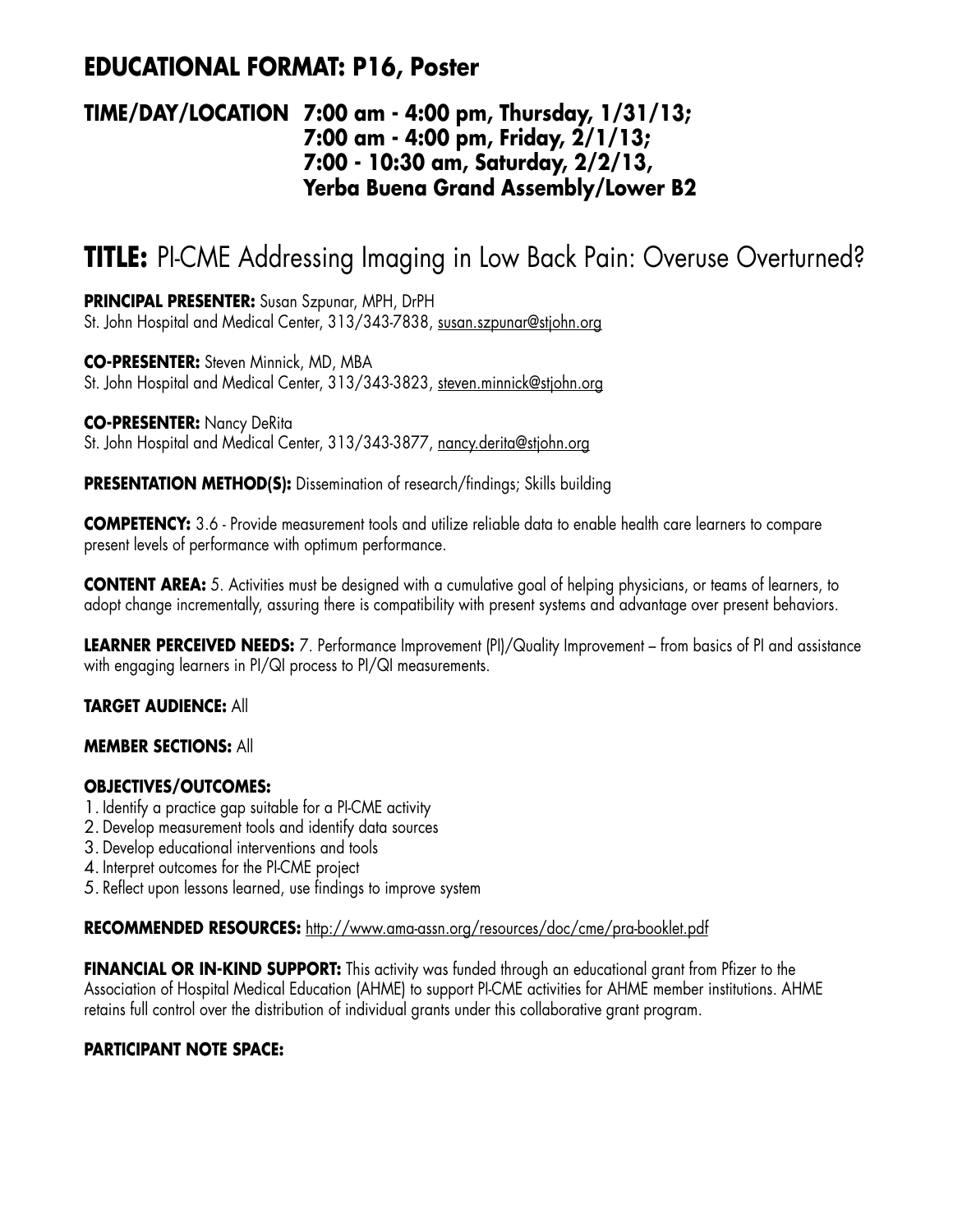## EDUCATIONAL FORMAT: P16, Poster

### TIME/DAY/LOCATION 7:00 am - 4:00 pm, Thursday, 1/31/13; 7:00 am - 4:00 pm, Friday, 2/1/13; 7:00 - 10:30 am, Saturday, 2/2/13, Yerba Buena Grand Assembly/Lower B2

# TITLE: PI-CME Addressing Imaging in Low Back Pain: Overuse Overturned?

**PRINCIPAL PRESENTER:** Susan Szpunar, MPH, DrPH
St. John Hospital and Medical Center, 313/343-7838, susan.szpunar@stjohn.org

**CO-PRESENTER:** Steven Minnick, MD, MBA
St. John Hospital and Medical Center, 313/343-3823, steven.minnick@stjohn.org

**CO-PRESENTER:** Nancy DeRita
St. John Hospital and Medical Center, 313/343-3877, nancy.derita@stjohn.org

**PRESENTATION METHOD(S):** Dissemination of research/findings; Skills building

**COMPETENCY:** 3.6 - Provide measurement tools and utilize reliable data to enable health care learners to compare present levels of performance with optimum performance.

**CONTENT AREA:** 5. Activities must be designed with a cumulative goal of helping physicians, or teams of learners, to adopt change incrementally, assuring there is compatibility with present systems and advantage over present behaviors.

**LEARNER PERCEIVED NEEDS:** 7. Performance Improvement (PI)/Quality Improvement – from basics of PI and assistance with engaging learners in PI/QI process to PI/QI measurements.

**TARGET AUDIENCE:** All

**MEMBER SECTIONS:** All

**OBJECTIVES/OUTCOMES:**

1. Identify a practice gap suitable for a PI-CME activity
2. Develop measurement tools and identify data sources
3. Develop educational interventions and tools
4. Interpret outcomes for the PI-CME project
5. Reflect upon lessons learned, use findings to improve system

**RECOMMENDED RESOURCES:** http://www.ama-assn.org/resources/doc/cme/pra-booklet.pdf

**FINANCIAL OR IN-KIND SUPPORT:** This activity was funded through an educational grant from Pfizer to the Association of Hospital Medical Education (AHME) to support PI-CME activities for AHME member institutions. AHME retains full control over the distribution of individual grants under this collaborative grant program.

**PARTICIPANT NOTE SPACE:**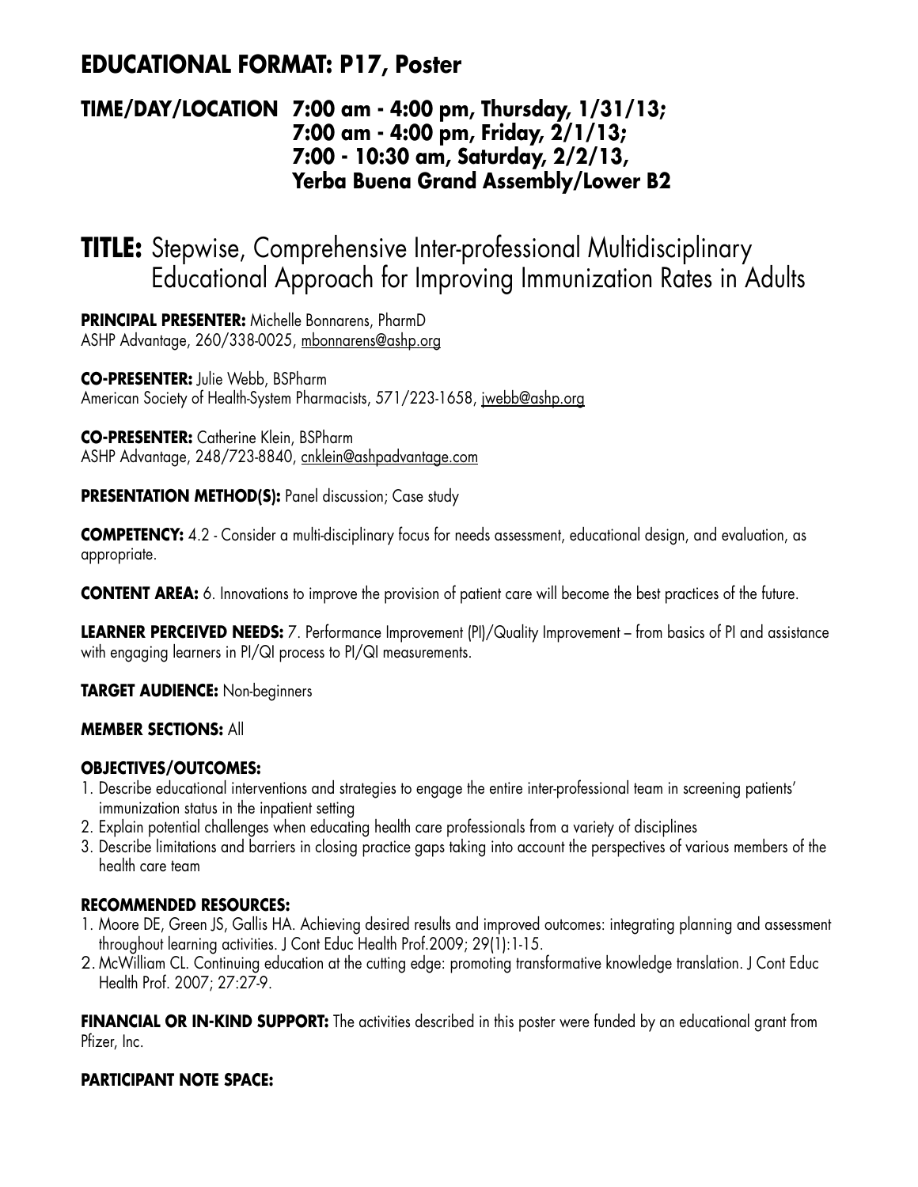## EDUCATIONAL FORMAT: P17, Poster

### TIME/DAY/LOCATION 7:00 am - 4:00 pm, Thursday, 1/31/13; 7:00 am - 4:00 pm, Friday, 2/1/13; 7:00 - 10:30 am, Saturday, 2/2/13, Yerba Buena Grand Assembly/Lower B2

# TITLE: Stepwise, Comprehensive Inter-professional Multidisciplinary Educational Approach for Improving Immunization Rates in Adults

**PRINCIPAL PRESENTER:** Michelle Bonnarens, PharmD
ASHP Advantage, 260/338-0025, mbonnarens@ashp.org

**CO-PRESENTER:** Julie Webb, BSPharm
American Society of Health-System Pharmacists, 571/223-1658, jwebb@ashp.org

**CO-PRESENTER:** Catherine Klein, BSPharm
ASHP Advantage, 248/723-8840, cnklein@ashpadvantage.com

**PRESENTATION METHOD(S):** Panel discussion; Case study

**COMPETENCY:** 4.2 - Consider a multi-disciplinary focus for needs assessment, educational design, and evaluation, as appropriate.

**CONTENT AREA:** 6. Innovations to improve the provision of patient care will become the best practices of the future.

**LEARNER PERCEIVED NEEDS:** 7. Performance Improvement (PI)/Quality Improvement – from basics of PI and assistance with engaging learners in PI/QI process to PI/QI measurements.

**TARGET AUDIENCE:** Non-beginners

**MEMBER SECTIONS:** All

**OBJECTIVES/OUTCOMES:**

1. Describe educational interventions and strategies to engage the entire inter-professional team in screening patients' immunization status in the inpatient setting
2. Explain potential challenges when educating health care professionals from a variety of disciplines
3. Describe limitations and barriers in closing practice gaps taking into account the perspectives of various members of the health care team

**RECOMMENDED RESOURCES:**

1. Moore DE, Green JS, Gallis HA. Achieving desired results and improved outcomes: integrating planning and assessment throughout learning activities. J Cont Educ Health Prof.2009; 29(1):1-15.
2. McWilliam CL. Continuing education at the cutting edge: promoting transformative knowledge translation. J Cont Educ Health Prof. 2007; 27:27-9.

**FINANCIAL OR IN-KIND SUPPORT:** The activities described in this poster were funded by an educational grant from Pfizer, Inc.

**PARTICIPANT NOTE SPACE:**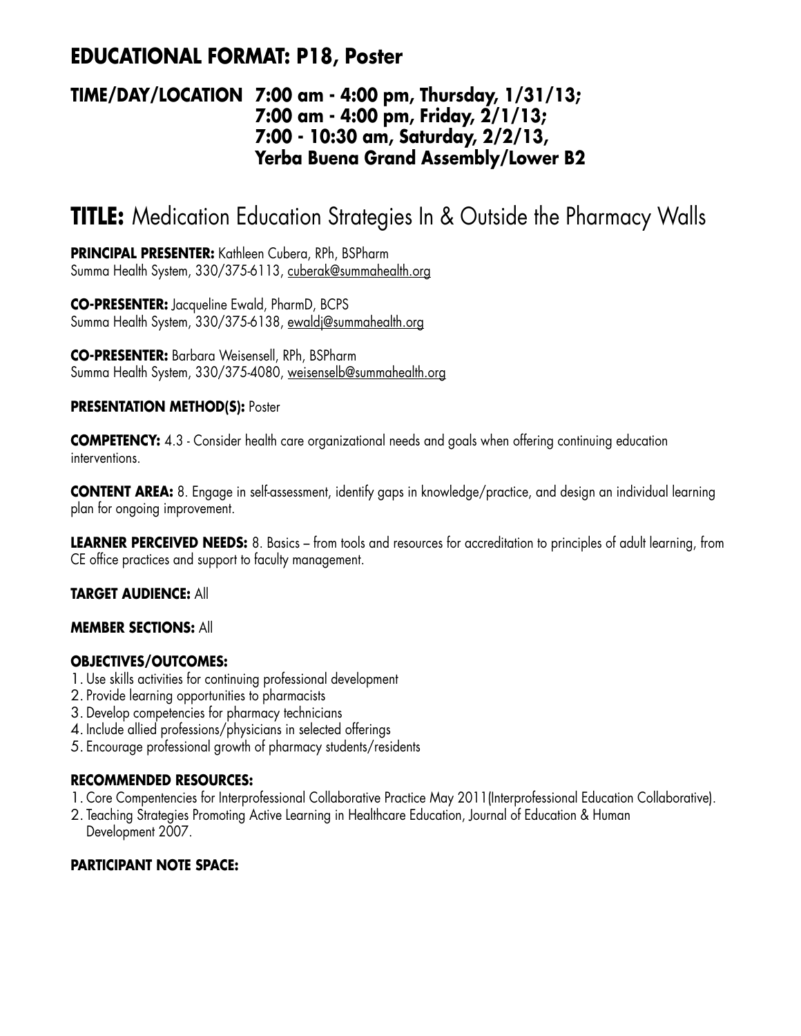## EDUCATIONAL FORMAT: P18, Poster

### TIME/DAY/LOCATION 7:00 am - 4:00 pm, Thursday, 1/31/13; 7:00 am - 4:00 pm, Friday, 2/1/13; 7:00 - 10:30 am, Saturday, 2/2/13, Yerba Buena Grand Assembly/Lower B2

# TITLE: Medication Education Strategies In & Outside the Pharmacy Walls

**PRINCIPAL PRESENTER:** Kathleen Cubera, RPh, BSPharm
Summa Health System, 330/375-6113, cuberak@summahealth.org

**CO-PRESENTER:** Jacqueline Ewald, PharmD, BCPS
Summa Health System, 330/375-6138, ewaldj@summahealth.org

**CO-PRESENTER:** Barbara Weisensell, RPh, BSPharm
Summa Health System, 330/375-4080, weisenselb@summahealth.org

**PRESENTATION METHOD(S):** Poster

**COMPETENCY:** 4.3 - Consider health care organizational needs and goals when offering continuing education interventions.

**CONTENT AREA:** 8. Engage in self-assessment, identify gaps in knowledge/practice, and design an individual learning plan for ongoing improvement.

**LEARNER PERCEIVED NEEDS:** 8. Basics – from tools and resources for accreditation to principles of adult learning, from CE office practices and support to faculty management.

**TARGET AUDIENCE:** All

**MEMBER SECTIONS:** All

**OBJECTIVES/OUTCOMES:**

1. Use skills activities for continuing professional development
2. Provide learning opportunities to pharmacists
3. Develop competencies for pharmacy technicians
4. Include allied professions/physicians in selected offerings
5. Encourage professional growth of pharmacy students/residents

**RECOMMENDED RESOURCES:**

1. Core Compentencies for Interprofessional Collaborative Practice May 2011(Interprofessional Education Collaborative).
2. Teaching Strategies Promoting Active Learning in Healthcare Education, Journal of Education & Human Development 2007.

**PARTICIPANT NOTE SPACE:**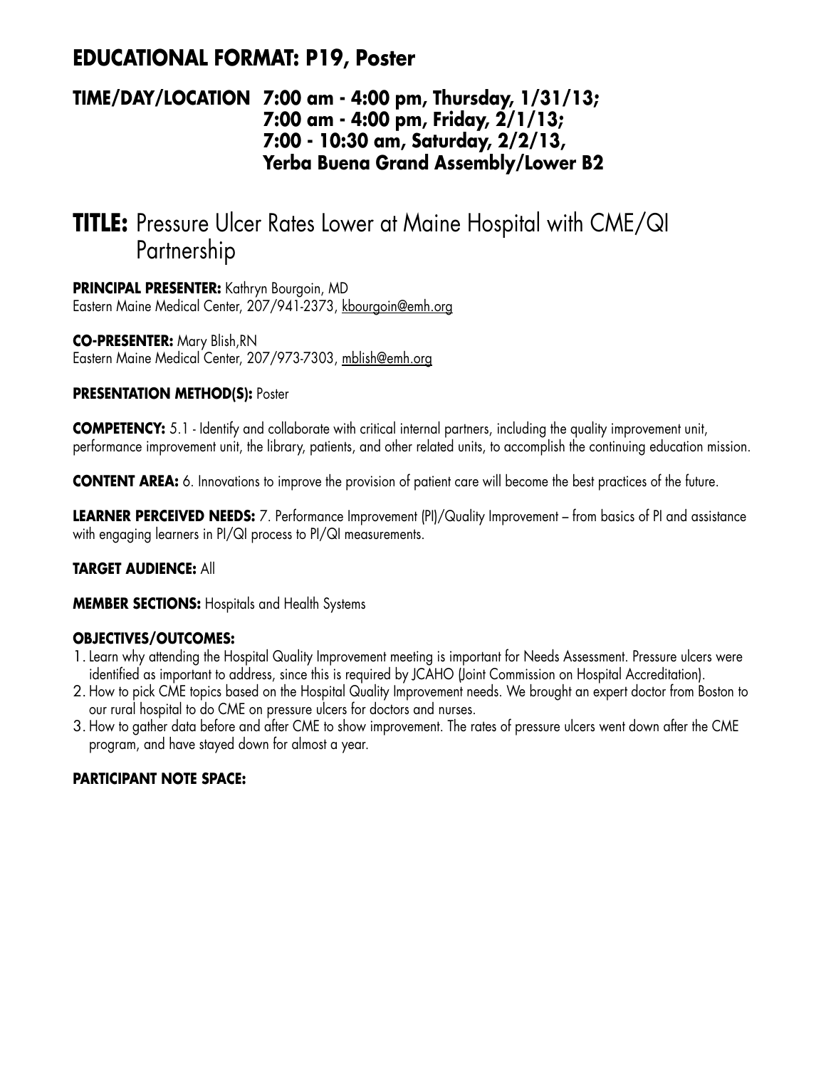## EDUCATIONAL FORMAT: P19, Poster

### TIME/DAY/LOCATION 7:00 am - 4:00 pm, Thursday, 1/31/13; 7:00 am - 4:00 pm, Friday, 2/1/13; 7:00 - 10:30 am, Saturday, 2/2/13, Yerba Buena Grand Assembly/Lower B2

# TITLE: Pressure Ulcer Rates Lower at Maine Hospital with CME/QI Partnership

**PRINCIPAL PRESENTER:** Kathryn Bourgoin, MD
Eastern Maine Medical Center, 207/941-2373, kbourgoin@emh.org

**CO-PRESENTER:** Mary Blish,RN
Eastern Maine Medical Center, 207/973-7303, mblish@emh.org

**PRESENTATION METHOD(S):** Poster

**COMPETENCY:** 5.1 - Identify and collaborate with critical internal partners, including the quality improvement unit, performance improvement unit, the library, patients, and other related units, to accomplish the continuing education mission.

**CONTENT AREA:** 6. Innovations to improve the provision of patient care will become the best practices of the future.

**LEARNER PERCEIVED NEEDS:** 7. Performance Improvement (PI)/Quality Improvement – from basics of PI and assistance with engaging learners in PI/QI process to PI/QI measurements.

**TARGET AUDIENCE:** All

**MEMBER SECTIONS:** Hospitals and Health Systems

**OBJECTIVES/OUTCOMES:**

1. Learn why attending the Hospital Quality Improvement meeting is important for Needs Assessment. Pressure ulcers were identified as important to address, since this is required by JCAHO (Joint Commission on Hospital Accreditation).
2. How to pick CME topics based on the Hospital Quality Improvement needs. We brought an expert doctor from Boston to our rural hospital to do CME on pressure ulcers for doctors and nurses.
3. How to gather data before and after CME to show improvement. The rates of pressure ulcers went down after the CME program, and have stayed down for almost a year.

**PARTICIPANT NOTE SPACE:**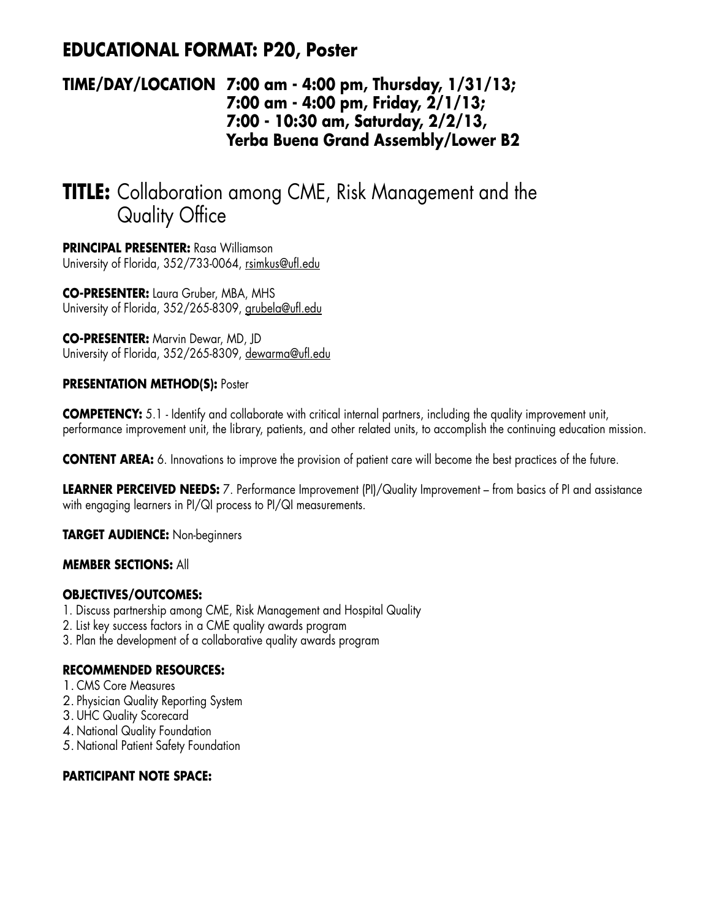## EDUCATIONAL FORMAT: P20, Poster

### TIME/DAY/LOCATION 7:00 am - 4:00 pm, Thursday, 1/31/13; 7:00 am - 4:00 pm, Friday, 2/1/13; 7:00 - 10:30 am, Saturday, 2/2/13, Yerba Buena Grand Assembly/Lower B2

# TITLE: Collaboration among CME, Risk Management and the Quality Office

**PRINCIPAL PRESENTER:** Rasa Williamson
University of Florida, 352/733-0064, rsimkus@ufl.edu

**CO-PRESENTER:** Laura Gruber, MBA, MHS
University of Florida, 352/265-8309, grubela@ufl.edu

**CO-PRESENTER:** Marvin Dewar, MD, JD
University of Florida, 352/265-8309, dewarma@ufl.edu

**PRESENTATION METHOD(S):** Poster

**COMPETENCY:** 5.1 - Identify and collaborate with critical internal partners, including the quality improvement unit, performance improvement unit, the library, patients, and other related units, to accomplish the continuing education mission.

**CONTENT AREA:** 6. Innovations to improve the provision of patient care will become the best practices of the future.

**LEARNER PERCEIVED NEEDS:** 7. Performance Improvement (PI)/Quality Improvement – from basics of PI and assistance with engaging learners in PI/QI process to PI/QI measurements.

**TARGET AUDIENCE:** Non-beginners

**MEMBER SECTIONS:** All

**OBJECTIVES/OUTCOMES:**

1. Discuss partnership among CME, Risk Management and Hospital Quality
2. List key success factors in a CME quality awards program
3. Plan the development of a collaborative quality awards program

**RECOMMENDED RESOURCES:**

1. CMS Core Measures
2. Physician Quality Reporting System
3. UHC Quality Scorecard
4. National Quality Foundation
5. National Patient Safety Foundation

**PARTICIPANT NOTE SPACE:**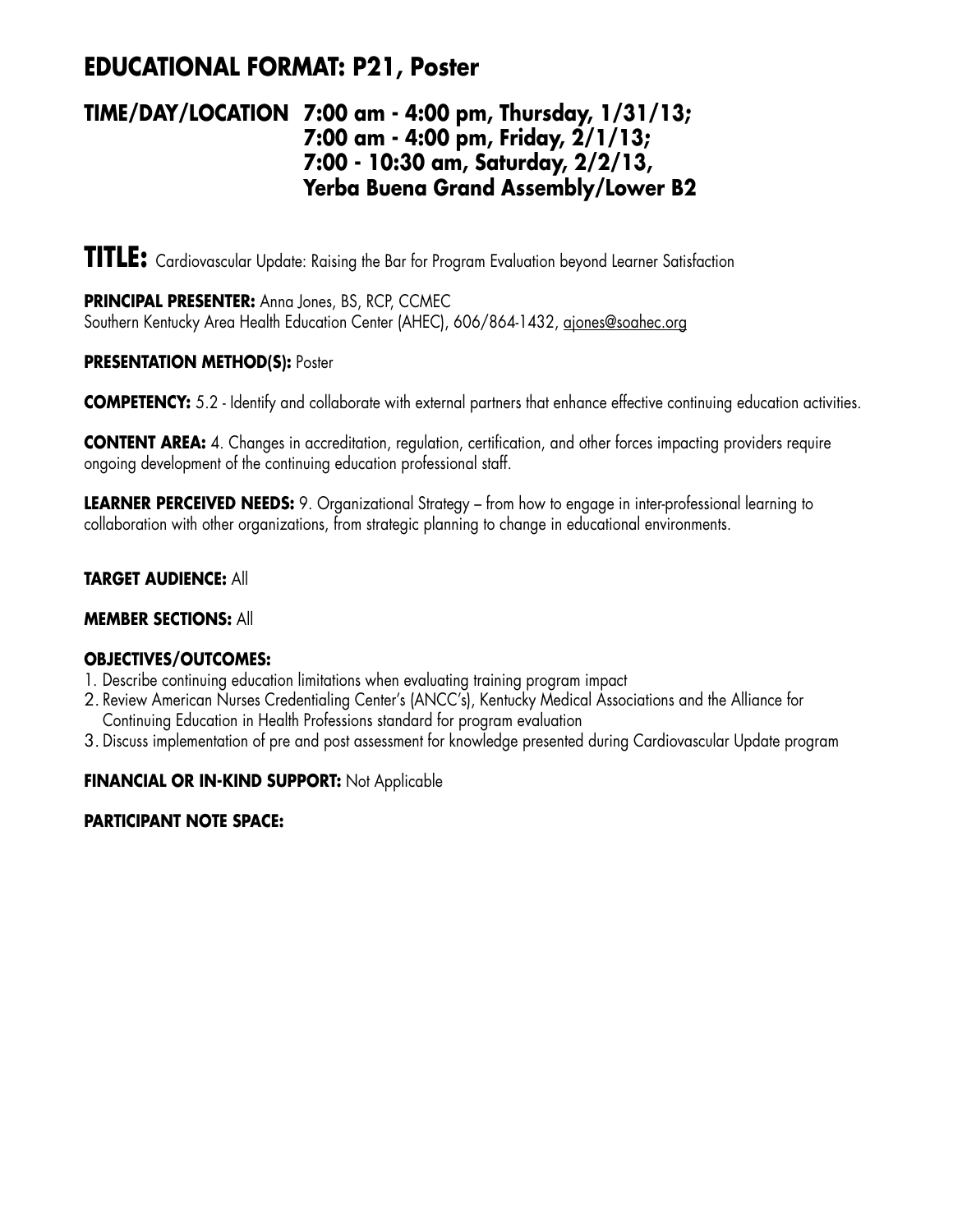## EDUCATIONAL FORMAT: P21, Poster

### TIME/DAY/LOCATION 7:00 am - 4:00 pm, Thursday, 1/31/13; 7:00 am - 4:00 pm, Friday, 2/1/13; 7:00 - 10:30 am, Saturday, 2/2/13, Yerba Buena Grand Assembly/Lower B2

# TITLE: Cardiovascular Update: Raising the Bar for Program Evaluation beyond Learner Satisfaction

**PRINCIPAL PRESENTER:** Anna Jones, BS, RCP, CCMEC
Southern Kentucky Area Health Education Center (AHEC), 606/864-1432, ajones@soahec.org

**PRESENTATION METHOD(S):** Poster

**COMPETENCY:** 5.2 - Identify and collaborate with external partners that enhance effective continuing education activities.

**CONTENT AREA:** 4. Changes in accreditation, regulation, certification, and other forces impacting providers require ongoing development of the continuing education professional staff.

**LEARNER PERCEIVED NEEDS:** 9. Organizational Strategy – from how to engage in inter-professional learning to collaboration with other organizations, from strategic planning to change in educational environments.

**TARGET AUDIENCE:** All

**MEMBER SECTIONS:** All

**OBJECTIVES/OUTCOMES:**

1. Describe continuing education limitations when evaluating training program impact
2. Review American Nurses Credentialing Center's (ANCC's), Kentucky Medical Associations and the Alliance for Continuing Education in Health Professions standard for program evaluation
3. Discuss implementation of pre and post assessment for knowledge presented during Cardiovascular Update program

**FINANCIAL OR IN-KIND SUPPORT:** Not Applicable

**PARTICIPANT NOTE SPACE:**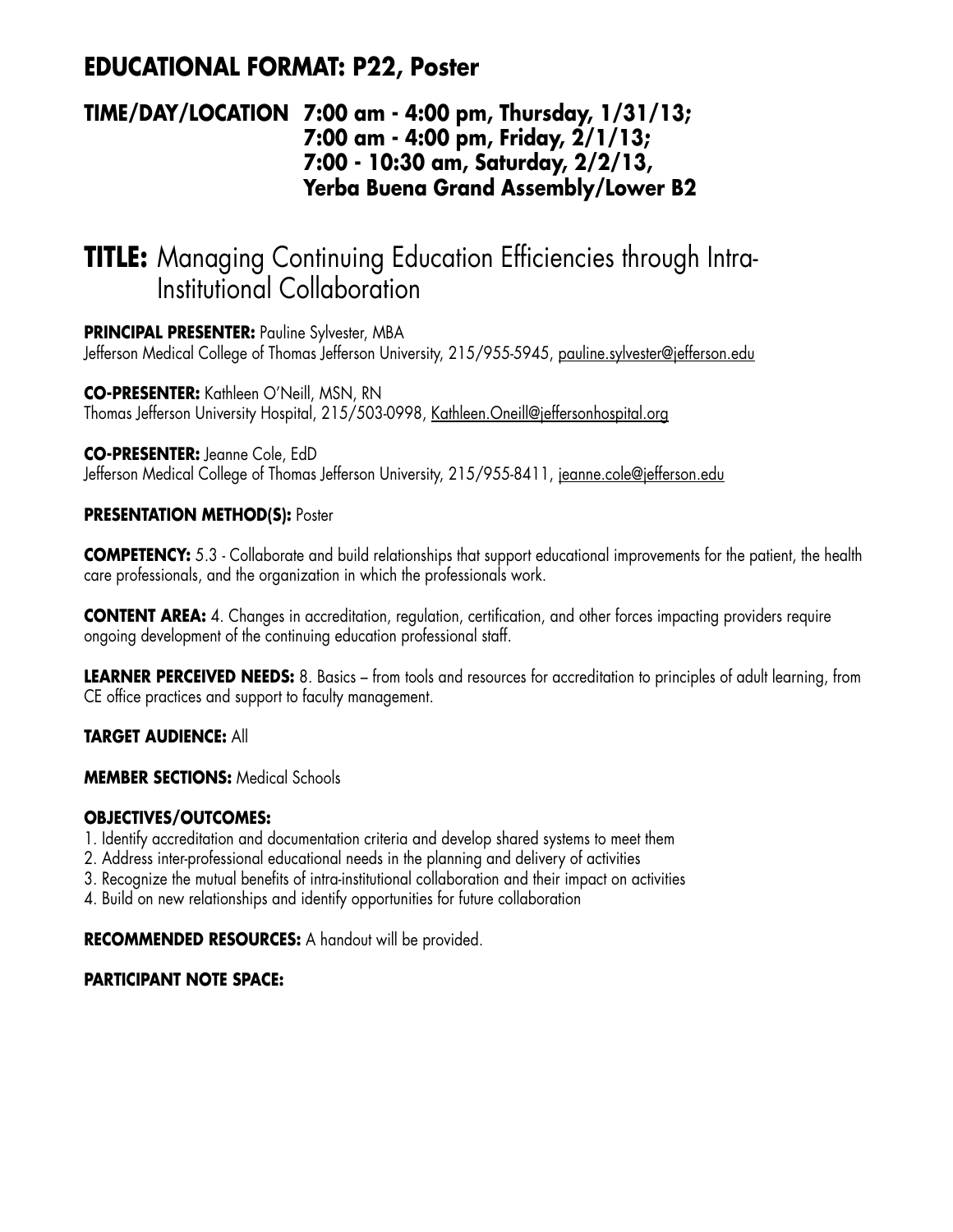## EDUCATIONAL FORMAT: P22, Poster

### TIME/DAY/LOCATION 7:00 am - 4:00 pm, Thursday, 1/31/13; 7:00 am - 4:00 pm, Friday, 2/1/13; 7:00 - 10:30 am, Saturday, 2/2/13, Yerba Buena Grand Assembly/Lower B2

# TITLE: Managing Continuing Education Efficiencies through Intra-Institutional Collaboration

**PRINCIPAL PRESENTER:** Pauline Sylvester, MBA
Jefferson Medical College of Thomas Jefferson University, 215/955-5945, pauline.sylvester@jefferson.edu

**CO-PRESENTER:** Kathleen O'Neill, MSN, RN
Thomas Jefferson University Hospital, 215/503-0998, Kathleen.Oneill@jeffersonhospital.org

**CO-PRESENTER:** Jeanne Cole, EdD
Jefferson Medical College of Thomas Jefferson University, 215/955-8411, jeanne.cole@jefferson.edu

**PRESENTATION METHOD(S):** Poster

**COMPETENCY:** 5.3 - Collaborate and build relationships that support educational improvements for the patient, the health care professionals, and the organization in which the professionals work.

**CONTENT AREA:** 4. Changes in accreditation, regulation, certification, and other forces impacting providers require ongoing development of the continuing education professional staff.

**LEARNER PERCEIVED NEEDS:** 8. Basics – from tools and resources for accreditation to principles of adult learning, from CE office practices and support to faculty management.

**TARGET AUDIENCE:** All

**MEMBER SECTIONS:** Medical Schools

**OBJECTIVES/OUTCOMES:**

1. Identify accreditation and documentation criteria and develop shared systems to meet them
2. Address inter-professional educational needs in the planning and delivery of activities
3. Recognize the mutual benefits of intra-institutional collaboration and their impact on activities
4. Build on new relationships and identify opportunities for future collaboration

**RECOMMENDED RESOURCES:** A handout will be provided.

**PARTICIPANT NOTE SPACE:**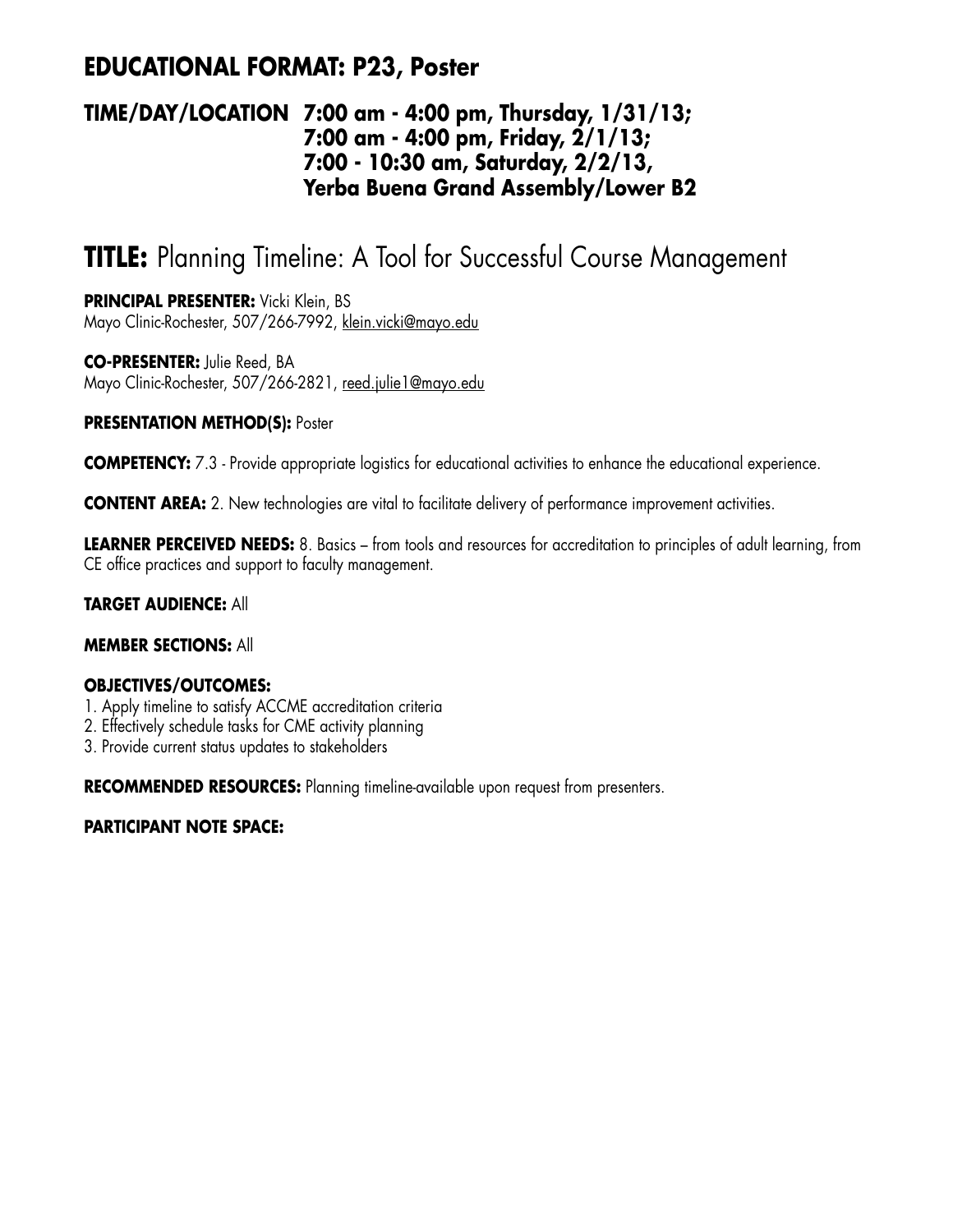## EDUCATIONAL FORMAT: P23, Poster

### TIME/DAY/LOCATION 7:00 am - 4:00 pm, Thursday, 1/31/13; 7:00 am - 4:00 pm, Friday, 2/1/13; 7:00 - 10:30 am, Saturday, 2/2/13, Yerba Buena Grand Assembly/Lower B2

# TITLE: Planning Timeline: A Tool for Successful Course Management

**PRINCIPAL PRESENTER:** Vicki Klein, BS
Mayo Clinic-Rochester, 507/266-7992, klein.vicki@mayo.edu

**CO-PRESENTER:** Julie Reed, BA
Mayo Clinic-Rochester, 507/266-2821, reed.julie1@mayo.edu

**PRESENTATION METHOD(S):** Poster

**COMPETENCY:** 7.3 - Provide appropriate logistics for educational activities to enhance the educational experience.

**CONTENT AREA:** 2. New technologies are vital to facilitate delivery of performance improvement activities.

**LEARNER PERCEIVED NEEDS:** 8. Basics – from tools and resources for accreditation to principles of adult learning, from CE office practices and support to faculty management.

**TARGET AUDIENCE:** All

**MEMBER SECTIONS:** All

**OBJECTIVES/OUTCOMES:**

1. Apply timeline to satisfy ACCME accreditation criteria
2. Effectively schedule tasks for CME activity planning
3. Provide current status updates to stakeholders

**RECOMMENDED RESOURCES:** Planning timeline-available upon request from presenters.

**PARTICIPANT NOTE SPACE:**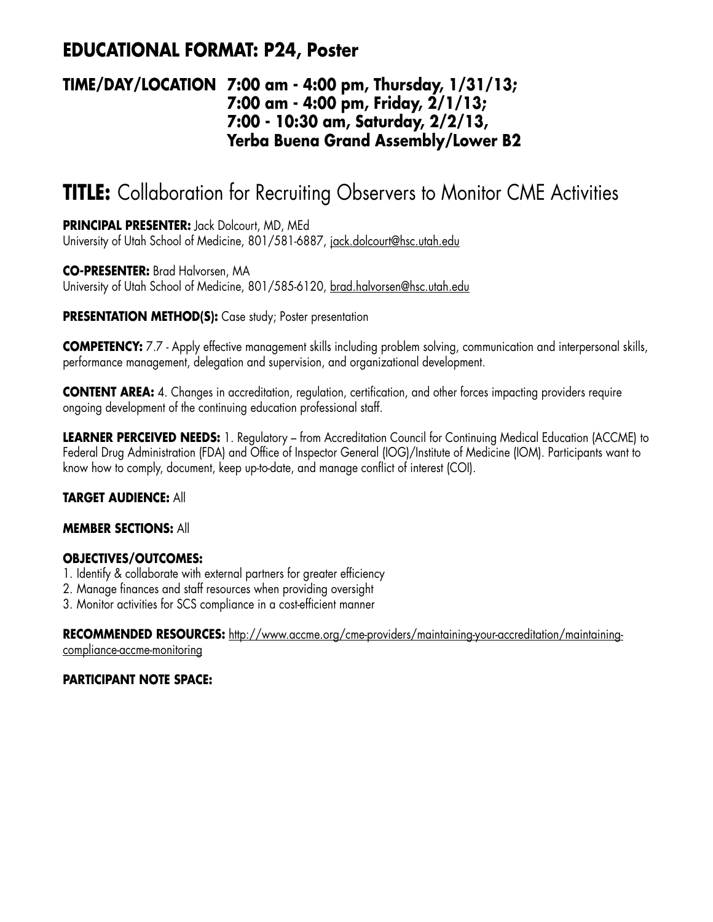## EDUCATIONAL FORMAT: P24, Poster

### TIME/DAY/LOCATION 7:00 am - 4:00 pm, Thursday, 1/31/13; 7:00 am - 4:00 pm, Friday, 2/1/13; 7:00 - 10:30 am, Saturday, 2/2/13, Yerba Buena Grand Assembly/Lower B2

# TITLE: Collaboration for Recruiting Observers to Monitor CME Activities

**PRINCIPAL PRESENTER:** Jack Dolcourt, MD, MEd
University of Utah School of Medicine, 801/581-6887, jack.dolcourt@hsc.utah.edu

**CO-PRESENTER:** Brad Halvorsen, MA
University of Utah School of Medicine, 801/585-6120, brad.halvorsen@hsc.utah.edu

**PRESENTATION METHOD(S):** Case study; Poster presentation

**COMPETENCY:** 7.7 - Apply effective management skills including problem solving, communication and interpersonal skills, performance management, delegation and supervision, and organizational development.

**CONTENT AREA:** 4. Changes in accreditation, regulation, certification, and other forces impacting providers require ongoing development of the continuing education professional staff.

**LEARNER PERCEIVED NEEDS:** 1. Regulatory – from Accreditation Council for Continuing Medical Education (ACCME) to Federal Drug Administration (FDA) and Office of Inspector General (IOG)/Institute of Medicine (IOM). Participants want to know how to comply, document, keep up-to-date, and manage conflict of interest (COI).

**TARGET AUDIENCE:** All

**MEMBER SECTIONS:** All

**OBJECTIVES/OUTCOMES:**
1. Identify & collaborate with external partners for greater efficiency
2. Manage finances and staff resources when providing oversight
3. Monitor activities for SCS compliance in a cost-efficient manner

**RECOMMENDED RESOURCES:** http://www.accme.org/cme-providers/maintaining-your-accreditation/maintaining-compliance-accme-monitoring

**PARTICIPANT NOTE SPACE:**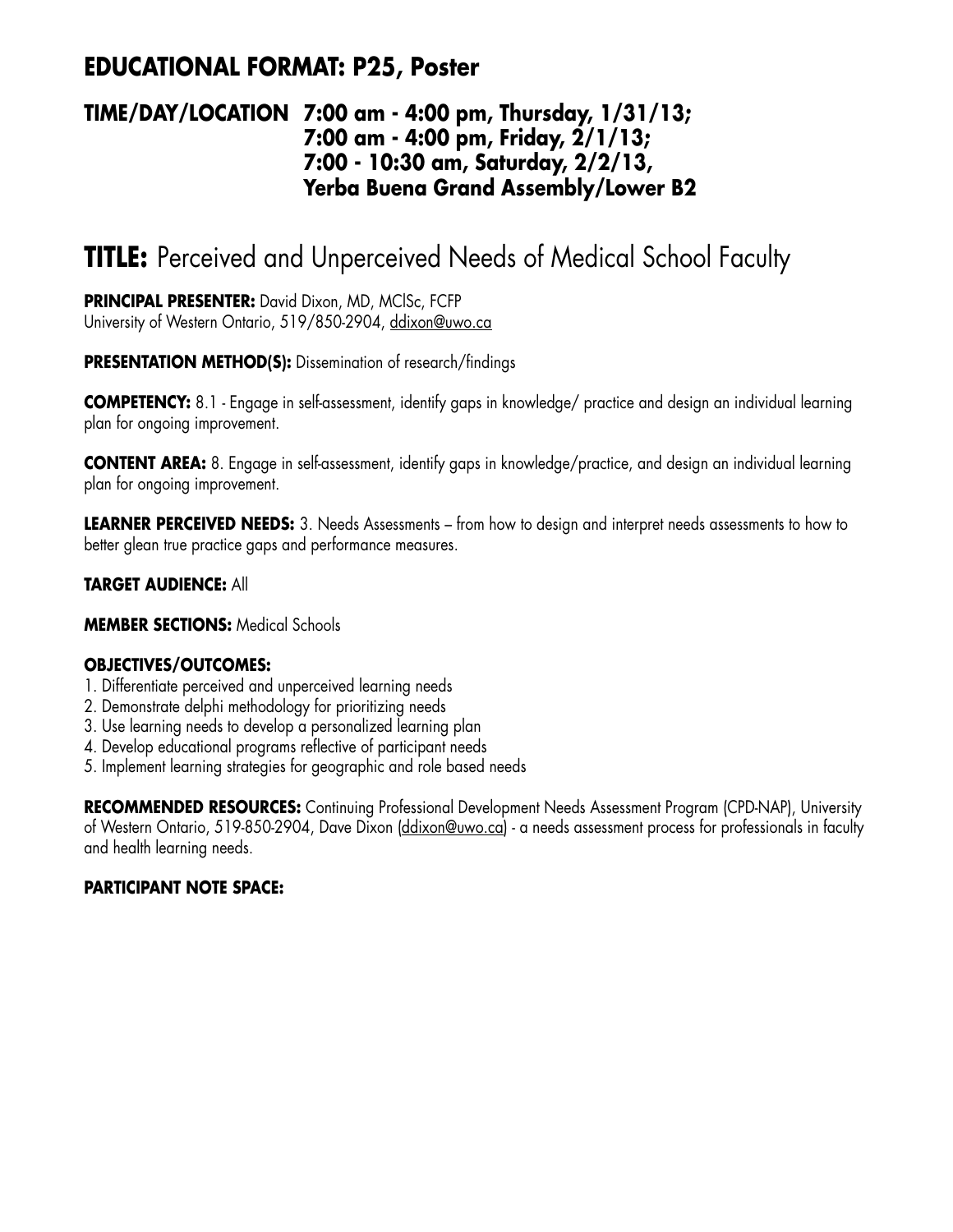## EDUCATIONAL FORMAT: P25, Poster

**TIME/DAY/LOCATION 7:00 am - 4:00 pm, Thursday, 1/31/13;
7:00 am - 4:00 pm, Friday, 2/1/13;
7:00 - 10:30 am, Saturday, 2/2/13,
Yerba Buena Grand Assembly/Lower B2**

# TITLE: Perceived and Unperceived Needs of Medical School Faculty

**PRINCIPAL PRESENTER:** David Dixon, MD, MClSc, FCFP
University of Western Ontario, 519/850-2904, ddixon@uwo.ca

**PRESENTATION METHOD(S):** Dissemination of research/findings

**COMPETENCY:** 8.1 - Engage in self-assessment, identify gaps in knowledge/ practice and design an individual learning plan for ongoing improvement.

**CONTENT AREA:** 8. Engage in self-assessment, identify gaps in knowledge/practice, and design an individual learning plan for ongoing improvement.

**LEARNER PERCEIVED NEEDS:** 3. Needs Assessments – from how to design and interpret needs assessments to how to better glean true practice gaps and performance measures.

**TARGET AUDIENCE:** All

**MEMBER SECTIONS:** Medical Schools

**OBJECTIVES/OUTCOMES:**

1. Differentiate perceived and unperceived learning needs
2. Demonstrate delphi methodology for prioritizing needs
3. Use learning needs to develop a personalized learning plan
4. Develop educational programs reflective of participant needs
5. Implement learning strategies for geographic and role based needs

**RECOMMENDED RESOURCES:** Continuing Professional Development Needs Assessment Program (CPD-NAP), University of Western Ontario, 519-850-2904, Dave Dixon (ddixon@uwo.ca) - a needs assessment process for professionals in faculty and health learning needs.

**PARTICIPANT NOTE SPACE:**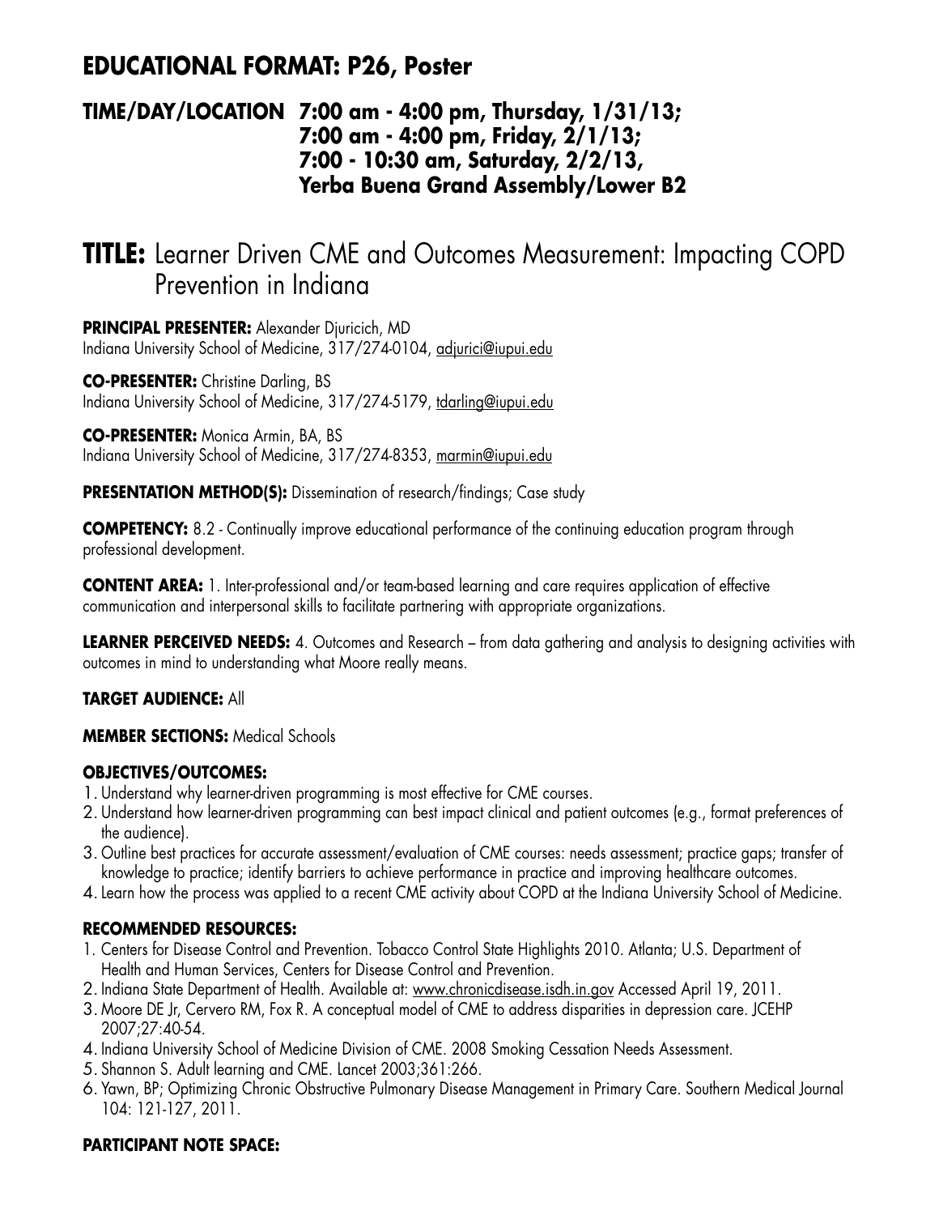## EDUCATIONAL FORMAT: P26, Poster

**TIME/DAY/LOCATION 7:00 am - 4:00 pm, Thursday, 1/31/13; 7:00 am - 4:00 pm, Friday, 2/1/13; 7:00 - 10:30 am, Saturday, 2/2/13, Yerba Buena Grand Assembly/Lower B2**

# TITLE: Learner Driven CME and Outcomes Measurement: Impacting COPD Prevention in Indiana

**PRINCIPAL PRESENTER:** Alexander Djuricich, MD
Indiana University School of Medicine, 317/274-0104, adjurici@iupui.edu

**CO-PRESENTER:** Christine Darling, BS
Indiana University School of Medicine, 317/274-5179, tdarling@iupui.edu

**CO-PRESENTER:** Monica Armin, BA, BS
Indiana University School of Medicine, 317/274-8353, marmin@iupui.edu

**PRESENTATION METHOD(S):** Dissemination of research/findings; Case study

**COMPETENCY:** 8.2 - Continually improve educational performance of the continuing education program through professional development.

**CONTENT AREA:** 1. Inter-professional and/or team-based learning and care requires application of effective communication and interpersonal skills to facilitate partnering with appropriate organizations.

**LEARNER PERCEIVED NEEDS:** 4. Outcomes and Research – from data gathering and analysis to designing activities with outcomes in mind to understanding what Moore really means.

**TARGET AUDIENCE:** All

**MEMBER SECTIONS:** Medical Schools

**OBJECTIVES/OUTCOMES:**

1. Understand why learner-driven programming is most effective for CME courses.
2. Understand how learner-driven programming can best impact clinical and patient outcomes (e.g., format preferences of the audience).
3. Outline best practices for accurate assessment/evaluation of CME courses: needs assessment; practice gaps; transfer of knowledge to practice; identify barriers to achieve performance in practice and improving healthcare outcomes.
4. Learn how the process was applied to a recent CME activity about COPD at the Indiana University School of Medicine.

**RECOMMENDED RESOURCES:**

1. Centers for Disease Control and Prevention. Tobacco Control State Highlights 2010. Atlanta; U.S. Department of Health and Human Services, Centers for Disease Control and Prevention.
2. Indiana State Department of Health. Available at: www.chronicdisease.isdh.in.gov Accessed April 19, 2011.
3. Moore DE Jr, Cervero RM, Fox R. A conceptual model of CME to address disparities in depression care. JCEHP 2007;27:40-54.
4. Indiana University School of Medicine Division of CME. 2008 Smoking Cessation Needs Assessment.
5. Shannon S. Adult learning and CME. Lancet 2003;361:266.
6. Yawn, BP; Optimizing Chronic Obstructive Pulmonary Disease Management in Primary Care. Southern Medical Journal 104: 121-127, 2011.

**PARTICIPANT NOTE SPACE:**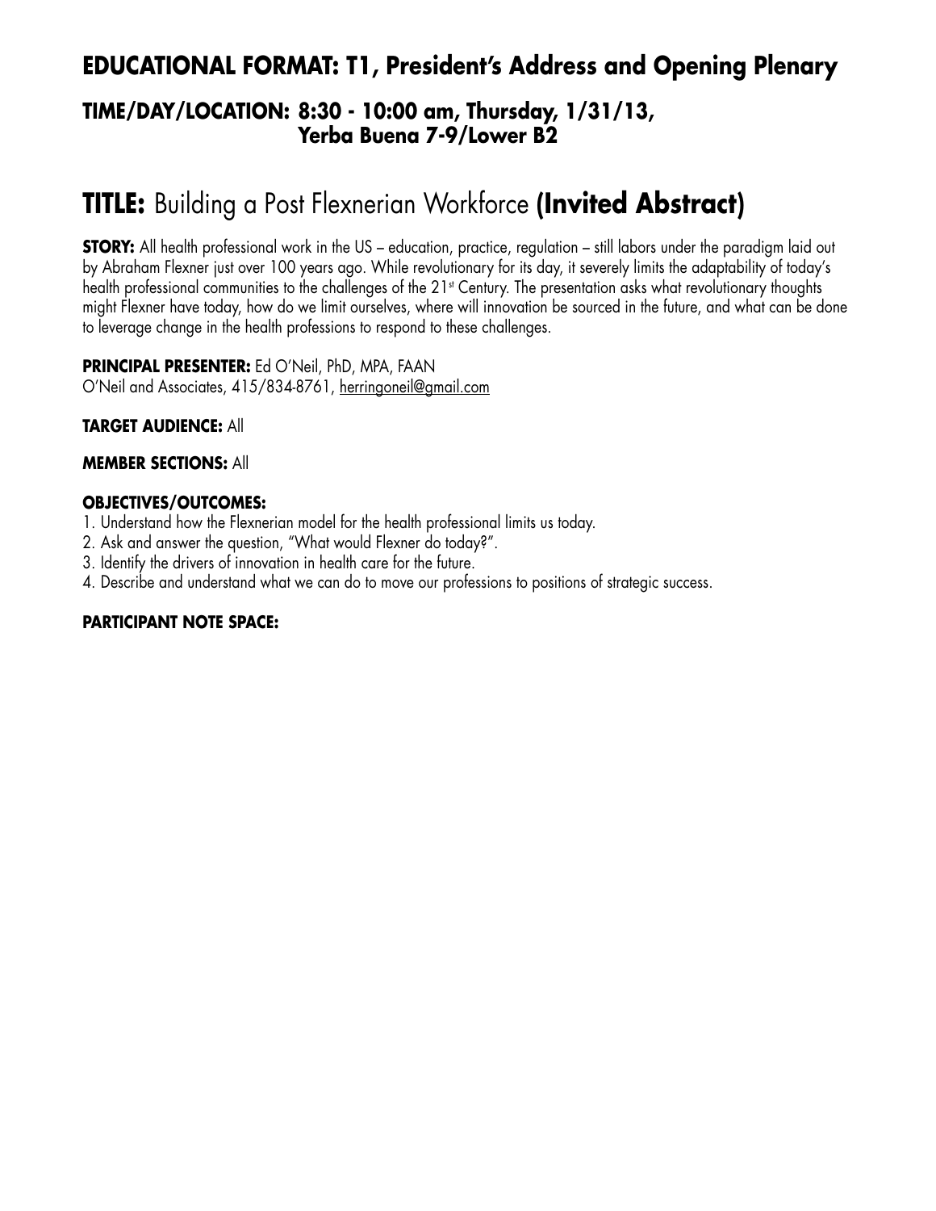## EDUCATIONAL FORMAT: T1, President's Address and Opening Plenary

### TIME/DAY/LOCATION: 8:30 - 10:00 am, Thursday, 1/31/13, Yerba Buena 7-9/Lower B2

# TITLE: Building a Post Flexnerian Workforce **(Invited Abstract)**

**STORY:** All health professional work in the US – education, practice, regulation – still labors under the paradigm laid out by Abraham Flexner just over 100 years ago. While revolutionary for its day, it severely limits the adaptability of today's health professional communities to the challenges of the 21st Century. The presentation asks what revolutionary thoughts might Flexner have today, how do we limit ourselves, where will innovation be sourced in the future, and what can be done to leverage change in the health professions to respond to these challenges.

**PRINCIPAL PRESENTER:** Ed O'Neil, PhD, MPA, FAAN
O'Neil and Associates, 415/834-8761, herringoneil@gmail.com

**TARGET AUDIENCE:** All

**MEMBER SECTIONS:** All

**OBJECTIVES/OUTCOMES:**

1. Understand how the Flexnerian model for the health professional limits us today.
2. Ask and answer the question, "What would Flexner do today?".
3. Identify the drivers of innovation in health care for the future.
4. Describe and understand what we can do to move our professions to positions of strategic success.

**PARTICIPANT NOTE SPACE:**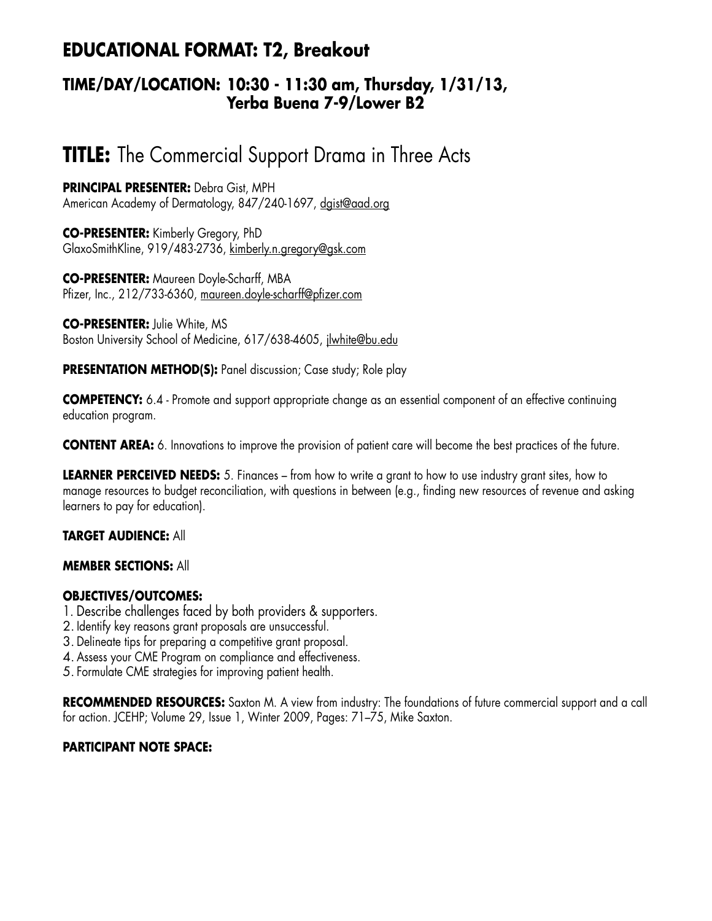## EDUCATIONAL FORMAT: T2, Breakout

### TIME/DAY/LOCATION: 10:30 - 11:30 am, Thursday, 1/31/13, Yerba Buena 7-9/Lower B2

# TITLE: The Commercial Support Drama in Three Acts

**PRINCIPAL PRESENTER:** Debra Gist, MPH
American Academy of Dermatology, 847/240-1697, dgist@aad.org

**CO-PRESENTER:** Kimberly Gregory, PhD
GlaxoSmithKline, 919/483-2736, kimberly.n.gregory@gsk.com

**CO-PRESENTER:** Maureen Doyle-Scharff, MBA
Pfizer, Inc., 212/733-6360, maureen.doyle-scharff@pfizer.com

**CO-PRESENTER:** Julie White, MS
Boston University School of Medicine, 617/638-4605, jlwhite@bu.edu

**PRESENTATION METHOD(S):** Panel discussion; Case study; Role play

**COMPETENCY:** 6.4 - Promote and support appropriate change as an essential component of an effective continuing education program.

**CONTENT AREA:** 6. Innovations to improve the provision of patient care will become the best practices of the future.

**LEARNER PERCEIVED NEEDS:** 5. Finances – from how to write a grant to how to use industry grant sites, how to manage resources to budget reconciliation, with questions in between (e.g., finding new resources of revenue and asking learners to pay for education).

**TARGET AUDIENCE:** All

**MEMBER SECTIONS:** All

**OBJECTIVES/OUTCOMES:**

1. Describe challenges faced by both providers & supporters.
2. Identify key reasons grant proposals are unsuccessful.
3. Delineate tips for preparing a competitive grant proposal.
4. Assess your CME Program on compliance and effectiveness.
5. Formulate CME strategies for improving patient health.

**RECOMMENDED RESOURCES:** Saxton M. A view from industry: The foundations of future commercial support and a call for action. JCEHP; Volume 29, Issue 1, Winter 2009, Pages: 71–75, Mike Saxton.

**PARTICIPANT NOTE SPACE:**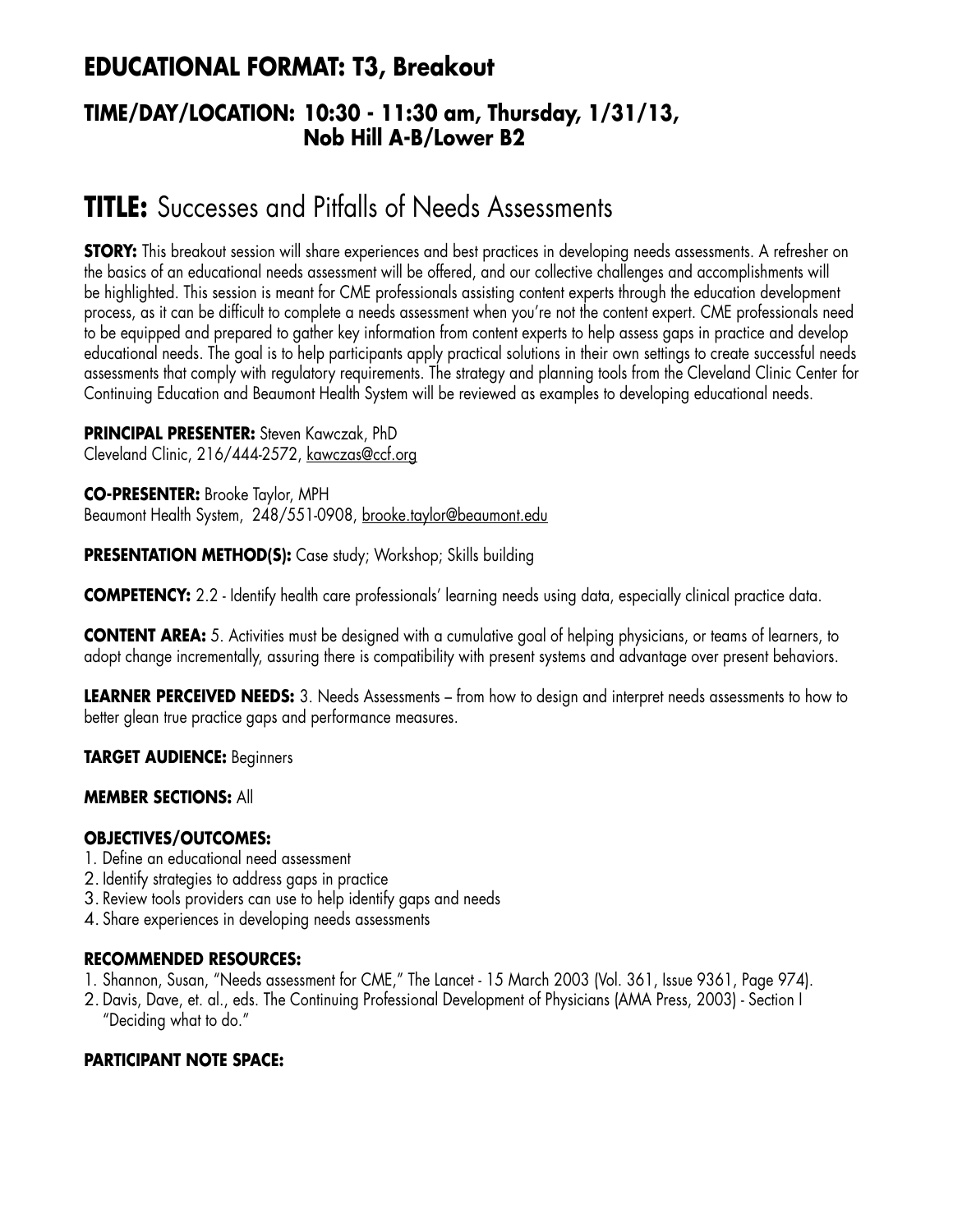## EDUCATIONAL FORMAT: T3, Breakout

### TIME/DAY/LOCATION: 10:30 - 11:30 am, Thursday, 1/31/13, Nob Hill A-B/Lower B2

# TITLE: Successes and Pitfalls of Needs Assessments

**STORY:** This breakout session will share experiences and best practices in developing needs assessments. A refresher on the basics of an educational needs assessment will be offered, and our collective challenges and accomplishments will be highlighted. This session is meant for CME professionals assisting content experts through the education development process, as it can be difficult to complete a needs assessment when you're not the content expert. CME professionals need to be equipped and prepared to gather key information from content experts to help assess gaps in practice and develop educational needs. The goal is to help participants apply practical solutions in their own settings to create successful needs assessments that comply with regulatory requirements. The strategy and planning tools from the Cleveland Clinic Center for Continuing Education and Beaumont Health System will be reviewed as examples to developing educational needs.

**PRINCIPAL PRESENTER:** Steven Kawczak, PhD
Cleveland Clinic, 216/444-2572, kawczas@ccf.org

**CO-PRESENTER:** Brooke Taylor, MPH
Beaumont Health System, 248/551-0908, brooke.taylor@beaumont.edu

**PRESENTATION METHOD(S):** Case study; Workshop; Skills building

**COMPETENCY:** 2.2 - Identify health care professionals' learning needs using data, especially clinical practice data.

**CONTENT AREA:** 5. Activities must be designed with a cumulative goal of helping physicians, or teams of learners, to adopt change incrementally, assuring there is compatibility with present systems and advantage over present behaviors.

**LEARNER PERCEIVED NEEDS:** 3. Needs Assessments – from how to design and interpret needs assessments to how to better glean true practice gaps and performance measures.

**TARGET AUDIENCE:** Beginners

**MEMBER SECTIONS:** All

**OBJECTIVES/OUTCOMES:**

1. Define an educational need assessment
2. Identify strategies to address gaps in practice
3. Review tools providers can use to help identify gaps and needs
4. Share experiences in developing needs assessments

**RECOMMENDED RESOURCES:**

1. Shannon, Susan, "Needs assessment for CME," The Lancet - 15 March 2003 (Vol. 361, Issue 9361, Page 974).
2. Davis, Dave, et. al., eds. The Continuing Professional Development of Physicians (AMA Press, 2003) - Section I "Deciding what to do."

**PARTICIPANT NOTE SPACE:**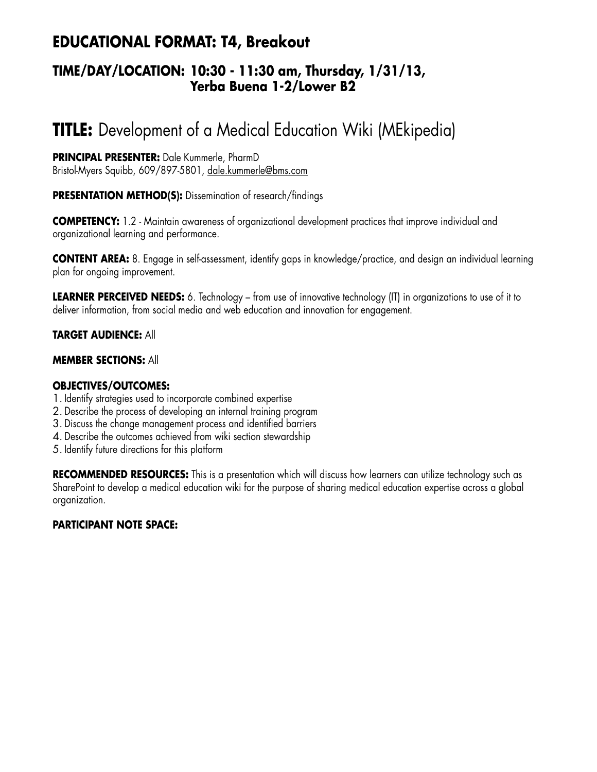## EDUCATIONAL FORMAT: T4, Breakout

### TIME/DAY/LOCATION: 10:30 - 11:30 am, Thursday, 1/31/13, Yerba Buena 1-2/Lower B2

# TITLE: Development of a Medical Education Wiki (MEkipedia)

**PRINCIPAL PRESENTER:** Dale Kummerle, PharmD
Bristol-Myers Squibb, 609/897-5801, dale.kummerle@bms.com

**PRESENTATION METHOD(S):** Dissemination of research/findings

**COMPETENCY:** 1.2 - Maintain awareness of organizational development practices that improve individual and organizational learning and performance.

**CONTENT AREA:** 8. Engage in self-assessment, identify gaps in knowledge/practice, and design an individual learning plan for ongoing improvement.

**LEARNER PERCEIVED NEEDS:** 6. Technology – from use of innovative technology (IT) in organizations to use of it to deliver information, from social media and web education and innovation for engagement.

**TARGET AUDIENCE:** All

**MEMBER SECTIONS:** All

**OBJECTIVES/OUTCOMES:**

1. Identify strategies used to incorporate combined expertise
2. Describe the process of developing an internal training program
3. Discuss the change management process and identified barriers
4. Describe the outcomes achieved from wiki section stewardship
5. Identify future directions for this platform

**RECOMMENDED RESOURCES:** This is a presentation which will discuss how learners can utilize technology such as SharePoint to develop a medical education wiki for the purpose of sharing medical education expertise across a global organization.

**PARTICIPANT NOTE SPACE:**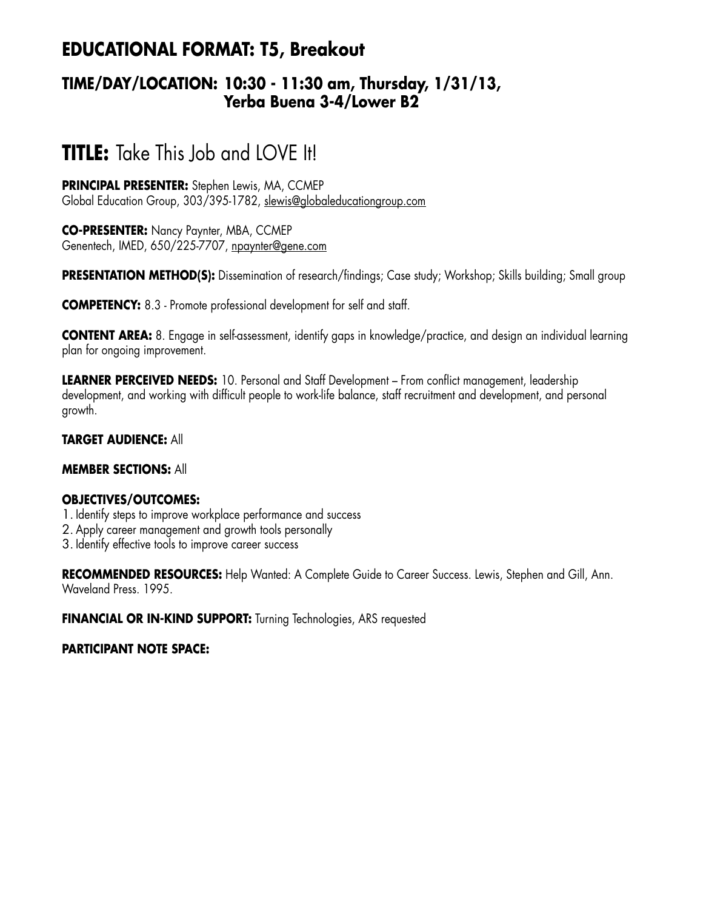## EDUCATIONAL FORMAT: T5, Breakout

### TIME/DAY/LOCATION: 10:30 - 11:30 am, Thursday, 1/31/13, Yerba Buena 3-4/Lower B2

# TITLE: Take This Job and LOVE It!

**PRINCIPAL PRESENTER:** Stephen Lewis, MA, CCMEP
Global Education Group, 303/395-1782, slewis@globaleducationgroup.com

**CO-PRESENTER:** Nancy Paynter, MBA, CCMEP
Genentech, IMED, 650/225-7707, npaynter@gene.com

**PRESENTATION METHOD(S):** Dissemination of research/findings; Case study; Workshop; Skills building; Small group

**COMPETENCY:** 8.3 - Promote professional development for self and staff.

**CONTENT AREA:** 8. Engage in self-assessment, identify gaps in knowledge/practice, and design an individual learning plan for ongoing improvement.

**LEARNER PERCEIVED NEEDS:** 10. Personal and Staff Development – From conflict management, leadership development, and working with difficult people to work-life balance, staff recruitment and development, and personal growth.

**TARGET AUDIENCE:** All

**MEMBER SECTIONS:** All

**OBJECTIVES/OUTCOMES:**

1. Identify steps to improve workplace performance and success
2. Apply career management and growth tools personally
3. Identify effective tools to improve career success

**RECOMMENDED RESOURCES:** Help Wanted: A Complete Guide to Career Success. Lewis, Stephen and Gill, Ann. Waveland Press. 1995.

**FINANCIAL OR IN-KIND SUPPORT:** Turning Technologies, ARS requested

**PARTICIPANT NOTE SPACE:**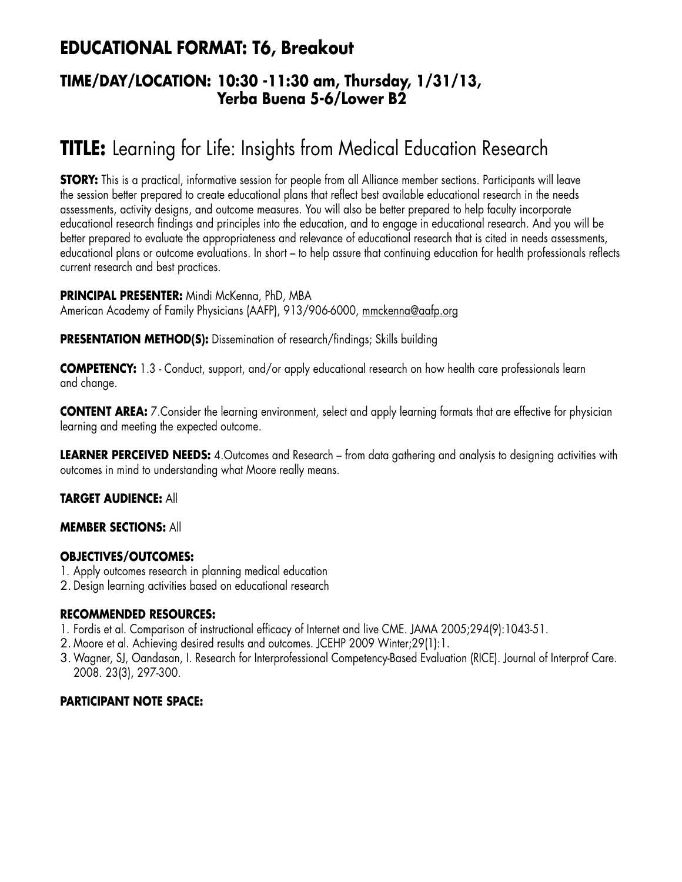## EDUCATIONAL FORMAT: T6, Breakout

### TIME/DAY/LOCATION: 10:30 -11:30 am, Thursday, 1/31/13, Yerba Buena 5-6/Lower B2

# TITLE: Learning for Life: Insights from Medical Education Research

**STORY:** This is a practical, informative session for people from all Alliance member sections. Participants will leave the session better prepared to create educational plans that reflect best available educational research in the needs assessments, activity designs, and outcome measures. You will also be better prepared to help faculty incorporate educational research findings and principles into the education, and to engage in educational research. And you will be better prepared to evaluate the appropriateness and relevance of educational research that is cited in needs assessments, educational plans or outcome evaluations. In short – to help assure that continuing education for health professionals reflects current research and best practices.

**PRINCIPAL PRESENTER:** Mindi McKenna, PhD, MBA
American Academy of Family Physicians (AAFP), 913/906-6000, mmckenna@aafp.org

**PRESENTATION METHOD(S):** Dissemination of research/findings; Skills building

**COMPETENCY:** 1.3 - Conduct, support, and/or apply educational research on how health care professionals learn and change.

**CONTENT AREA:** 7.Consider the learning environment, select and apply learning formats that are effective for physician learning and meeting the expected outcome.

**LEARNER PERCEIVED NEEDS:** 4.Outcomes and Research – from data gathering and analysis to designing activities with outcomes in mind to understanding what Moore really means.

**TARGET AUDIENCE:** All

**MEMBER SECTIONS:** All

**OBJECTIVES/OUTCOMES:**
1. Apply outcomes research in planning medical education
2. Design learning activities based on educational research

**RECOMMENDED RESOURCES:**
1. Fordis et al. Comparison of instructional efficacy of Internet and live CME. JAMA 2005;294(9):1043-51.
2. Moore et al. Achieving desired results and outcomes. JCEHP 2009 Winter;29(1):1.
3. Wagner, SJ, Oandasan, I. Research for Interprofessional Competency-Based Evaluation (RICE). Journal of Interprof Care. 2008. 23(3), 297-300.

**PARTICIPANT NOTE SPACE:**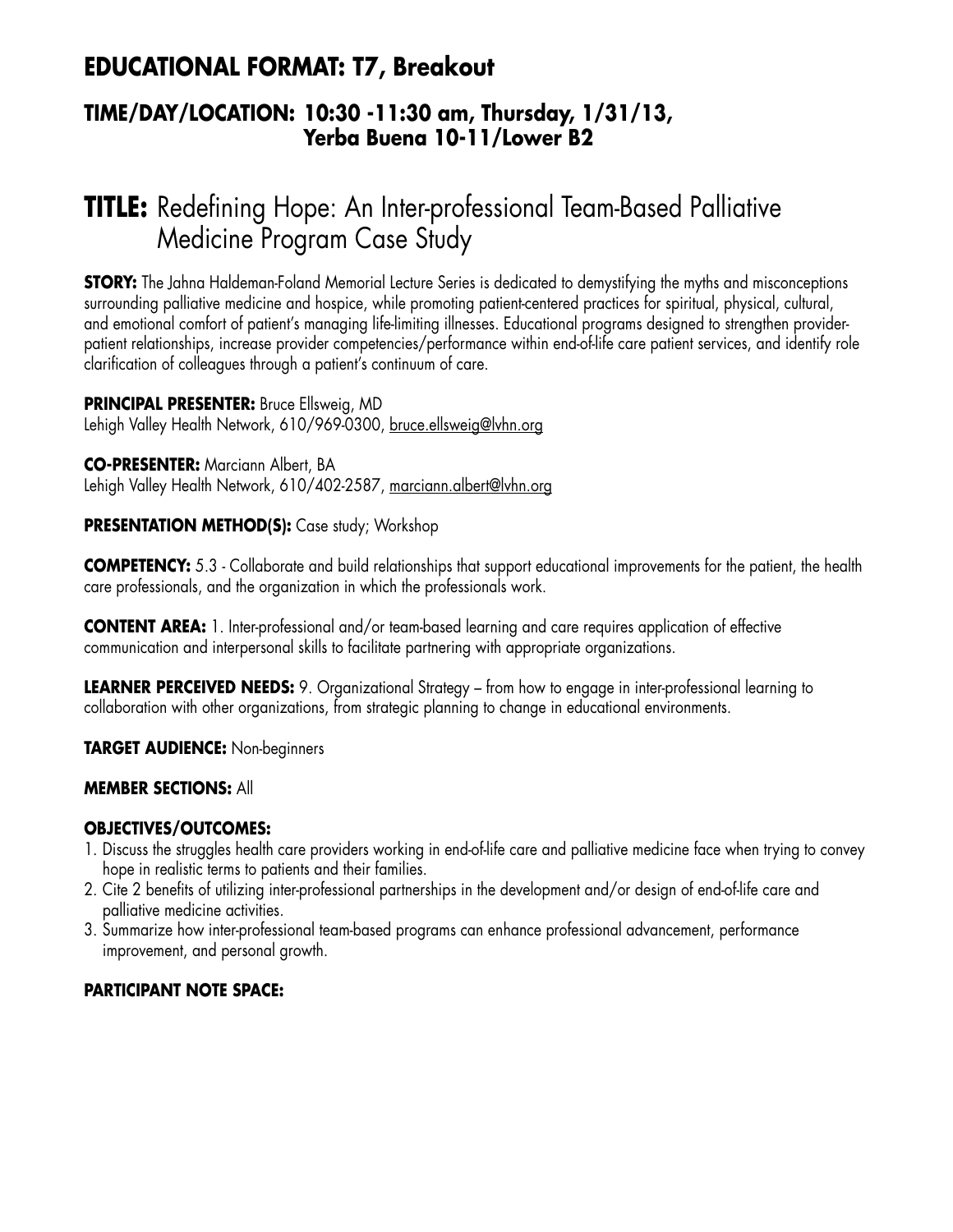## EDUCATIONAL FORMAT: T7, Breakout

### TIME/DAY/LOCATION: 10:30 -11:30 am, Thursday, 1/31/13, Yerba Buena 10-11/Lower B2

# TITLE: Redefining Hope: An Inter-professional Team-Based Palliative Medicine Program Case Study

**STORY:** The Jahna Haldeman-Foland Memorial Lecture Series is dedicated to demystifying the myths and misconceptions surrounding palliative medicine and hospice, while promoting patient-centered practices for spiritual, physical, cultural, and emotional comfort of patient's managing life-limiting illnesses. Educational programs designed to strengthen provider-patient relationships, increase provider competencies/performance within end-of-life care patient services, and identify role clarification of colleagues through a patient's continuum of care.

**PRINCIPAL PRESENTER:** Bruce Ellsweig, MD
Lehigh Valley Health Network, 610/969-0300, bruce.ellsweig@lvhn.org

**CO-PRESENTER:** Marciann Albert, BA
Lehigh Valley Health Network, 610/402-2587, marciann.albert@lvhn.org

**PRESENTATION METHOD(S):** Case study; Workshop

**COMPETENCY:** 5.3 - Collaborate and build relationships that support educational improvements for the patient, the health care professionals, and the organization in which the professionals work.

**CONTENT AREA:** 1. Inter-professional and/or team-based learning and care requires application of effective communication and interpersonal skills to facilitate partnering with appropriate organizations.

**LEARNER PERCEIVED NEEDS:** 9. Organizational Strategy – from how to engage in inter-professional learning to collaboration with other organizations, from strategic planning to change in educational environments.

**TARGET AUDIENCE:** Non-beginners

**MEMBER SECTIONS:** All

**OBJECTIVES/OUTCOMES:**

1. Discuss the struggles health care providers working in end-of-life care and palliative medicine face when trying to convey hope in realistic terms to patients and their families.
2. Cite 2 benefits of utilizing inter-professional partnerships in the development and/or design of end-of-life care and palliative medicine activities.
3. Summarize how inter-professional team-based programs can enhance professional advancement, performance improvement, and personal growth.

**PARTICIPANT NOTE SPACE:**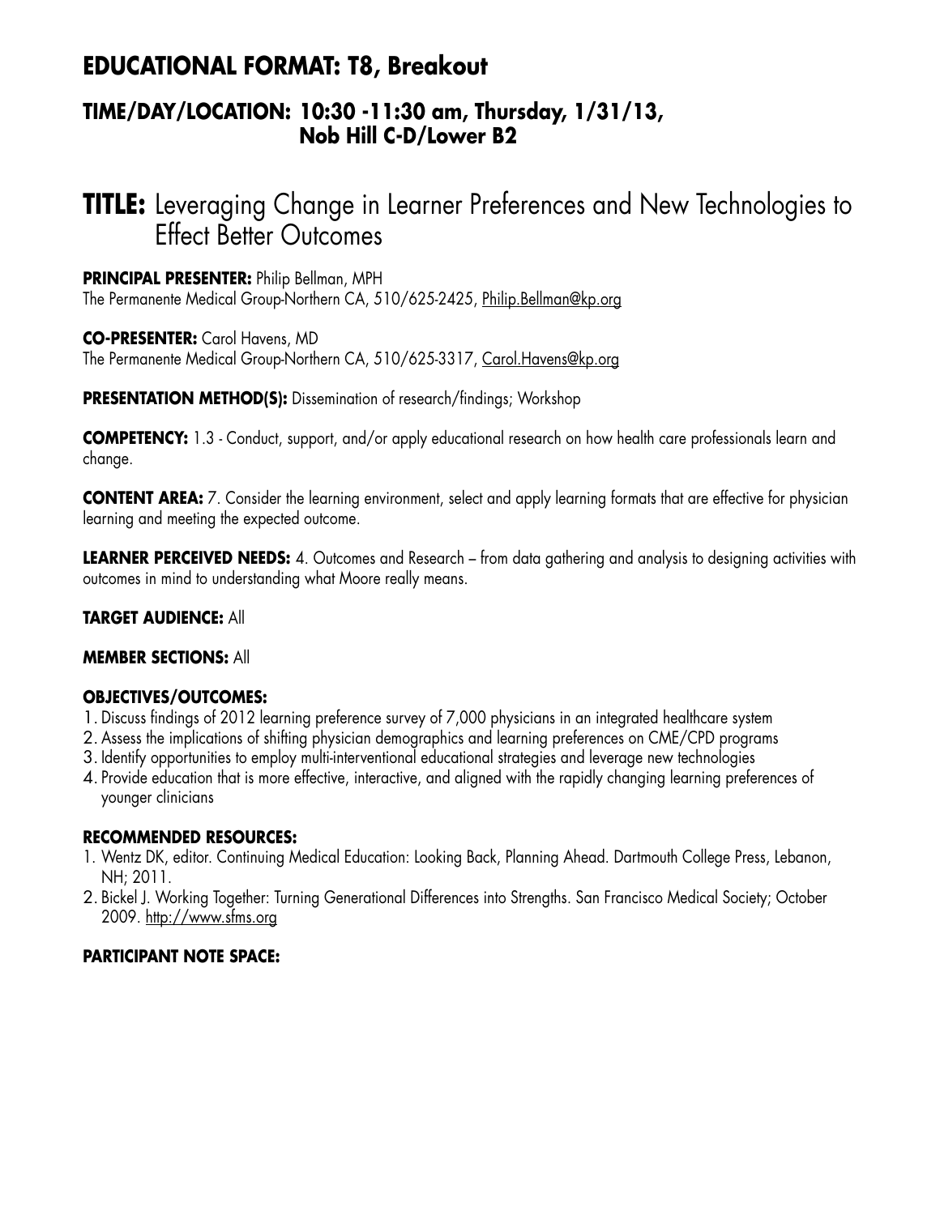## EDUCATIONAL FORMAT: T8, Breakout

### TIME/DAY/LOCATION: 10:30 -11:30 am, Thursday, 1/31/13, Nob Hill C-D/Lower B2

# TITLE: Leveraging Change in Learner Preferences and New Technologies to Effect Better Outcomes

**PRINCIPAL PRESENTER:** Philip Bellman, MPH
The Permanente Medical Group-Northern CA, 510/625-2425, Philip.Bellman@kp.org

**CO-PRESENTER:** Carol Havens, MD
The Permanente Medical Group-Northern CA, 510/625-3317, Carol.Havens@kp.org

**PRESENTATION METHOD(S):** Dissemination of research/findings; Workshop

**COMPETENCY:** 1.3 - Conduct, support, and/or apply educational research on how health care professionals learn and change.

**CONTENT AREA:** 7. Consider the learning environment, select and apply learning formats that are effective for physician learning and meeting the expected outcome.

**LEARNER PERCEIVED NEEDS:** 4. Outcomes and Research – from data gathering and analysis to designing activities with outcomes in mind to understanding what Moore really means.

**TARGET AUDIENCE:** All

**MEMBER SECTIONS:** All

**OBJECTIVES/OUTCOMES:**

1. Discuss findings of 2012 learning preference survey of 7,000 physicians in an integrated healthcare system
2. Assess the implications of shifting physician demographics and learning preferences on CME/CPD programs
3. Identify opportunities to employ multi-interventional educational strategies and leverage new technologies
4. Provide education that is more effective, interactive, and aligned with the rapidly changing learning preferences of younger clinicians

**RECOMMENDED RESOURCES:**

1. Wentz DK, editor. Continuing Medical Education: Looking Back, Planning Ahead. Dartmouth College Press, Lebanon, NH; 2011.
2. Bickel J. Working Together: Turning Generational Differences into Strengths. San Francisco Medical Society; October 2009. http://www.sfms.org

**PARTICIPANT NOTE SPACE:**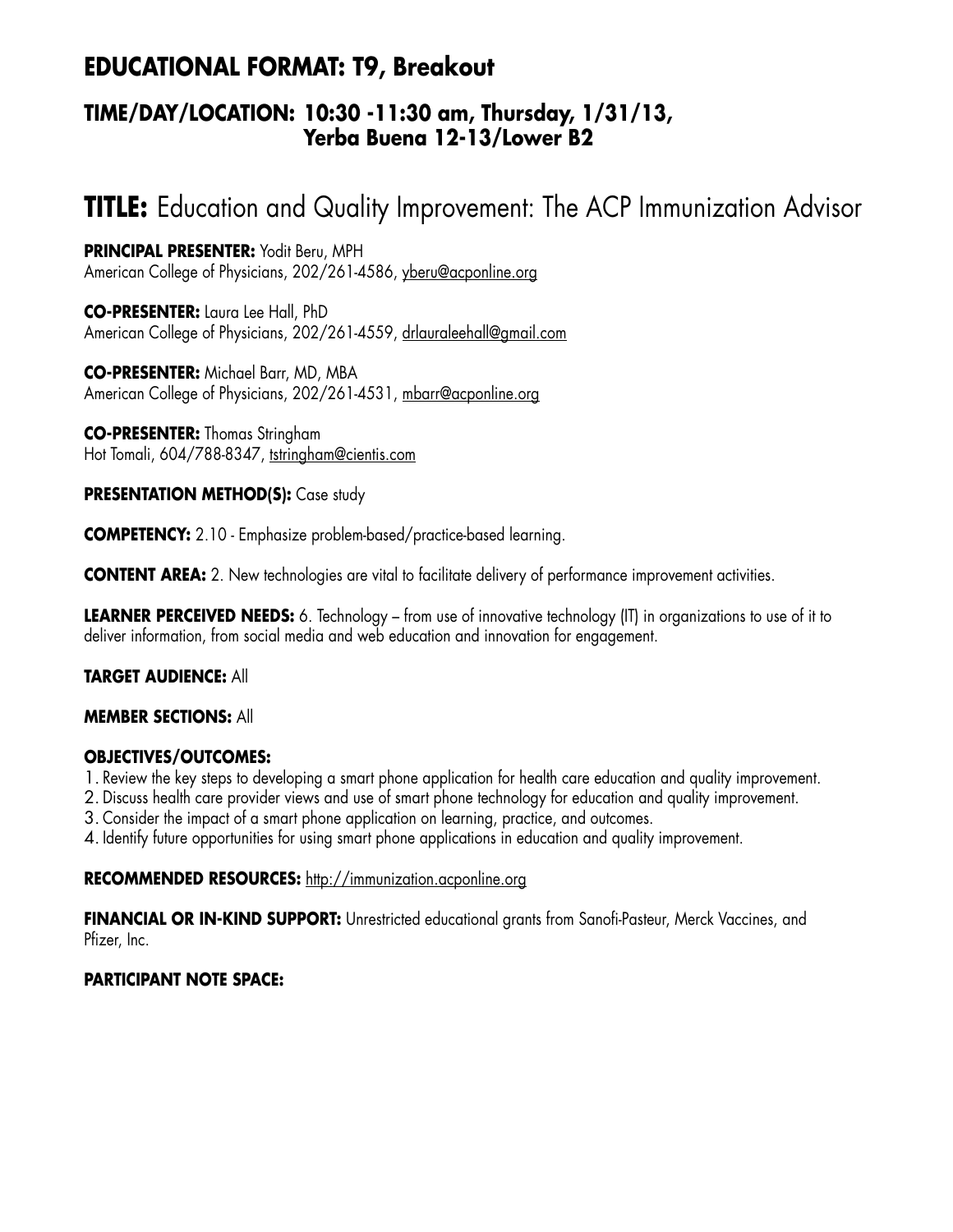# EDUCATIONAL FORMAT: T9, Breakout

## TIME/DAY/LOCATION: 10:30 -11:30 am, Thursday, 1/31/13, Yerba Buena 12-13/Lower B2

# TITLE: Education and Quality Improvement: The ACP Immunization Advisor

**PRINCIPAL PRESENTER:** Yodit Beru, MPH
American College of Physicians, 202/261-4586, yberu@acponline.org

**CO-PRESENTER:** Laura Lee Hall, PhD
American College of Physicians, 202/261-4559, drlauraleehall@gmail.com

**CO-PRESENTER:** Michael Barr, MD, MBA
American College of Physicians, 202/261-4531, mbarr@acponline.org

**CO-PRESENTER:** Thomas Stringham
Hot Tomali, 604/788-8347, tstringham@cientis.com

**PRESENTATION METHOD(S):** Case study

**COMPETENCY:** 2.10 - Emphasize problem-based/practice-based learning.

**CONTENT AREA:** 2. New technologies are vital to facilitate delivery of performance improvement activities.

**LEARNER PERCEIVED NEEDS:** 6. Technology – from use of innovative technology (IT) in organizations to use of it to deliver information, from social media and web education and innovation for engagement.

**TARGET AUDIENCE:** All

**MEMBER SECTIONS:** All

**OBJECTIVES/OUTCOMES:**

1. Review the key steps to developing a smart phone application for health care education and quality improvement.
2. Discuss health care provider views and use of smart phone technology for education and quality improvement.
3. Consider the impact of a smart phone application on learning, practice, and outcomes.
4. Identify future opportunities for using smart phone applications in education and quality improvement.

**RECOMMENDED RESOURCES:** http://immunization.acponline.org

**FINANCIAL OR IN-KIND SUPPORT:** Unrestricted educational grants from Sanofi-Pasteur, Merck Vaccines, and Pfizer, Inc.

**PARTICIPANT NOTE SPACE:**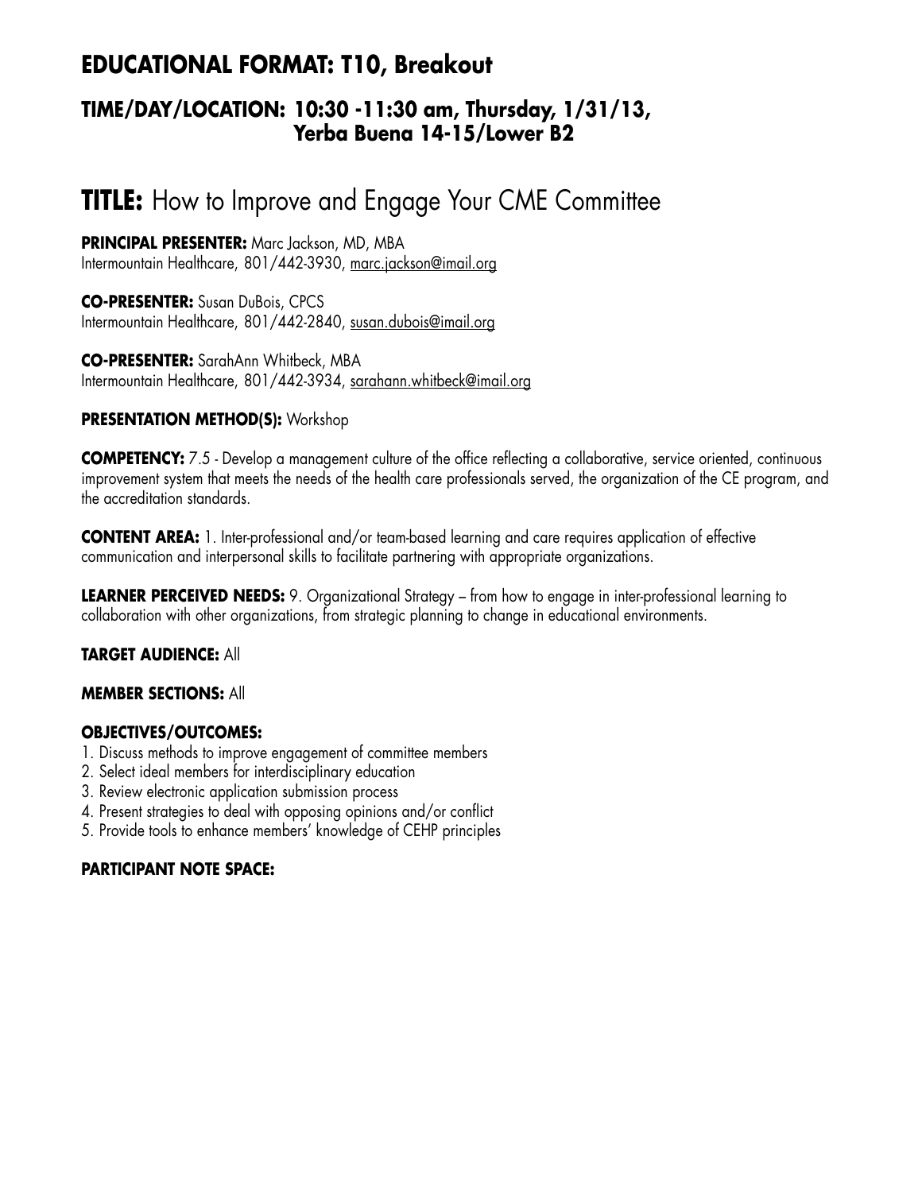## EDUCATIONAL FORMAT: T10, Breakout

### TIME/DAY/LOCATION: 10:30 -11:30 am, Thursday, 1/31/13, Yerba Buena 14-15/Lower B2

# TITLE: How to Improve and Engage Your CME Committee

**PRINCIPAL PRESENTER:** Marc Jackson, MD, MBA
Intermountain Healthcare, 801/442-3930, marc.jackson@imail.org

**CO-PRESENTER:** Susan DuBois, CPCS
Intermountain Healthcare, 801/442-2840, susan.dubois@imail.org

**CO-PRESENTER:** SarahAnn Whitbeck, MBA
Intermountain Healthcare, 801/442-3934, sarahann.whitbeck@imail.org

**PRESENTATION METHOD(S):** Workshop

**COMPETENCY:** 7.5 - Develop a management culture of the office reflecting a collaborative, service oriented, continuous improvement system that meets the needs of the health care professionals served, the organization of the CE program, and the accreditation standards.

**CONTENT AREA:** 1. Inter-professional and/or team-based learning and care requires application of effective communication and interpersonal skills to facilitate partnering with appropriate organizations.

**LEARNER PERCEIVED NEEDS:** 9. Organizational Strategy – from how to engage in inter-professional learning to collaboration with other organizations, from strategic planning to change in educational environments.

**TARGET AUDIENCE:** All

**MEMBER SECTIONS:** All

**OBJECTIVES/OUTCOMES:**

1. Discuss methods to improve engagement of committee members
2. Select ideal members for interdisciplinary education
3. Review electronic application submission process
4. Present strategies to deal with opposing opinions and/or conflict
5. Provide tools to enhance members' knowledge of CEHP principles

**PARTICIPANT NOTE SPACE:**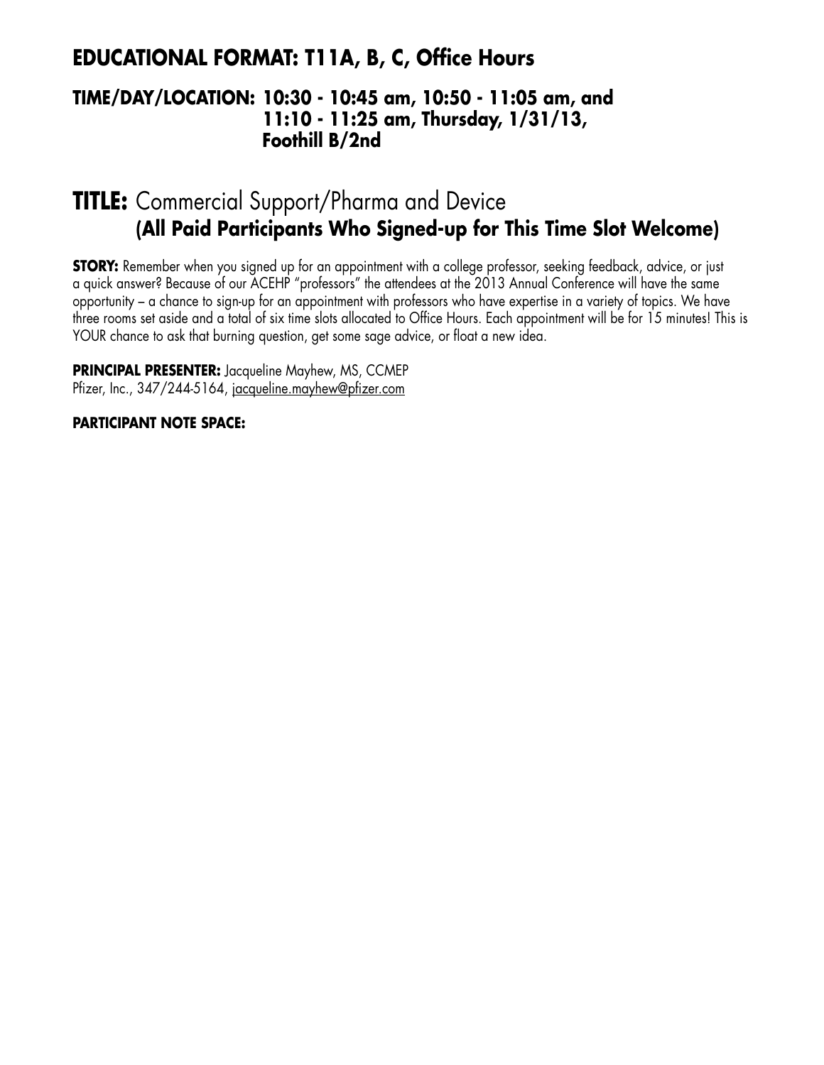## EDUCATIONAL FORMAT: T11A, B, C, Office Hours

### TIME/DAY/LOCATION: 10:30 - 10:45 am, 10:50 - 11:05 am, and 11:10 - 11:25 am, Thursday, 1/31/13, Foothill B/2nd

# TITLE: Commercial Support/Pharma and Device **(All Paid Participants Who Signed-up for This Time Slot Welcome)**

**STORY:** Remember when you signed up for an appointment with a college professor, seeking feedback, advice, or just a quick answer? Because of our ACEHP "professors" the attendees at the 2013 Annual Conference will have the same opportunity – a chance to sign-up for an appointment with professors who have expertise in a variety of topics. We have three rooms set aside and a total of six time slots allocated to Office Hours. Each appointment will be for 15 minutes! This is YOUR chance to ask that burning question, get some sage advice, or float a new idea.

**PRINCIPAL PRESENTER:** Jacqueline Mayhew, MS, CCMEP
Pfizer, Inc., 347/244-5164, jacqueline.mayhew@pfizer.com

**PARTICIPANT NOTE SPACE:**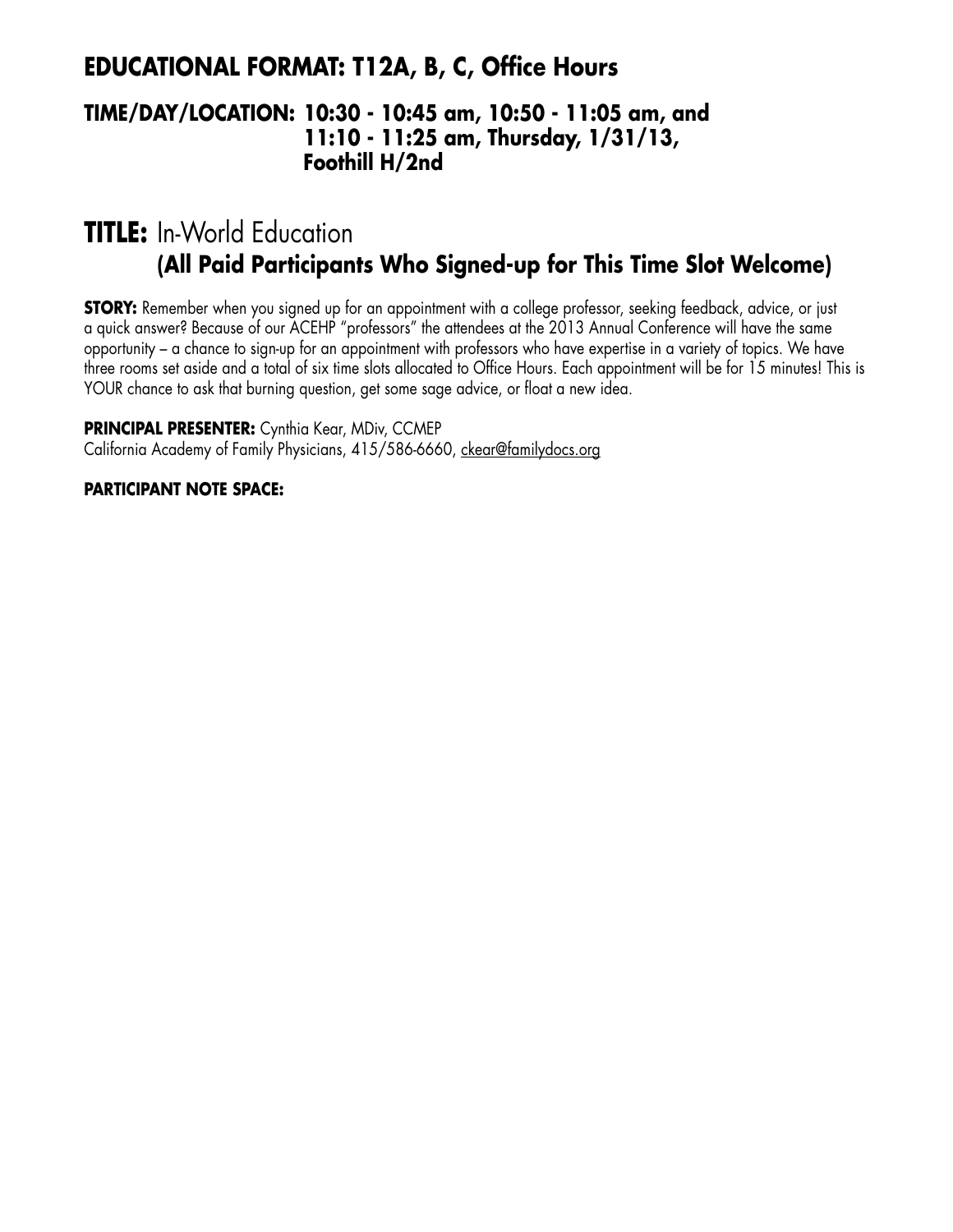## EDUCATIONAL FORMAT: T12A, B, C, Office Hours

### TIME/DAY/LOCATION: 10:30 - 10:45 am, 10:50 - 11:05 am, and 11:10 - 11:25 am, Thursday, 1/31/13, Foothill H/2nd

# TITLE: In-World Education
## (All Paid Participants Who Signed-up for This Time Slot Welcome)

**STORY:** Remember when you signed up for an appointment with a college professor, seeking feedback, advice, or just a quick answer? Because of our ACEHP "professors" the attendees at the 2013 Annual Conference will have the same opportunity – a chance to sign-up for an appointment with professors who have expertise in a variety of topics. We have three rooms set aside and a total of six time slots allocated to Office Hours. Each appointment will be for 15 minutes! This is YOUR chance to ask that burning question, get some sage advice, or float a new idea.

**PRINCIPAL PRESENTER:** Cynthia Kear, MDiv, CCMEP
California Academy of Family Physicians, 415/586-6660, ckear@familydocs.org

**PARTICIPANT NOTE SPACE:**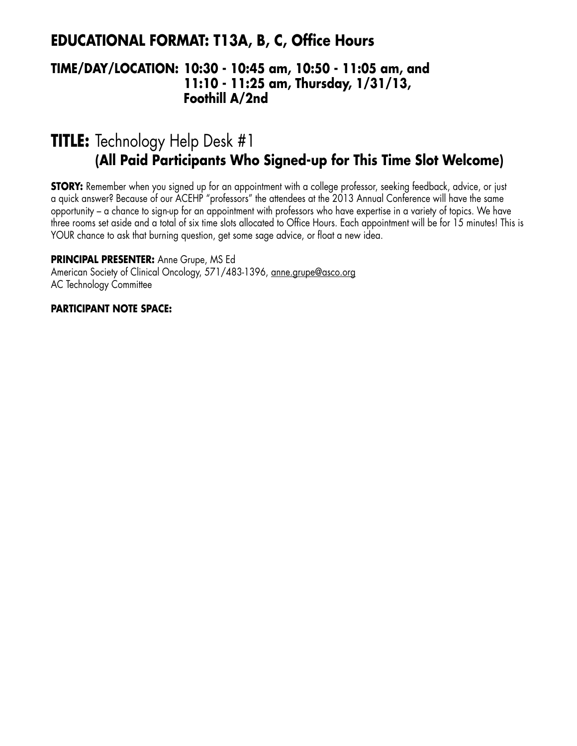## EDUCATIONAL FORMAT: T13A, B, C, Office Hours

### TIME/DAY/LOCATION: 10:30 - 10:45 am, 10:50 - 11:05 am, and 11:10 - 11:25 am, Thursday, 1/31/13, Foothill A/2nd

# TITLE: Technology Help Desk #1 **(All Paid Participants Who Signed-up for This Time Slot Welcome)**

**STORY:** Remember when you signed up for an appointment with a college professor, seeking feedback, advice, or just a quick answer? Because of our ACEHP "professors" the attendees at the 2013 Annual Conference will have the same opportunity – a chance to sign-up for an appointment with professors who have expertise in a variety of topics. We have three rooms set aside and a total of six time slots allocated to Office Hours. Each appointment will be for 15 minutes! This is YOUR chance to ask that burning question, get some sage advice, or float a new idea.

**PRINCIPAL PRESENTER:** Anne Grupe, MS Ed
American Society of Clinical Oncology, 571/483-1396, anne.grupe@asco.org
AC Technology Committee

**PARTICIPANT NOTE SPACE:**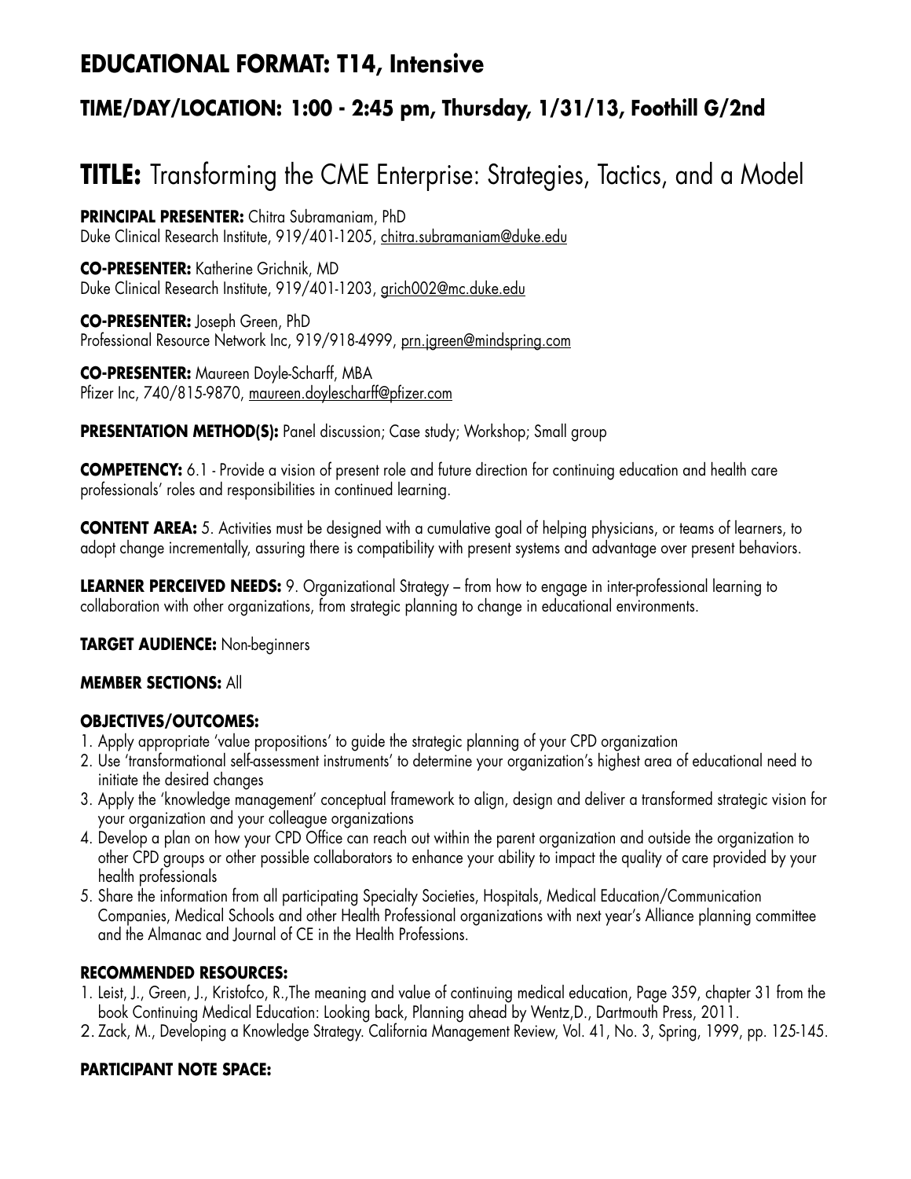## EDUCATIONAL FORMAT: T14, Intensive

### TIME/DAY/LOCATION: 1:00 - 2:45 pm, Thursday, 1/31/13, Foothill G/2nd

# TITLE: Transforming the CME Enterprise: Strategies, Tactics, and a Model

**PRINCIPAL PRESENTER:** Chitra Subramaniam, PhD
Duke Clinical Research Institute, 919/401-1205, chitra.subramaniam@duke.edu

**CO-PRESENTER:** Katherine Grichnik, MD
Duke Clinical Research Institute, 919/401-1203, grich002@mc.duke.edu

**CO-PRESENTER:** Joseph Green, PhD
Professional Resource Network Inc, 919/918-4999, prn.jgreen@mindspring.com

**CO-PRESENTER:** Maureen Doyle-Scharff, MBA
Pfizer Inc, 740/815-9870, maureen.doylescharff@pfizer.com

**PRESENTATION METHOD(S):** Panel discussion; Case study; Workshop; Small group

**COMPETENCY:** 6.1 - Provide a vision of present role and future direction for continuing education and health care professionals' roles and responsibilities in continued learning.

**CONTENT AREA:** 5. Activities must be designed with a cumulative goal of helping physicians, or teams of learners, to adopt change incrementally, assuring there is compatibility with present systems and advantage over present behaviors.

**LEARNER PERCEIVED NEEDS:** 9. Organizational Strategy – from how to engage in inter-professional learning to collaboration with other organizations, from strategic planning to change in educational environments.

**TARGET AUDIENCE:** Non-beginners

**MEMBER SECTIONS:** All

**OBJECTIVES/OUTCOMES:**

1. Apply appropriate 'value propositions' to guide the strategic planning of your CPD organization
2. Use 'transformational self-assessment instruments' to determine your organization's highest area of educational need to initiate the desired changes
3. Apply the 'knowledge management' conceptual framework to align, design and deliver a transformed strategic vision for your organization and your colleague organizations
4. Develop a plan on how your CPD Office can reach out within the parent organization and outside the organization to other CPD groups or other possible collaborators to enhance your ability to impact the quality of care provided by your health professionals
5. Share the information from all participating Specialty Societies, Hospitals, Medical Education/Communication Companies, Medical Schools and other Health Professional organizations with next year's Alliance planning committee and the Almanac and Journal of CE in the Health Professions.

**RECOMMENDED RESOURCES:**

1. Leist, J., Green, J., Kristofco, R.,The meaning and value of continuing medical education, Page 359, chapter 31 from the book Continuing Medical Education: Looking back, Planning ahead by Wentz,D., Dartmouth Press, 2011.
2. Zack, M., Developing a Knowledge Strategy. California Management Review, Vol. 41, No. 3, Spring, 1999, pp. 125-145.

**PARTICIPANT NOTE SPACE:**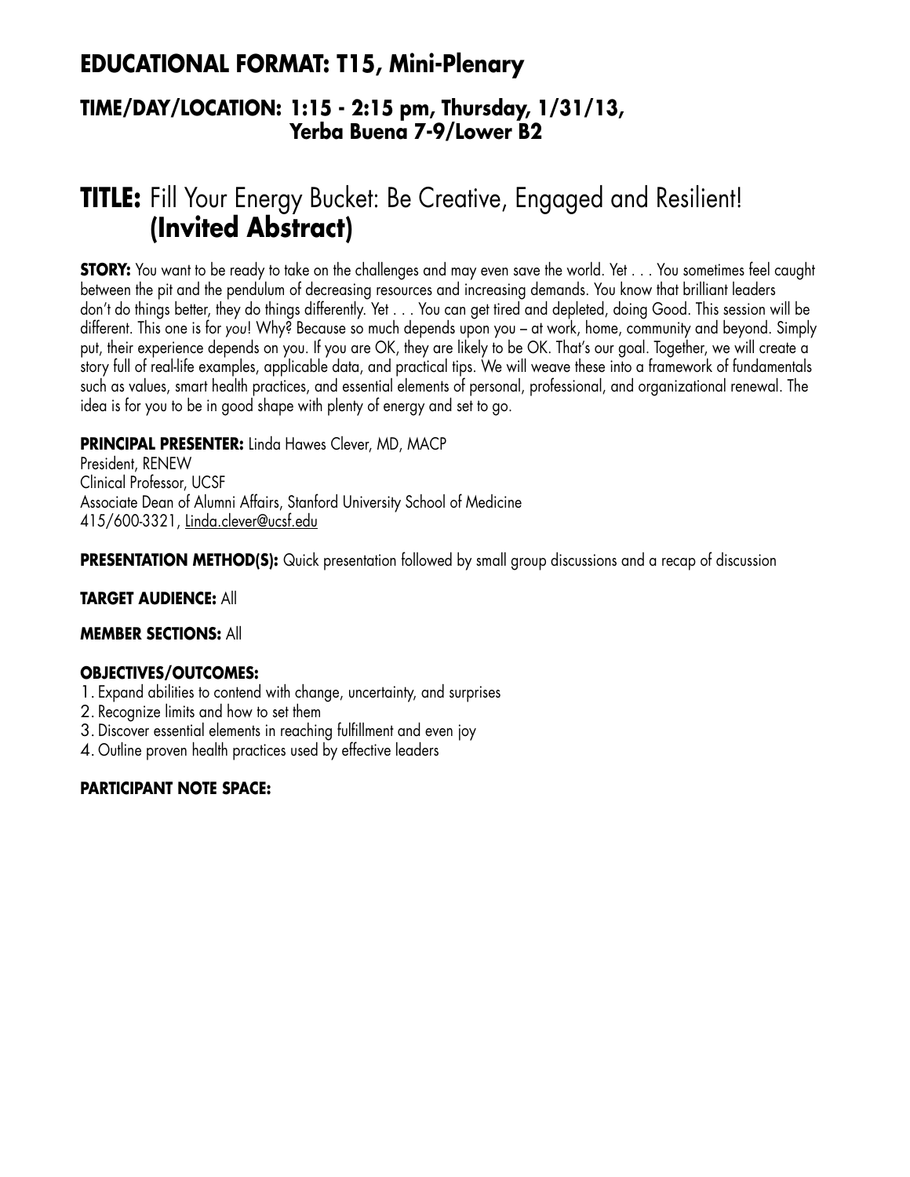## EDUCATIONAL FORMAT: T15, Mini-Plenary

### TIME/DAY/LOCATION: 1:15 - 2:15 pm, Thursday, 1/31/13, Yerba Buena 7-9/Lower B2

# TITLE: Fill Your Energy Bucket: Be Creative, Engaged and Resilient! (Invited Abstract)

**STORY:** You want to be ready to take on the challenges and may even save the world. Yet . . . You sometimes feel caught between the pit and the pendulum of decreasing resources and increasing demands. You know that brilliant leaders don't do things better, they do things differently. Yet . . . You can get tired and depleted, doing Good. This session will be different. This one is for *you*! Why? Because so much depends upon you – at work, home, community and beyond. Simply put, their experience depends on you. If you are OK, they are likely to be OK. That's our goal. Together, we will create a story full of real-life examples, applicable data, and practical tips. We will weave these into a framework of fundamentals such as values, smart health practices, and essential elements of personal, professional, and organizational renewal. The idea is for you to be in good shape with plenty of energy and set to go.

**PRINCIPAL PRESENTER:** Linda Hawes Clever, MD, MACP
President, RENEW
Clinical Professor, UCSF
Associate Dean of Alumni Affairs, Stanford University School of Medicine
415/600-3321, Linda.clever@ucsf.edu

**PRESENTATION METHOD(S):** Quick presentation followed by small group discussions and a recap of discussion

**TARGET AUDIENCE:** All

**MEMBER SECTIONS:** All

**OBJECTIVES/OUTCOMES:**

1. Expand abilities to contend with change, uncertainty, and surprises
2. Recognize limits and how to set them
3. Discover essential elements in reaching fulfillment and even joy
4. Outline proven health practices used by effective leaders

**PARTICIPANT NOTE SPACE:**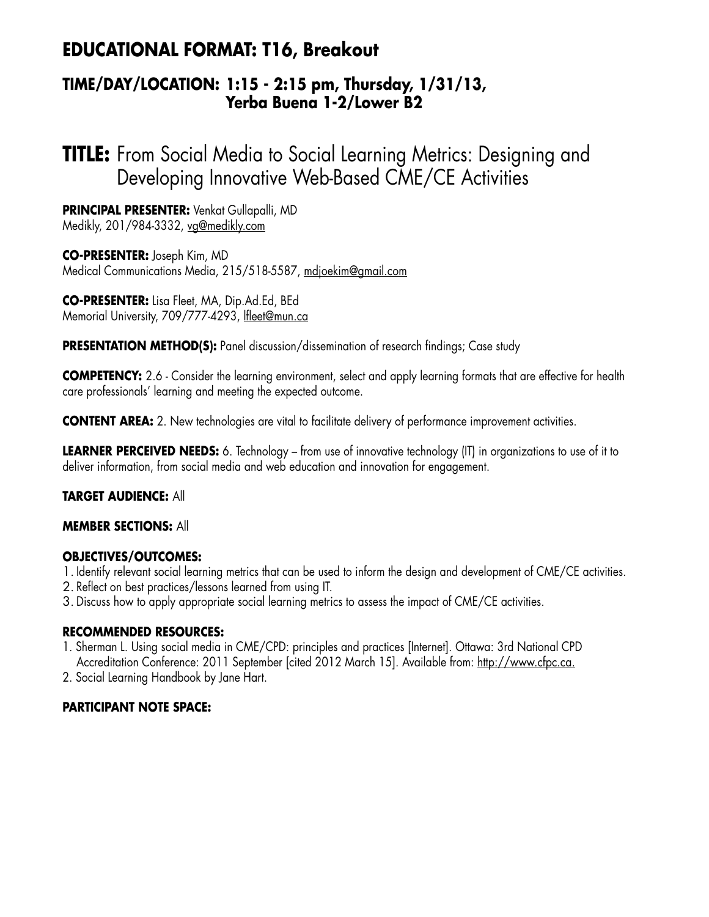## EDUCATIONAL FORMAT: T16, Breakout

### TIME/DAY/LOCATION: 1:15 - 2:15 pm, Thursday, 1/31/13, Yerba Buena 1-2/Lower B2

# TITLE: From Social Media to Social Learning Metrics: Designing and Developing Innovative Web-Based CME/CE Activities

**PRINCIPAL PRESENTER:** Venkat Gullapalli, MD
Medikly, 201/984-3332, vg@medikly.com

**CO-PRESENTER:** Joseph Kim, MD
Medical Communications Media, 215/518-5587, mdjoekim@gmail.com

**CO-PRESENTER:** Lisa Fleet, MA, Dip.Ad.Ed, BEd
Memorial University, 709/777-4293, lfleet@mun.ca

**PRESENTATION METHOD(S):** Panel discussion/dissemination of research findings; Case study

**COMPETENCY:** 2.6 - Consider the learning environment, select and apply learning formats that are effective for health care professionals' learning and meeting the expected outcome.

**CONTENT AREA:** 2. New technologies are vital to facilitate delivery of performance improvement activities.

**LEARNER PERCEIVED NEEDS:** 6. Technology – from use of innovative technology (IT) in organizations to use of it to deliver information, from social media and web education and innovation for engagement.

**TARGET AUDIENCE:** All

**MEMBER SECTIONS:** All

**OBJECTIVES/OUTCOMES:**

1. Identify relevant social learning metrics that can be used to inform the design and development of CME/CE activities.
2. Reflect on best practices/lessons learned from using IT.
3. Discuss how to apply appropriate social learning metrics to assess the impact of CME/CE activities.

**RECOMMENDED RESOURCES:**

1. Sherman L. Using social media in CME/CPD: principles and practices [Internet]. Ottawa: 3rd National CPD Accreditation Conference: 2011 September [cited 2012 March 15]. Available from: http://www.cfpc.ca.
2. Social Learning Handbook by Jane Hart.

**PARTICIPANT NOTE SPACE:**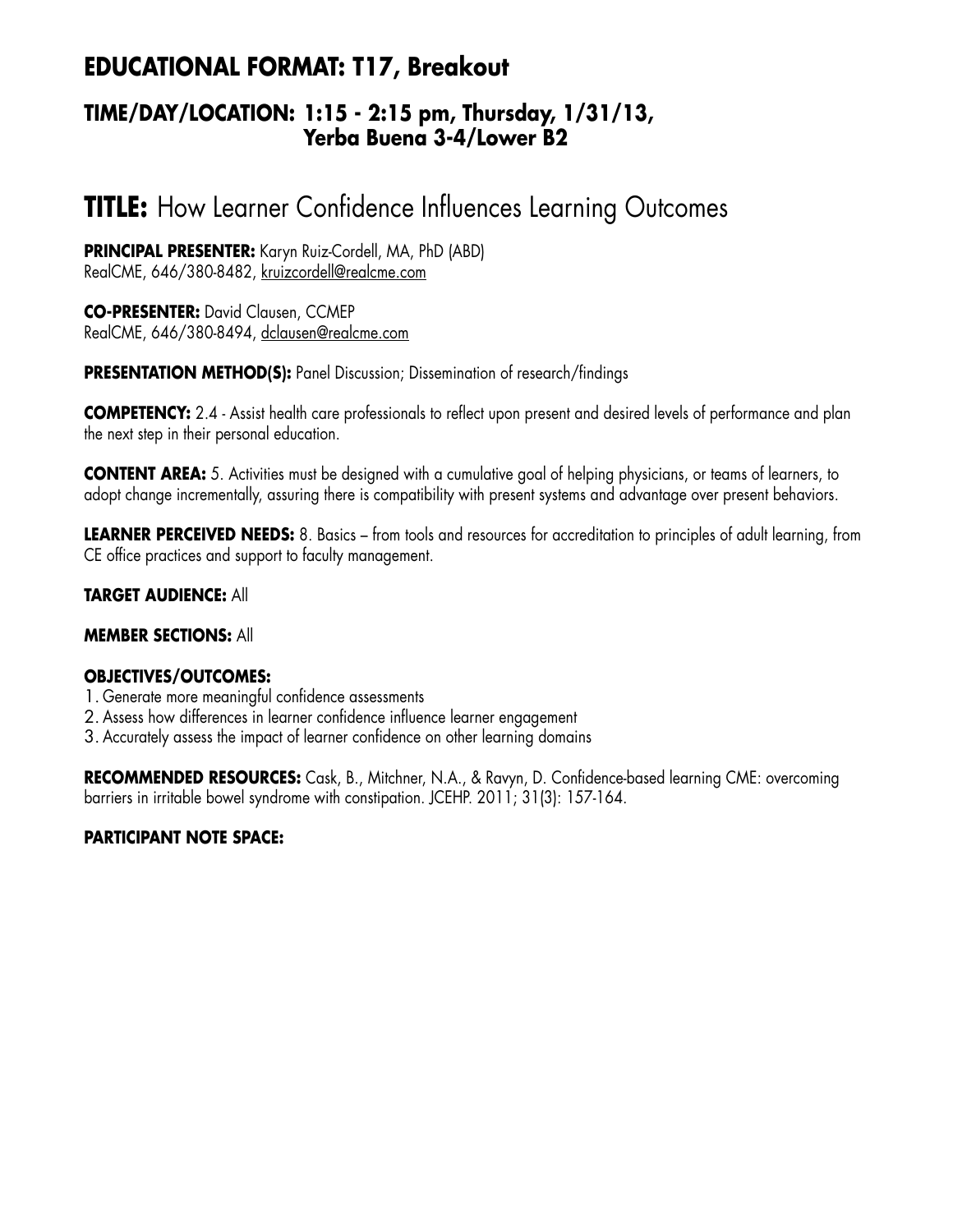## EDUCATIONAL FORMAT: T17, Breakout

### TIME/DAY/LOCATION: 1:15 - 2:15 pm, Thursday, 1/31/13, Yerba Buena 3-4/Lower B2

# TITLE: How Learner Confidence Influences Learning Outcomes

**PRINCIPAL PRESENTER:** Karyn Ruiz-Cordell, MA, PhD (ABD)
RealCME, 646/380-8482, kruizcordell@realcme.com

**CO-PRESENTER:** David Clausen, CCMEP
RealCME, 646/380-8494, dclausen@realcme.com

**PRESENTATION METHOD(S):** Panel Discussion; Dissemination of research/findings

**COMPETENCY:** 2.4 - Assist health care professionals to reflect upon present and desired levels of performance and plan the next step in their personal education.

**CONTENT AREA:** 5. Activities must be designed with a cumulative goal of helping physicians, or teams of learners, to adopt change incrementally, assuring there is compatibility with present systems and advantage over present behaviors.

**LEARNER PERCEIVED NEEDS:** 8. Basics – from tools and resources for accreditation to principles of adult learning, from CE office practices and support to faculty management.

**TARGET AUDIENCE:** All

**MEMBER SECTIONS:** All

**OBJECTIVES/OUTCOMES:**

1. Generate more meaningful confidence assessments
2. Assess how differences in learner confidence influence learner engagement
3. Accurately assess the impact of learner confidence on other learning domains

**RECOMMENDED RESOURCES:** Cask, B., Mitchner, N.A., & Ravyn, D. Confidence-based learning CME: overcoming barriers in irritable bowel syndrome with constipation. JCEHP. 2011; 31(3): 157-164.

**PARTICIPANT NOTE SPACE:**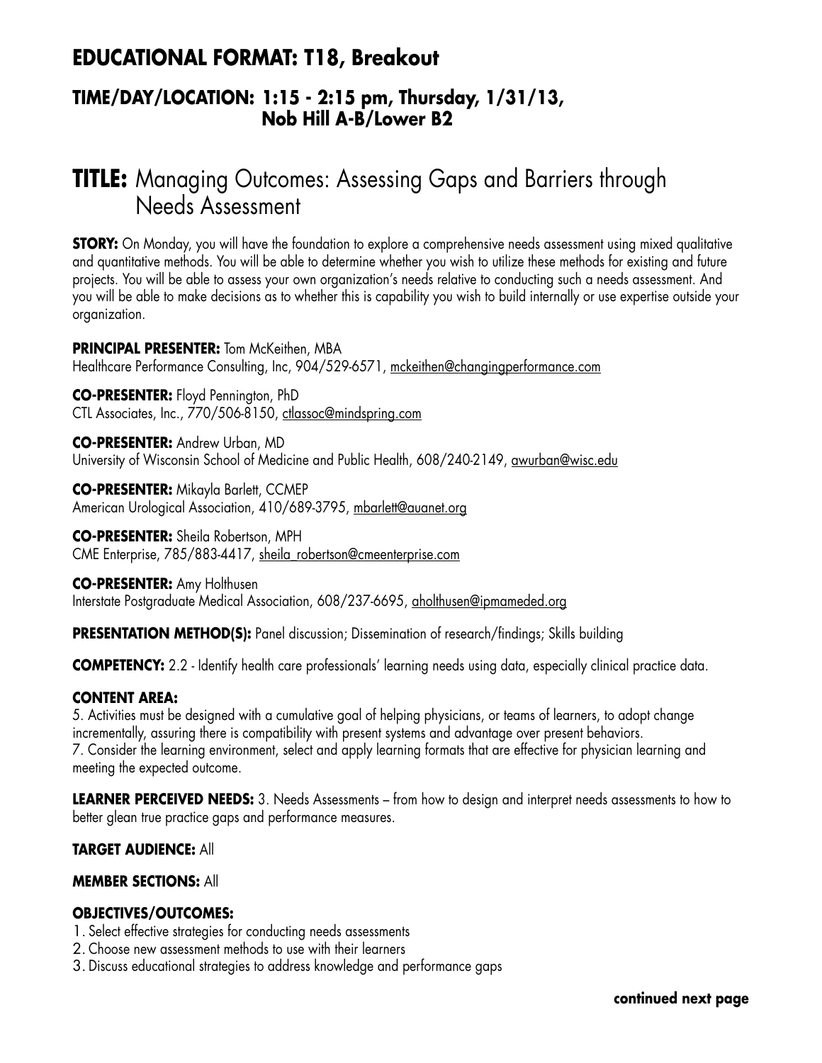## EDUCATIONAL FORMAT: T18, Breakout

### TIME/DAY/LOCATION: 1:15 - 2:15 pm, Thursday, 1/31/13, Nob Hill A-B/Lower B2

# TITLE: Managing Outcomes: Assessing Gaps and Barriers through Needs Assessment

**STORY:** On Monday, you will have the foundation to explore a comprehensive needs assessment using mixed qualitative and quantitative methods. You will be able to determine whether you wish to utilize these methods for existing and future projects. You will be able to assess your own organization's needs relative to conducting such a needs assessment. And you will be able to make decisions as to whether this is capability you wish to build internally or use expertise outside your organization.

**PRINCIPAL PRESENTER:** Tom McKeithen, MBA
Healthcare Performance Consulting, Inc, 904/529-6571, mckeithen@changingperformance.com

**CO-PRESENTER:** Floyd Pennington, PhD
CTL Associates, Inc., 770/506-8150, ctlassoc@mindspring.com

**CO-PRESENTER:** Andrew Urban, MD
University of Wisconsin School of Medicine and Public Health, 608/240-2149, awurban@wisc.edu

**CO-PRESENTER:** Mikayla Barlett, CCMEP
American Urological Association, 410/689-3795, mbarlett@auanet.org

**CO-PRESENTER:** Sheila Robertson, MPH
CME Enterprise, 785/883-4417, sheila_robertson@cmeenterprise.com

**CO-PRESENTER:** Amy Holthusen
Interstate Postgraduate Medical Association, 608/237-6695, aholthusen@ipmameded.org

**PRESENTATION METHOD(S):** Panel discussion; Dissemination of research/findings; Skills building

**COMPETENCY:** 2.2 - Identify health care professionals' learning needs using data, especially clinical practice data.

**CONTENT AREA:**
5. Activities must be designed with a cumulative goal of helping physicians, or teams of learners, to adopt change incrementally, assuring there is compatibility with present systems and advantage over present behaviors.
7. Consider the learning environment, select and apply learning formats that are effective for physician learning and meeting the expected outcome.

**LEARNER PERCEIVED NEEDS:** 3. Needs Assessments – from how to design and interpret needs assessments to how to better glean true practice gaps and performance measures.

**TARGET AUDIENCE:** All

**MEMBER SECTIONS:** All

**OBJECTIVES/OUTCOMES:**
1. Select effective strategies for conducting needs assessments
2. Choose new assessment methods to use with their learners
3. Discuss educational strategies to address knowledge and performance gaps

**continued next page**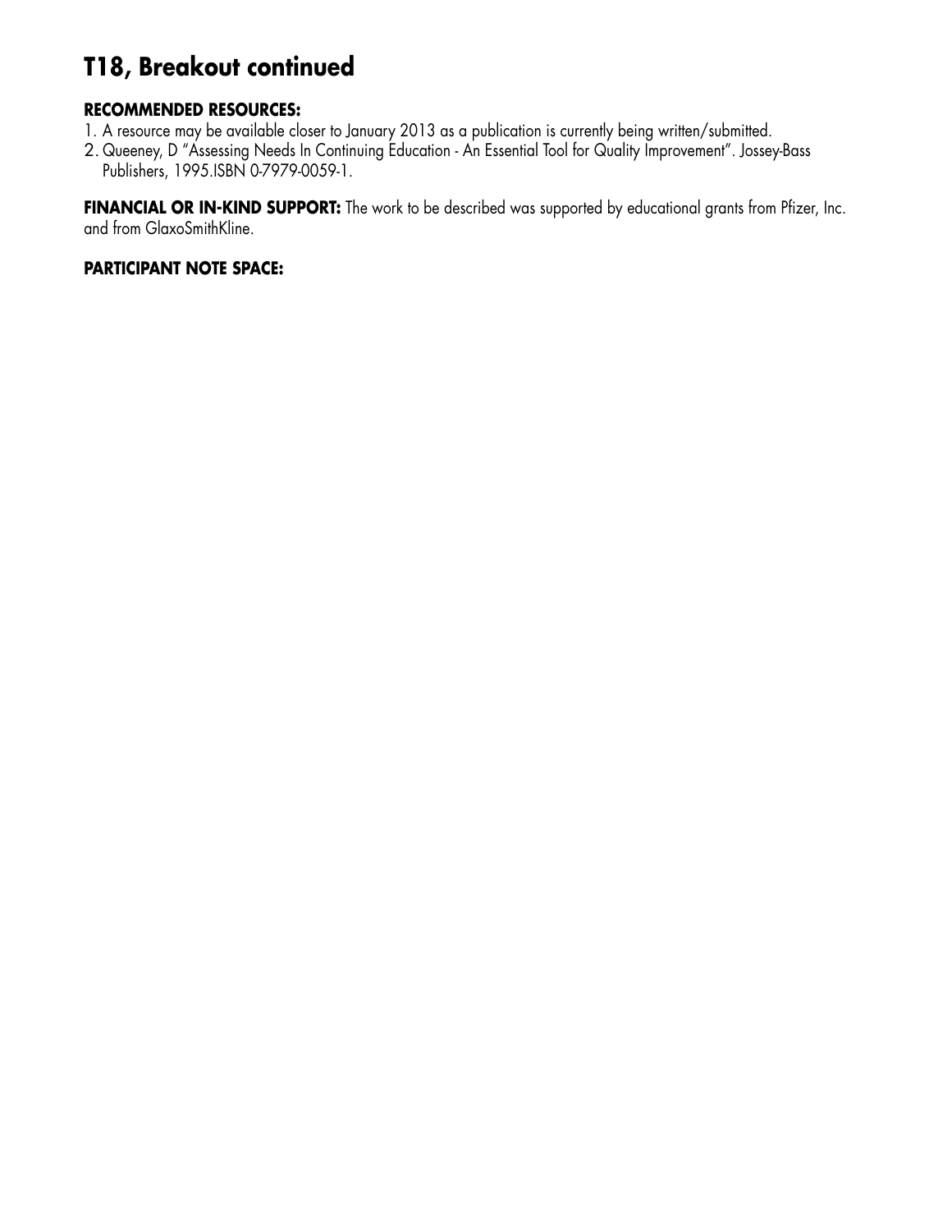# T18, Breakout continued

**RECOMMENDED RESOURCES:**

1. A resource may be available closer to January 2013 as a publication is currently being written/submitted.
2. Queeney, D "Assessing Needs In Continuing Education - An Essential Tool for Quality Improvement". Jossey-Bass Publishers, 1995.ISBN 0-7979-0059-1.

**FINANCIAL OR IN-KIND SUPPORT:** The work to be described was supported by educational grants from Pfizer, Inc. and from GlaxoSmithKline.

**PARTICIPANT NOTE SPACE:**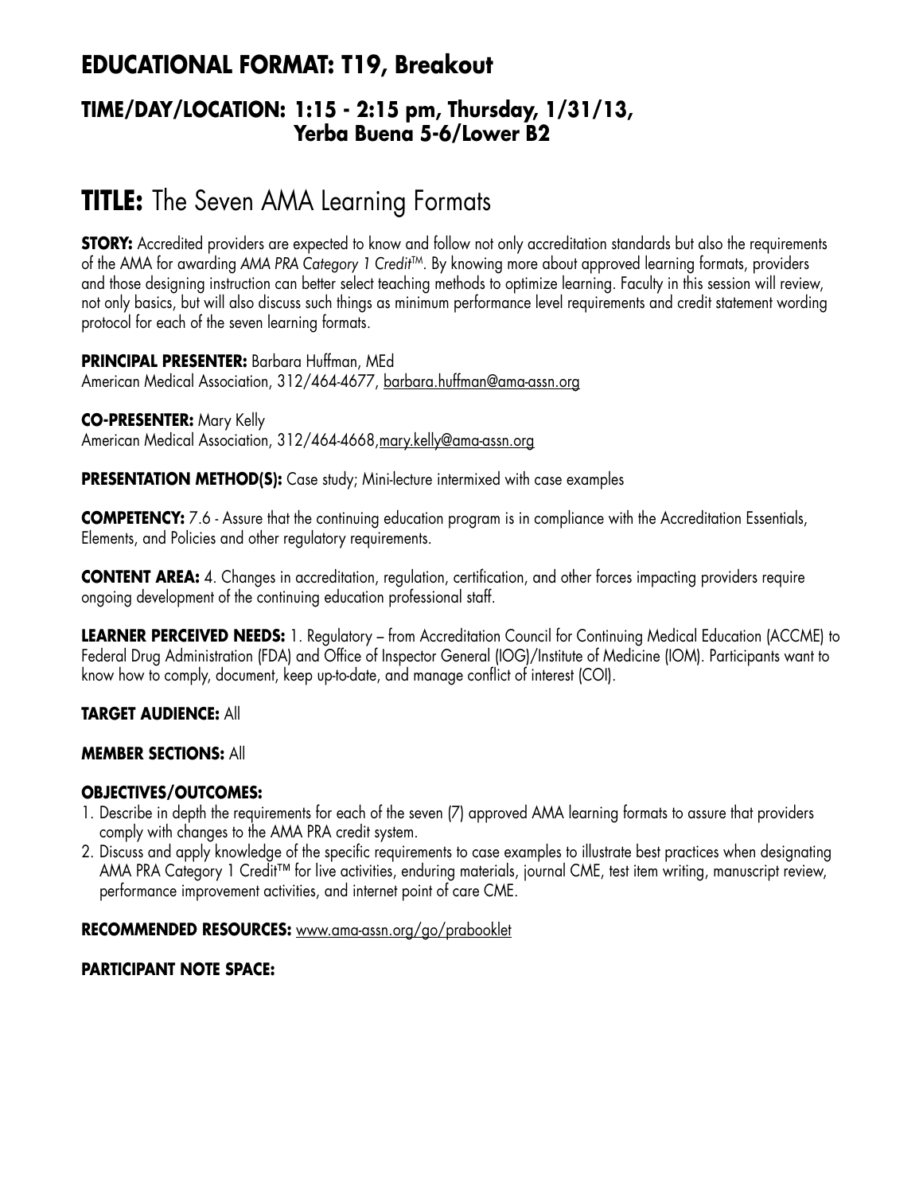## EDUCATIONAL FORMAT: T19, Breakout

### TIME/DAY/LOCATION: 1:15 - 2:15 pm, Thursday, 1/31/13, Yerba Buena 5-6/Lower B2

# TITLE: The Seven AMA Learning Formats

**STORY:** Accredited providers are expected to know and follow not only accreditation standards but also the requirements of the AMA for awarding *AMA PRA Category 1 Credit™*. By knowing more about approved learning formats, providers and those designing instruction can better select teaching methods to optimize learning. Faculty in this session will review, not only basics, but will also discuss such things as minimum performance level requirements and credit statement wording protocol for each of the seven learning formats.

**PRINCIPAL PRESENTER:** Barbara Huffman, MEd
American Medical Association, 312/464-4677, barbara.huffman@ama-assn.org

**CO-PRESENTER:** Mary Kelly
American Medical Association, 312/464-4668, mary.kelly@ama-assn.org

**PRESENTATION METHOD(S):** Case study; Mini-lecture intermixed with case examples

**COMPETENCY:** 7.6 - Assure that the continuing education program is in compliance with the Accreditation Essentials, Elements, and Policies and other regulatory requirements.

**CONTENT AREA:** 4. Changes in accreditation, regulation, certification, and other forces impacting providers require ongoing development of the continuing education professional staff.

**LEARNER PERCEIVED NEEDS:** 1. Regulatory – from Accreditation Council for Continuing Medical Education (ACCME) to Federal Drug Administration (FDA) and Office of Inspector General (IOG)/Institute of Medicine (IOM). Participants want to know how to comply, document, keep up-to-date, and manage conflict of interest (COI).

**TARGET AUDIENCE:** All

**MEMBER SECTIONS:** All

**OBJECTIVES/OUTCOMES:**

1. Describe in depth the requirements for each of the seven (7) approved AMA learning formats to assure that providers comply with changes to the AMA PRA credit system.
2. Discuss and apply knowledge of the specific requirements to case examples to illustrate best practices when designating AMA PRA Category 1 Credit™ for live activities, enduring materials, journal CME, test item writing, manuscript review, performance improvement activities, and internet point of care CME.

**RECOMMENDED RESOURCES:** www.ama-assn.org/go/prabooklet

**PARTICIPANT NOTE SPACE:**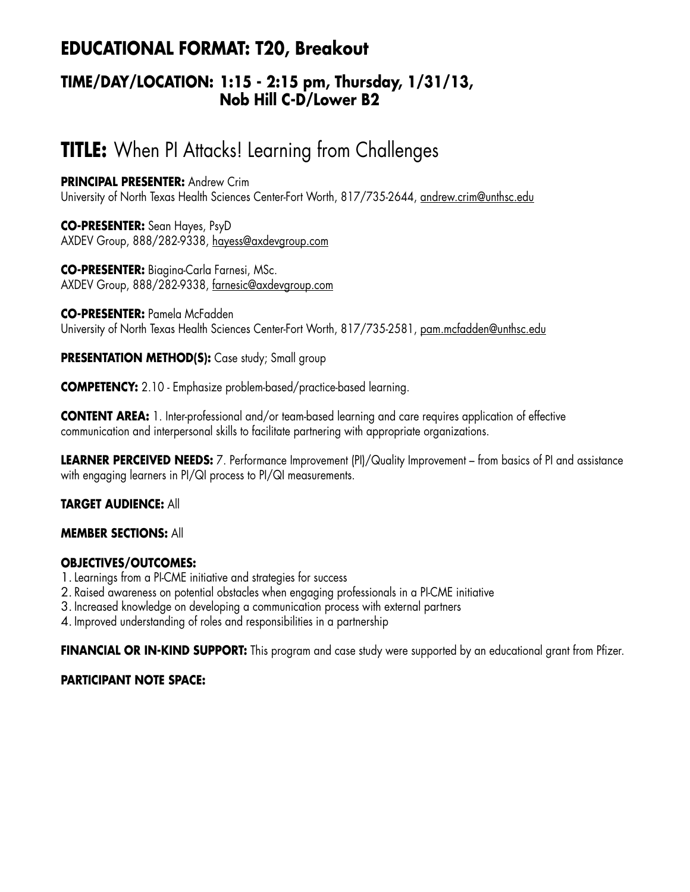## EDUCATIONAL FORMAT: T20, Breakout

### TIME/DAY/LOCATION: 1:15 - 2:15 pm, Thursday, 1/31/13, Nob Hill C-D/Lower B2

# TITLE: When PI Attacks! Learning from Challenges

**PRINCIPAL PRESENTER:** Andrew Crim
University of North Texas Health Sciences Center-Fort Worth, 817/735-2644, andrew.crim@unthsc.edu

**CO-PRESENTER:** Sean Hayes, PsyD
AXDEV Group, 888/282-9338, hayess@axdevgroup.com

**CO-PRESENTER:** Biagina-Carla Farnesi, MSc.
AXDEV Group, 888/282-9338, farnesic@axdevgroup.com

**CO-PRESENTER:** Pamela McFadden
University of North Texas Health Sciences Center-Fort Worth, 817/735-2581, pam.mcfadden@unthsc.edu

**PRESENTATION METHOD(S):** Case study; Small group

**COMPETENCY:** 2.10 - Emphasize problem-based/practice-based learning.

**CONTENT AREA:** 1. Inter-professional and/or team-based learning and care requires application of effective communication and interpersonal skills to facilitate partnering with appropriate organizations.

**LEARNER PERCEIVED NEEDS:** 7. Performance Improvement (PI)/Quality Improvement – from basics of PI and assistance with engaging learners in PI/QI process to PI/QI measurements.

**TARGET AUDIENCE:** All

**MEMBER SECTIONS:** All

**OBJECTIVES/OUTCOMES:**

1. Learnings from a PI-CME initiative and strategies for success
2. Raised awareness on potential obstacles when engaging professionals in a PI-CME initiative
3. Increased knowledge on developing a communication process with external partners
4. Improved understanding of roles and responsibilities in a partnership

**FINANCIAL OR IN-KIND SUPPORT:** This program and case study were supported by an educational grant from Pfizer.

**PARTICIPANT NOTE SPACE:**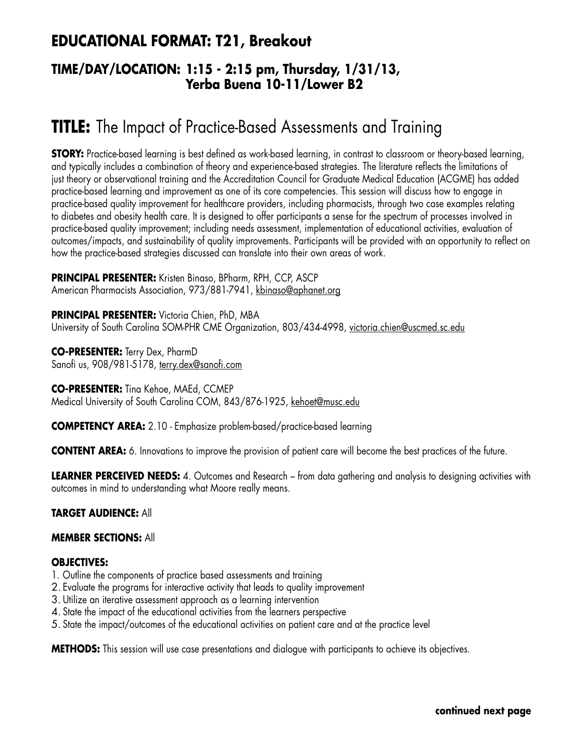## EDUCATIONAL FORMAT: T21, Breakout

### TIME/DAY/LOCATION: 1:15 - 2:15 pm, Thursday, 1/31/13, Yerba Buena 10-11/Lower B2

# TITLE: The Impact of Practice-Based Assessments and Training

**STORY:** Practice-based learning is best defined as work-based learning, in contrast to classroom or theory-based learning, and typically includes a combination of theory and experience-based strategies. The literature reflects the limitations of just theory or observational training and the Accreditation Council for Graduate Medical Education (ACGME) has added practice-based learning and improvement as one of its core competencies. This session will discuss how to engage in practice-based quality improvement for healthcare providers, including pharmacists, through two case examples relating to diabetes and obesity health care. It is designed to offer participants a sense for the spectrum of processes involved in practice-based quality improvement; including needs assessment, implementation of educational activities, evaluation of outcomes/impacts, and sustainability of quality improvements. Participants will be provided with an opportunity to reflect on how the practice-based strategies discussed can translate into their own areas of work.

**PRINCIPAL PRESENTER:** Kristen Binaso, BPharm, RPH, CCP, ASCP
American Pharmacists Association, 973/881-7941, kbinaso@aphanet.org

**PRINCIPAL PRESENTER:** Victoria Chien, PhD, MBA
University of South Carolina SOM-PHR CME Organization, 803/434-4998, victoria.chien@uscmed.sc.edu

**CO-PRESENTER:** Terry Dex, PharmD
Sanofi us, 908/981-5178, terry.dex@sanofi.com

**CO-PRESENTER:** Tina Kehoe, MAEd, CCMEP
Medical University of South Carolina COM, 843/876-1925, kehoet@musc.edu

**COMPETENCY AREA:** 2.10 - Emphasize problem-based/practice-based learning

**CONTENT AREA:** 6. Innovations to improve the provision of patient care will become the best practices of the future.

**LEARNER PERCEIVED NEEDS:** 4. Outcomes and Research – from data gathering and analysis to designing activities with outcomes in mind to understanding what Moore really means.

**TARGET AUDIENCE:** All

**MEMBER SECTIONS:** All

**OBJECTIVES:**

1. Outline the components of practice based assessments and training
2. Evaluate the programs for interactive activity that leads to quality improvement
3. Utilize an iterative assessment approach as a learning intervention
4. State the impact of the educational activities from the learners perspective
5. State the impact/outcomes of the educational activities on patient care and at the practice level

**METHODS:** This session will use case presentations and dialogue with participants to achieve its objectives.

**continued next page**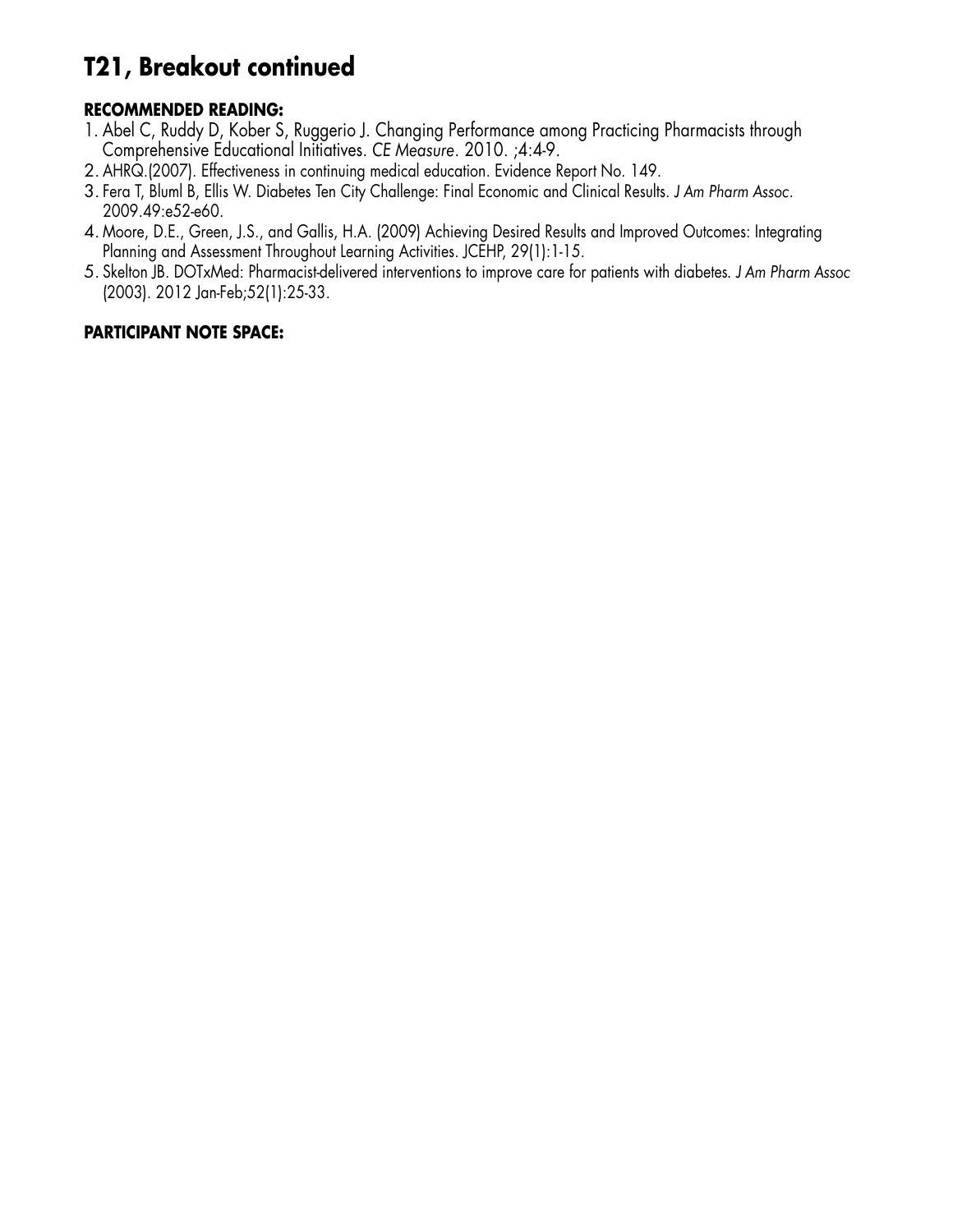# T21, Breakout continued

**RECOMMENDED READING:**

1. Abel C, Ruddy D, Kober S, Ruggerio J. Changing Performance among Practicing Pharmacists through Comprehensive Educational Initiatives. *CE Measure*. 2010. ;4:4-9.
2. AHRQ.(2007). Effectiveness in continuing medical education. Evidence Report No. 149.
3. Fera T, Bluml B, Ellis W. Diabetes Ten City Challenge: Final Economic and Clinical Results. *J Am Pharm Assoc*. 2009.49:e52-e60.
4. Moore, D.E., Green, J.S., and Gallis, H.A. (2009) Achieving Desired Results and Improved Outcomes: Integrating Planning and Assessment Throughout Learning Activities. JCEHP, 29(1):1-15.
5. Skelton JB. DOTxMed: Pharmacist-delivered interventions to improve care for patients with diabetes. *J Am Pharm Assoc* (2003). 2012 Jan-Feb;52(1):25-33.

**PARTICIPANT NOTE SPACE:**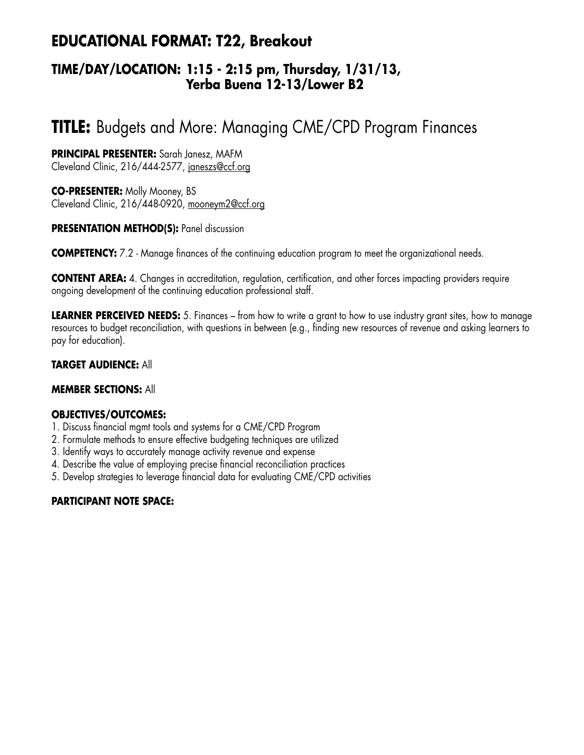## EDUCATIONAL FORMAT: T22, Breakout

### TIME/DAY/LOCATION: 1:15 - 2:15 pm, Thursday, 1/31/13, Yerba Buena 12-13/Lower B2

# TITLE: Budgets and More: Managing CME/CPD Program Finances

**PRINCIPAL PRESENTER:** Sarah Janesz, MAFM
Cleveland Clinic, 216/444-2577, janeszs@ccf.org

**CO-PRESENTER:** Molly Mooney, BS
Cleveland Clinic, 216/448-0920, mooneym2@ccf.org

**PRESENTATION METHOD(S):** Panel discussion

**COMPETENCY:** 7.2 - Manage finances of the continuing education program to meet the organizational needs.

**CONTENT AREA:** 4. Changes in accreditation, regulation, certification, and other forces impacting providers require ongoing development of the continuing education professional staff.

**LEARNER PERCEIVED NEEDS:** 5. Finances – from how to write a grant to how to use industry grant sites, how to manage resources to budget reconciliation, with questions in between (e.g., finding new resources of revenue and asking learners to pay for education).

**TARGET AUDIENCE:** All

**MEMBER SECTIONS:** All

**OBJECTIVES/OUTCOMES:**

1. Discuss financial mgmt tools and systems for a CME/CPD Program
2. Formulate methods to ensure effective budgeting techniques are utilized
3. Identify ways to accurately manage activity revenue and expense
4. Describe the value of employing precise financial reconciliation practices
5. Develop strategies to leverage financial data for evaluating CME/CPD activities

**PARTICIPANT NOTE SPACE:**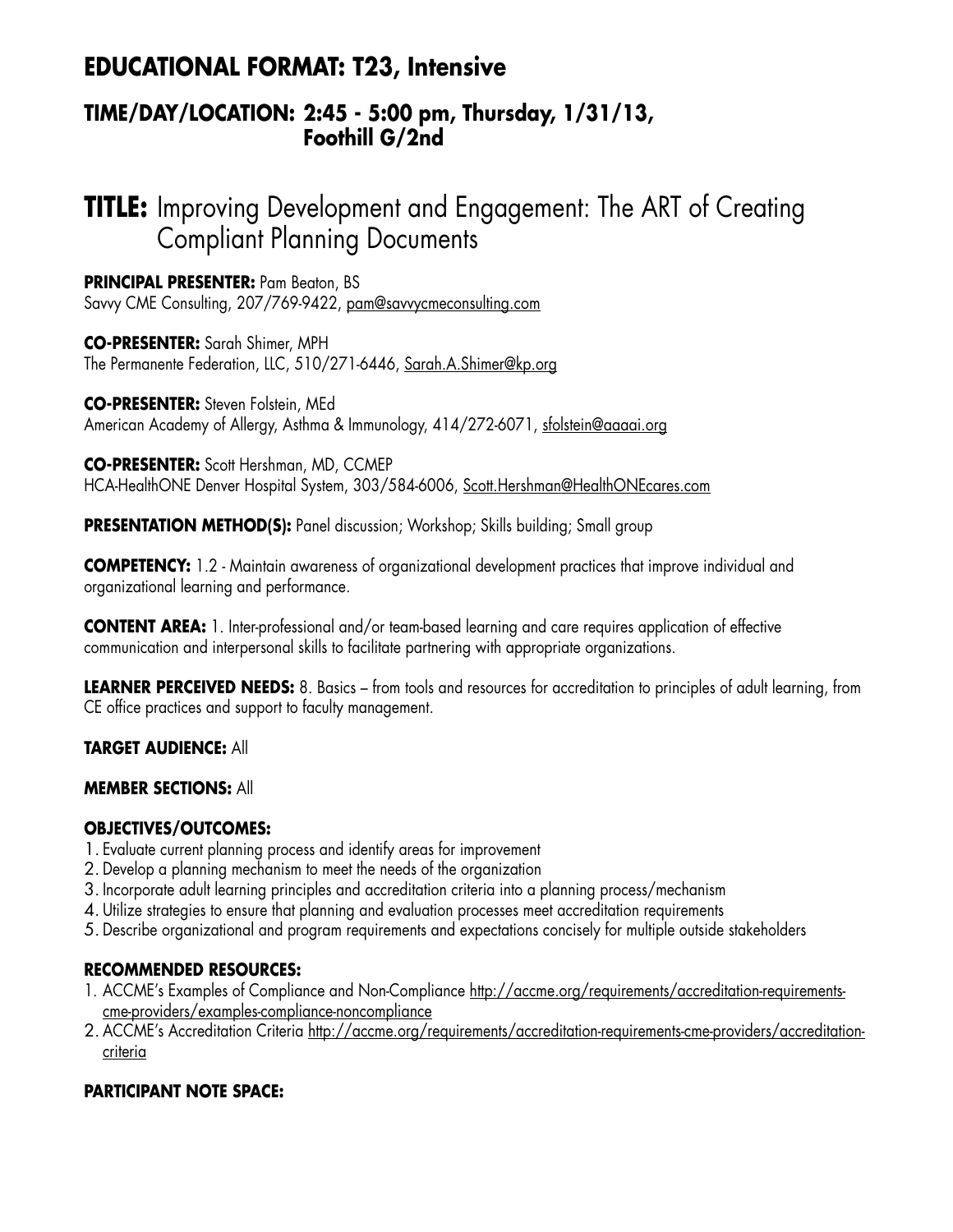## EDUCATIONAL FORMAT: T23, Intensive

### TIME/DAY/LOCATION: 2:45 - 5:00 pm, Thursday, 1/31/13, Foothill G/2nd

# TITLE: Improving Development and Engagement: The ART of Creating Compliant Planning Documents

**PRINCIPAL PRESENTER:** Pam Beaton, BS
Savvy CME Consulting, 207/769-9422, pam@savvycmeconsulting.com

**CO-PRESENTER:** Sarah Shimer, MPH
The Permanente Federation, LLC, 510/271-6446, Sarah.A.Shimer@kp.org

**CO-PRESENTER:** Steven Folstein, MEd
American Academy of Allergy, Asthma & Immunology, 414/272-6071, sfolstein@aaaai.org

**CO-PRESENTER:** Scott Hershman, MD, CCMEP
HCA-HealthONE Denver Hospital System, 303/584-6006, Scott.Hershman@HealthONEcares.com

**PRESENTATION METHOD(S):** Panel discussion; Workshop; Skills building; Small group

**COMPETENCY:** 1.2 - Maintain awareness of organizational development practices that improve individual and organizational learning and performance.

**CONTENT AREA:** 1. Inter-professional and/or team-based learning and care requires application of effective communication and interpersonal skills to facilitate partnering with appropriate organizations.

**LEARNER PERCEIVED NEEDS:** 8. Basics – from tools and resources for accreditation to principles of adult learning, from CE office practices and support to faculty management.

**TARGET AUDIENCE:** All

**MEMBER SECTIONS:** All

**OBJECTIVES/OUTCOMES:**

1. Evaluate current planning process and identify areas for improvement
2. Develop a planning mechanism to meet the needs of the organization
3. Incorporate adult learning principles and accreditation criteria into a planning process/mechanism
4. Utilize strategies to ensure that planning and evaluation processes meet accreditation requirements
5. Describe organizational and program requirements and expectations concisely for multiple outside stakeholders

**RECOMMENDED RESOURCES:**

1. ACCME's Examples of Compliance and Non-Compliance http://accme.org/requirements/accreditation-requirements-cme-providers/examples-compliance-noncompliance
2. ACCME's Accreditation Criteria http://accme.org/requirements/accreditation-requirements-cme-providers/accreditation-criteria

**PARTICIPANT NOTE SPACE:**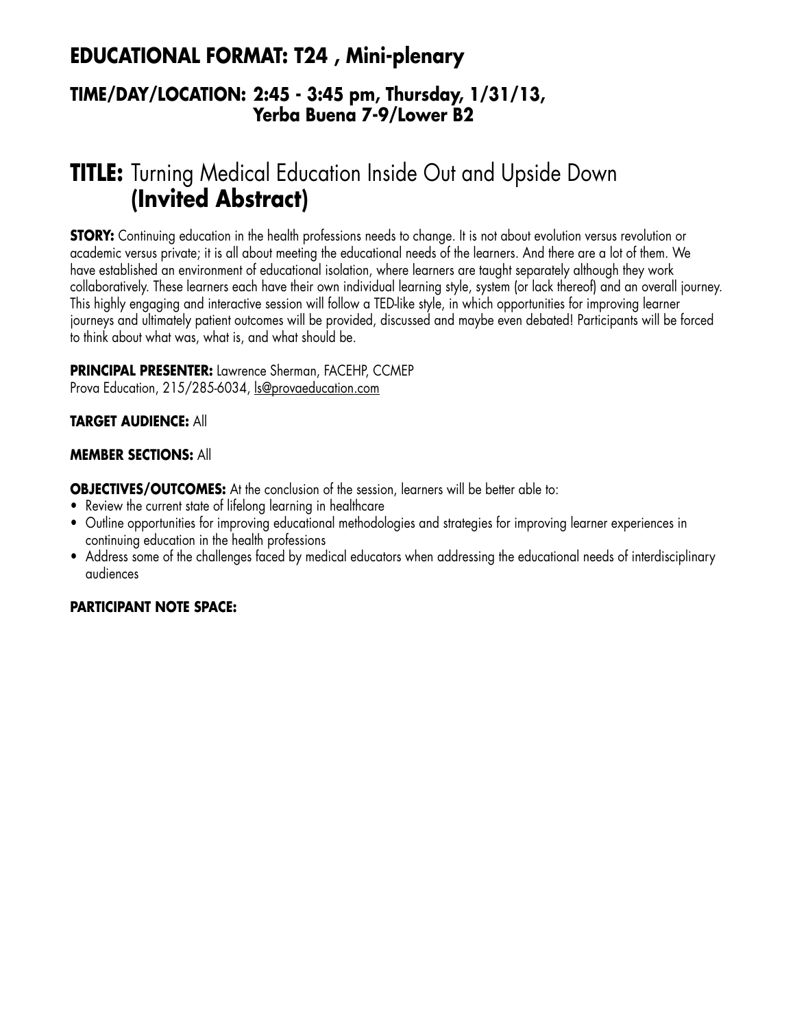## EDUCATIONAL FORMAT: T24 , Mini-plenary

### TIME/DAY/LOCATION: 2:45 - 3:45 pm, Thursday, 1/31/13, Yerba Buena 7-9/Lower B2

# TITLE: Turning Medical Education Inside Out and Upside Down **(Invited Abstract)**

**STORY:** Continuing education in the health professions needs to change. It is not about evolution versus revolution or academic versus private; it is all about meeting the educational needs of the learners. And there are a lot of them. We have established an environment of educational isolation, where learners are taught separately although they work collaboratively. These learners each have their own individual learning style, system (or lack thereof) and an overall journey. This highly engaging and interactive session will follow a TED-like style, in which opportunities for improving learner journeys and ultimately patient outcomes will be provided, discussed and maybe even debated! Participants will be forced to think about what was, what is, and what should be.

**PRINCIPAL PRESENTER:** Lawrence Sherman, FACEHP, CCMEP
Prova Education, 215/285-6034, ls@provaeducation.com

**TARGET AUDIENCE:** All

**MEMBER SECTIONS:** All

**OBJECTIVES/OUTCOMES:** At the conclusion of the session, learners will be better able to:

- Review the current state of lifelong learning in healthcare
- Outline opportunities for improving educational methodologies and strategies for improving learner experiences in continuing education in the health professions
- Address some of the challenges faced by medical educators when addressing the educational needs of interdisciplinary audiences

**PARTICIPANT NOTE SPACE:**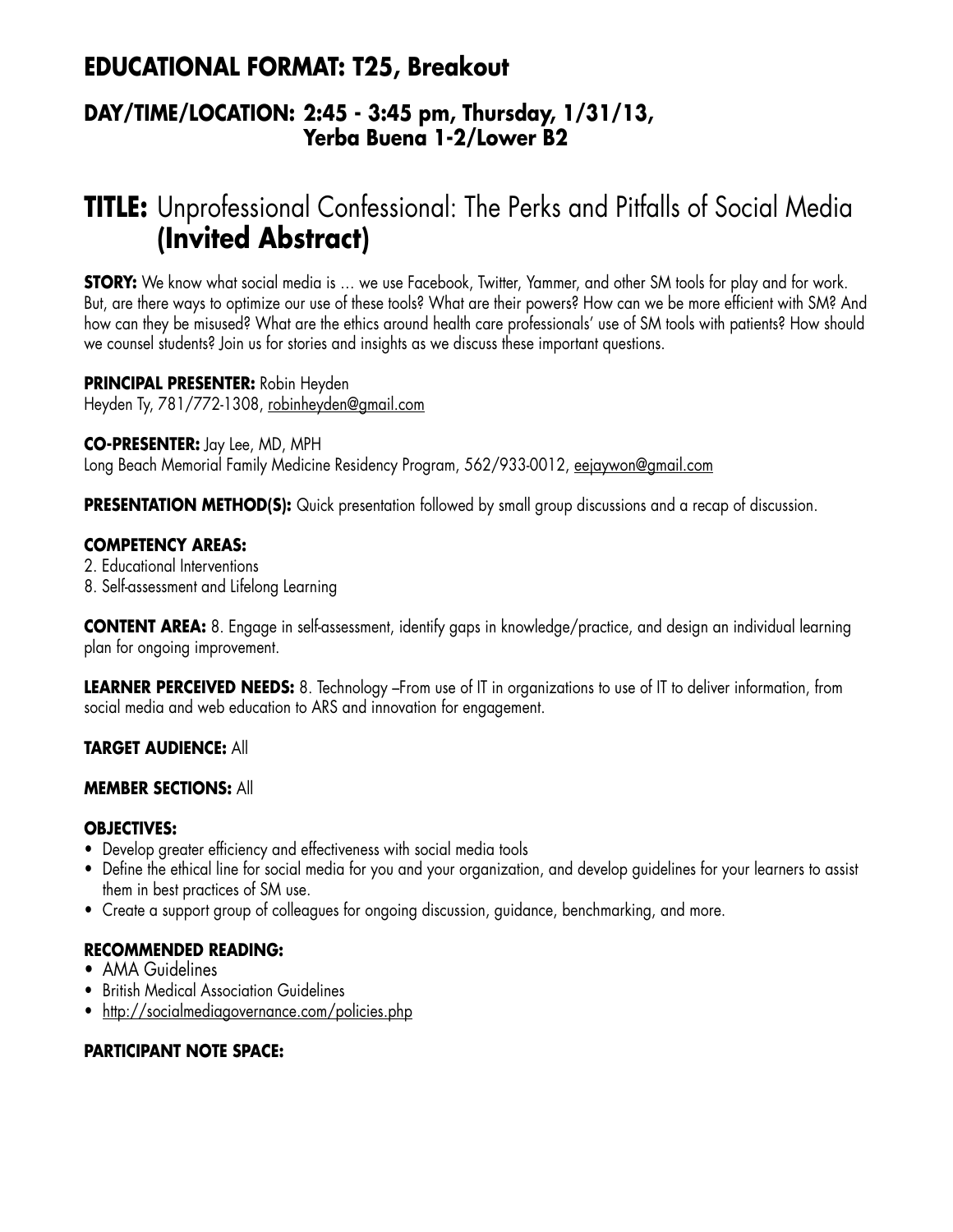## EDUCATIONAL FORMAT: T25, Breakout

### DAY/TIME/LOCATION: 2:45 - 3:45 pm, Thursday, 1/31/13, Yerba Buena 1-2/Lower B2

# TITLE: Unprofessional Confessional: The Perks and Pitfalls of Social Media (Invited Abstract)

**STORY:** We know what social media is … we use Facebook, Twitter, Yammer, and other SM tools for play and for work. But, are there ways to optimize our use of these tools? What are their powers? How can we be more efficient with SM? And how can they be misused? What are the ethics around health care professionals' use of SM tools with patients? How should we counsel students? Join us for stories and insights as we discuss these important questions.

**PRINCIPAL PRESENTER:** Robin Heyden
Heyden Ty, 781/772-1308, robinheyden@gmail.com

**CO-PRESENTER:** Jay Lee, MD, MPH
Long Beach Memorial Family Medicine Residency Program, 562/933-0012, eejaywon@gmail.com

**PRESENTATION METHOD(S):** Quick presentation followed by small group discussions and a recap of discussion.

**COMPETENCY AREAS:**
2. Educational Interventions
8. Self-assessment and Lifelong Learning

**CONTENT AREA:** 8. Engage in self-assessment, identify gaps in knowledge/practice, and design an individual learning plan for ongoing improvement.

**LEARNER PERCEIVED NEEDS:** 8. Technology –From use of IT in organizations to use of IT to deliver information, from social media and web education to ARS and innovation for engagement.

**TARGET AUDIENCE:** All

**MEMBER SECTIONS:** All

**OBJECTIVES:**
- Develop greater efficiency and effectiveness with social media tools
- Define the ethical line for social media for you and your organization, and develop guidelines for your learners to assist them in best practices of SM use.
- Create a support group of colleagues for ongoing discussion, guidance, benchmarking, and more.

**RECOMMENDED READING:**
- AMA Guidelines
- British Medical Association Guidelines
- http://socialmediagovernance.com/policies.php

**PARTICIPANT NOTE SPACE:**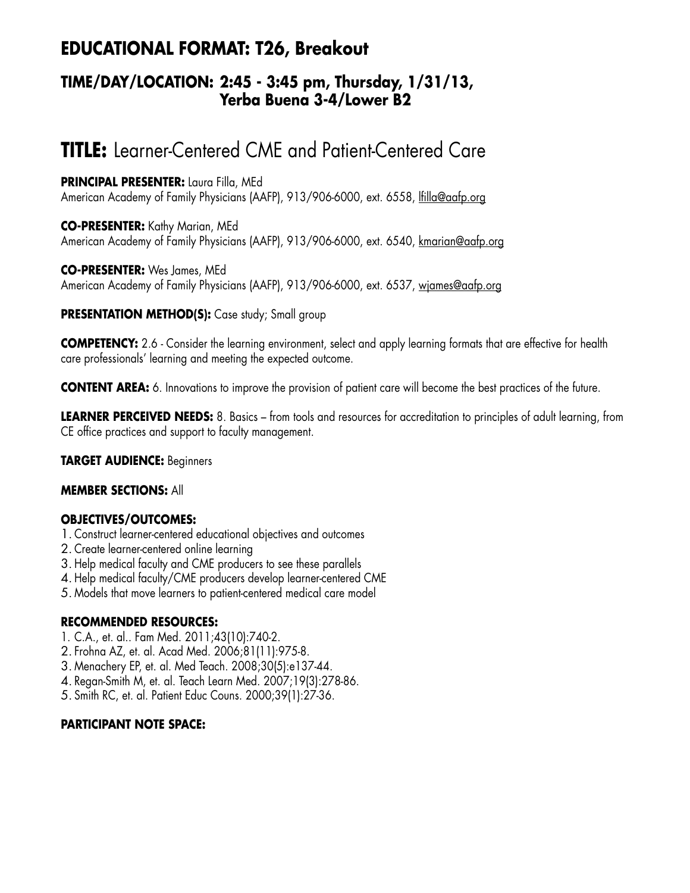## EDUCATIONAL FORMAT: T26, Breakout

### TIME/DAY/LOCATION: 2:45 - 3:45 pm, Thursday, 1/31/13, Yerba Buena 3-4/Lower B2

# TITLE: Learner-Centered CME and Patient-Centered Care

**PRINCIPAL PRESENTER:** Laura Filla, MEd
American Academy of Family Physicians (AAFP), 913/906-6000, ext. 6558, lfilla@aafp.org

**CO-PRESENTER:** Kathy Marian, MEd
American Academy of Family Physicians (AAFP), 913/906-6000, ext. 6540, kmarian@aafp.org

**CO-PRESENTER:** Wes James, MEd
American Academy of Family Physicians (AAFP), 913/906-6000, ext. 6537, wjames@aafp.org

**PRESENTATION METHOD(S):** Case study; Small group

**COMPETENCY:** 2.6 - Consider the learning environment, select and apply learning formats that are effective for health care professionals' learning and meeting the expected outcome.

**CONTENT AREA:** 6. Innovations to improve the provision of patient care will become the best practices of the future.

**LEARNER PERCEIVED NEEDS:** 8. Basics – from tools and resources for accreditation to principles of adult learning, from CE office practices and support to faculty management.

**TARGET AUDIENCE:** Beginners

**MEMBER SECTIONS:** All

**OBJECTIVES/OUTCOMES:**

1. Construct learner-centered educational objectives and outcomes
2. Create learner-centered online learning
3. Help medical faculty and CME producers to see these parallels
4. Help medical faculty/CME producers develop learner-centered CME
5. Models that move learners to patient-centered medical care model

**RECOMMENDED RESOURCES:**

1. C.A., et. al.. Fam Med. 2011;43(10):740-2.
2. Frohna AZ, et. al. Acad Med. 2006;81(11):975-8.
3. Menachery EP, et. al. Med Teach. 2008;30(5):e137-44.
4. Regan-Smith M, et. al. Teach Learn Med. 2007;19(3):278-86.
5. Smith RC, et. al. Patient Educ Couns. 2000;39(1):27-36.

**PARTICIPANT NOTE SPACE:**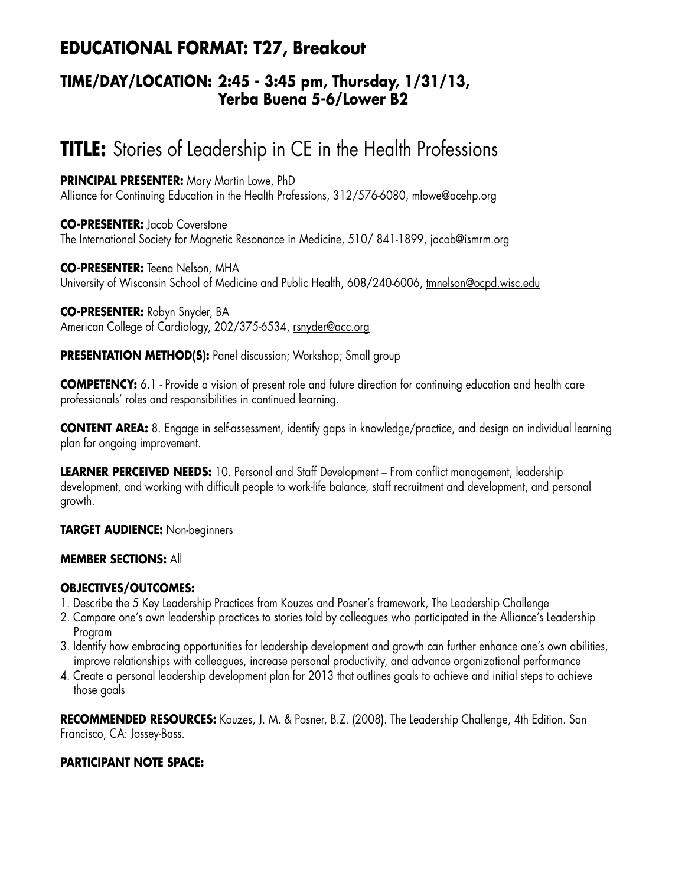## EDUCATIONAL FORMAT: T27, Breakout

### TIME/DAY/LOCATION: 2:45 - 3:45 pm, Thursday, 1/31/13, Yerba Buena 5-6/Lower B2

# TITLE: Stories of Leadership in CE in the Health Professions

**PRINCIPAL PRESENTER:** Mary Martin Lowe, PhD
Alliance for Continuing Education in the Health Professions, 312/576-6080, mlowe@acehp.org

**CO-PRESENTER:** Jacob Coverstone
The International Society for Magnetic Resonance in Medicine, 510/ 841-1899, jacob@ismrm.org

**CO-PRESENTER:** Teena Nelson, MHA
University of Wisconsin School of Medicine and Public Health, 608/240-6006, tmnelson@ocpd.wisc.edu

**CO-PRESENTER:** Robyn Snyder, BA
American College of Cardiology, 202/375-6534, rsnyder@acc.org

**PRESENTATION METHOD(S):** Panel discussion; Workshop; Small group

**COMPETENCY:** 6.1 - Provide a vision of present role and future direction for continuing education and health care professionals' roles and responsibilities in continued learning.

**CONTENT AREA:** 8. Engage in self-assessment, identify gaps in knowledge/practice, and design an individual learning plan for ongoing improvement.

**LEARNER PERCEIVED NEEDS:** 10. Personal and Staff Development – From conflict management, leadership development, and working with difficult people to work-life balance, staff recruitment and development, and personal growth.

**TARGET AUDIENCE:** Non-beginners

**MEMBER SECTIONS:** All

**OBJECTIVES/OUTCOMES:**

1. Describe the 5 Key Leadership Practices from Kouzes and Posner's framework, The Leadership Challenge
2. Compare one's own leadership practices to stories told by colleagues who participated in the Alliance's Leadership Program
3. Identify how embracing opportunities for leadership development and growth can further enhance one's own abilities, improve relationships with colleagues, increase personal productivity, and advance organizational performance
4. Create a personal leadership development plan for 2013 that outlines goals to achieve and initial steps to achieve those goals

**RECOMMENDED RESOURCES:** Kouzes, J. M. & Posner, B.Z. (2008). The Leadership Challenge, 4th Edition. San Francisco, CA: Jossey-Bass.

**PARTICIPANT NOTE SPACE:**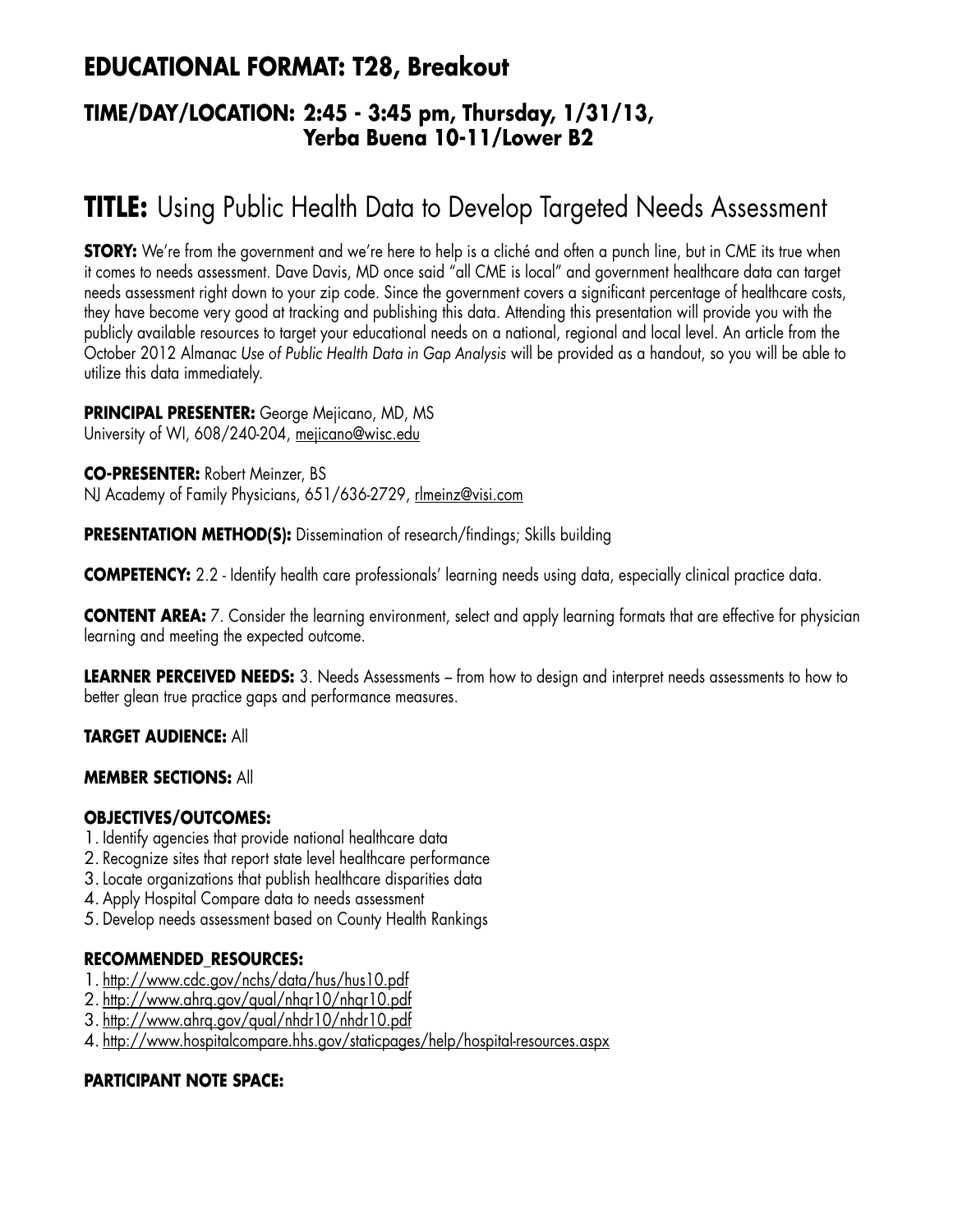## EDUCATIONAL FORMAT: T28, Breakout

### TIME/DAY/LOCATION: 2:45 - 3:45 pm, Thursday, 1/31/13, Yerba Buena 10-11/Lower B2

# TITLE: Using Public Health Data to Develop Targeted Needs Assessment

**STORY:** We're from the government and we're here to help is a cliché and often a punch line, but in CME its true when it comes to needs assessment. Dave Davis, MD once said "all CME is local" and government healthcare data can target needs assessment right down to your zip code. Since the government covers a significant percentage of healthcare costs, they have become very good at tracking and publishing this data. Attending this presentation will provide you with the publicly available resources to target your educational needs on a national, regional and local level. An article from the October 2012 Almanac *Use of Public Health Data in Gap Analysis* will be provided as a handout, so you will be able to utilize this data immediately.

**PRINCIPAL PRESENTER:** George Mejicano, MD, MS
University of WI, 608/240-204, mejicano@wisc.edu

**CO-PRESENTER:** Robert Meinzer, BS
NJ Academy of Family Physicians, 651/636-2729, rlmeinz@visi.com

**PRESENTATION METHOD(S):** Dissemination of research/findings; Skills building

**COMPETENCY:** 2.2 - Identify health care professionals' learning needs using data, especially clinical practice data.

**CONTENT AREA:** 7. Consider the learning environment, select and apply learning formats that are effective for physician learning and meeting the expected outcome.

**LEARNER PERCEIVED NEEDS:** 3. Needs Assessments – from how to design and interpret needs assessments to how to better glean true practice gaps and performance measures.

**TARGET AUDIENCE:** All

**MEMBER SECTIONS:** All

**OBJECTIVES/OUTCOMES:**

1. Identify agencies that provide national healthcare data
2. Recognize sites that report state level healthcare performance
3. Locate organizations that publish healthcare disparities data
4. Apply Hospital Compare data to needs assessment
5. Develop needs assessment based on County Health Rankings

**RECOMMENDED_RESOURCES:**

1. http://www.cdc.gov/nchs/data/hus/hus10.pdf
2. http://www.ahrq.gov/qual/nhqr10/nhqr10.pdf
3. http://www.ahrq.gov/qual/nhdr10/nhdr10.pdf
4. http://www.hospitalcompare.hhs.gov/staticpages/help/hospital-resources.aspx

**PARTICIPANT NOTE SPACE:**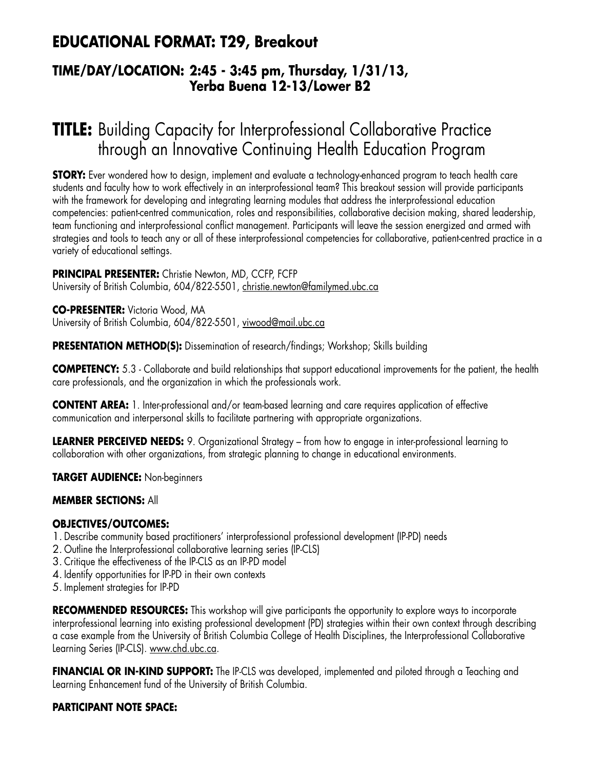## EDUCATIONAL FORMAT: T29, Breakout

### TIME/DAY/LOCATION: 2:45 - 3:45 pm, Thursday, 1/31/13, Yerba Buena 12-13/Lower B2

# TITLE: Building Capacity for Interprofessional Collaborative Practice through an Innovative Continuing Health Education Program

**STORY:** Ever wondered how to design, implement and evaluate a technology-enhanced program to teach health care students and faculty how to work effectively in an interprofessional team? This breakout session will provide participants with the framework for developing and integrating learning modules that address the interprofessional education competencies: patient-centred communication, roles and responsibilities, collaborative decision making, shared leadership, team functioning and interprofessional conflict management. Participants will leave the session energized and armed with strategies and tools to teach any or all of these interprofessional competencies for collaborative, patient-centred practice in a variety of educational settings.

**PRINCIPAL PRESENTER:** Christie Newton, MD, CCFP, FCFP
University of British Columbia, 604/822-5501, christie.newton@familymed.ubc.ca

**CO-PRESENTER:** Victoria Wood, MA
University of British Columbia, 604/822-5501, viwood@mail.ubc.ca

**PRESENTATION METHOD(S):** Dissemination of research/findings; Workshop; Skills building

**COMPETENCY:** 5.3 - Collaborate and build relationships that support educational improvements for the patient, the health care professionals, and the organization in which the professionals work.

**CONTENT AREA:** 1. Inter-professional and/or team-based learning and care requires application of effective communication and interpersonal skills to facilitate partnering with appropriate organizations.

**LEARNER PERCEIVED NEEDS:** 9. Organizational Strategy – from how to engage in inter-professional learning to collaboration with other organizations, from strategic planning to change in educational environments.

**TARGET AUDIENCE:** Non-beginners

**MEMBER SECTIONS:** All

**OBJECTIVES/OUTCOMES:**

1. Describe community based practitioners' interprofessional professional development (IP-PD) needs
2. Outline the Interprofessional collaborative learning series (IP-CLS)
3. Critique the effectiveness of the IP-CLS as an IP-PD model
4. Identify opportunities for IP-PD in their own contexts
5. Implement strategies for IP-PD

**RECOMMENDED RESOURCES:** This workshop will give participants the opportunity to explore ways to incorporate interprofessional learning into existing professional development (PD) strategies within their own context through describing a case example from the University of British Columbia College of Health Disciplines, the Interprofessional Collaborative Learning Series (IP-CLS). www.chd.ubc.ca.

**FINANCIAL OR IN-KIND SUPPORT:** The IP-CLS was developed, implemented and piloted through a Teaching and Learning Enhancement fund of the University of British Columbia.

**PARTICIPANT NOTE SPACE:**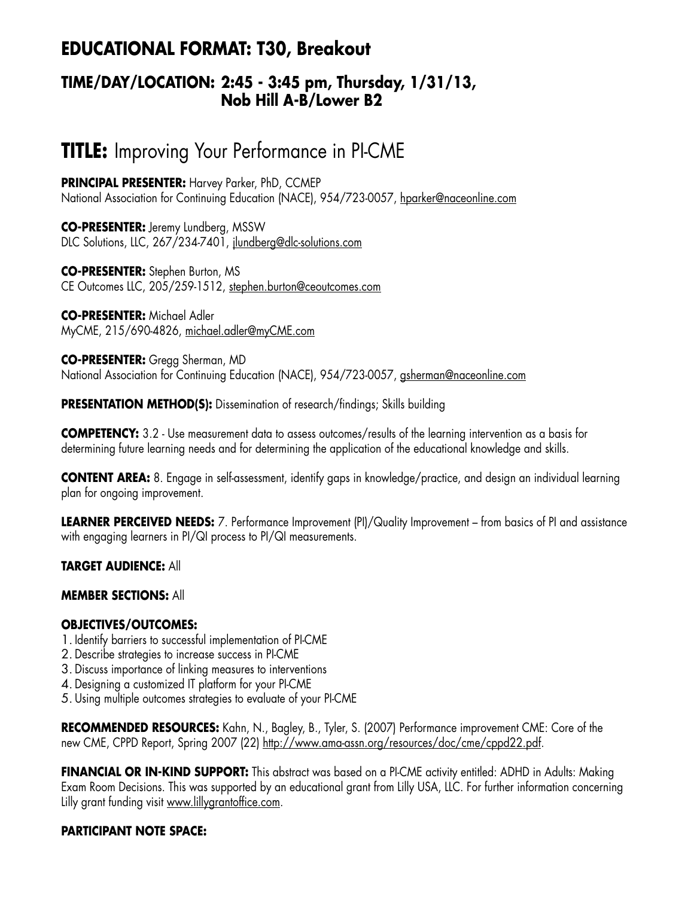## EDUCATIONAL FORMAT: T30, Breakout

### TIME/DAY/LOCATION: 2:45 - 3:45 pm, Thursday, 1/31/13, Nob Hill A-B/Lower B2

# TITLE: Improving Your Performance in PI-CME

**PRINCIPAL PRESENTER:** Harvey Parker, PhD, CCMEP
National Association for Continuing Education (NACE), 954/723-0057, hparker@naceonline.com

**CO-PRESENTER:** Jeremy Lundberg, MSSW
DLC Solutions, LLC, 267/234-7401, jlundberg@dlc-solutions.com

**CO-PRESENTER:** Stephen Burton, MS
CE Outcomes LLC, 205/259-1512, stephen.burton@ceoutcomes.com

**CO-PRESENTER:** Michael Adler
MyCME, 215/690-4826, michael.adler@myCME.com

**CO-PRESENTER:** Gregg Sherman, MD
National Association for Continuing Education (NACE), 954/723-0057, gsherman@naceonline.com

**PRESENTATION METHOD(S):** Dissemination of research/findings; Skills building

**COMPETENCY:** 3.2 - Use measurement data to assess outcomes/results of the learning intervention as a basis for determining future learning needs and for determining the application of the educational knowledge and skills.

**CONTENT AREA:** 8. Engage in self-assessment, identify gaps in knowledge/practice, and design an individual learning plan for ongoing improvement.

**LEARNER PERCEIVED NEEDS:** 7. Performance Improvement (PI)/Quality Improvement – from basics of PI and assistance with engaging learners in PI/QI process to PI/QI measurements.

**TARGET AUDIENCE:** All

**MEMBER SECTIONS:** All

**OBJECTIVES/OUTCOMES:**

1. Identify barriers to successful implementation of PI-CME
2. Describe strategies to increase success in PI-CME
3. Discuss importance of linking measures to interventions
4. Designing a customized IT platform for your PI-CME
5. Using multiple outcomes strategies to evaluate of your PI-CME

**RECOMMENDED RESOURCES:** Kahn, N., Bagley, B., Tyler, S. (2007) Performance improvement CME: Core of the new CME, CPPD Report, Spring 2007 (22) http://www.ama-assn.org/resources/doc/cme/cppd22.pdf.

**FINANCIAL OR IN-KIND SUPPORT:** This abstract was based on a PI-CME activity entitled: ADHD in Adults: Making Exam Room Decisions. This was supported by an educational grant from Lilly USA, LLC. For further information concerning Lilly grant funding visit www.lillygrantoffice.com.

**PARTICIPANT NOTE SPACE:**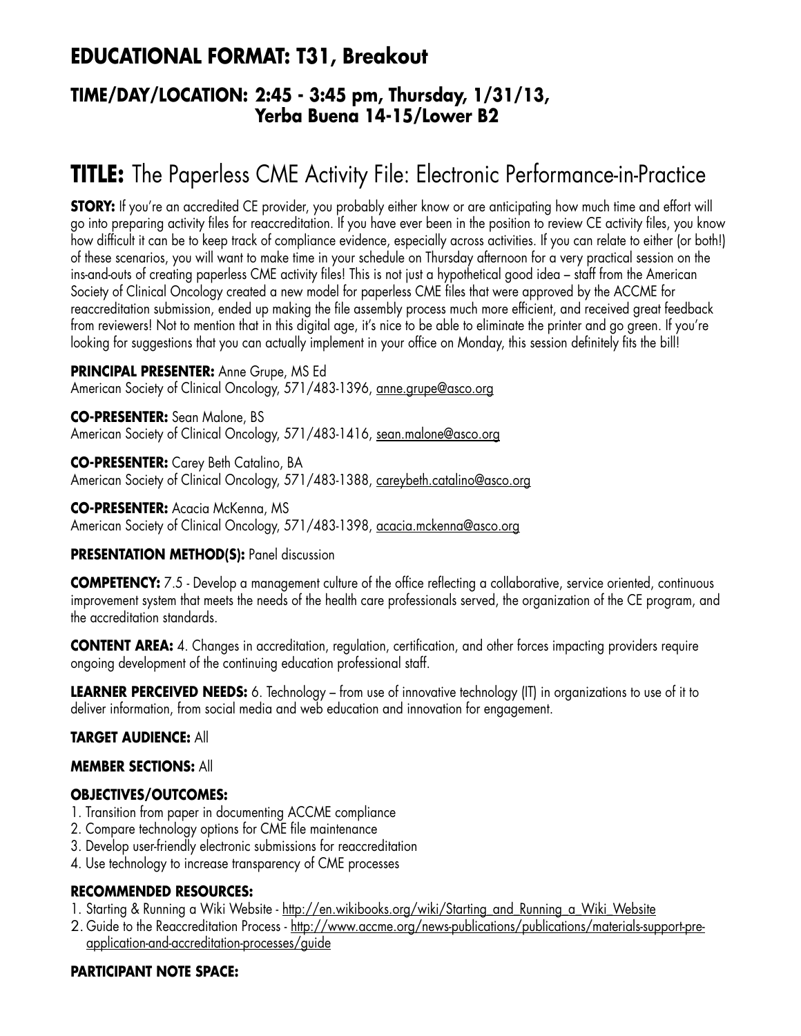## EDUCATIONAL FORMAT: T31, Breakout

### TIME/DAY/LOCATION: 2:45 - 3:45 pm, Thursday, 1/31/13, Yerba Buena 14-15/Lower B2

# TITLE: The Paperless CME Activity File: Electronic Performance-in-Practice

**STORY:** If you're an accredited CE provider, you probably either know or are anticipating how much time and effort will go into preparing activity files for reaccreditation. If you have ever been in the position to review CE activity files, you know how difficult it can be to keep track of compliance evidence, especially across activities. If you can relate to either (or both!) of these scenarios, you will want to make time in your schedule on Thursday afternoon for a very practical session on the ins-and-outs of creating paperless CME activity files! This is not just a hypothetical good idea – staff from the American Society of Clinical Oncology created a new model for paperless CME files that were approved by the ACCME for reaccreditation submission, ended up making the file assembly process much more efficient, and received great feedback from reviewers! Not to mention that in this digital age, it's nice to be able to eliminate the printer and go green. If you're looking for suggestions that you can actually implement in your office on Monday, this session definitely fits the bill!

**PRINCIPAL PRESENTER:** Anne Grupe, MS Ed
American Society of Clinical Oncology, 571/483-1396, anne.grupe@asco.org

**CO-PRESENTER:** Sean Malone, BS
American Society of Clinical Oncology, 571/483-1416, sean.malone@asco.org

**CO-PRESENTER:** Carey Beth Catalino, BA
American Society of Clinical Oncology, 571/483-1388, careybeth.catalino@asco.org

**CO-PRESENTER:** Acacia McKenna, MS
American Society of Clinical Oncology, 571/483-1398, acacia.mckenna@asco.org

**PRESENTATION METHOD(S):** Panel discussion

**COMPETENCY:** 7.5 - Develop a management culture of the office reflecting a collaborative, service oriented, continuous improvement system that meets the needs of the health care professionals served, the organization of the CE program, and the accreditation standards.

**CONTENT AREA:** 4. Changes in accreditation, regulation, certification, and other forces impacting providers require ongoing development of the continuing education professional staff.

**LEARNER PERCEIVED NEEDS:** 6. Technology – from use of innovative technology (IT) in organizations to use of it to deliver information, from social media and web education and innovation for engagement.

**TARGET AUDIENCE:** All

**MEMBER SECTIONS:** All

**OBJECTIVES/OUTCOMES:**

1. Transition from paper in documenting ACCME compliance
2. Compare technology options for CME file maintenance
3. Develop user-friendly electronic submissions for reaccreditation
4. Use technology to increase transparency of CME processes

**RECOMMENDED RESOURCES:**

1. Starting & Running a Wiki Website - http://en.wikibooks.org/wiki/Starting_and_Running_a_Wiki_Website
2. Guide to the Reaccreditation Process - http://www.accme.org/news-publications/publications/materials-support-pre-application-and-accreditation-processes/guide

**PARTICIPANT NOTE SPACE:**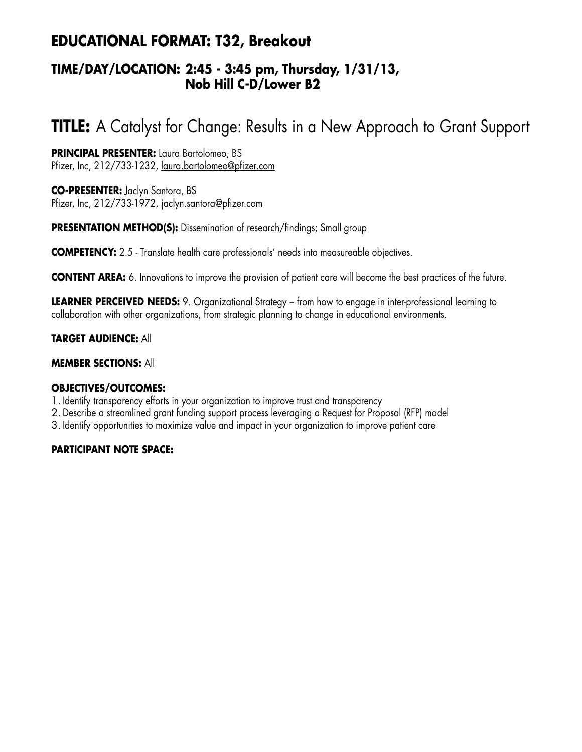## EDUCATIONAL FORMAT: T32, Breakout

### TIME/DAY/LOCATION: 2:45 - 3:45 pm, Thursday, 1/31/13, Nob Hill C-D/Lower B2

# TITLE: A Catalyst for Change: Results in a New Approach to Grant Support

**PRINCIPAL PRESENTER:** Laura Bartolomeo, BS
Pfizer, Inc, 212/733-1232, laura.bartolomeo@pfizer.com

**CO-PRESENTER:** Jaclyn Santora, BS
Pfizer, Inc, 212/733-1972, jaclyn.santora@pfizer.com

**PRESENTATION METHOD(S):** Dissemination of research/findings; Small group

**COMPETENCY:** 2.5 - Translate health care professionals' needs into measureable objectives.

**CONTENT AREA:** 6. Innovations to improve the provision of patient care will become the best practices of the future.

**LEARNER PERCEIVED NEEDS:** 9. Organizational Strategy – from how to engage in inter-professional learning to collaboration with other organizations, from strategic planning to change in educational environments.

**TARGET AUDIENCE:** All

**MEMBER SECTIONS:** All

**OBJECTIVES/OUTCOMES:**

1. Identify transparency efforts in your organization to improve trust and transparency
2. Describe a streamlined grant funding support process leveraging a Request for Proposal (RFP) model
3. Identify opportunities to maximize value and impact in your organization to improve patient care

**PARTICIPANT NOTE SPACE:**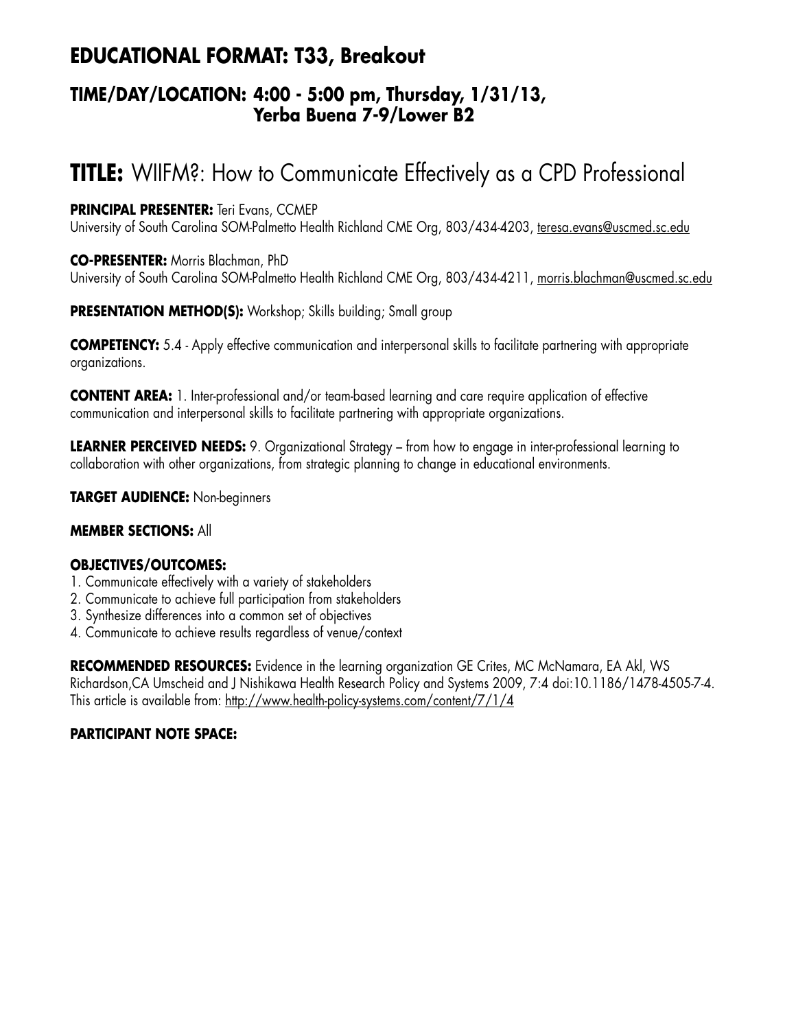## EDUCATIONAL FORMAT: T33, Breakout

### TIME/DAY/LOCATION: 4:00 - 5:00 pm, Thursday, 1/31/13, Yerba Buena 7-9/Lower B2

# TITLE: WIIFM?: How to Communicate Effectively as a CPD Professional

**PRINCIPAL PRESENTER:** Teri Evans, CCMEP
University of South Carolina SOM-Palmetto Health Richland CME Org, 803/434-4203, teresa.evans@uscmed.sc.edu

**CO-PRESENTER:** Morris Blachman, PhD
University of South Carolina SOM-Palmetto Health Richland CME Org, 803/434-4211, morris.blachman@uscmed.sc.edu

**PRESENTATION METHOD(S):** Workshop; Skills building; Small group

**COMPETENCY:** 5.4 - Apply effective communication and interpersonal skills to facilitate partnering with appropriate organizations.

**CONTENT AREA:** 1. Inter-professional and/or team-based learning and care require application of effective communication and interpersonal skills to facilitate partnering with appropriate organizations.

**LEARNER PERCEIVED NEEDS:** 9. Organizational Strategy – from how to engage in inter-professional learning to collaboration with other organizations, from strategic planning to change in educational environments.

**TARGET AUDIENCE:** Non-beginners

**MEMBER SECTIONS:** All

**OBJECTIVES/OUTCOMES:**
1. Communicate effectively with a variety of stakeholders
2. Communicate to achieve full participation from stakeholders
3. Synthesize differences into a common set of objectives
4. Communicate to achieve results regardless of venue/context

**RECOMMENDED RESOURCES:** Evidence in the learning organization GE Crites, MC McNamara, EA Akl, WS Richardson,CA Umscheid and J Nishikawa Health Research Policy and Systems 2009, 7:4 doi:10.1186/1478-4505-7-4. This article is available from: http://www.health-policy-systems.com/content/7/1/4

**PARTICIPANT NOTE SPACE:**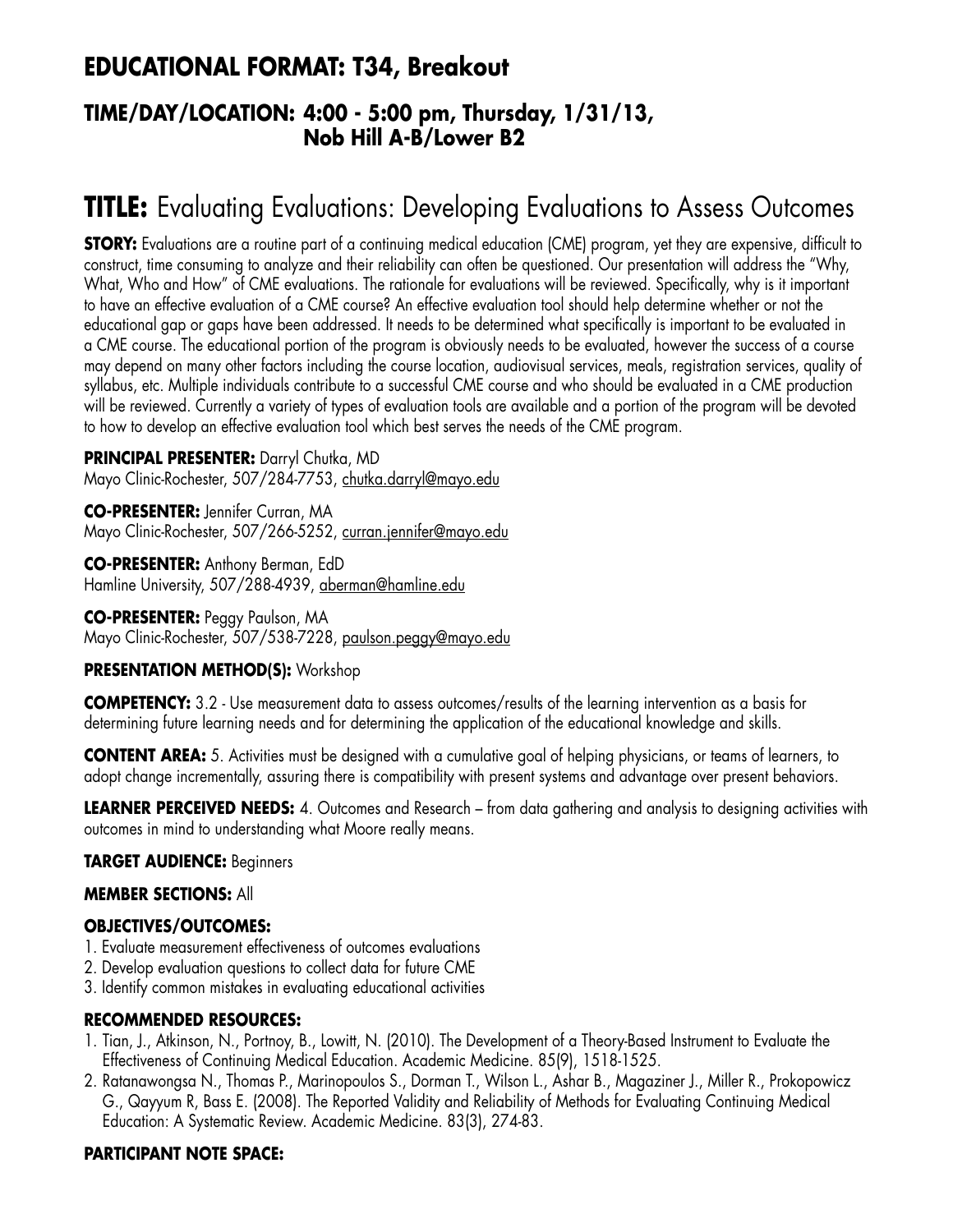## EDUCATIONAL FORMAT: T34, Breakout

### TIME/DAY/LOCATION: 4:00 - 5:00 pm, Thursday, 1/31/13, Nob Hill A-B/Lower B2

# TITLE: Evaluating Evaluations: Developing Evaluations to Assess Outcomes

**STORY:** Evaluations are a routine part of a continuing medical education (CME) program, yet they are expensive, difficult to construct, time consuming to analyze and their reliability can often be questioned. Our presentation will address the "Why, What, Who and How" of CME evaluations. The rationale for evaluations will be reviewed. Specifically, why is it important to have an effective evaluation of a CME course? An effective evaluation tool should help determine whether or not the educational gap or gaps have been addressed. It needs to be determined what specifically is important to be evaluated in a CME course. The educational portion of the program is obviously needs to be evaluated, however the success of a course may depend on many other factors including the course location, audiovisual services, meals, registration services, quality of syllabus, etc. Multiple individuals contribute to a successful CME course and who should be evaluated in a CME production will be reviewed. Currently a variety of types of evaluation tools are available and a portion of the program will be devoted to how to develop an effective evaluation tool which best serves the needs of the CME program.

**PRINCIPAL PRESENTER:** Darryl Chutka, MD
Mayo Clinic-Rochester, 507/284-7753, chutka.darryl@mayo.edu

**CO-PRESENTER:** Jennifer Curran, MA
Mayo Clinic-Rochester, 507/266-5252, curran.jennifer@mayo.edu

**CO-PRESENTER:** Anthony Berman, EdD
Hamline University, 507/288-4939, aberman@hamline.edu

**CO-PRESENTER:** Peggy Paulson, MA
Mayo Clinic-Rochester, 507/538-7228, paulson.peggy@mayo.edu

**PRESENTATION METHOD(S):** Workshop

**COMPETENCY:** 3.2 - Use measurement data to assess outcomes/results of the learning intervention as a basis for determining future learning needs and for determining the application of the educational knowledge and skills.

**CONTENT AREA:** 5. Activities must be designed with a cumulative goal of helping physicians, or teams of learners, to adopt change incrementally, assuring there is compatibility with present systems and advantage over present behaviors.

**LEARNER PERCEIVED NEEDS:** 4. Outcomes and Research – from data gathering and analysis to designing activities with outcomes in mind to understanding what Moore really means.

**TARGET AUDIENCE:** Beginners

**MEMBER SECTIONS:** All

**OBJECTIVES/OUTCOMES:**

1. Evaluate measurement effectiveness of outcomes evaluations
2. Develop evaluation questions to collect data for future CME
3. Identify common mistakes in evaluating educational activities

**RECOMMENDED RESOURCES:**

1. Tian, J., Atkinson, N., Portnoy, B., Lowitt, N. (2010). The Development of a Theory-Based Instrument to Evaluate the Effectiveness of Continuing Medical Education. Academic Medicine. 85(9), 1518-1525.
2. Ratanawongsa N., Thomas P., Marinopoulos S., Dorman T., Wilson L., Ashar B., Magaziner J., Miller R., Prokopowicz G., Qayyum R, Bass E. (2008). The Reported Validity and Reliability of Methods for Evaluating Continuing Medical Education: A Systematic Review. Academic Medicine. 83(3), 274-83.

**PARTICIPANT NOTE SPACE:**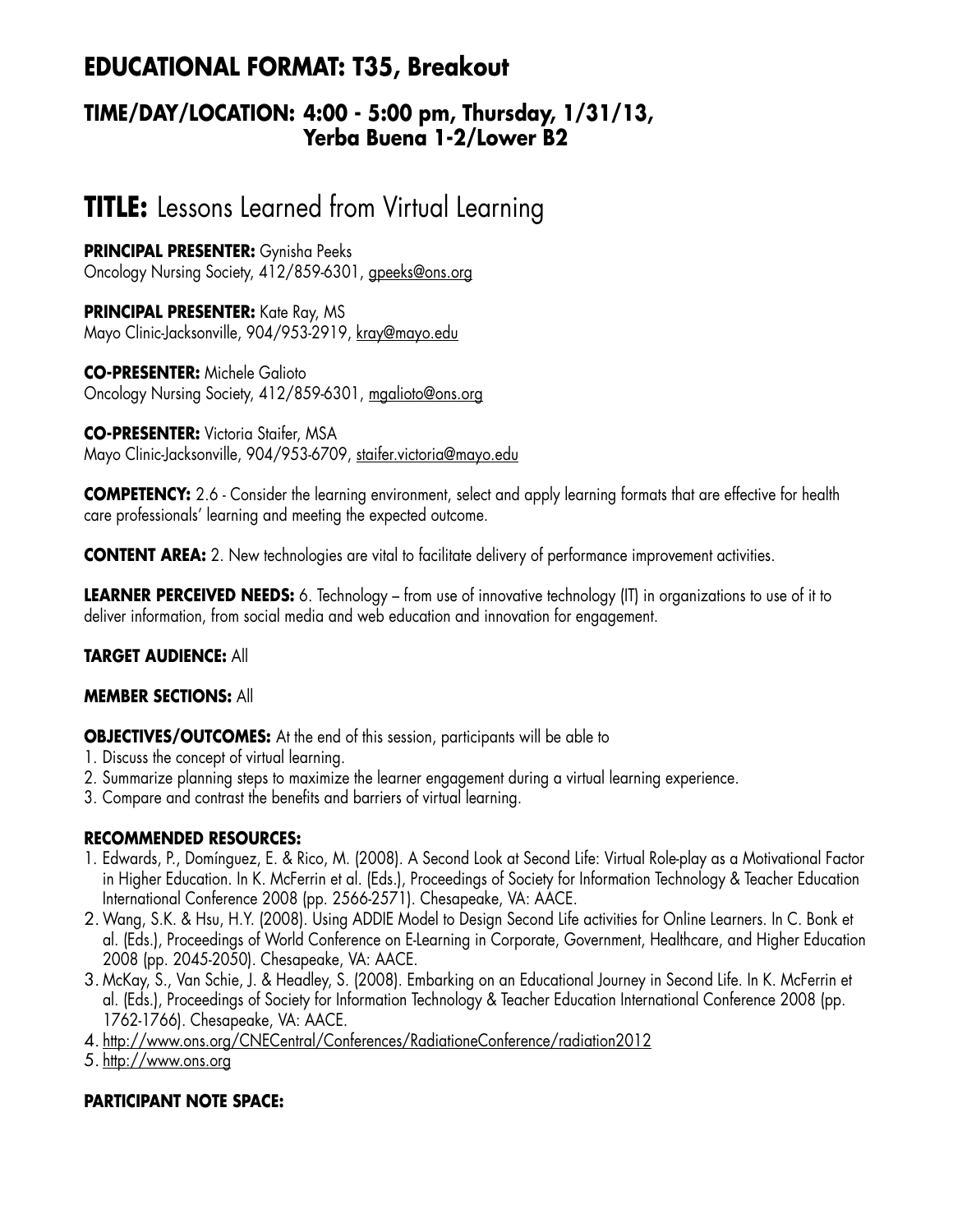## EDUCATIONAL FORMAT: T35, Breakout

### TIME/DAY/LOCATION: 4:00 - 5:00 pm, Thursday, 1/31/13, Yerba Buena 1-2/Lower B2

# TITLE: Lessons Learned from Virtual Learning

**PRINCIPAL PRESENTER:** Gynisha Peeks
Oncology Nursing Society, 412/859-6301, gpeeks@ons.org

**PRINCIPAL PRESENTER:** Kate Ray, MS
Mayo Clinic-Jacksonville, 904/953-2919, kray@mayo.edu

**CO-PRESENTER:** Michele Galioto
Oncology Nursing Society, 412/859-6301, mgalioto@ons.org

**CO-PRESENTER:** Victoria Staifer, MSA
Mayo Clinic-Jacksonville, 904/953-6709, staifer.victoria@mayo.edu

**COMPETENCY:** 2.6 - Consider the learning environment, select and apply learning formats that are effective for health care professionals' learning and meeting the expected outcome.

**CONTENT AREA:** 2. New technologies are vital to facilitate delivery of performance improvement activities.

**LEARNER PERCEIVED NEEDS:** 6. Technology – from use of innovative technology (IT) in organizations to use of it to deliver information, from social media and web education and innovation for engagement.

**TARGET AUDIENCE:** All

**MEMBER SECTIONS:** All

**OBJECTIVES/OUTCOMES:** At the end of this session, participants will be able to

1. Discuss the concept of virtual learning.
2. Summarize planning steps to maximize the learner engagement during a virtual learning experience.
3. Compare and contrast the benefits and barriers of virtual learning.

**RECOMMENDED RESOURCES:**

1. Edwards, P., Domínguez, E. & Rico, M. (2008). A Second Look at Second Life: Virtual Role-play as a Motivational Factor in Higher Education. In K. McFerrin et al. (Eds.), Proceedings of Society for Information Technology & Teacher Education International Conference 2008 (pp. 2566-2571). Chesapeake, VA: AACE.
2. Wang, S.K. & Hsu, H.Y. (2008). Using ADDIE Model to Design Second Life activities for Online Learners. In C. Bonk et al. (Eds.), Proceedings of World Conference on E-Learning in Corporate, Government, Healthcare, and Higher Education 2008 (pp. 2045-2050). Chesapeake, VA: AACE.
3. McKay, S., Van Schie, J. & Headley, S. (2008). Embarking on an Educational Journey in Second Life. In K. McFerrin et al. (Eds.), Proceedings of Society for Information Technology & Teacher Education International Conference 2008 (pp. 1762-1766). Chesapeake, VA: AACE.
4. http://www.ons.org/CNECentral/Conferences/RadiationeConference/radiation2012
5. http://www.ons.org

**PARTICIPANT NOTE SPACE:**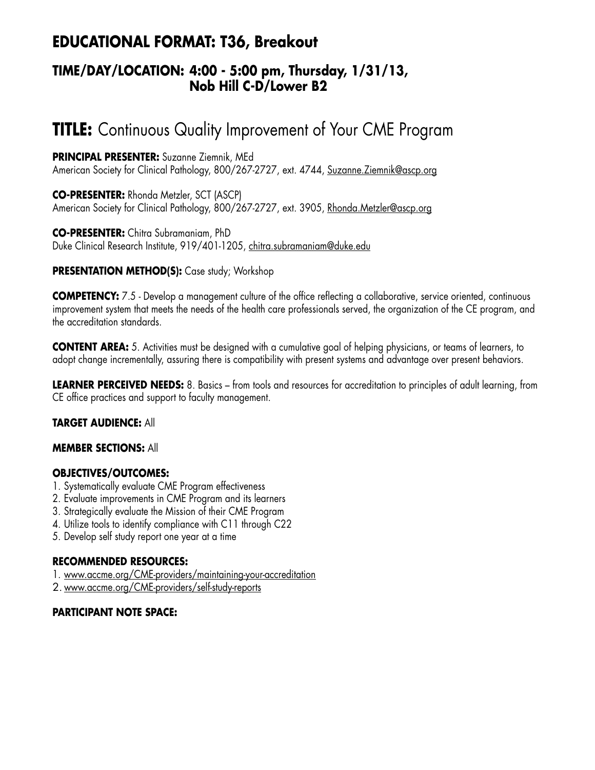## EDUCATIONAL FORMAT: T36, Breakout

### TIME/DAY/LOCATION: 4:00 - 5:00 pm, Thursday, 1/31/13, Nob Hill C-D/Lower B2

# TITLE: Continuous Quality Improvement of Your CME Program

**PRINCIPAL PRESENTER:** Suzanne Ziemnik, MEd
American Society for Clinical Pathology, 800/267-2727, ext. 4744, Suzanne.Ziemnik@ascp.org

**CO-PRESENTER:** Rhonda Metzler, SCT (ASCP)
American Society for Clinical Pathology, 800/267-2727, ext. 3905, Rhonda.Metzler@ascp.org

**CO-PRESENTER:** Chitra Subramaniam, PhD
Duke Clinical Research Institute, 919/401-1205, chitra.subramaniam@duke.edu

**PRESENTATION METHOD(S):** Case study; Workshop

**COMPETENCY:** 7.5 - Develop a management culture of the office reflecting a collaborative, service oriented, continuous improvement system that meets the needs of the health care professionals served, the organization of the CE program, and the accreditation standards.

**CONTENT AREA:** 5. Activities must be designed with a cumulative goal of helping physicians, or teams of learners, to adopt change incrementally, assuring there is compatibility with present systems and advantage over present behaviors.

**LEARNER PERCEIVED NEEDS:** 8. Basics – from tools and resources for accreditation to principles of adult learning, from CE office practices and support to faculty management.

**TARGET AUDIENCE:** All

**MEMBER SECTIONS:** All

**OBJECTIVES/OUTCOMES:**

1. Systematically evaluate CME Program effectiveness
2. Evaluate improvements in CME Program and its learners
3. Strategically evaluate the Mission of their CME Program
4. Utilize tools to identify compliance with C11 through C22
5. Develop self study report one year at a time

**RECOMMENDED RESOURCES:**

1. www.accme.org/CME-providers/maintaining-your-accreditation
2. www.accme.org/CME-providers/self-study-reports

**PARTICIPANT NOTE SPACE:**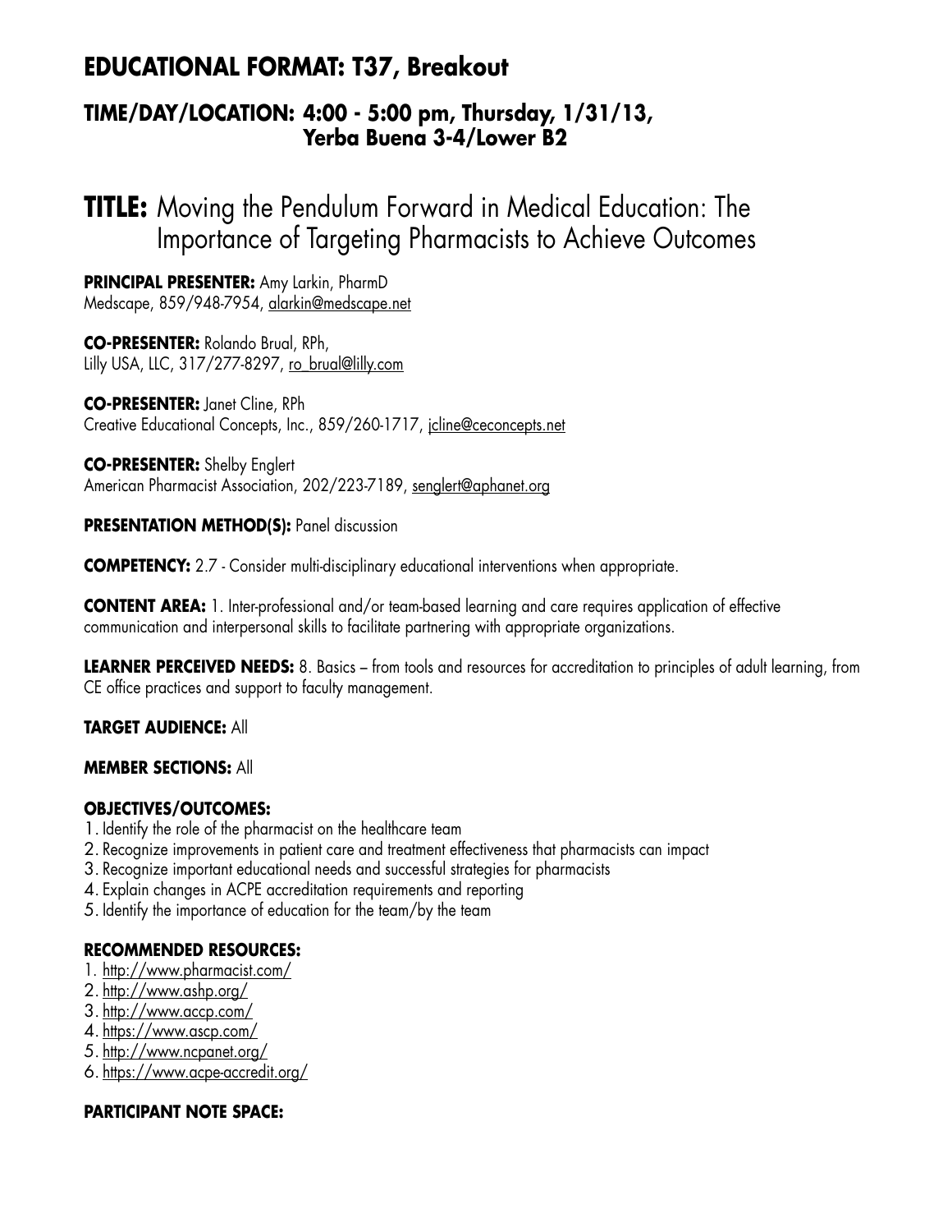## EDUCATIONAL FORMAT: T37, Breakout

### TIME/DAY/LOCATION: 4:00 - 5:00 pm, Thursday, 1/31/13, Yerba Buena 3-4/Lower B2

# TITLE: Moving the Pendulum Forward in Medical Education: The Importance of Targeting Pharmacists to Achieve Outcomes

**PRINCIPAL PRESENTER:** Amy Larkin, PharmD
Medscape, 859/948-7954, alarkin@medscape.net

**CO-PRESENTER:** Rolando Brual, RPh,
Lilly USA, LLC, 317/277-8297, ro_brual@lilly.com

**CO-PRESENTER:** Janet Cline, RPh
Creative Educational Concepts, Inc., 859/260-1717, jcline@ceconcepts.net

**CO-PRESENTER:** Shelby Englert
American Pharmacist Association, 202/223-7189, senglert@aphanet.org

**PRESENTATION METHOD(S):** Panel discussion

**COMPETENCY:** 2.7 - Consider multi-disciplinary educational interventions when appropriate.

**CONTENT AREA:** 1. Inter-professional and/or team-based learning and care requires application of effective communication and interpersonal skills to facilitate partnering with appropriate organizations.

**LEARNER PERCEIVED NEEDS:** 8. Basics – from tools and resources for accreditation to principles of adult learning, from CE office practices and support to faculty management.

**TARGET AUDIENCE:** All

**MEMBER SECTIONS:** All

**OBJECTIVES/OUTCOMES:**

1. Identify the role of the pharmacist on the healthcare team
2. Recognize improvements in patient care and treatment effectiveness that pharmacists can impact
3. Recognize important educational needs and successful strategies for pharmacists
4. Explain changes in ACPE accreditation requirements and reporting
5. Identify the importance of education for the team/by the team

**RECOMMENDED RESOURCES:**

1. http://www.pharmacist.com/
2. http://www.ashp.org/
3. http://www.accp.com/
4. https://www.ascp.com/
5. http://www.ncpanet.org/
6. https://www.acpe-accredit.org/

**PARTICIPANT NOTE SPACE:**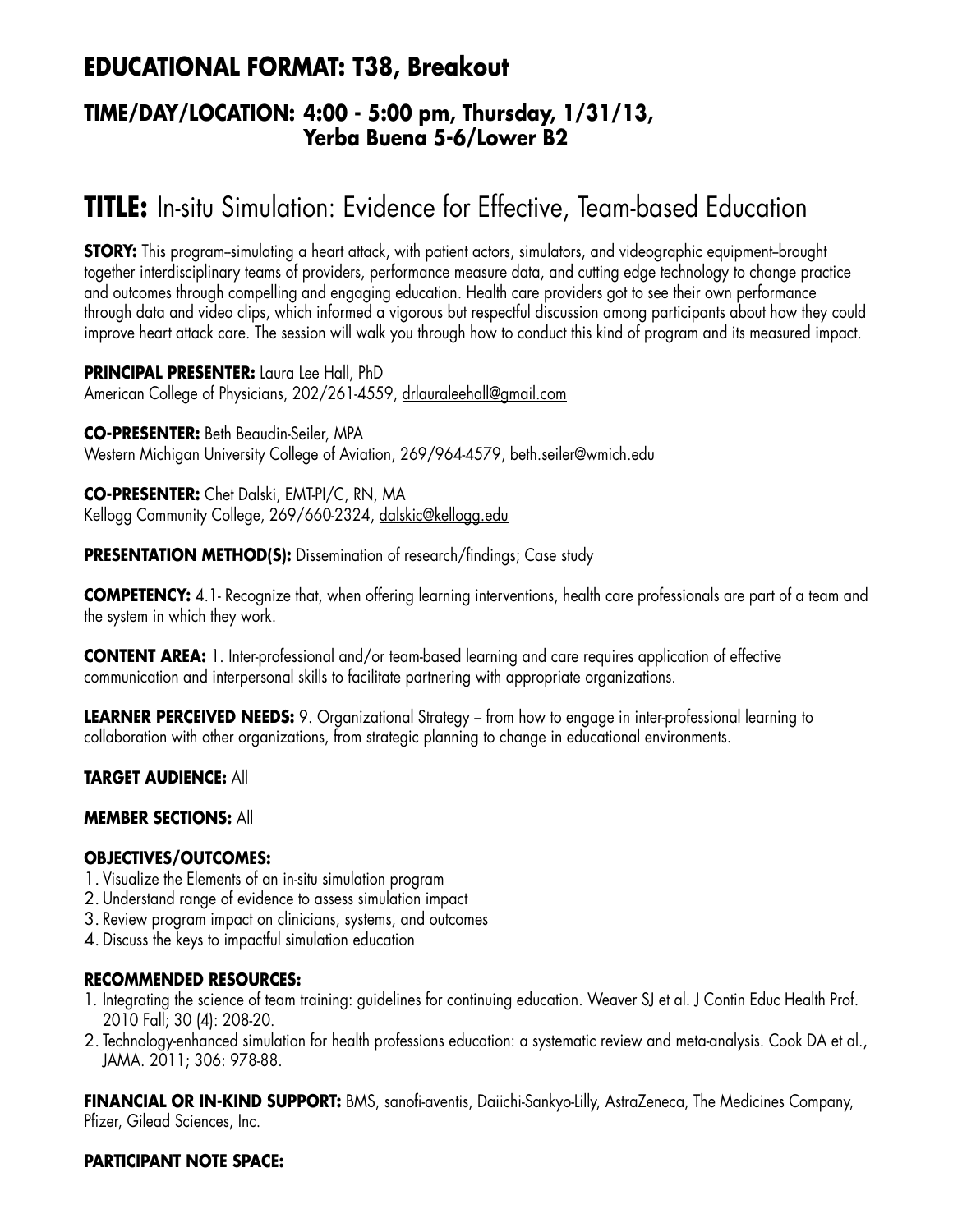## EDUCATIONAL FORMAT: T38, Breakout

### TIME/DAY/LOCATION: 4:00 - 5:00 pm, Thursday, 1/31/13, Yerba Buena 5-6/Lower B2

# TITLE: In-situ Simulation: Evidence for Effective, Team-based Education

**STORY:** This program–simulating a heart attack, with patient actors, simulators, and videographic equipment–brought together interdisciplinary teams of providers, performance measure data, and cutting edge technology to change practice and outcomes through compelling and engaging education. Health care providers got to see their own performance through data and video clips, which informed a vigorous but respectful discussion among participants about how they could improve heart attack care. The session will walk you through how to conduct this kind of program and its measured impact.

**PRINCIPAL PRESENTER:** Laura Lee Hall, PhD
American College of Physicians, 202/261-4559, drlauraleehall@gmail.com

**CO-PRESENTER:** Beth Beaudin-Seiler, MPA
Western Michigan University College of Aviation, 269/964-4579, beth.seiler@wmich.edu

**CO-PRESENTER:** Chet Dalski, EMT-PI/C, RN, MA
Kellogg Community College, 269/660-2324, dalskic@kellogg.edu

**PRESENTATION METHOD(S):** Dissemination of research/findings; Case study

**COMPETENCY:** 4.1- Recognize that, when offering learning interventions, health care professionals are part of a team and the system in which they work.

**CONTENT AREA:** 1. Inter-professional and/or team-based learning and care requires application of effective communication and interpersonal skills to facilitate partnering with appropriate organizations.

**LEARNER PERCEIVED NEEDS:** 9. Organizational Strategy – from how to engage in inter-professional learning to collaboration with other organizations, from strategic planning to change in educational environments.

**TARGET AUDIENCE:** All

**MEMBER SECTIONS:** All

**OBJECTIVES/OUTCOMES:**

1. Visualize the Elements of an in-situ simulation program
2. Understand range of evidence to assess simulation impact
3. Review program impact on clinicians, systems, and outcomes
4. Discuss the keys to impactful simulation education

**RECOMMENDED RESOURCES:**

1. Integrating the science of team training: guidelines for continuing education. Weaver SJ et al. J Contin Educ Health Prof. 2010 Fall; 30 (4): 208-20.
2. Technology-enhanced simulation for health professions education: a systematic review and meta-analysis. Cook DA et al., JAMA. 2011; 306: 978-88.

**FINANCIAL OR IN-KIND SUPPORT:** BMS, sanofi-aventis, Daiichi-Sankyo-Lilly, AstraZeneca, The Medicines Company, Pfizer, Gilead Sciences, Inc.

**PARTICIPANT NOTE SPACE:**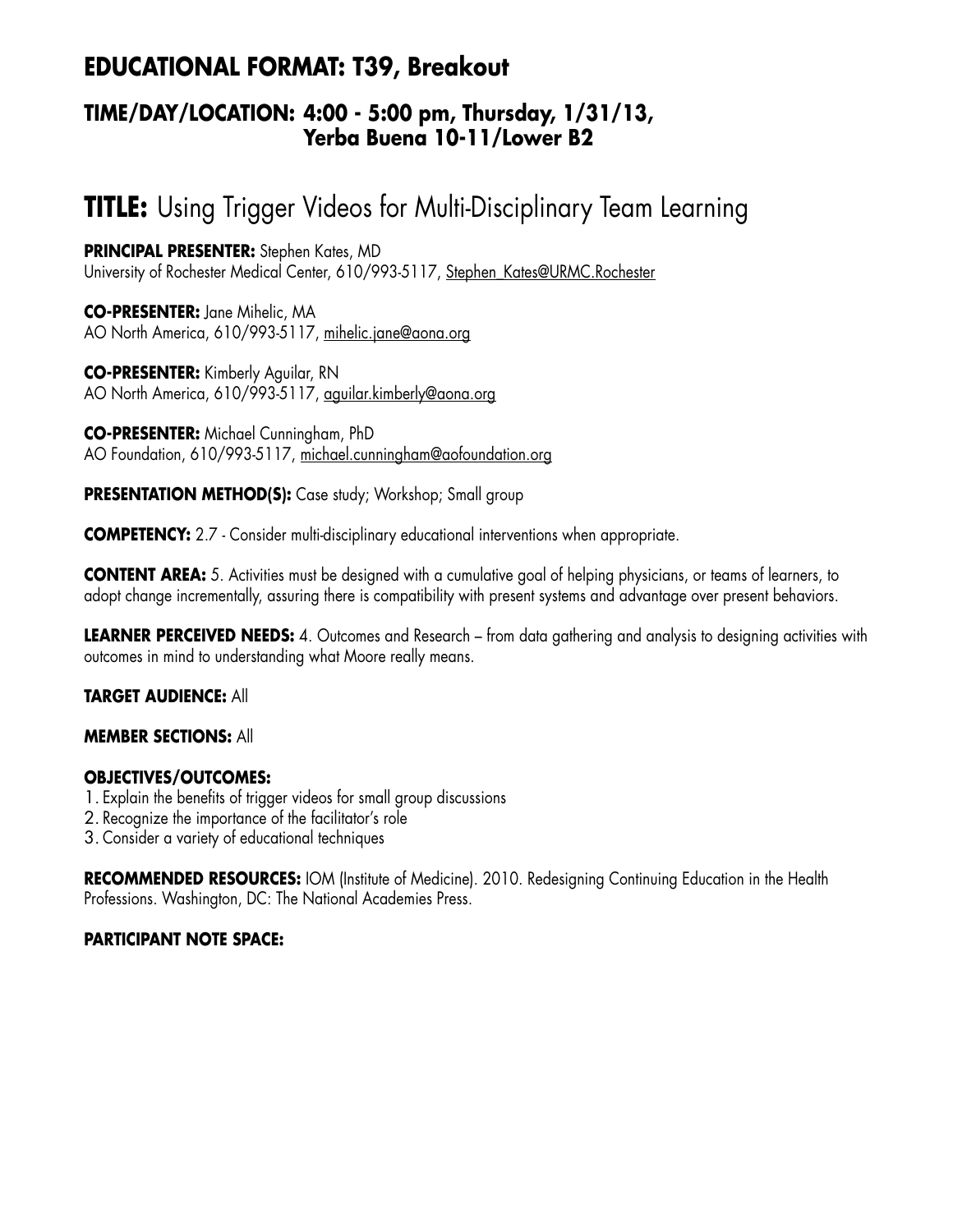## EDUCATIONAL FORMAT: T39, Breakout

### TIME/DAY/LOCATION: 4:00 - 5:00 pm, Thursday, 1/31/13, Yerba Buena 10-11/Lower B2

# TITLE: Using Trigger Videos for Multi-Disciplinary Team Learning

**PRINCIPAL PRESENTER:** Stephen Kates, MD
University of Rochester Medical Center, 610/993-5117, Stephen_Kates@URMC.Rochester

**CO-PRESENTER:** Jane Mihelic, MA
AO North America, 610/993-5117, mihelic.jane@aona.org

**CO-PRESENTER:** Kimberly Aguilar, RN
AO North America, 610/993-5117, aguilar.kimberly@aona.org

**CO-PRESENTER:** Michael Cunningham, PhD
AO Foundation, 610/993-5117, michael.cunningham@aofoundation.org

**PRESENTATION METHOD(S):** Case study; Workshop; Small group

**COMPETENCY:** 2.7 - Consider multi-disciplinary educational interventions when appropriate.

**CONTENT AREA:** 5. Activities must be designed with a cumulative goal of helping physicians, or teams of learners, to adopt change incrementally, assuring there is compatibility with present systems and advantage over present behaviors.

**LEARNER PERCEIVED NEEDS:** 4. Outcomes and Research – from data gathering and analysis to designing activities with outcomes in mind to understanding what Moore really means.

**TARGET AUDIENCE:** All

**MEMBER SECTIONS:** All

**OBJECTIVES/OUTCOMES:**

1. Explain the benefits of trigger videos for small group discussions
2. Recognize the importance of the facilitator's role
3. Consider a variety of educational techniques

**RECOMMENDED RESOURCES:** IOM (Institute of Medicine). 2010. Redesigning Continuing Education in the Health Professions. Washington, DC: The National Academies Press.

**PARTICIPANT NOTE SPACE:**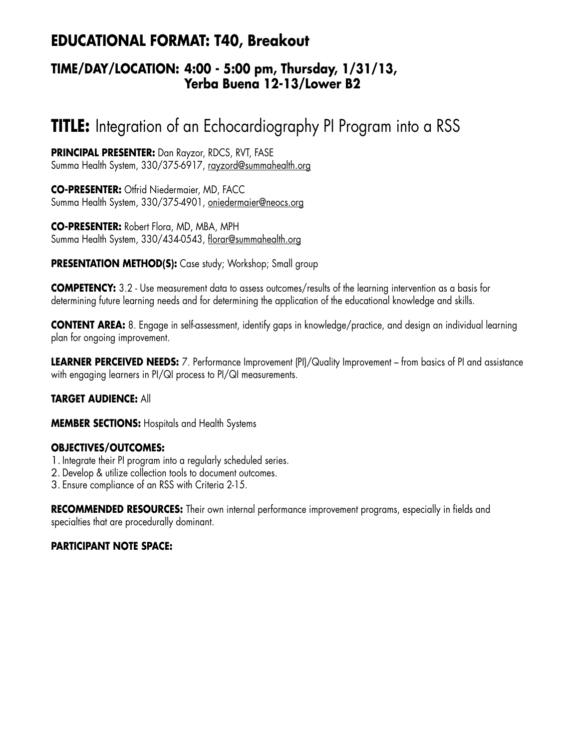## EDUCATIONAL FORMAT: T40, Breakout

### TIME/DAY/LOCATION: 4:00 - 5:00 pm, Thursday, 1/31/13, Yerba Buena 12-13/Lower B2

# TITLE: Integration of an Echocardiography PI Program into a RSS

**PRINCIPAL PRESENTER:** Dan Rayzor, RDCS, RVT, FASE
Summa Health System, 330/375-6917, rayzord@summahealth.org

**CO-PRESENTER:** Otfrid Niedermaier, MD, FACC
Summa Health System, 330/375-4901, oniedermaier@neocs.org

**CO-PRESENTER:** Robert Flora, MD, MBA, MPH
Summa Health System, 330/434-0543, florar@summahealth.org

**PRESENTATION METHOD(S):** Case study; Workshop; Small group

**COMPETENCY:** 3.2 - Use measurement data to assess outcomes/results of the learning intervention as a basis for determining future learning needs and for determining the application of the educational knowledge and skills.

**CONTENT AREA:** 8. Engage in self-assessment, identify gaps in knowledge/practice, and design an individual learning plan for ongoing improvement.

**LEARNER PERCEIVED NEEDS:** 7. Performance Improvement (PI)/Quality Improvement – from basics of PI and assistance with engaging learners in PI/QI process to PI/QI measurements.

**TARGET AUDIENCE:** All

**MEMBER SECTIONS:** Hospitals and Health Systems

**OBJECTIVES/OUTCOMES:**

1. Integrate their PI program into a regularly scheduled series.
2. Develop & utilize collection tools to document outcomes.
3. Ensure compliance of an RSS with Criteria 2-15.

**RECOMMENDED RESOURCES:** Their own internal performance improvement programs, especially in fields and specialties that are procedurally dominant.

**PARTICIPANT NOTE SPACE:**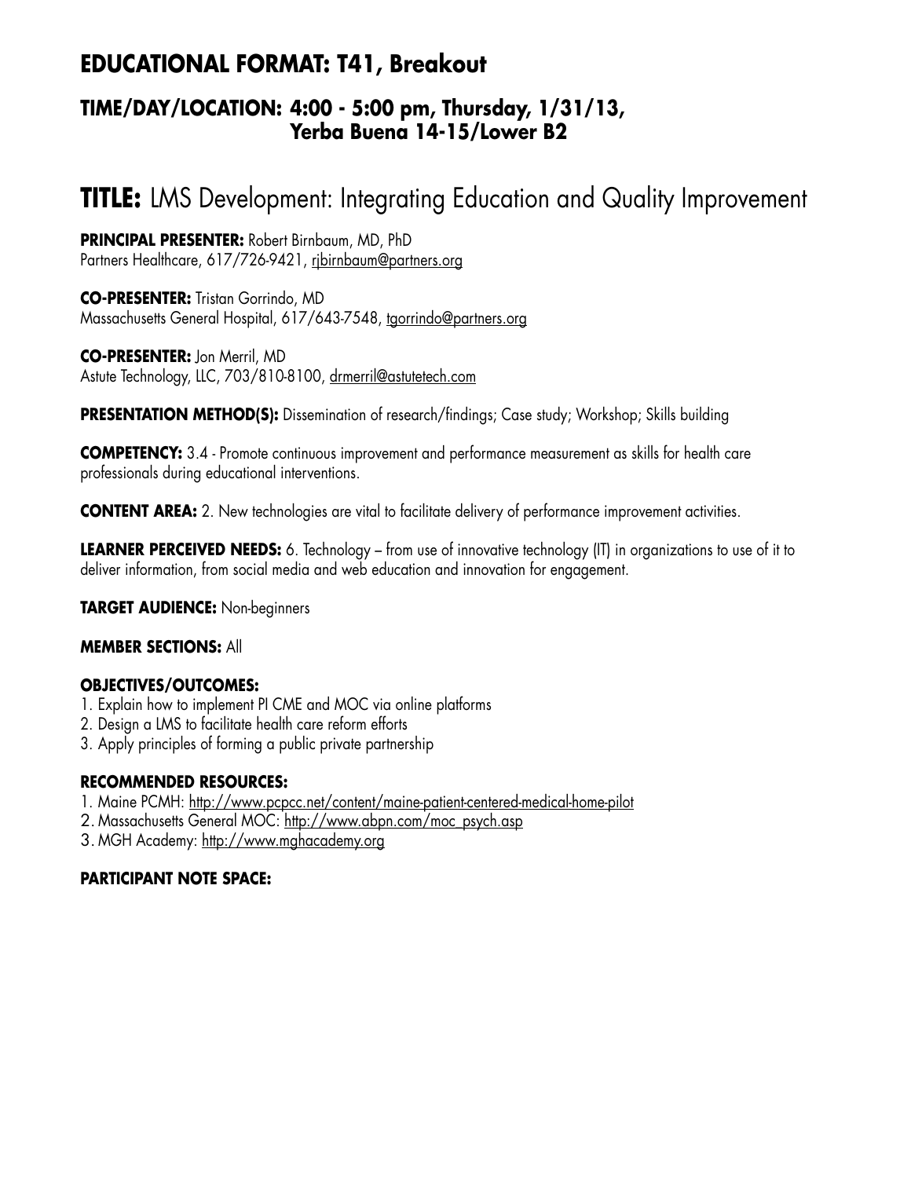## EDUCATIONAL FORMAT: T41, Breakout

### TIME/DAY/LOCATION: 4:00 - 5:00 pm, Thursday, 1/31/13, Yerba Buena 14-15/Lower B2

# TITLE: LMS Development: Integrating Education and Quality Improvement

**PRINCIPAL PRESENTER:** Robert Birnbaum, MD, PhD
Partners Healthcare, 617/726-9421, rjbirnbaum@partners.org

**CO-PRESENTER:** Tristan Gorrindo, MD
Massachusetts General Hospital, 617/643-7548, tgorrindo@partners.org

**CO-PRESENTER:** Jon Merril, MD
Astute Technology, LLC, 703/810-8100, drmerril@astutetech.com

**PRESENTATION METHOD(S):** Dissemination of research/findings; Case study; Workshop; Skills building

**COMPETENCY:** 3.4 - Promote continuous improvement and performance measurement as skills for health care professionals during educational interventions.

**CONTENT AREA:** 2. New technologies are vital to facilitate delivery of performance improvement activities.

**LEARNER PERCEIVED NEEDS:** 6. Technology – from use of innovative technology (IT) in organizations to use of it to deliver information, from social media and web education and innovation for engagement.

**TARGET AUDIENCE:** Non-beginners

**MEMBER SECTIONS:** All

**OBJECTIVES/OUTCOMES:**
1. Explain how to implement PI CME and MOC via online platforms
2. Design a LMS to facilitate health care reform efforts
3. Apply principles of forming a public private partnership

**RECOMMENDED RESOURCES:**
1. Maine PCMH: http://www.pcpcc.net/content/maine-patient-centered-medical-home-pilot
2. Massachusetts General MOC: http://www.abpn.com/moc_psych.asp
3. MGH Academy: http://www.mghacademy.org

**PARTICIPANT NOTE SPACE:**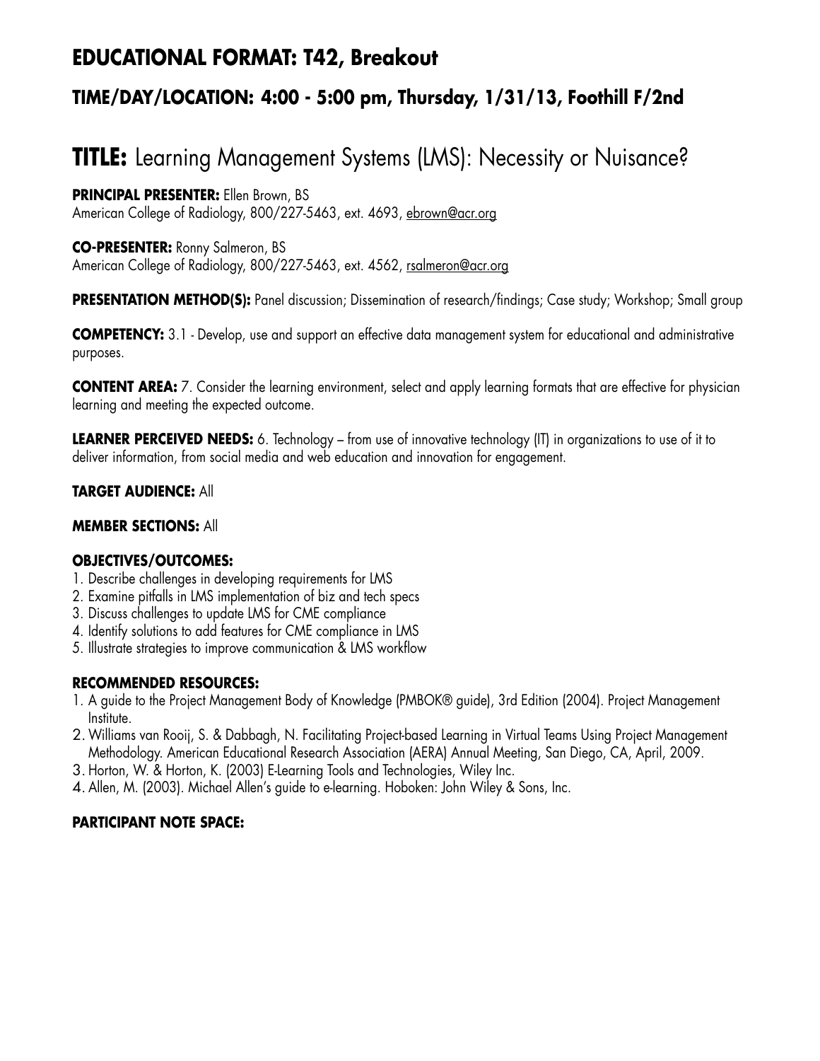## EDUCATIONAL FORMAT: T42, Breakout

### TIME/DAY/LOCATION: 4:00 - 5:00 pm, Thursday, 1/31/13, Foothill F/2nd

# TITLE: Learning Management Systems (LMS): Necessity or Nuisance?

**PRINCIPAL PRESENTER:** Ellen Brown, BS
American College of Radiology, 800/227-5463, ext. 4693, ebrown@acr.org

**CO-PRESENTER:** Ronny Salmeron, BS
American College of Radiology, 800/227-5463, ext. 4562, rsalmeron@acr.org

**PRESENTATION METHOD(S):** Panel discussion; Dissemination of research/findings; Case study; Workshop; Small group

**COMPETENCY:** 3.1 - Develop, use and support an effective data management system for educational and administrative purposes.

**CONTENT AREA:** 7. Consider the learning environment, select and apply learning formats that are effective for physician learning and meeting the expected outcome.

**LEARNER PERCEIVED NEEDS:** 6. Technology – from use of innovative technology (IT) in organizations to use of it to deliver information, from social media and web education and innovation for engagement.

**TARGET AUDIENCE:** All

**MEMBER SECTIONS:** All

**OBJECTIVES/OUTCOMES:**

1. Describe challenges in developing requirements for LMS
2. Examine pitfalls in LMS implementation of biz and tech specs
3. Discuss challenges to update LMS for CME compliance
4. Identify solutions to add features for CME compliance in LMS
5. Illustrate strategies to improve communication & LMS workflow

**RECOMMENDED RESOURCES:**

1. A guide to the Project Management Body of Knowledge (PMBOK® guide), 3rd Edition (2004). Project Management Institute.
2. Williams van Rooij, S. & Dabbagh, N. Facilitating Project-based Learning in Virtual Teams Using Project Management Methodology. American Educational Research Association (AERA) Annual Meeting, San Diego, CA, April, 2009.
3. Horton, W. & Horton, K. (2003) E-Learning Tools and Technologies, Wiley Inc.
4. Allen, M. (2003). Michael Allen's guide to e-learning. Hoboken: John Wiley & Sons, Inc.

**PARTICIPANT NOTE SPACE:**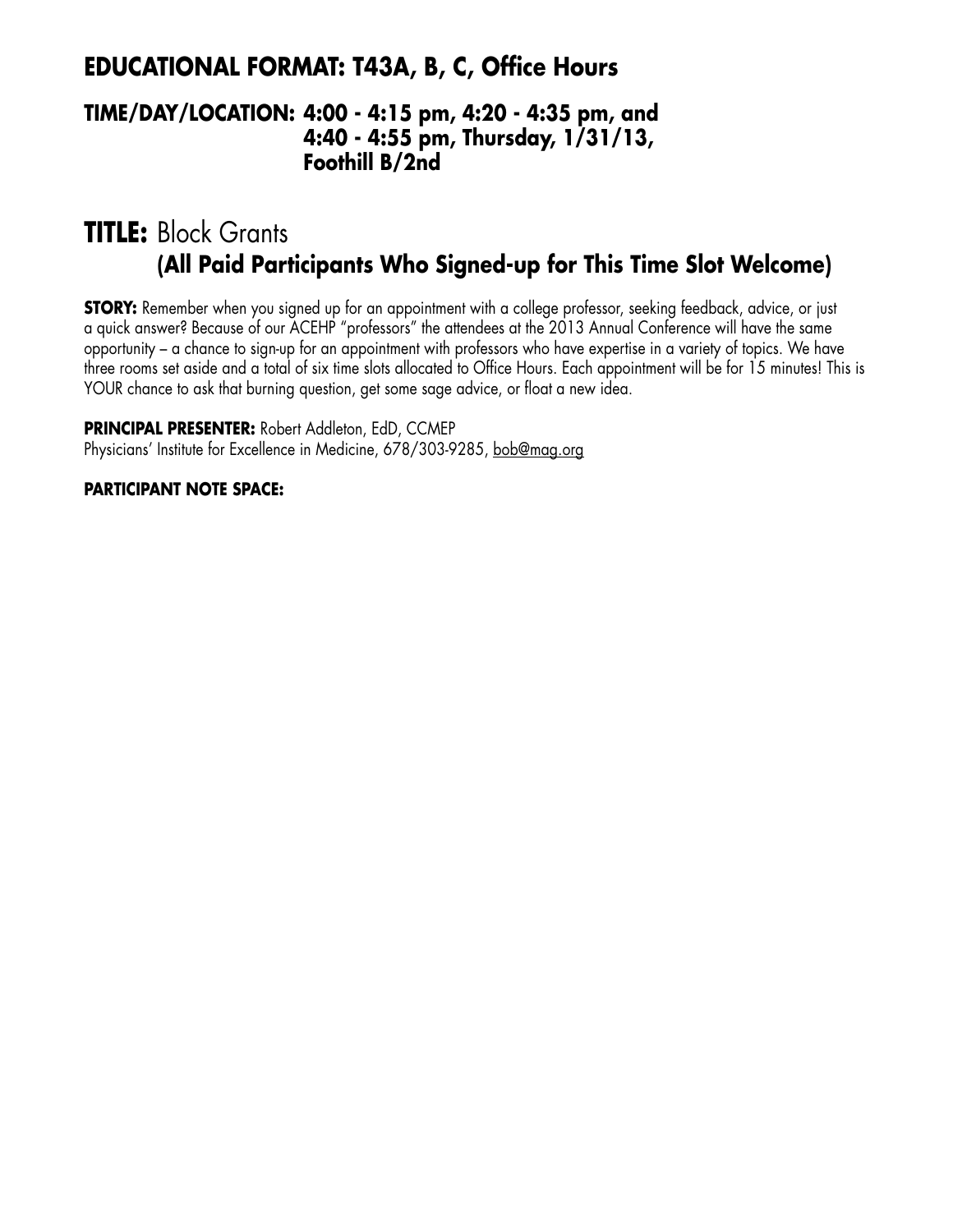## EDUCATIONAL FORMAT: T43A, B, C, Office Hours

### TIME/DAY/LOCATION: 4:00 - 4:15 pm, 4:20 - 4:35 pm, and 4:40 - 4:55 pm, Thursday, 1/31/13, Foothill B/2nd

## TITLE: Block Grants
### (All Paid Participants Who Signed-up for This Time Slot Welcome)

**STORY:** Remember when you signed up for an appointment with a college professor, seeking feedback, advice, or just a quick answer? Because of our ACEHP "professors" the attendees at the 2013 Annual Conference will have the same opportunity – a chance to sign-up for an appointment with professors who have expertise in a variety of topics. We have three rooms set aside and a total of six time slots allocated to Office Hours. Each appointment will be for 15 minutes! This is YOUR chance to ask that burning question, get some sage advice, or float a new idea.

**PRINCIPAL PRESENTER:** Robert Addleton, EdD, CCMEP
Physicians' Institute for Excellence in Medicine, 678/303-9285, bob@mag.org

**PARTICIPANT NOTE SPACE:**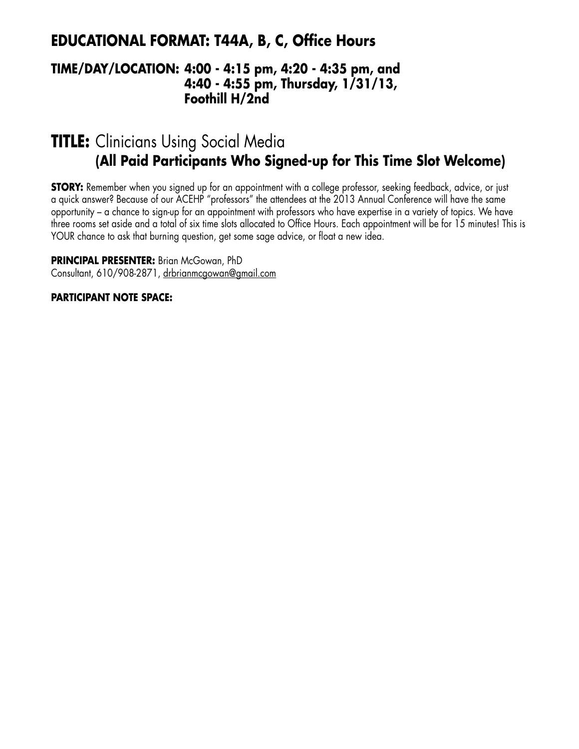## EDUCATIONAL FORMAT: T44A, B, C, Office Hours

### TIME/DAY/LOCATION: 4:00 - 4:15 pm, 4:20 - 4:35 pm, and 4:40 - 4:55 pm, Thursday, 1/31/13, Foothill H/2nd

# TITLE: Clinicians Using Social Media **(All Paid Participants Who Signed-up for This Time Slot Welcome)**

**STORY:** Remember when you signed up for an appointment with a college professor, seeking feedback, advice, or just a quick answer? Because of our ACEHP "professors" the attendees at the 2013 Annual Conference will have the same opportunity – a chance to sign-up for an appointment with professors who have expertise in a variety of topics. We have three rooms set aside and a total of six time slots allocated to Office Hours. Each appointment will be for 15 minutes! This is YOUR chance to ask that burning question, get some sage advice, or float a new idea.

**PRINCIPAL PRESENTER:** Brian McGowan, PhD
Consultant, 610/908-2871, drbrianmcgowan@gmail.com

**PARTICIPANT NOTE SPACE:**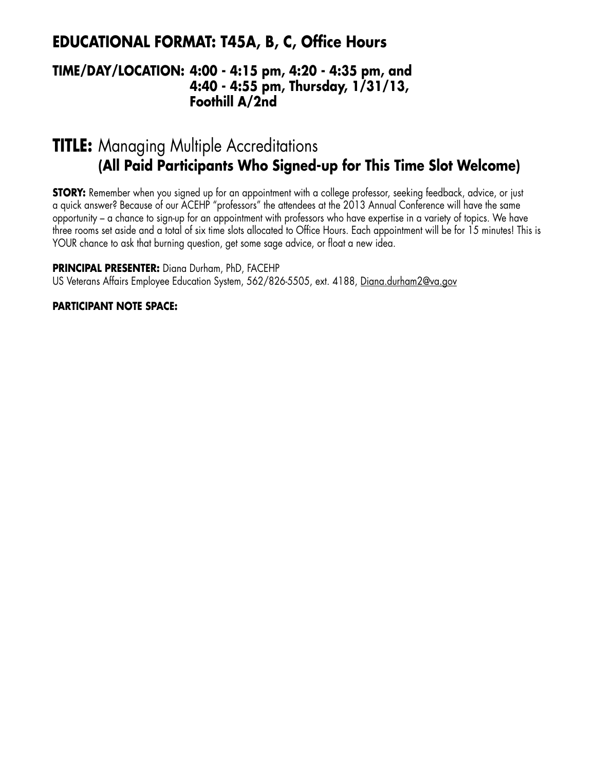## EDUCATIONAL FORMAT: T45A, B, C, Office Hours

### TIME/DAY/LOCATION: 4:00 - 4:15 pm, 4:20 - 4:35 pm, and 4:40 - 4:55 pm, Thursday, 1/31/13, Foothill A/2nd

## TITLE: Managing Multiple Accreditations **(All Paid Participants Who Signed-up for This Time Slot Welcome)**

**STORY:** Remember when you signed up for an appointment with a college professor, seeking feedback, advice, or just a quick answer? Because of our ACEHP "professors" the attendees at the 2013 Annual Conference will have the same opportunity – a chance to sign-up for an appointment with professors who have expertise in a variety of topics. We have three rooms set aside and a total of six time slots allocated to Office Hours. Each appointment will be for 15 minutes! This is YOUR chance to ask that burning question, get some sage advice, or float a new idea.

**PRINCIPAL PRESENTER:** Diana Durham, PhD, FACEHP
US Veterans Affairs Employee Education System, 562/826-5505, ext. 4188, Diana.durham2@va.gov

**PARTICIPANT NOTE SPACE:**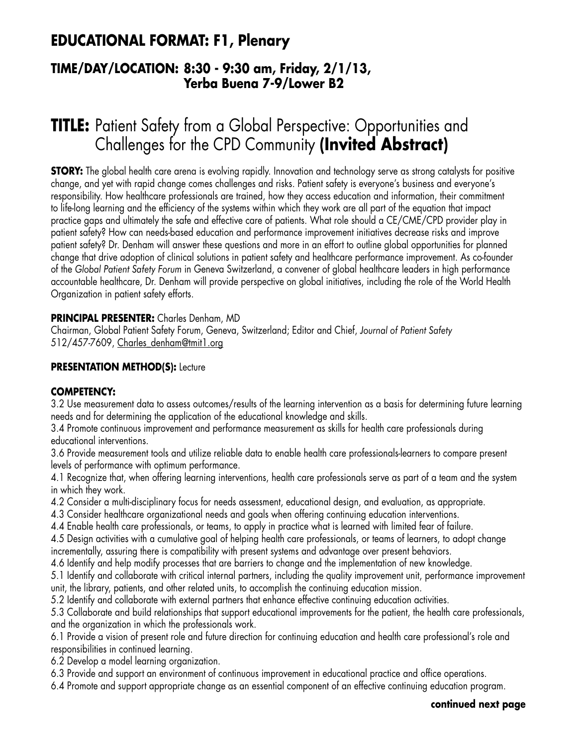## EDUCATIONAL FORMAT: F1, Plenary

### TIME/DAY/LOCATION: 8:30 - 9:30 am, Friday, 2/1/13, Yerba Buena 7-9/Lower B2

# TITLE: Patient Safety from a Global Perspective: Opportunities and Challenges for the CPD Community (Invited Abstract)

**STORY:** The global health care arena is evolving rapidly. Innovation and technology serve as strong catalysts for positive change, and yet with rapid change comes challenges and risks. Patient safety is everyone's business and everyone's responsibility. How healthcare professionals are trained, how they access education and information, their commitment to life-long learning and the efficiency of the systems within which they work are all part of the equation that impact practice gaps and ultimately the safe and effective care of patients. What role should a CE/CME/CPD provider play in patient safety? How can needs-based education and performance improvement initiatives decrease risks and improve patient safety? Dr. Denham will answer these questions and more in an effort to outline global opportunities for planned change that drive adoption of clinical solutions in patient safety and healthcare performance improvement. As co-founder of the *Global Patient Safety Forum* in Geneva Switzerland, a convener of global healthcare leaders in high performance accountable healthcare, Dr. Denham will provide perspective on global initiatives, including the role of the World Health Organization in patient safety efforts.

**PRINCIPAL PRESENTER:** Charles Denham, MD
Chairman, Global Patient Safety Forum, Geneva, Switzerland; Editor and Chief, *Journal of Patient Safety*
512/457-7609, Charles_denham@tmit1.org

**PRESENTATION METHOD(S):** Lecture

**COMPETENCY:**
3.2 Use measurement data to assess outcomes/results of the learning intervention as a basis for determining future learning needs and for determining the application of the educational knowledge and skills.
3.4 Promote continuous improvement and performance measurement as skills for health care professionals during educational interventions.
3.6 Provide measurement tools and utilize reliable data to enable health care professionals-learners to compare present levels of performance with optimum performance.
4.1 Recognize that, when offering learning interventions, health care professionals serve as part of a team and the system in which they work.
4.2 Consider a multi-disciplinary focus for needs assessment, educational design, and evaluation, as appropriate.
4.3 Consider healthcare organizational needs and goals when offering continuing education interventions.
4.4 Enable health care professionals, or teams, to apply in practice what is learned with limited fear of failure.
4.5 Design activities with a cumulative goal of helping health care professionals, or teams of learners, to adopt change incrementally, assuring there is compatibility with present systems and advantage over present behaviors.
4.6 Identify and help modify processes that are barriers to change and the implementation of new knowledge.
5.1 Identify and collaborate with critical internal partners, including the quality improvement unit, performance improvement unit, the library, patients, and other related units, to accomplish the continuing education mission.
5.2 Identify and collaborate with external partners that enhance effective continuing education activities.
5.3 Collaborate and build relationships that support educational improvements for the patient, the health care professionals, and the organization in which the professionals work.
6.1 Provide a vision of present role and future direction for continuing education and health care professional's role and responsibilities in continued learning.
6.2 Develop a model learning organization.
6.3 Provide and support an environment of continuous improvement in educational practice and office operations.
6.4 Promote and support appropriate change as an essential component of an effective continuing education program.

**continued next page**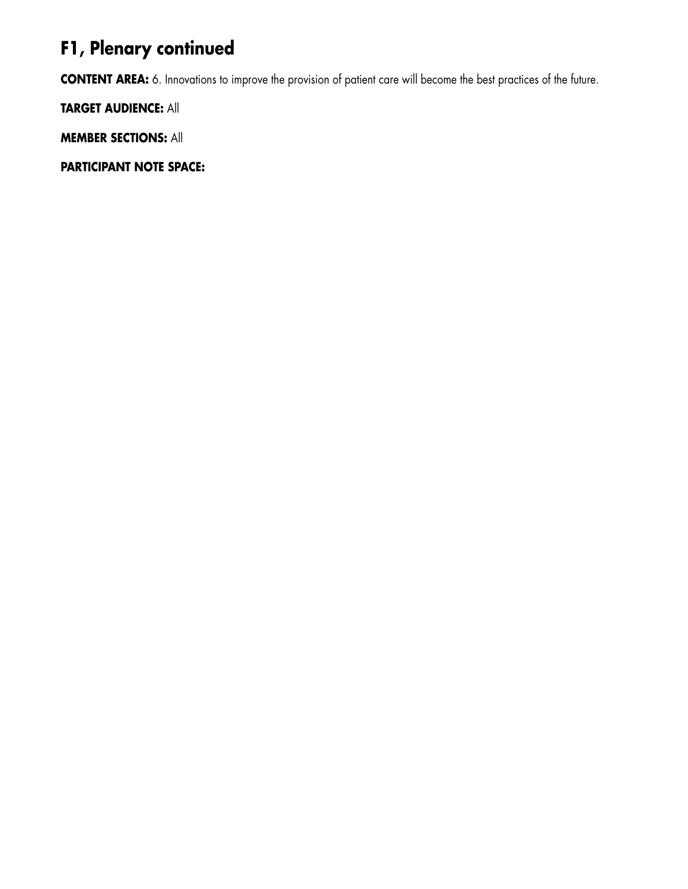# F1, Plenary continued

**CONTENT AREA:** 6. Innovations to improve the provision of patient care will become the best practices of the future.

**TARGET AUDIENCE:** All

**MEMBER SECTIONS:** All

**PARTICIPANT NOTE SPACE:**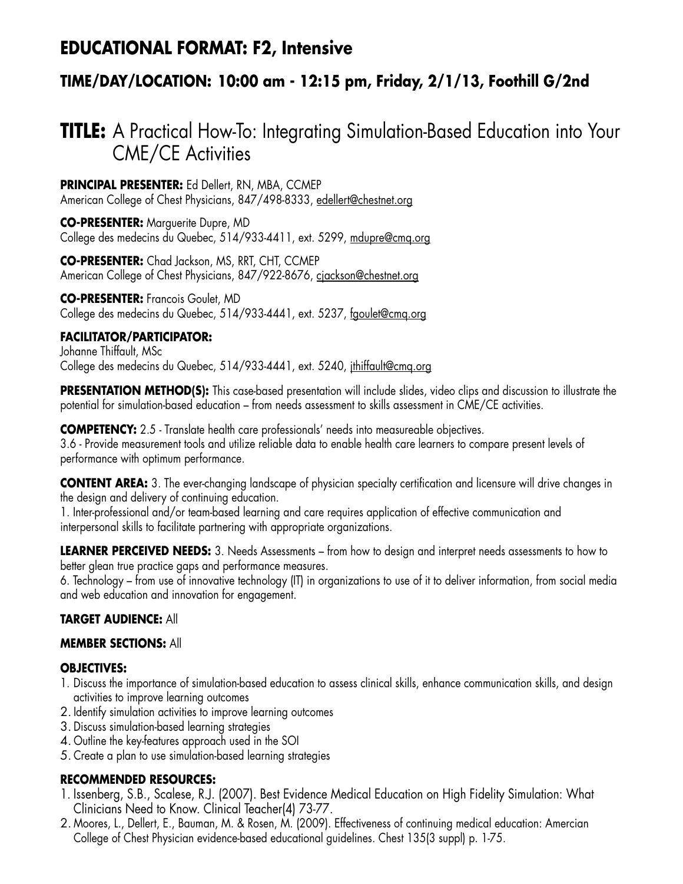## EDUCATIONAL FORMAT: F2, Intensive

### TIME/DAY/LOCATION: 10:00 am - 12:15 pm, Friday, 2/1/13, Foothill G/2nd

# TITLE: A Practical How-To: Integrating Simulation-Based Education into Your CME/CE Activities

**PRINCIPAL PRESENTER:** Ed Dellert, RN, MBA, CCMEP
American College of Chest Physicians, 847/498-8333, edellert@chestnet.org

**CO-PRESENTER:** Marguerite Dupre, MD
College des medecins du Quebec, 514/933-4411, ext. 5299, mdupre@cmq.org

**CO-PRESENTER:** Chad Jackson, MS, RRT, CHT, CCMEP
American College of Chest Physicians, 847/922-8676, cjackson@chestnet.org

**CO-PRESENTER:** Francois Goulet, MD
College des medecins du Quebec, 514/933-4441, ext. 5237, fgoulet@cmq.org

**FACILITATOR/PARTICIPATOR:**
Johanne Thiffault, MSc
College des medecins du Quebec, 514/933-4441, ext. 5240, jthiffault@cmq.org

**PRESENTATION METHOD(S):** This case-based presentation will include slides, video clips and discussion to illustrate the potential for simulation-based education – from needs assessment to skills assessment in CME/CE activities.

**COMPETENCY:** 2.5 - Translate health care professionals' needs into measureable objectives.
3.6 - Provide measurement tools and utilize reliable data to enable health care learners to compare present levels of performance with optimum performance.

**CONTENT AREA:** 3. The ever-changing landscape of physician specialty certification and licensure will drive changes in the design and delivery of continuing education.
1. Inter-professional and/or team-based learning and care requires application of effective communication and interpersonal skills to facilitate partnering with appropriate organizations.

**LEARNER PERCEIVED NEEDS:** 3. Needs Assessments – from how to design and interpret needs assessments to how to better glean true practice gaps and performance measures.
6. Technology – from use of innovative technology (IT) in organizations to use of it to deliver information, from social media and web education and innovation for engagement.

**TARGET AUDIENCE:** All

**MEMBER SECTIONS:** All

**OBJECTIVES:**

1. Discuss the importance of simulation-based education to assess clinical skills, enhance communication skills, and design activities to improve learning outcomes
2. Identify simulation activities to improve learning outcomes
3. Discuss simulation-based learning strategies
4. Outline the key-features approach used in the SOI
5. Create a plan to use simulation-based learning strategies

**RECOMMENDED RESOURCES:**

1. Issenberg, S.B., Scalese, R.J. (2007). Best Evidence Medical Education on High Fidelity Simulation: What Clinicians Need to Know. Clinical Teacher(4) 73-77.
2. Moores, L., Dellert, E., Bauman, M. & Rosen, M. (2009). Effectiveness of continuing medical education: Amercian College of Chest Physician evidence-based educational guidelines. Chest 135(3 suppl) p. 1-75.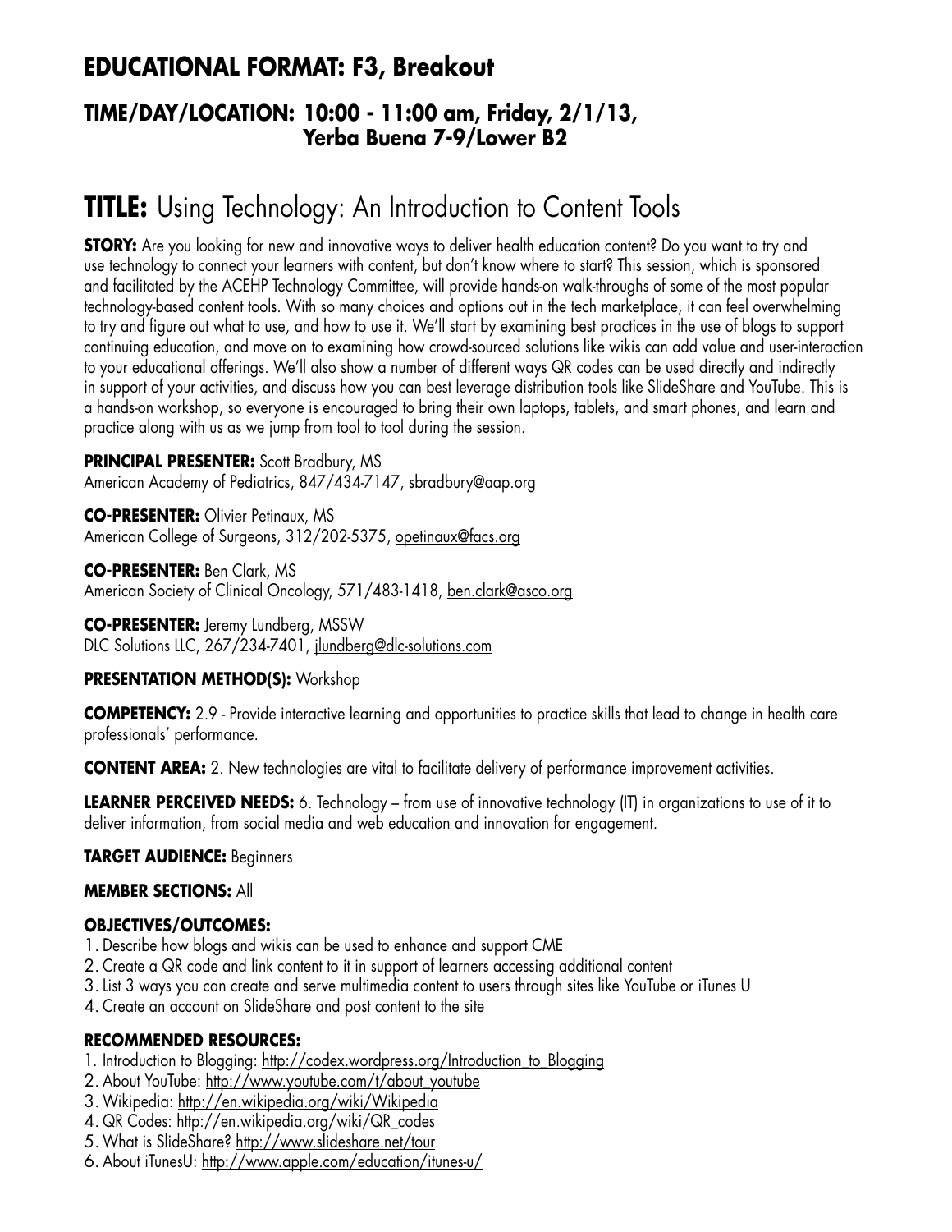## EDUCATIONAL FORMAT: F3, Breakout

### TIME/DAY/LOCATION: 10:00 - 11:00 am, Friday, 2/1/13, Yerba Buena 7-9/Lower B2

# TITLE: Using Technology: An Introduction to Content Tools

**STORY:** Are you looking for new and innovative ways to deliver health education content? Do you want to try and use technology to connect your learners with content, but don't know where to start? This session, which is sponsored and facilitated by the ACEHP Technology Committee, will provide hands-on walk-throughs of some of the most popular technology-based content tools. With so many choices and options out in the tech marketplace, it can feel overwhelming to try and figure out what to use, and how to use it. We'll start by examining best practices in the use of blogs to support continuing education, and move on to examining how crowd-sourced solutions like wikis can add value and user-interaction to your educational offerings. We'll also show a number of different ways QR codes can be used directly and indirectly in support of your activities, and discuss how you can best leverage distribution tools like SlideShare and YouTube. This is a hands-on workshop, so everyone is encouraged to bring their own laptops, tablets, and smart phones, and learn and practice along with us as we jump from tool to tool during the session.

**PRINCIPAL PRESENTER:** Scott Bradbury, MS
American Academy of Pediatrics, 847/434-7147, sbradbury@aap.org

**CO-PRESENTER:** Olivier Petinaux, MS
American College of Surgeons, 312/202-5375, opetinaux@facs.org

**CO-PRESENTER:** Ben Clark, MS
American Society of Clinical Oncology, 571/483-1418, ben.clark@asco.org

**CO-PRESENTER:** Jeremy Lundberg, MSSW
DLC Solutions LLC, 267/234-7401, jlundberg@dlc-solutions.com

**PRESENTATION METHOD(S):** Workshop

**COMPETENCY:** 2.9 - Provide interactive learning and opportunities to practice skills that lead to change in health care professionals' performance.

**CONTENT AREA:** 2. New technologies are vital to facilitate delivery of performance improvement activities.

**LEARNER PERCEIVED NEEDS:** 6. Technology – from use of innovative technology (IT) in organizations to use of it to deliver information, from social media and web education and innovation for engagement.

**TARGET AUDIENCE:** Beginners

**MEMBER SECTIONS:** All

**OBJECTIVES/OUTCOMES:**

1. Describe how blogs and wikis can be used to enhance and support CME
2. Create a QR code and link content to it in support of learners accessing additional content
3. List 3 ways you can create and serve multimedia content to users through sites like YouTube or iTunes U
4. Create an account on SlideShare and post content to the site

**RECOMMENDED RESOURCES:**

1. Introduction to Blogging: http://codex.wordpress.org/Introduction_to_Blogging
2. About YouTube: http://www.youtube.com/t/about_youtube
3. Wikipedia: http://en.wikipedia.org/wiki/Wikipedia
4. QR Codes: http://en.wikipedia.org/wiki/QR_codes
5. What is SlideShare? http://www.slideshare.net/tour
6. About iTunesU: http://www.apple.com/education/itunes-u/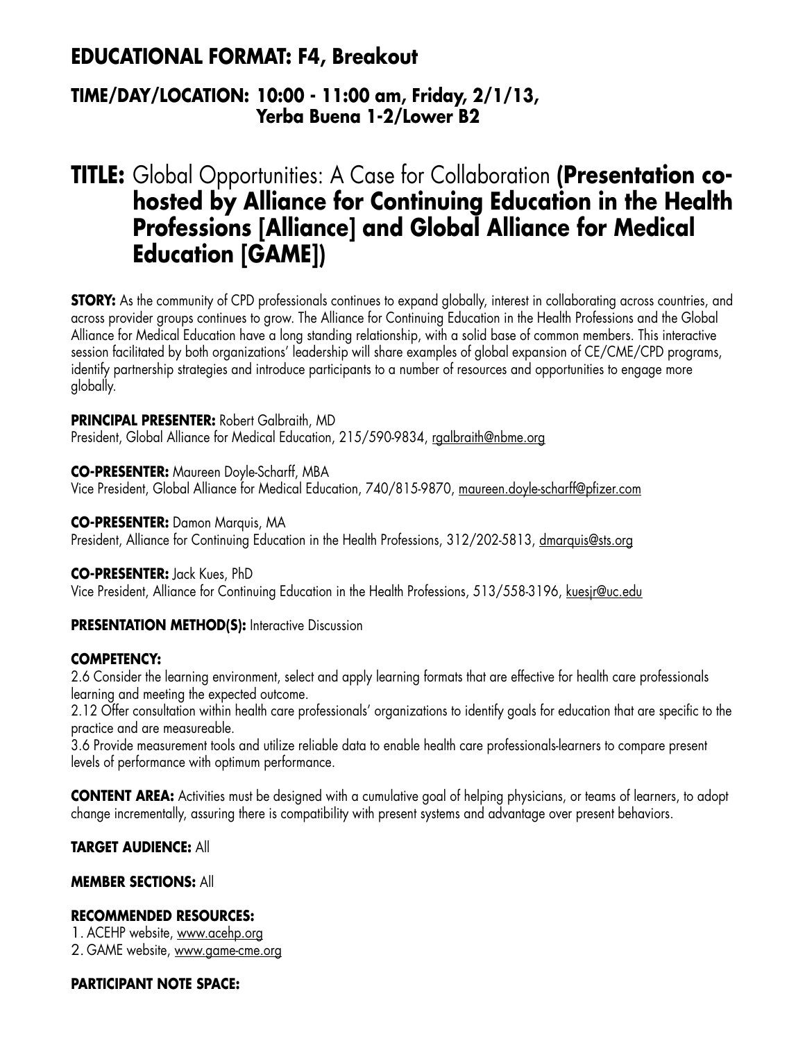## EDUCATIONAL FORMAT: F4, Breakout

### TIME/DAY/LOCATION: 10:00 - 11:00 am, Friday, 2/1/13, Yerba Buena 1-2/Lower B2

# TITLE: Global Opportunities: A Case for Collaboration (Presentation co-hosted by Alliance for Continuing Education in the Health Professions [Alliance] and Global Alliance for Medical Education [GAME])

**STORY:** As the community of CPD professionals continues to expand globally, interest in collaborating across countries, and across provider groups continues to grow. The Alliance for Continuing Education in the Health Professions and the Global Alliance for Medical Education have a long standing relationship, with a solid base of common members. This interactive session facilitated by both organizations' leadership will share examples of global expansion of CE/CME/CPD programs, identify partnership strategies and introduce participants to a number of resources and opportunities to engage more globally.

**PRINCIPAL PRESENTER:** Robert Galbraith, MD
President, Global Alliance for Medical Education, 215/590-9834, rgalbraith@nbme.org

**CO-PRESENTER:** Maureen Doyle-Scharff, MBA
Vice President, Global Alliance for Medical Education, 740/815-9870, maureen.doyle-scharff@pfizer.com

**CO-PRESENTER:** Damon Marquis, MA
President, Alliance for Continuing Education in the Health Professions, 312/202-5813, dmarquis@sts.org

**CO-PRESENTER:** Jack Kues, PhD
Vice President, Alliance for Continuing Education in the Health Professions, 513/558-3196, kuesjr@uc.edu

**PRESENTATION METHOD(S):** Interactive Discussion

**COMPETENCY:**
2.6 Consider the learning environment, select and apply learning formats that are effective for health care professionals learning and meeting the expected outcome.
2.12 Offer consultation within health care professionals' organizations to identify goals for education that are specific to the practice and are measureable.
3.6 Provide measurement tools and utilize reliable data to enable health care professionals-learners to compare present levels of performance with optimum performance.

**CONTENT AREA:** Activities must be designed with a cumulative goal of helping physicians, or teams of learners, to adopt change incrementally, assuring there is compatibility with present systems and advantage over present behaviors.

**TARGET AUDIENCE:** All

**MEMBER SECTIONS:** All

**RECOMMENDED RESOURCES:**
1. ACEHP website, www.acehp.org
2. GAME website, www.game-cme.org

**PARTICIPANT NOTE SPACE:**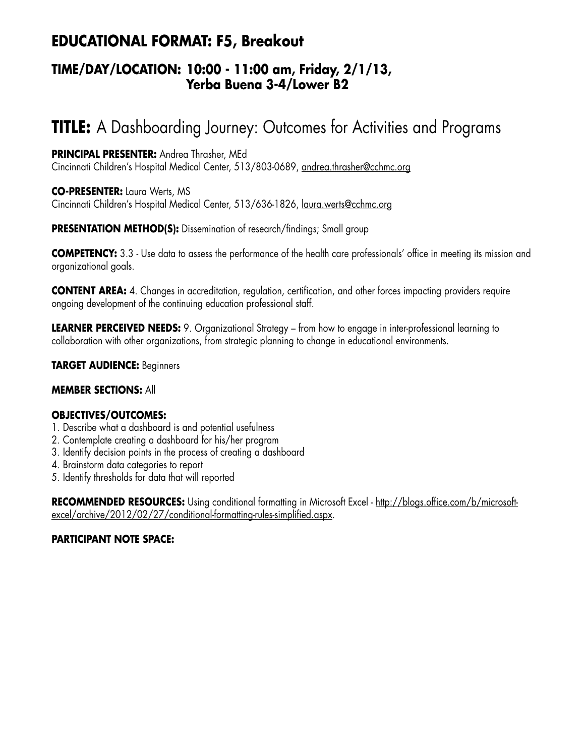## EDUCATIONAL FORMAT: F5, Breakout

### TIME/DAY/LOCATION: 10:00 - 11:00 am, Friday, 2/1/13, Yerba Buena 3-4/Lower B2

# TITLE: A Dashboarding Journey: Outcomes for Activities and Programs

**PRINCIPAL PRESENTER:** Andrea Thrasher, MEd
Cincinnati Children's Hospital Medical Center, 513/803-0689, andrea.thrasher@cchmc.org

**CO-PRESENTER:** Laura Werts, MS
Cincinnati Children's Hospital Medical Center, 513/636-1826, laura.werts@cchmc.org

**PRESENTATION METHOD(S):** Dissemination of research/findings; Small group

**COMPETENCY:** 3.3 - Use data to assess the performance of the health care professionals' office in meeting its mission and organizational goals.

**CONTENT AREA:** 4. Changes in accreditation, regulation, certification, and other forces impacting providers require ongoing development of the continuing education professional staff.

**LEARNER PERCEIVED NEEDS:** 9. Organizational Strategy – from how to engage in inter-professional learning to collaboration with other organizations, from strategic planning to change in educational environments.

**TARGET AUDIENCE:** Beginners

**MEMBER SECTIONS:** All

**OBJECTIVES/OUTCOMES:**
1. Describe what a dashboard is and potential usefulness
2. Contemplate creating a dashboard for his/her program
3. Identify decision points in the process of creating a dashboard
4. Brainstorm data categories to report
5. Identify thresholds for data that will reported

**RECOMMENDED RESOURCES:** Using conditional formatting in Microsoft Excel - http://blogs.office.com/b/microsoft-excel/archive/2012/02/27/conditional-formatting-rules-simplified.aspx.

**PARTICIPANT NOTE SPACE:**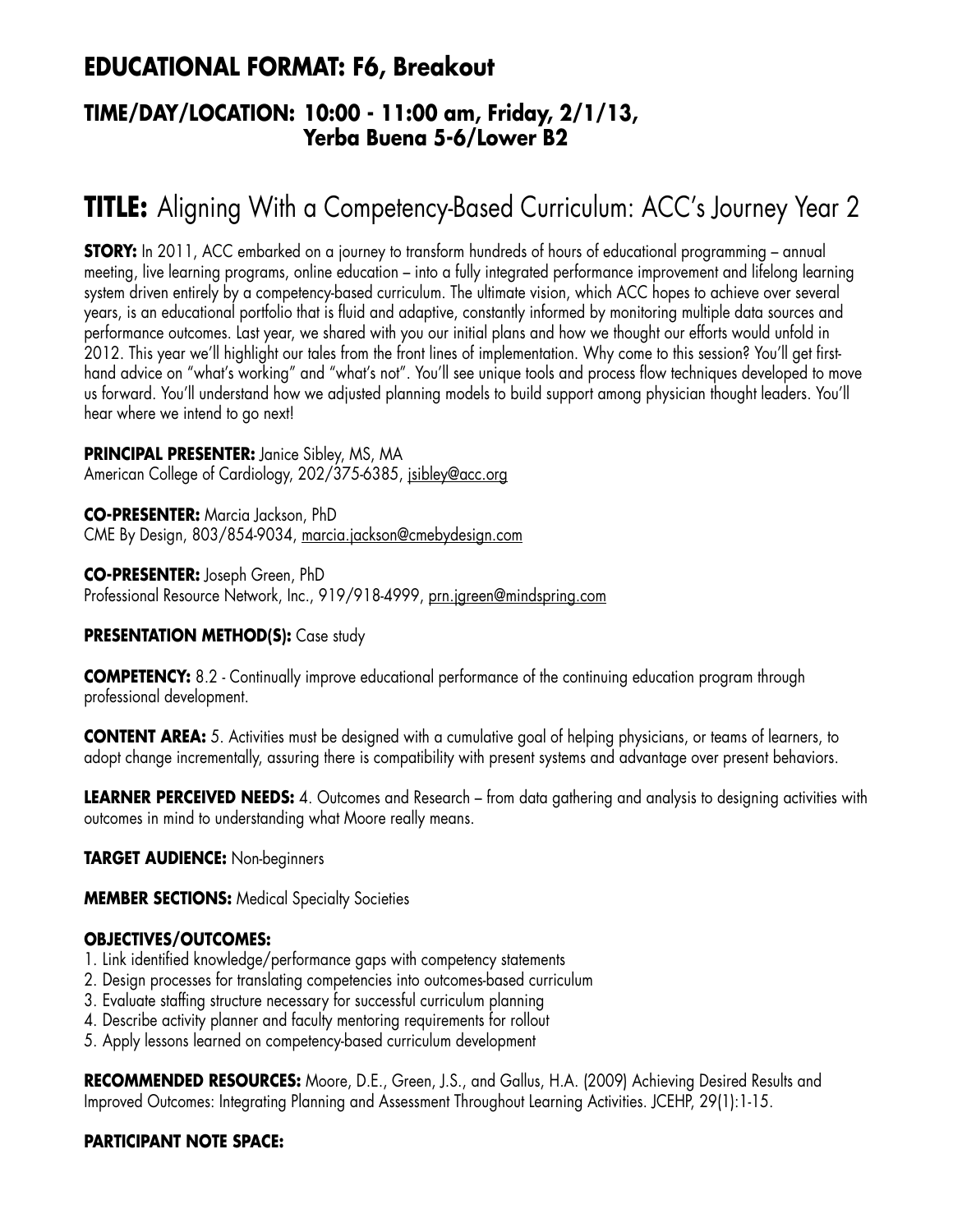## EDUCATIONAL FORMAT: F6, Breakout

### TIME/DAY/LOCATION: 10:00 - 11:00 am, Friday, 2/1/13, Yerba Buena 5-6/Lower B2

# TITLE: Aligning With a Competency-Based Curriculum: ACC's Journey Year 2

**STORY:** In 2011, ACC embarked on a journey to transform hundreds of hours of educational programming – annual meeting, live learning programs, online education – into a fully integrated performance improvement and lifelong learning system driven entirely by a competency-based curriculum. The ultimate vision, which ACC hopes to achieve over several years, is an educational portfolio that is fluid and adaptive, constantly informed by monitoring multiple data sources and performance outcomes. Last year, we shared with you our initial plans and how we thought our efforts would unfold in 2012. This year we'll highlight our tales from the front lines of implementation. Why come to this session? You'll get first-hand advice on "what's working" and "what's not". You'll see unique tools and process flow techniques developed to move us forward. You'll understand how we adjusted planning models to build support among physician thought leaders. You'll hear where we intend to go next!

**PRINCIPAL PRESENTER:** Janice Sibley, MS, MA
American College of Cardiology, 202/375-6385, jsibley@acc.org

**CO-PRESENTER:** Marcia Jackson, PhD
CME By Design, 803/854-9034, marcia.jackson@cmebydesign.com

**CO-PRESENTER:** Joseph Green, PhD
Professional Resource Network, Inc., 919/918-4999, prn.jgreen@mindspring.com

**PRESENTATION METHOD(S):** Case study

**COMPETENCY:** 8.2 - Continually improve educational performance of the continuing education program through professional development.

**CONTENT AREA:** 5. Activities must be designed with a cumulative goal of helping physicians, or teams of learners, to adopt change incrementally, assuring there is compatibility with present systems and advantage over present behaviors.

**LEARNER PERCEIVED NEEDS:** 4. Outcomes and Research – from data gathering and analysis to designing activities with outcomes in mind to understanding what Moore really means.

**TARGET AUDIENCE:** Non-beginners

**MEMBER SECTIONS:** Medical Specialty Societies

**OBJECTIVES/OUTCOMES:**

1. Link identified knowledge/performance gaps with competency statements
2. Design processes for translating competencies into outcomes-based curriculum
3. Evaluate staffing structure necessary for successful curriculum planning
4. Describe activity planner and faculty mentoring requirements for rollout
5. Apply lessons learned on competency-based curriculum development

**RECOMMENDED RESOURCES:** Moore, D.E., Green, J.S., and Gallus, H.A. (2009) Achieving Desired Results and Improved Outcomes: Integrating Planning and Assessment Throughout Learning Activities. JCEHP, 29(1):1-15.

**PARTICIPANT NOTE SPACE:**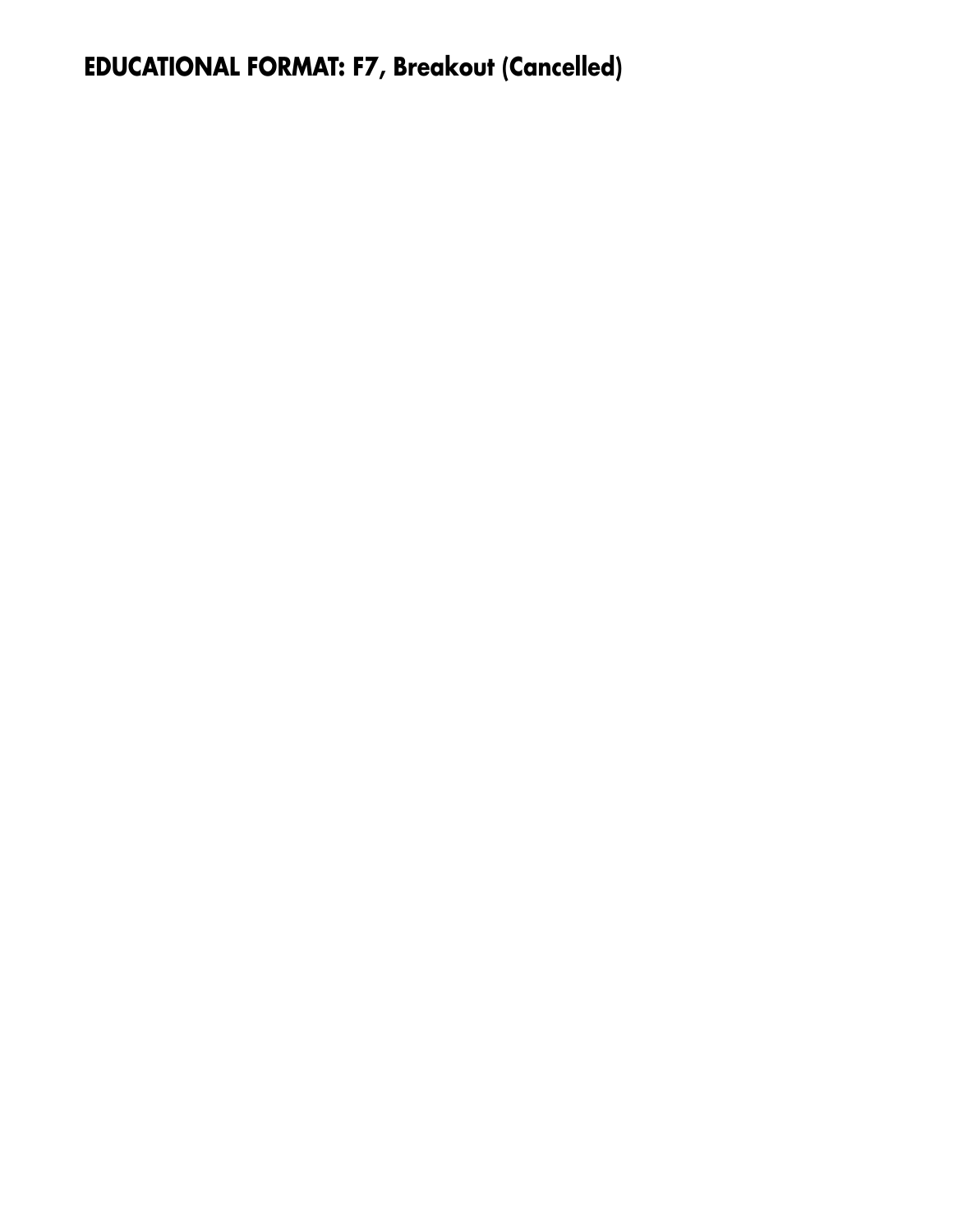**EDUCATIONAL FORMAT: F7, Breakout (Cancelled)**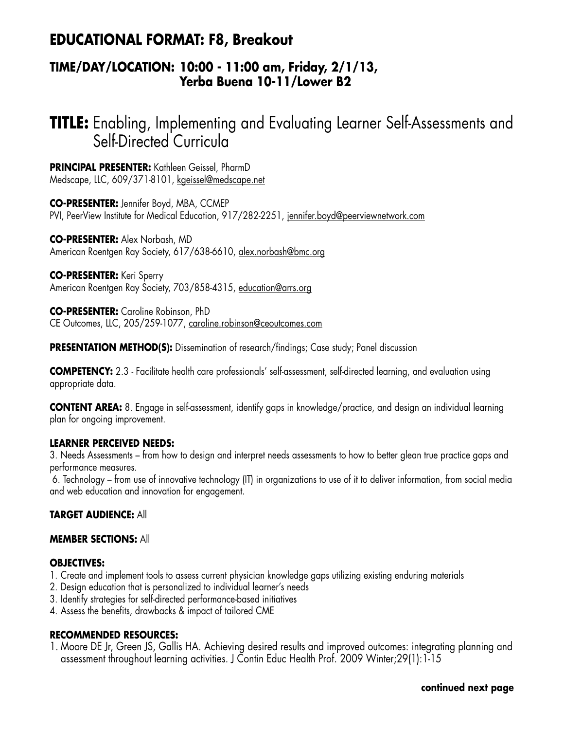## EDUCATIONAL FORMAT: F8, Breakout

### TIME/DAY/LOCATION: 10:00 - 11:00 am, Friday, 2/1/13, Yerba Buena 10-11/Lower B2

# TITLE: Enabling, Implementing and Evaluating Learner Self-Assessments and Self-Directed Curricula

**PRINCIPAL PRESENTER:** Kathleen Geissel, PharmD
Medscape, LLC, 609/371-8101, kgeissel@medscape.net

**CO-PRESENTER:** Jennifer Boyd, MBA, CCMEP
PVI, PeerView Institute for Medical Education, 917/282-2251, jennifer.boyd@peerviewnetwork.com

**CO-PRESENTER:** Alex Norbash, MD
American Roentgen Ray Society, 617/638-6610, alex.norbash@bmc.org

**CO-PRESENTER:** Keri Sperry
American Roentgen Ray Society, 703/858-4315, education@arrs.org

**CO-PRESENTER:** Caroline Robinson, PhD
CE Outcomes, LLC, 205/259-1077, caroline.robinson@ceoutcomes.com

**PRESENTATION METHOD(S):** Dissemination of research/findings; Case study; Panel discussion

**COMPETENCY:** 2.3 - Facilitate health care professionals' self-assessment, self-directed learning, and evaluation using appropriate data.

**CONTENT AREA:** 8. Engage in self-assessment, identify gaps in knowledge/practice, and design an individual learning plan for ongoing improvement.

**LEARNER PERCEIVED NEEDS:**

3. Needs Assessments – from how to design and interpret needs assessments to how to better glean true practice gaps and performance measures.

6. Technology – from use of innovative technology (IT) in organizations to use of it to deliver information, from social media and web education and innovation for engagement.

**TARGET AUDIENCE:** All

**MEMBER SECTIONS:** All

**OBJECTIVES:**

1. Create and implement tools to assess current physician knowledge gaps utilizing existing enduring materials
2. Design education that is personalized to individual learner's needs
3. Identify strategies for self-directed performance-based initiatives
4. Assess the benefits, drawbacks & impact of tailored CME

**RECOMMENDED RESOURCES:**

1. Moore DE Jr, Green JS, Gallis HA. Achieving desired results and improved outcomes: integrating planning and assessment throughout learning activities. J Contin Educ Health Prof. 2009 Winter;29(1):1-15

**continued next page**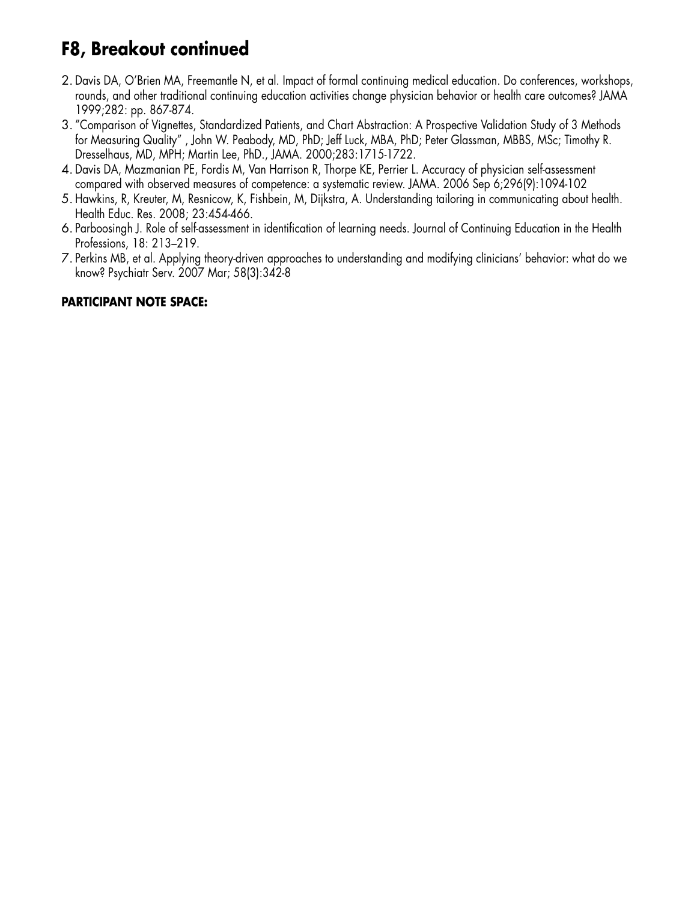# F8, Breakout continued

2. Davis DA, O'Brien MA, Freemantle N, et al. Impact of formal continuing medical education. Do conferences, workshops, rounds, and other traditional continuing education activities change physician behavior or health care outcomes? JAMA 1999;282: pp. 867-874.
3. "Comparison of Vignettes, Standardized Patients, and Chart Abstraction: A Prospective Validation Study of 3 Methods for Measuring Quality" , John W. Peabody, MD, PhD; Jeff Luck, MBA, PhD; Peter Glassman, MBBS, MSc; Timothy R. Dresselhaus, MD, MPH; Martin Lee, PhD., JAMA. 2000;283:1715-1722.
4. Davis DA, Mazmanian PE, Fordis M, Van Harrison R, Thorpe KE, Perrier L. Accuracy of physician self-assessment compared with observed measures of competence: a systematic review. JAMA. 2006 Sep 6;296(9):1094-102
5. Hawkins, R, Kreuter, M, Resnicow, K, Fishbein, M, Dijkstra, A. Understanding tailoring in communicating about health. Health Educ. Res. 2008; 23:454-466.
6. Parboosingh J. Role of self-assessment in identification of learning needs. Journal of Continuing Education in the Health Professions, 18: 213–219.
7. Perkins MB, et al. Applying theory-driven approaches to understanding and modifying clinicians' behavior: what do we know? Psychiatr Serv. 2007 Mar; 58(3):342-8

**PARTICIPANT NOTE SPACE:**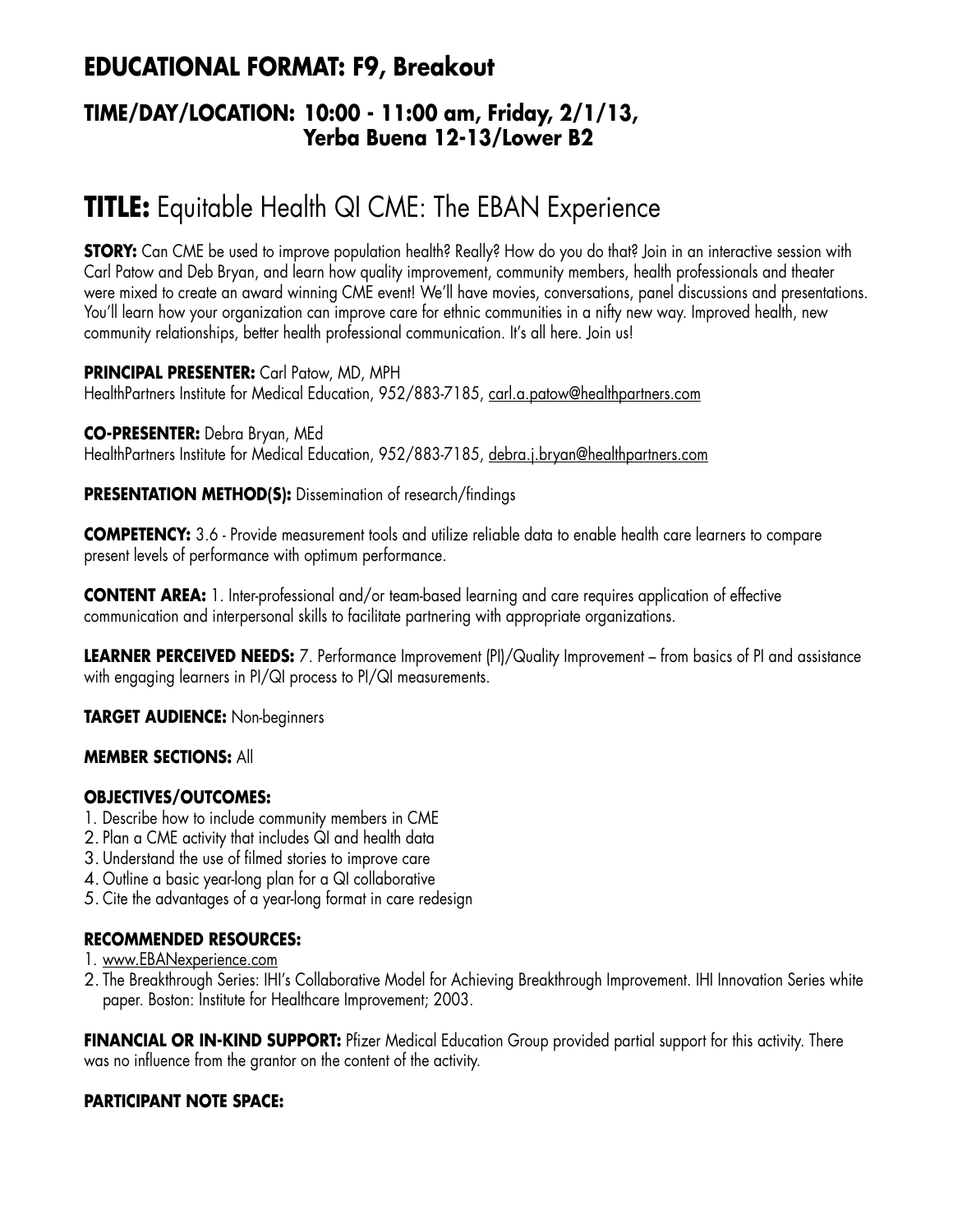## EDUCATIONAL FORMAT: F9, Breakout

### TIME/DAY/LOCATION: 10:00 - 11:00 am, Friday, 2/1/13, Yerba Buena 12-13/Lower B2

# TITLE: Equitable Health QI CME: The EBAN Experience

**STORY:** Can CME be used to improve population health? Really? How do you do that? Join in an interactive session with Carl Patow and Deb Bryan, and learn how quality improvement, community members, health professionals and theater were mixed to create an award winning CME event! We'll have movies, conversations, panel discussions and presentations. You'll learn how your organization can improve care for ethnic communities in a nifty new way. Improved health, new community relationships, better health professional communication. It's all here. Join us!

**PRINCIPAL PRESENTER:** Carl Patow, MD, MPH
HealthPartners Institute for Medical Education, 952/883-7185, carl.a.patow@healthpartners.com

**CO-PRESENTER:** Debra Bryan, MEd
HealthPartners Institute for Medical Education, 952/883-7185, debra.j.bryan@healthpartners.com

**PRESENTATION METHOD(S):** Dissemination of research/findings

**COMPETENCY:** 3.6 - Provide measurement tools and utilize reliable data to enable health care learners to compare present levels of performance with optimum performance.

**CONTENT AREA:** 1. Inter-professional and/or team-based learning and care requires application of effective communication and interpersonal skills to facilitate partnering with appropriate organizations.

**LEARNER PERCEIVED NEEDS:** 7. Performance Improvement (PI)/Quality Improvement – from basics of PI and assistance with engaging learners in PI/QI process to PI/QI measurements.

**TARGET AUDIENCE:** Non-beginners

**MEMBER SECTIONS:** All

**OBJECTIVES/OUTCOMES:**

1. Describe how to include community members in CME
2. Plan a CME activity that includes QI and health data
3. Understand the use of filmed stories to improve care
4. Outline a basic year-long plan for a QI collaborative
5. Cite the advantages of a year-long format in care redesign

**RECOMMENDED RESOURCES:**

1. www.EBANexperience.com
2. The Breakthrough Series: IHI's Collaborative Model for Achieving Breakthrough Improvement. IHI Innovation Series white paper. Boston: Institute for Healthcare Improvement; 2003.

**FINANCIAL OR IN-KIND SUPPORT:** Pfizer Medical Education Group provided partial support for this activity. There was no influence from the grantor on the content of the activity.

**PARTICIPANT NOTE SPACE:**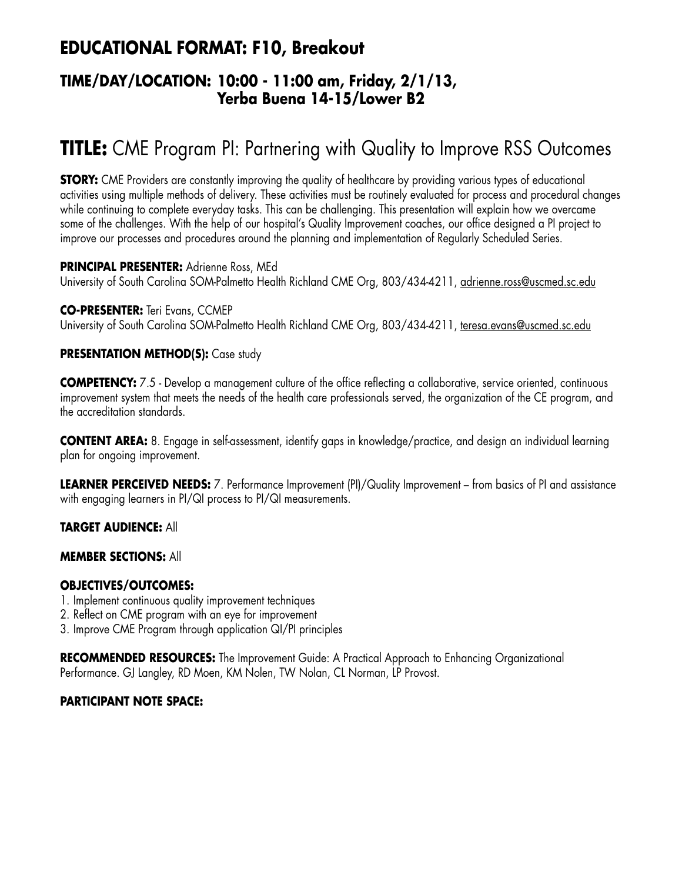## EDUCATIONAL FORMAT: F10, Breakout

### TIME/DAY/LOCATION: 10:00 - 11:00 am, Friday, 2/1/13, Yerba Buena 14-15/Lower B2

# TITLE: CME Program PI: Partnering with Quality to Improve RSS Outcomes

**STORY:** CME Providers are constantly improving the quality of healthcare by providing various types of educational activities using multiple methods of delivery. These activities must be routinely evaluated for process and procedural changes while continuing to complete everyday tasks. This can be challenging. This presentation will explain how we overcame some of the challenges. With the help of our hospital's Quality Improvement coaches, our office designed a PI project to improve our processes and procedures around the planning and implementation of Regularly Scheduled Series.

**PRINCIPAL PRESENTER:** Adrienne Ross, MEd
University of South Carolina SOM-Palmetto Health Richland CME Org, 803/434-4211, adrienne.ross@uscmed.sc.edu

**CO-PRESENTER:** Teri Evans, CCMEP
University of South Carolina SOM-Palmetto Health Richland CME Org, 803/434-4211, teresa.evans@uscmed.sc.edu

**PRESENTATION METHOD(S):** Case study

**COMPETENCY:** 7.5 - Develop a management culture of the office reflecting a collaborative, service oriented, continuous improvement system that meets the needs of the health care professionals served, the organization of the CE program, and the accreditation standards.

**CONTENT AREA:** 8. Engage in self-assessment, identify gaps in knowledge/practice, and design an individual learning plan for ongoing improvement.

**LEARNER PERCEIVED NEEDS:** 7. Performance Improvement (PI)/Quality Improvement – from basics of PI and assistance with engaging learners in PI/QI process to PI/QI measurements.

**TARGET AUDIENCE:** All

**MEMBER SECTIONS:** All

**OBJECTIVES/OUTCOMES:**
1. Implement continuous quality improvement techniques
2. Reflect on CME program with an eye for improvement
3. Improve CME Program through application QI/PI principles

**RECOMMENDED RESOURCES:** The Improvement Guide: A Practical Approach to Enhancing Organizational Performance. GJ Langley, RD Moen, KM Nolen, TW Nolan, CL Norman, LP Provost.

**PARTICIPANT NOTE SPACE:**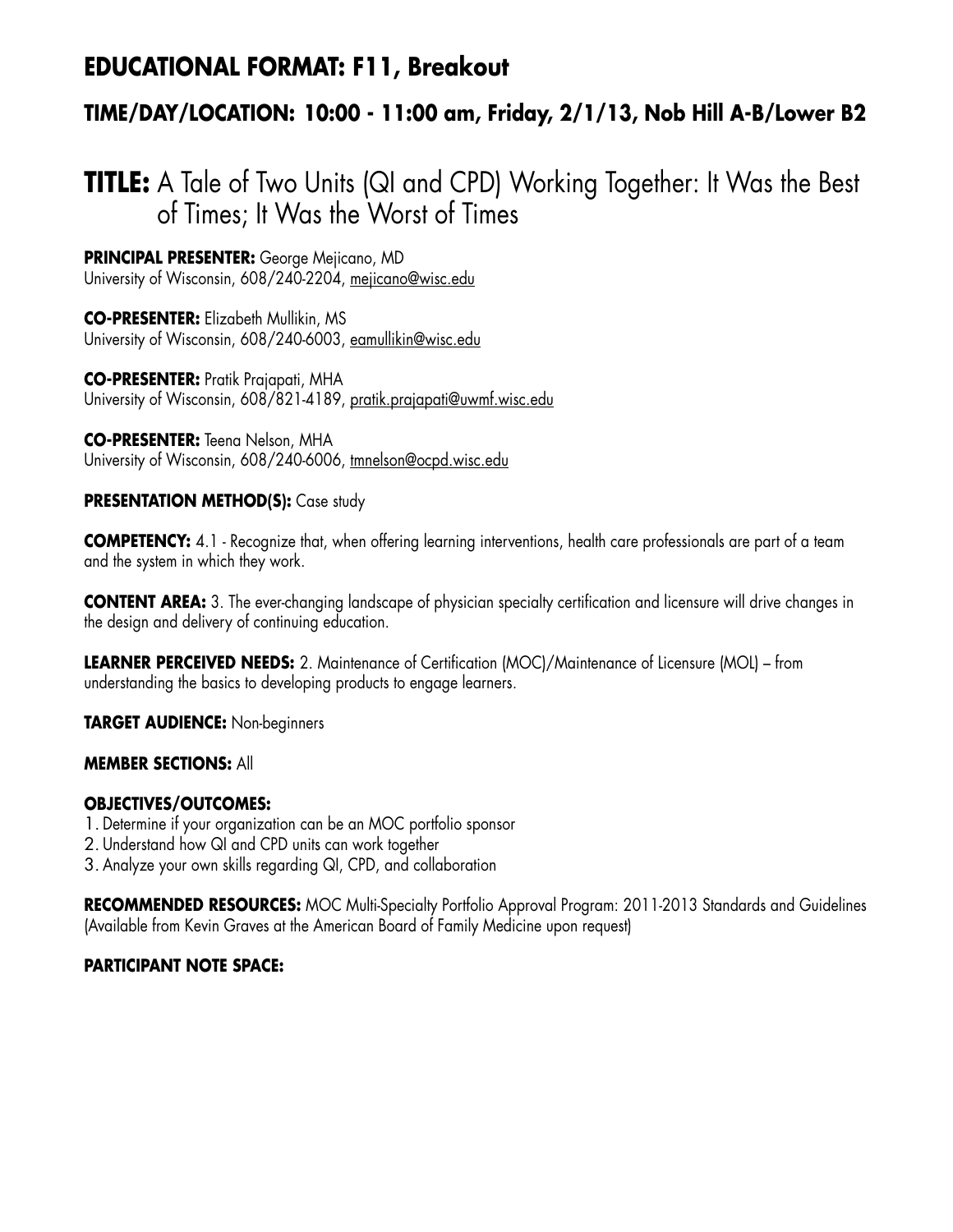## EDUCATIONAL FORMAT: F11, Breakout

### TIME/DAY/LOCATION: 10:00 - 11:00 am, Friday, 2/1/13, Nob Hill A-B/Lower B2

# TITLE: A Tale of Two Units (QI and CPD) Working Together: It Was the Best of Times; It Was the Worst of Times

**PRINCIPAL PRESENTER:** George Mejicano, MD
University of Wisconsin, 608/240-2204, mejicano@wisc.edu

**CO-PRESENTER:** Elizabeth Mullikin, MS
University of Wisconsin, 608/240-6003, eamullikin@wisc.edu

**CO-PRESENTER:** Pratik Prajapati, MHA
University of Wisconsin, 608/821-4189, pratik.prajapati@uwmf.wisc.edu

**CO-PRESENTER:** Teena Nelson, MHA
University of Wisconsin, 608/240-6006, tmnelson@ocpd.wisc.edu

**PRESENTATION METHOD(S):** Case study

**COMPETENCY:** 4.1 - Recognize that, when offering learning interventions, health care professionals are part of a team and the system in which they work.

**CONTENT AREA:** 3. The ever-changing landscape of physician specialty certification and licensure will drive changes in the design and delivery of continuing education.

**LEARNER PERCEIVED NEEDS:** 2. Maintenance of Certification (MOC)/Maintenance of Licensure (MOL) – from understanding the basics to developing products to engage learners.

**TARGET AUDIENCE:** Non-beginners

**MEMBER SECTIONS:** All

**OBJECTIVES/OUTCOMES:**

1. Determine if your organization can be an MOC portfolio sponsor
2. Understand how QI and CPD units can work together
3. Analyze your own skills regarding QI, CPD, and collaboration

**RECOMMENDED RESOURCES:** MOC Multi-Specialty Portfolio Approval Program: 2011-2013 Standards and Guidelines (Available from Kevin Graves at the American Board of Family Medicine upon request)

**PARTICIPANT NOTE SPACE:**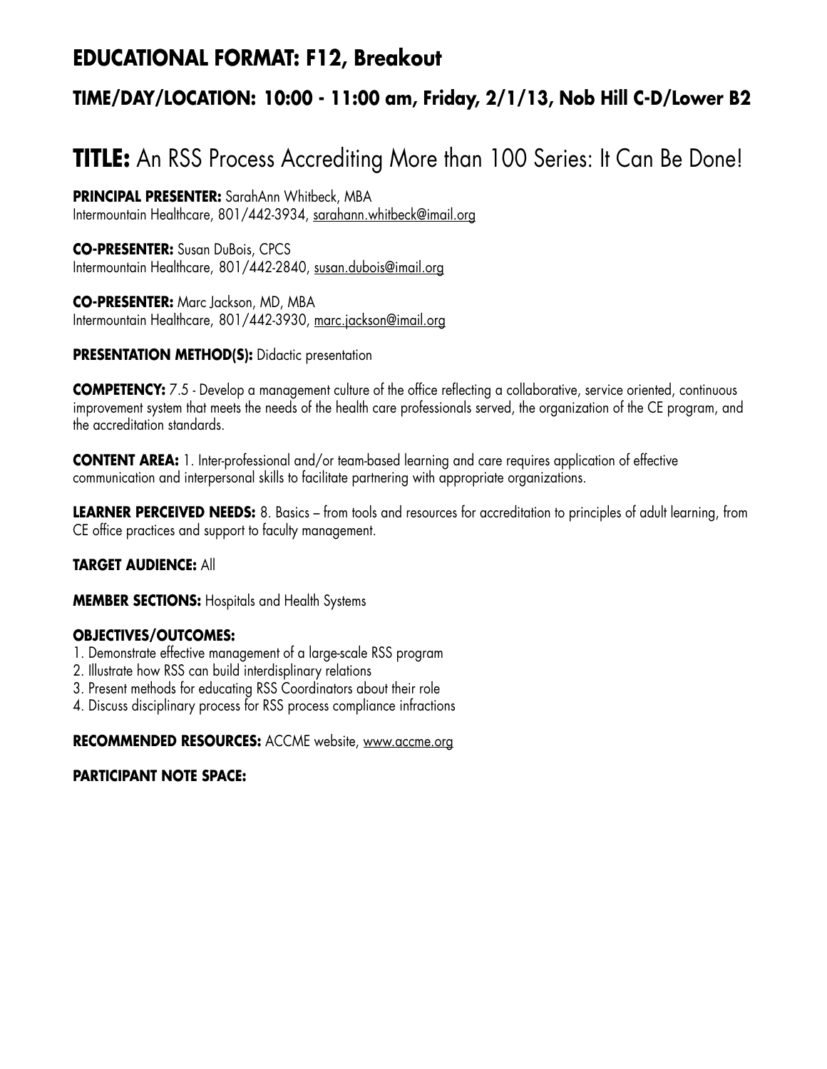## EDUCATIONAL FORMAT: F12, Breakout

### TIME/DAY/LOCATION: 10:00 - 11:00 am, Friday, 2/1/13, Nob Hill C-D/Lower B2

# TITLE: An RSS Process Accrediting More than 100 Series: It Can Be Done!

**PRINCIPAL PRESENTER:** SarahAnn Whitbeck, MBA
Intermountain Healthcare, 801/442-3934, sarahann.whitbeck@imail.org

**CO-PRESENTER:** Susan DuBois, CPCS
Intermountain Healthcare, 801/442-2840, susan.dubois@imail.org

**CO-PRESENTER:** Marc Jackson, MD, MBA
Intermountain Healthcare, 801/442-3930, marc.jackson@imail.org

**PRESENTATION METHOD(S):** Didactic presentation

**COMPETENCY:** 7.5 - Develop a management culture of the office reflecting a collaborative, service oriented, continuous improvement system that meets the needs of the health care professionals served, the organization of the CE program, and the accreditation standards.

**CONTENT AREA:** 1. Inter-professional and/or team-based learning and care requires application of effective communication and interpersonal skills to facilitate partnering with appropriate organizations.

**LEARNER PERCEIVED NEEDS:** 8. Basics – from tools and resources for accreditation to principles of adult learning, from CE office practices and support to faculty management.

**TARGET AUDIENCE:** All

**MEMBER SECTIONS:** Hospitals and Health Systems

**OBJECTIVES/OUTCOMES:**
1. Demonstrate effective management of a large-scale RSS program
2. Illustrate how RSS can build interdisplinary relations
3. Present methods for educating RSS Coordinators about their role
4. Discuss disciplinary process for RSS process compliance infractions

**RECOMMENDED RESOURCES:** ACCME website, www.accme.org

**PARTICIPANT NOTE SPACE:**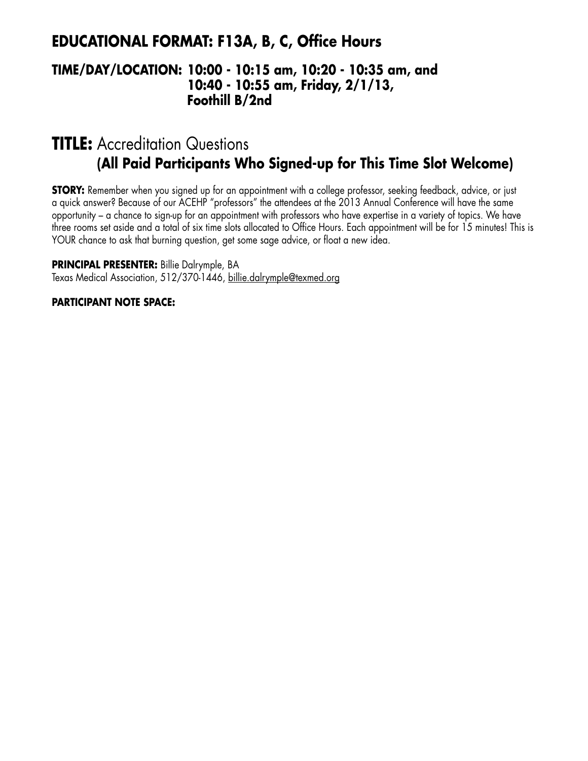## EDUCATIONAL FORMAT: F13A, B, C, Office Hours

### TIME/DAY/LOCATION: 10:00 - 10:15 am, 10:20 - 10:35 am, and 10:40 - 10:55 am, Friday, 2/1/13, Foothill B/2nd

# TITLE: Accreditation Questions (All Paid Participants Who Signed-up for This Time Slot Welcome)

**STORY:** Remember when you signed up for an appointment with a college professor, seeking feedback, advice, or just a quick answer? Because of our ACEHP "professors" the attendees at the 2013 Annual Conference will have the same opportunity – a chance to sign-up for an appointment with professors who have expertise in a variety of topics. We have three rooms set aside and a total of six time slots allocated to Office Hours. Each appointment will be for 15 minutes! This is YOUR chance to ask that burning question, get some sage advice, or float a new idea.

**PRINCIPAL PRESENTER:** Billie Dalrymple, BA
Texas Medical Association, 512/370-1446, billie.dalrymple@texmed.org

**PARTICIPANT NOTE SPACE:**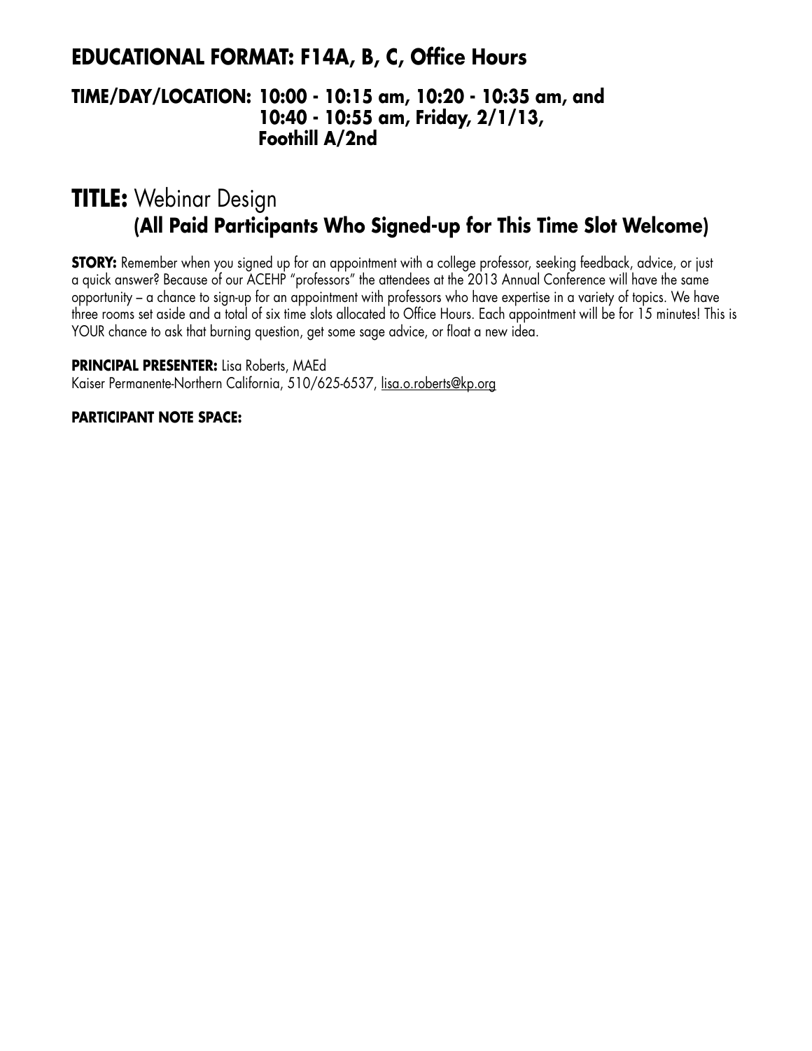## EDUCATIONAL FORMAT: F14A, B, C, Office Hours

### TIME/DAY/LOCATION: 10:00 - 10:15 am, 10:20 - 10:35 am, and 10:40 - 10:55 am, Friday, 2/1/13, Foothill A/2nd

# TITLE: Webinar Design (All Paid Participants Who Signed-up for This Time Slot Welcome)

**STORY:** Remember when you signed up for an appointment with a college professor, seeking feedback, advice, or just a quick answer? Because of our ACEHP "professors" the attendees at the 2013 Annual Conference will have the same opportunity – a chance to sign-up for an appointment with professors who have expertise in a variety of topics. We have three rooms set aside and a total of six time slots allocated to Office Hours. Each appointment will be for 15 minutes! This is YOUR chance to ask that burning question, get some sage advice, or float a new idea.

**PRINCIPAL PRESENTER:** Lisa Roberts, MAEd
Kaiser Permanente-Northern California, 510/625-6537, lisa.o.roberts@kp.org

**PARTICIPANT NOTE SPACE:**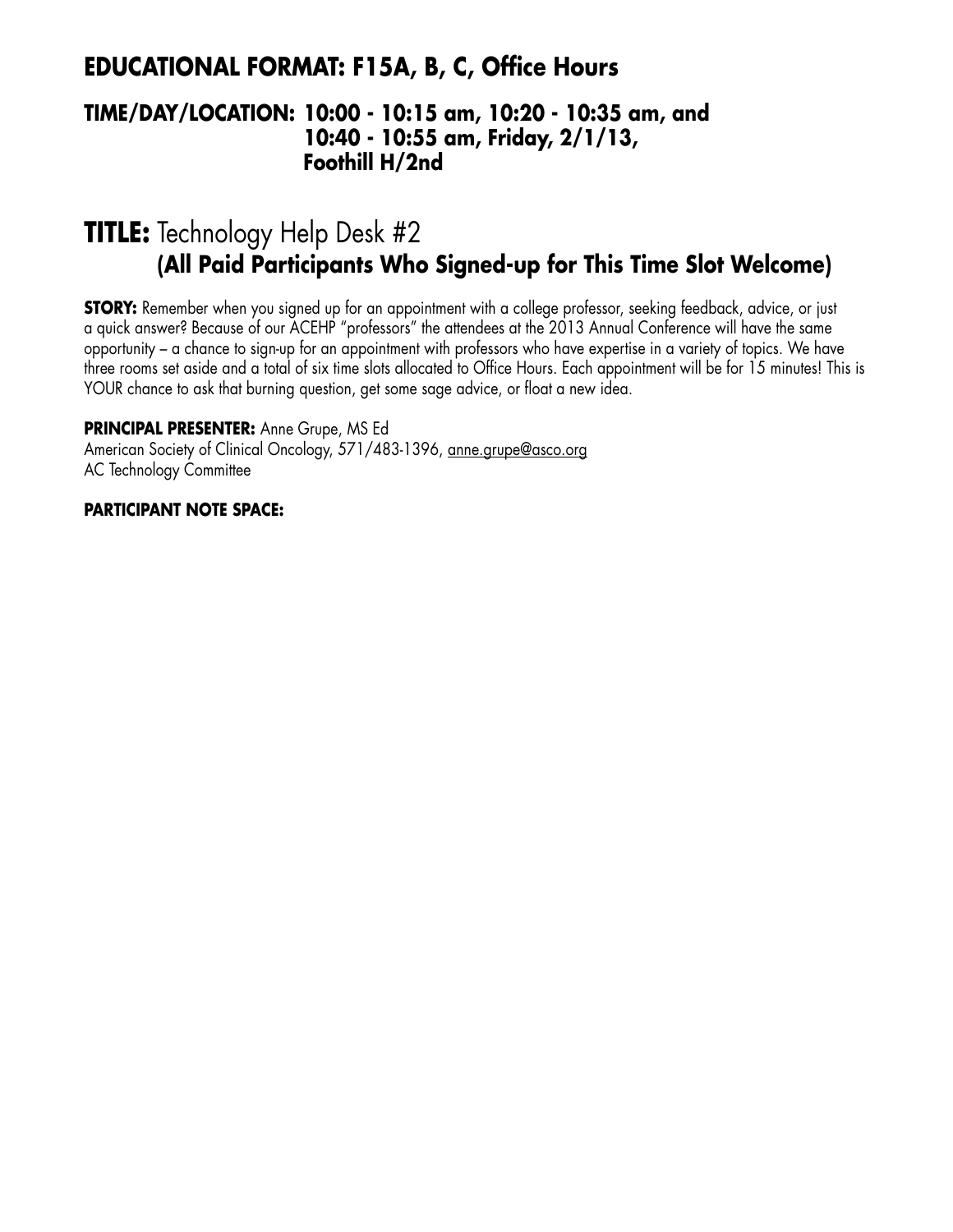## EDUCATIONAL FORMAT: F15A, B, C, Office Hours

### TIME/DAY/LOCATION: 10:00 - 10:15 am, 10:20 - 10:35 am, and 10:40 - 10:55 am, Friday, 2/1/13, Foothill H/2nd

# TITLE: Technology Help Desk #2 **(All Paid Participants Who Signed-up for This Time Slot Welcome)**

**STORY:** Remember when you signed up for an appointment with a college professor, seeking feedback, advice, or just a quick answer? Because of our ACEHP "professors" the attendees at the 2013 Annual Conference will have the same opportunity – a chance to sign-up for an appointment with professors who have expertise in a variety of topics. We have three rooms set aside and a total of six time slots allocated to Office Hours. Each appointment will be for 15 minutes! This is YOUR chance to ask that burning question, get some sage advice, or float a new idea.

**PRINCIPAL PRESENTER:** Anne Grupe, MS Ed
American Society of Clinical Oncology, 571/483-1396, anne.grupe@asco.org
AC Technology Committee

**PARTICIPANT NOTE SPACE:**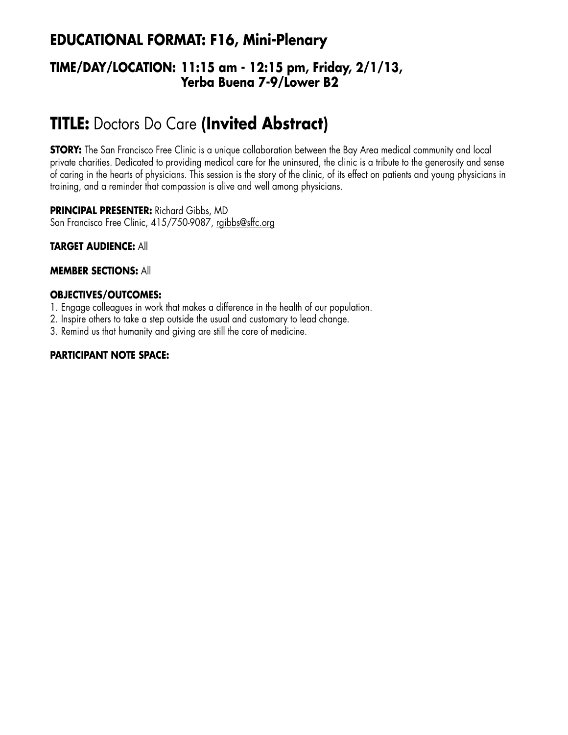## EDUCATIONAL FORMAT: F16, Mini-Plenary

### TIME/DAY/LOCATION: 11:15 am - 12:15 pm, Friday, 2/1/13, Yerba Buena 7-9/Lower B2

# TITLE: Doctors Do Care (Invited Abstract)

**STORY:** The San Francisco Free Clinic is a unique collaboration between the Bay Area medical community and local private charities. Dedicated to providing medical care for the uninsured, the clinic is a tribute to the generosity and sense of caring in the hearts of physicians. This session is the story of the clinic, of its effect on patients and young physicians in training, and a reminder that compassion is alive and well among physicians.

**PRINCIPAL PRESENTER:** Richard Gibbs, MD
San Francisco Free Clinic, 415/750-9087, rgibbs@sffc.org

**TARGET AUDIENCE:** All

**MEMBER SECTIONS:** All

**OBJECTIVES/OUTCOMES:**

1. Engage colleagues in work that makes a difference in the health of our population.
2. Inspire others to take a step outside the usual and customary to lead change.
3. Remind us that humanity and giving are still the core of medicine.

**PARTICIPANT NOTE SPACE:**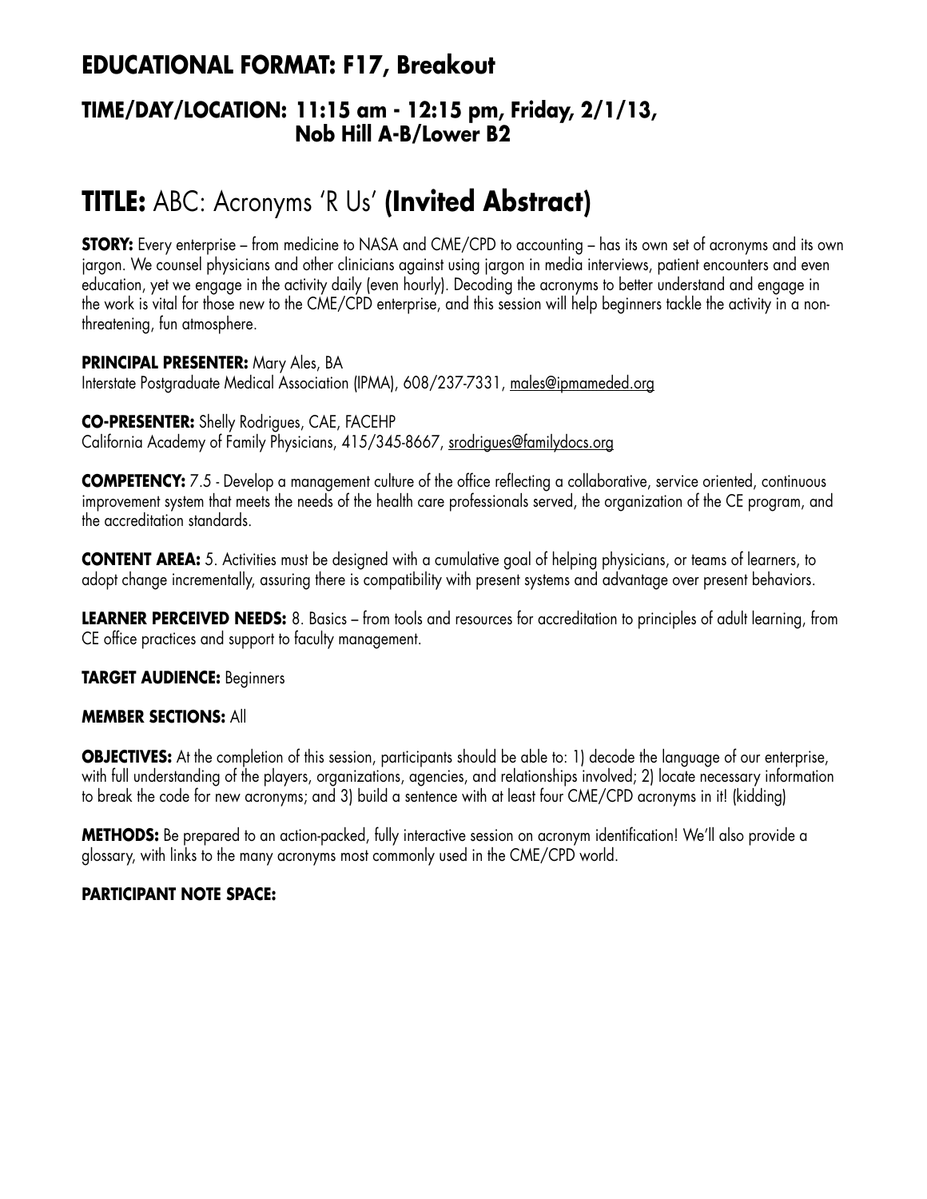## EDUCATIONAL FORMAT: F17, Breakout

### TIME/DAY/LOCATION: 11:15 am - 12:15 pm, Friday, 2/1/13, Nob Hill A-B/Lower B2

# TITLE: ABC: Acronyms 'R Us' (Invited Abstract)

**STORY:** Every enterprise – from medicine to NASA and CME/CPD to accounting – has its own set of acronyms and its own jargon. We counsel physicians and other clinicians against using jargon in media interviews, patient encounters and even education, yet we engage in the activity daily (even hourly). Decoding the acronyms to better understand and engage in the work is vital for those new to the CME/CPD enterprise, and this session will help beginners tackle the activity in a non-threatening, fun atmosphere.

**PRINCIPAL PRESENTER:** Mary Ales, BA
Interstate Postgraduate Medical Association (IPMA), 608/237-7331, males@ipmameded.org

**CO-PRESENTER:** Shelly Rodrigues, CAE, FACEHP
California Academy of Family Physicians, 415/345-8667, srodrigues@familydocs.org

**COMPETENCY:** 7.5 - Develop a management culture of the office reflecting a collaborative, service oriented, continuous improvement system that meets the needs of the health care professionals served, the organization of the CE program, and the accreditation standards.

**CONTENT AREA:** 5. Activities must be designed with a cumulative goal of helping physicians, or teams of learners, to adopt change incrementally, assuring there is compatibility with present systems and advantage over present behaviors.

**LEARNER PERCEIVED NEEDS:** 8. Basics – from tools and resources for accreditation to principles of adult learning, from CE office practices and support to faculty management.

**TARGET AUDIENCE:** Beginners

**MEMBER SECTIONS:** All

**OBJECTIVES:** At the completion of this session, participants should be able to: 1) decode the language of our enterprise, with full understanding of the players, organizations, agencies, and relationships involved; 2) locate necessary information to break the code for new acronyms; and 3) build a sentence with at least four CME/CPD acronyms in it! (kidding)

**METHODS:** Be prepared to an action-packed, fully interactive session on acronym identification! We'll also provide a glossary, with links to the many acronyms most commonly used in the CME/CPD world.

**PARTICIPANT NOTE SPACE:**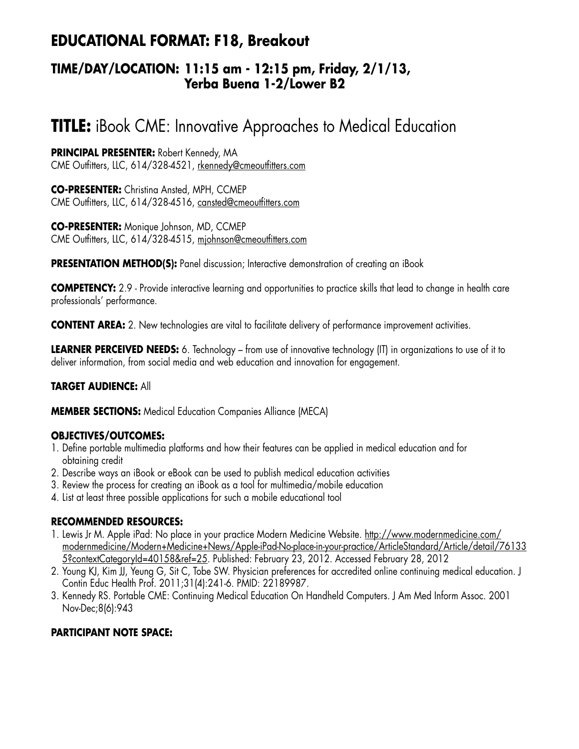## EDUCATIONAL FORMAT: F18, Breakout

### TIME/DAY/LOCATION: 11:15 am - 12:15 pm, Friday, 2/1/13, Yerba Buena 1-2/Lower B2

# TITLE: iBook CME: Innovative Approaches to Medical Education

**PRINCIPAL PRESENTER:** Robert Kennedy, MA
CME Outfitters, LLC, 614/328-4521, rkennedy@cmeoutfitters.com

**CO-PRESENTER:** Christina Ansted, MPH, CCMEP
CME Outfitters, LLC, 614/328-4516, cansted@cmeoutfitters.com

**CO-PRESENTER:** Monique Johnson, MD, CCMEP
CME Outfitters, LLC, 614/328-4515, mjohnson@cmeoutfitters.com

**PRESENTATION METHOD(S):** Panel discussion; Interactive demonstration of creating an iBook

**COMPETENCY:** 2.9 - Provide interactive learning and opportunities to practice skills that lead to change in health care professionals' performance.

**CONTENT AREA:** 2. New technologies are vital to facilitate delivery of performance improvement activities.

**LEARNER PERCEIVED NEEDS:** 6. Technology – from use of innovative technology (IT) in organizations to use of it to deliver information, from social media and web education and innovation for engagement.

**TARGET AUDIENCE:** All

**MEMBER SECTIONS:** Medical Education Companies Alliance (MECA)

**OBJECTIVES/OUTCOMES:**

1. Define portable multimedia platforms and how their features can be applied in medical education and for obtaining credit
2. Describe ways an iBook or eBook can be used to publish medical education activities
3. Review the process for creating an iBook as a tool for multimedia/mobile education
4. List at least three possible applications for such a mobile educational tool

**RECOMMENDED RESOURCES:**

1. Lewis Jr M. Apple iPad: No place in your practice Modern Medicine Website. http://www.modernmedicine.com/modernmedicine/Modern+Medicine+News/Apple-iPad-No-place-in-your-practice/ArticleStandard/Article/detail/761335?contextCategoryId=40158&ref=25. Published: February 23, 2012. Accessed February 28, 2012
2. Young KJ, Kim JJ, Yeung G, Sit C, Tobe SW. Physician preferences for accredited online continuing medical education. J Contin Educ Health Prof. 2011;31(4):241-6. PMID: 22189987.
3. Kennedy RS. Portable CME: Continuing Medical Education On Handheld Computers. J Am Med Inform Assoc. 2001 Nov-Dec;8(6):943

**PARTICIPANT NOTE SPACE:**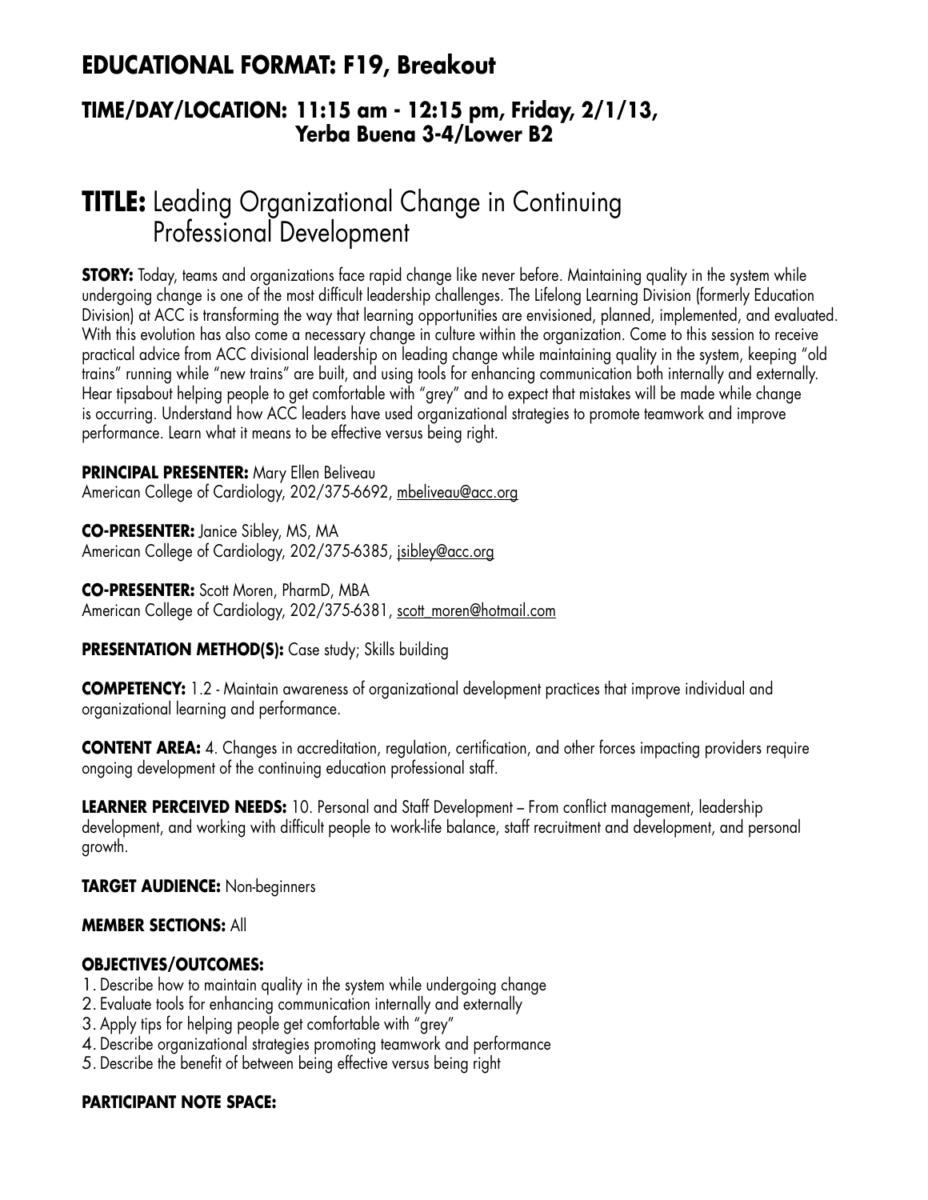# EDUCATIONAL FORMAT: F19, Breakout

## TIME/DAY/LOCATION: 11:15 am - 12:15 pm, Friday, 2/1/13, Yerba Buena 3-4/Lower B2

# TITLE: Leading Organizational Change in Continuing Professional Development

**STORY:** Today, teams and organizations face rapid change like never before. Maintaining quality in the system while undergoing change is one of the most difficult leadership challenges. The Lifelong Learning Division (formerly Education Division) at ACC is transforming the way that learning opportunities are envisioned, planned, implemented, and evaluated. With this evolution has also come a necessary change in culture within the organization. Come to this session to receive practical advice from ACC divisional leadership on leading change while maintaining quality in the system, keeping "old trains" running while "new trains" are built, and using tools for enhancing communication both internally and externally. Hear tipsabout helping people to get comfortable with "grey" and to expect that mistakes will be made while change is occurring. Understand how ACC leaders have used organizational strategies to promote teamwork and improve performance. Learn what it means to be effective versus being right.

**PRINCIPAL PRESENTER:** Mary Ellen Beliveau
American College of Cardiology, 202/375-6692, mbeliveau@acc.org

**CO-PRESENTER:** Janice Sibley, MS, MA
American College of Cardiology, 202/375-6385, jsibley@acc.org

**CO-PRESENTER:** Scott Moren, PharmD, MBA
American College of Cardiology, 202/375-6381, scott_moren@hotmail.com

**PRESENTATION METHOD(S):** Case study; Skills building

**COMPETENCY:** 1.2 - Maintain awareness of organizational development practices that improve individual and organizational learning and performance.

**CONTENT AREA:** 4. Changes in accreditation, regulation, certification, and other forces impacting providers require ongoing development of the continuing education professional staff.

**LEARNER PERCEIVED NEEDS:** 10. Personal and Staff Development – From conflict management, leadership development, and working with difficult people to work-life balance, staff recruitment and development, and personal growth.

**TARGET AUDIENCE:** Non-beginners

**MEMBER SECTIONS:** All

**OBJECTIVES/OUTCOMES:**

1. Describe how to maintain quality in the system while undergoing change
2. Evaluate tools for enhancing communication internally and externally
3. Apply tips for helping people get comfortable with "grey"
4. Describe organizational strategies promoting teamwork and performance
5. Describe the benefit of between being effective versus being right

**PARTICIPANT NOTE SPACE:**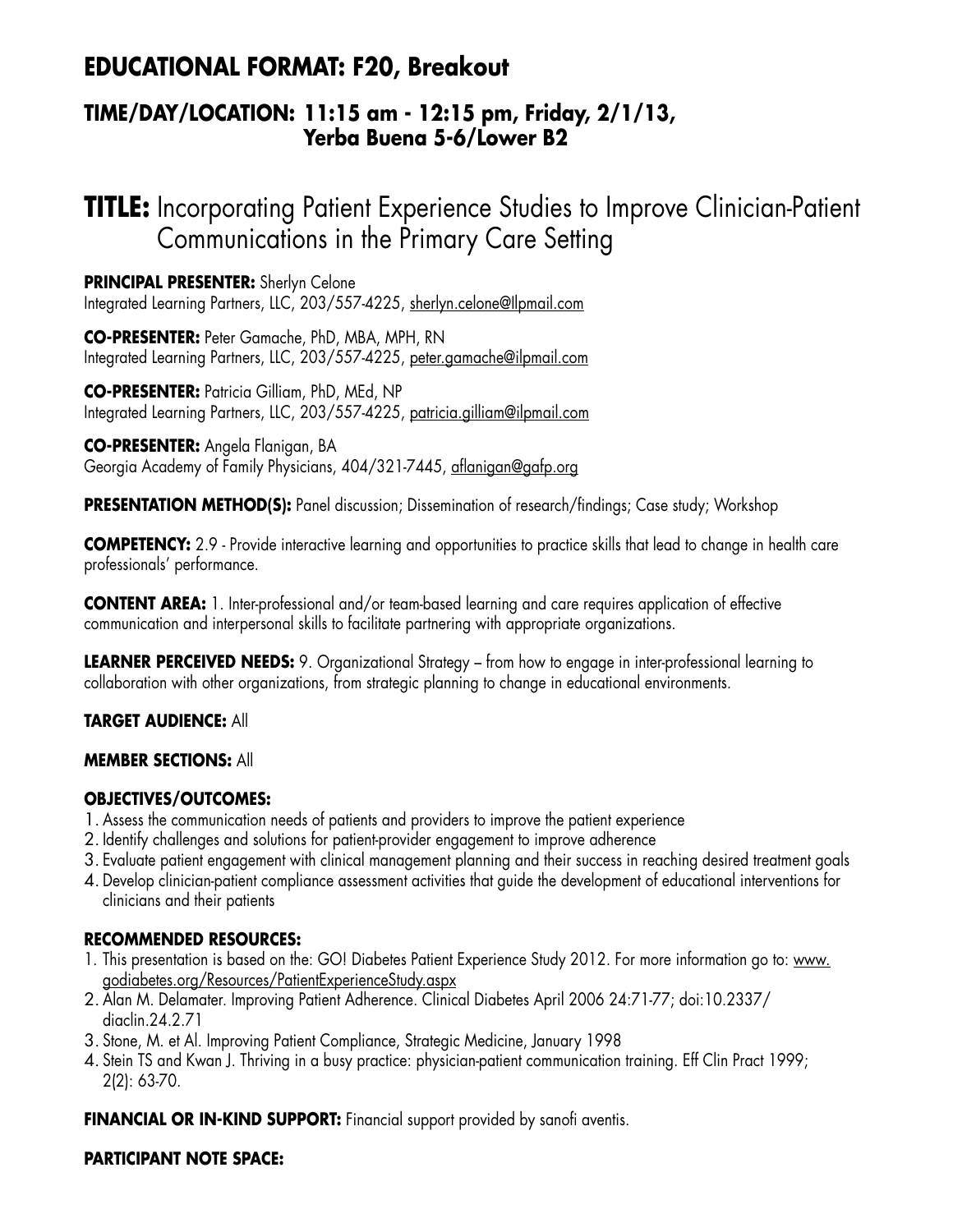# EDUCATIONAL FORMAT: F20, Breakout

## TIME/DAY/LOCATION: 11:15 am - 12:15 pm, Friday, 2/1/13, Yerba Buena 5-6/Lower B2

# TITLE: Incorporating Patient Experience Studies to Improve Clinician-Patient Communications in the Primary Care Setting

**PRINCIPAL PRESENTER:** Sherlyn Celone
Integrated Learning Partners, LLC, 203/557-4225, sherlyn.celone@llpmail.com

**CO-PRESENTER:** Peter Gamache, PhD, MBA, MPH, RN
Integrated Learning Partners, LLC, 203/557-4225, peter.gamache@ilpmail.com

**CO-PRESENTER:** Patricia Gilliam, PhD, MEd, NP
Integrated Learning Partners, LLC, 203/557-4225, patricia.gilliam@ilpmail.com

**CO-PRESENTER:** Angela Flanigan, BA
Georgia Academy of Family Physicians, 404/321-7445, aflanigan@gafp.org

**PRESENTATION METHOD(S):** Panel discussion; Dissemination of research/findings; Case study; Workshop

**COMPETENCY:** 2.9 - Provide interactive learning and opportunities to practice skills that lead to change in health care professionals' performance.

**CONTENT AREA:** 1. Inter-professional and/or team-based learning and care requires application of effective communication and interpersonal skills to facilitate partnering with appropriate organizations.

**LEARNER PERCEIVED NEEDS:** 9. Organizational Strategy – from how to engage in inter-professional learning to collaboration with other organizations, from strategic planning to change in educational environments.

**TARGET AUDIENCE:** All

**MEMBER SECTIONS:** All

**OBJECTIVES/OUTCOMES:**

1. Assess the communication needs of patients and providers to improve the patient experience
2. Identify challenges and solutions for patient-provider engagement to improve adherence
3. Evaluate patient engagement with clinical management planning and their success in reaching desired treatment goals
4. Develop clinician-patient compliance assessment activities that guide the development of educational interventions for clinicians and their patients

**RECOMMENDED RESOURCES:**

1. This presentation is based on the: GO! Diabetes Patient Experience Study 2012. For more information go to: www.godiabetes.org/Resources/PatientExperienceStudy.aspx
2. Alan M. Delamater. Improving Patient Adherence. Clinical Diabetes April 2006 24:71-77; doi:10.2337/diaclin.24.2.71
3. Stone, M. et Al. Improving Patient Compliance, Strategic Medicine, January 1998
4. Stein TS and Kwan J. Thriving in a busy practice: physician-patient communication training. Eff Clin Pract 1999; 2(2): 63-70.

**FINANCIAL OR IN-KIND SUPPORT:** Financial support provided by sanofi aventis.

**PARTICIPANT NOTE SPACE:**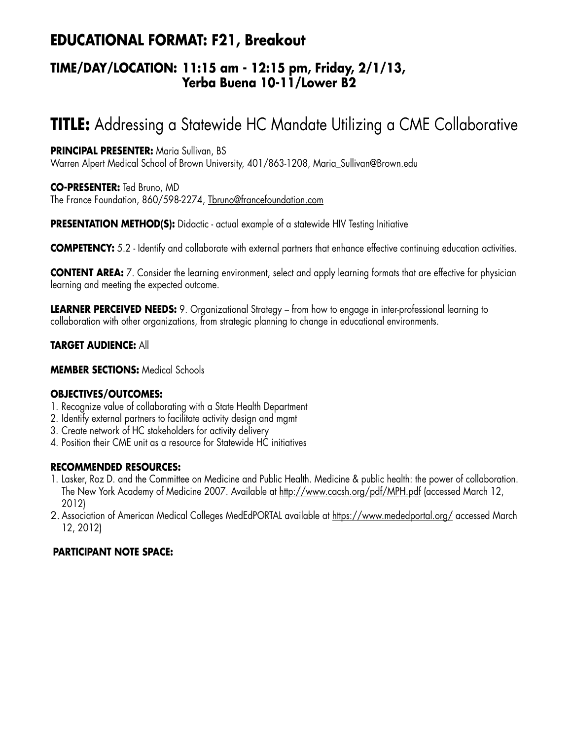## EDUCATIONAL FORMAT: F21, Breakout

### TIME/DAY/LOCATION: 11:15 am - 12:15 pm, Friday, 2/1/13, Yerba Buena 10-11/Lower B2

# TITLE: Addressing a Statewide HC Mandate Utilizing a CME Collaborative

**PRINCIPAL PRESENTER:** Maria Sullivan, BS
Warren Alpert Medical School of Brown University, 401/863-1208, Maria_Sullivan@Brown.edu

**CO-PRESENTER:** Ted Bruno, MD
The France Foundation, 860/598-2274, Tbruno@francefoundation.com

**PRESENTATION METHOD(S):** Didactic - actual example of a statewide HIV Testing Initiative

**COMPETENCY:** 5.2 - Identify and collaborate with external partners that enhance effective continuing education activities.

**CONTENT AREA:** 7. Consider the learning environment, select and apply learning formats that are effective for physician learning and meeting the expected outcome.

**LEARNER PERCEIVED NEEDS:** 9. Organizational Strategy – from how to engage in inter-professional learning to collaboration with other organizations, from strategic planning to change in educational environments.

**TARGET AUDIENCE:** All

**MEMBER SECTIONS:** Medical Schools

**OBJECTIVES/OUTCOMES:**

1. Recognize value of collaborating with a State Health Department
2. Identify external partners to facilitate activity design and mgmt
3. Create network of HC stakeholders for activity delivery
4. Position their CME unit as a resource for Statewide HC initiatives

**RECOMMENDED RESOURCES:**

1. Lasker, Roz D. and the Committee on Medicine and Public Health. Medicine & public health: the power of collaboration. The New York Academy of Medicine 2007. Available at http://www.cacsh.org/pdf/MPH.pdf (accessed March 12, 2012)
2. Association of American Medical Colleges MedEdPORTAL available at https://www.mededportal.org/ accessed March 12, 2012)

**PARTICIPANT NOTE SPACE:**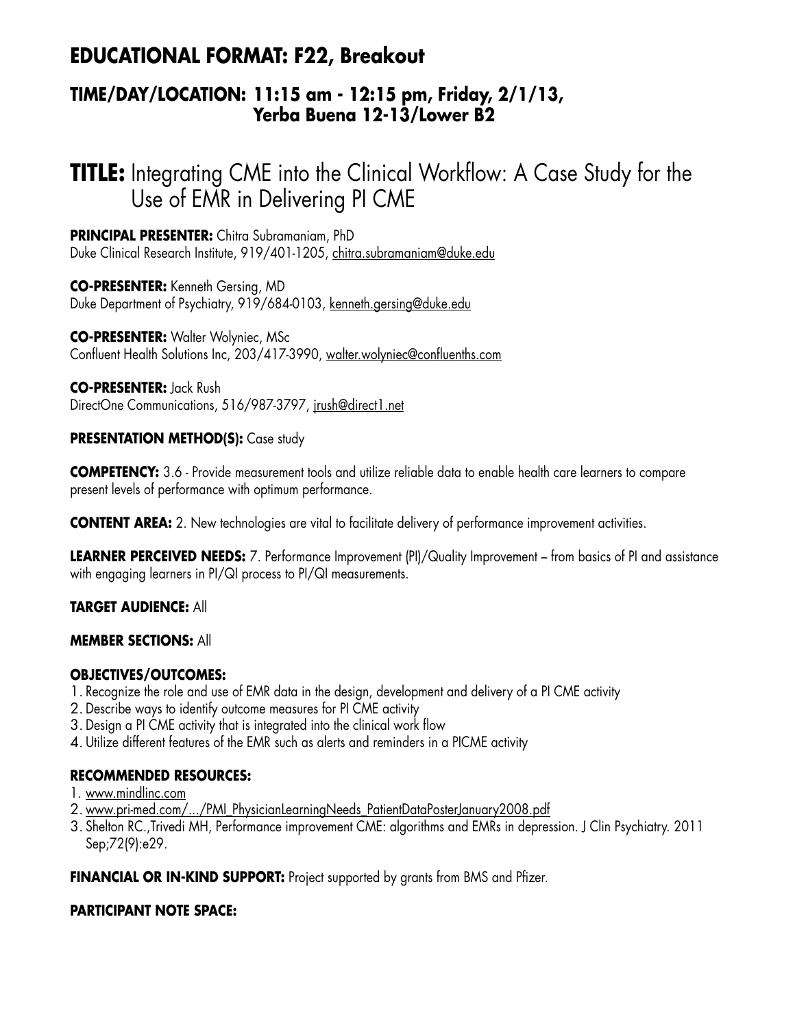## EDUCATIONAL FORMAT: F22, Breakout

### TIME/DAY/LOCATION: 11:15 am - 12:15 pm, Friday, 2/1/13, Yerba Buena 12-13/Lower B2

# TITLE: Integrating CME into the Clinical Workflow: A Case Study for the Use of EMR in Delivering PI CME

**PRINCIPAL PRESENTER:** Chitra Subramaniam, PhD
Duke Clinical Research Institute, 919/401-1205, chitra.subramaniam@duke.edu

**CO-PRESENTER:** Kenneth Gersing, MD
Duke Department of Psychiatry, 919/684-0103, kenneth.gersing@duke.edu

**CO-PRESENTER:** Walter Wolyniec, MSc
Confluent Health Solutions Inc, 203/417-3990, walter.wolyniec@confluenths.com

**CO-PRESENTER:** Jack Rush
DirectOne Communications, 516/987-3797, jrush@direct1.net

**PRESENTATION METHOD(S):** Case study

**COMPETENCY:** 3.6 - Provide measurement tools and utilize reliable data to enable health care learners to compare present levels of performance with optimum performance.

**CONTENT AREA:** 2. New technologies are vital to facilitate delivery of performance improvement activities.

**LEARNER PERCEIVED NEEDS:** 7. Performance Improvement (PI)/Quality Improvement – from basics of PI and assistance with engaging learners in PI/QI process to PI/QI measurements.

**TARGET AUDIENCE:** All

**MEMBER SECTIONS:** All

**OBJECTIVES/OUTCOMES:**

1. Recognize the role and use of EMR data in the design, development and delivery of a PI CME activity
2. Describe ways to identify outcome measures for PI CME activity
3. Design a PI CME activity that is integrated into the clinical work flow
4. Utilize different features of the EMR such as alerts and reminders in a PICME activity

**RECOMMENDED RESOURCES:**

1. www.mindlinc.com
2. www.pri-med.com/.../PMI_PhysicianLearningNeeds_PatientDataPosterJanuary2008.pdf
3. Shelton RC.,Trivedi MH, Performance improvement CME: algorithms and EMRs in depression. J Clin Psychiatry. 2011 Sep;72(9):e29.

**FINANCIAL OR IN-KIND SUPPORT:** Project supported by grants from BMS and Pfizer.

**PARTICIPANT NOTE SPACE:**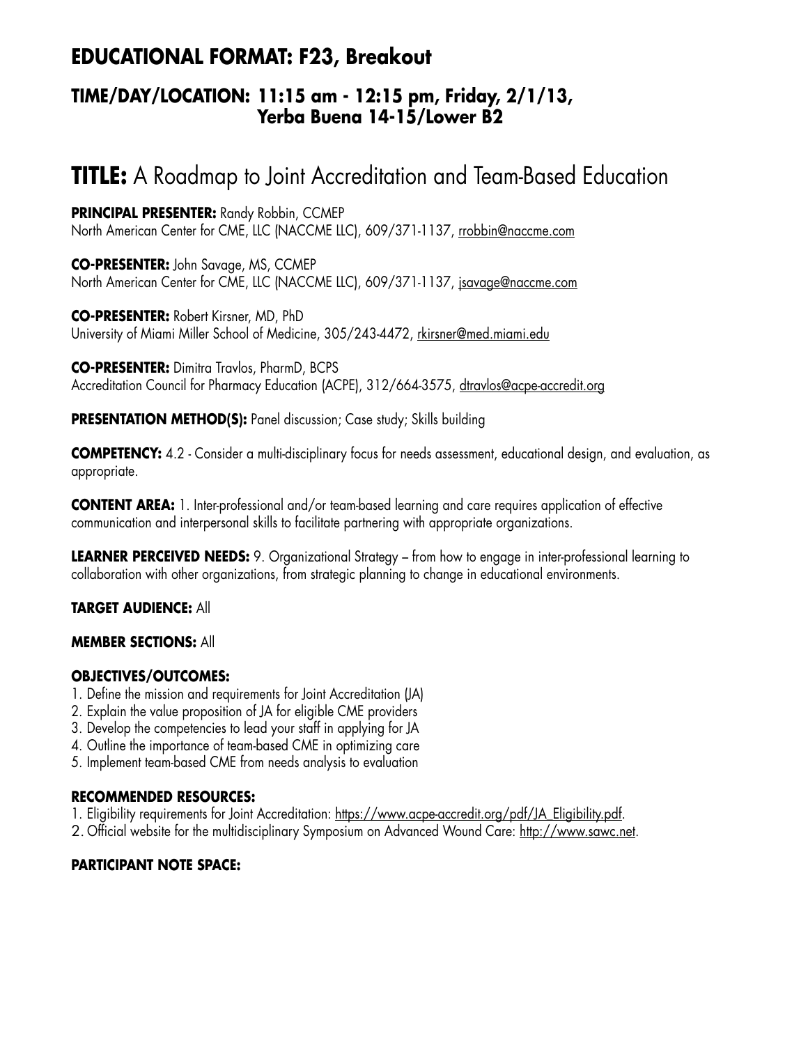## EDUCATIONAL FORMAT: F23, Breakout

### TIME/DAY/LOCATION: 11:15 am - 12:15 pm, Friday, 2/1/13, Yerba Buena 14-15/Lower B2

# TITLE: A Roadmap to Joint Accreditation and Team-Based Education

**PRINCIPAL PRESENTER:** Randy Robbin, CCMEP
North American Center for CME, LLC (NACCME LLC), 609/371-1137, rrobbin@naccme.com

**CO-PRESENTER:** John Savage, MS, CCMEP
North American Center for CME, LLC (NACCME LLC), 609/371-1137, jsavage@naccme.com

**CO-PRESENTER:** Robert Kirsner, MD, PhD
University of Miami Miller School of Medicine, 305/243-4472, rkirsner@med.miami.edu

**CO-PRESENTER:** Dimitra Travlos, PharmD, BCPS
Accreditation Council for Pharmacy Education (ACPE), 312/664-3575, dtravlos@acpe-accredit.org

**PRESENTATION METHOD(S):** Panel discussion; Case study; Skills building

**COMPETENCY:** 4.2 - Consider a multi-disciplinary focus for needs assessment, educational design, and evaluation, as appropriate.

**CONTENT AREA:** 1. Inter-professional and/or team-based learning and care requires application of effective communication and interpersonal skills to facilitate partnering with appropriate organizations.

**LEARNER PERCEIVED NEEDS:** 9. Organizational Strategy – from how to engage in inter-professional learning to collaboration with other organizations, from strategic planning to change in educational environments.

**TARGET AUDIENCE:** All

**MEMBER SECTIONS:** All

**OBJECTIVES/OUTCOMES:**

1. Define the mission and requirements for Joint Accreditation (JA)
2. Explain the value proposition of JA for eligible CME providers
3. Develop the competencies to lead your staff in applying for JA
4. Outline the importance of team-based CME in optimizing care
5. Implement team-based CME from needs analysis to evaluation

**RECOMMENDED RESOURCES:**

1. Eligibility requirements for Joint Accreditation: https://www.acpe-accredit.org/pdf/JA_Eligibility.pdf.
2. Official website for the multidisciplinary Symposium on Advanced Wound Care: http://www.sawc.net.

**PARTICIPANT NOTE SPACE:**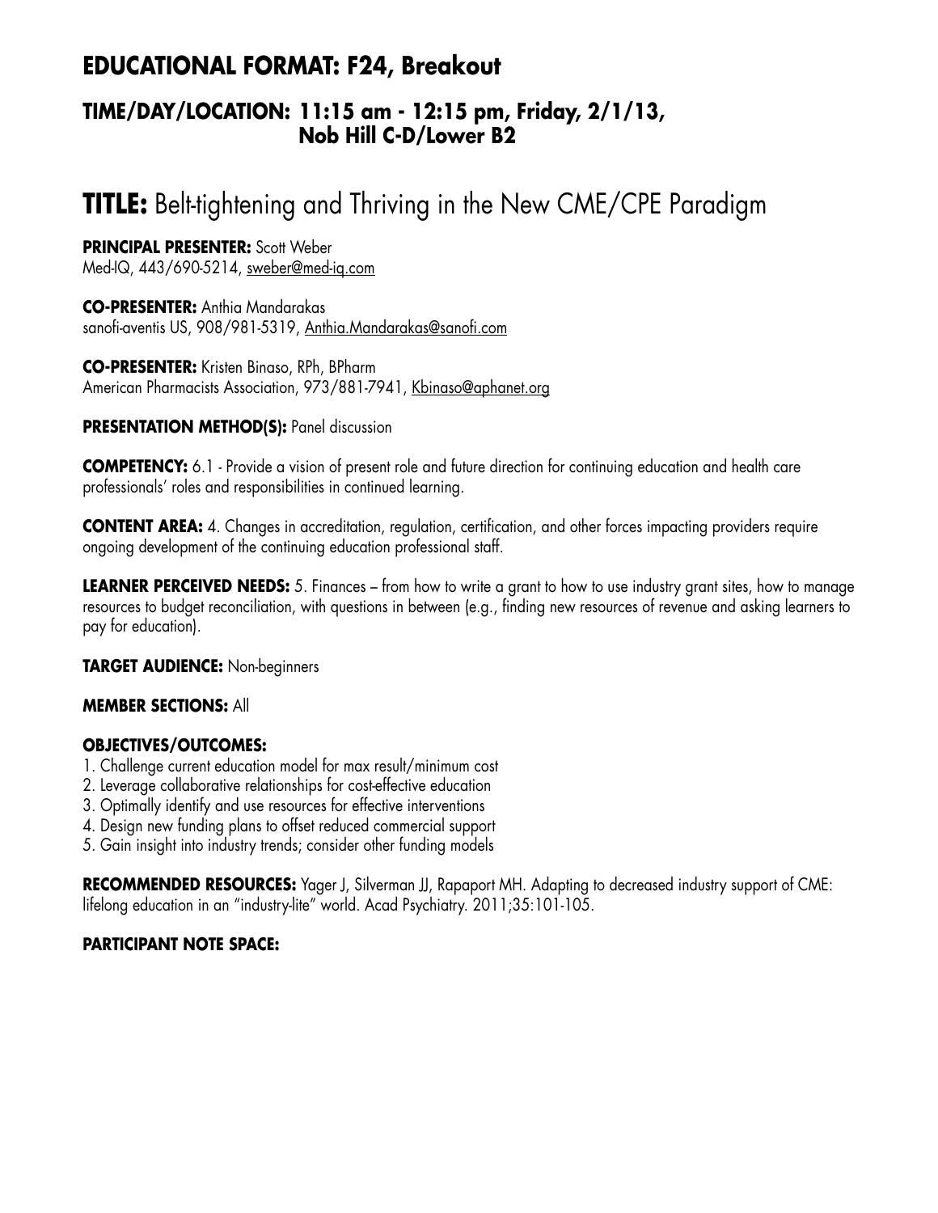## EDUCATIONAL FORMAT: F24, Breakout

### TIME/DAY/LOCATION: 11:15 am - 12:15 pm, Friday, 2/1/13, Nob Hill C-D/Lower B2

# TITLE: Belt-tightening and Thriving in the New CME/CPE Paradigm

**PRINCIPAL PRESENTER:** Scott Weber
Med-IQ, 443/690-5214, sweber@med-iq.com

**CO-PRESENTER:** Anthia Mandarakas
sanofi-aventis US, 908/981-5319, Anthia.Mandarakas@sanofi.com

**CO-PRESENTER:** Kristen Binaso, RPh, BPharm
American Pharmacists Association, 973/881-7941, Kbinaso@aphanet.org

**PRESENTATION METHOD(S):** Panel discussion

**COMPETENCY:** 6.1 - Provide a vision of present role and future direction for continuing education and health care professionals' roles and responsibilities in continued learning.

**CONTENT AREA:** 4. Changes in accreditation, regulation, certification, and other forces impacting providers require ongoing development of the continuing education professional staff.

**LEARNER PERCEIVED NEEDS:** 5. Finances – from how to write a grant to how to use industry grant sites, how to manage resources to budget reconciliation, with questions in between (e.g., finding new resources of revenue and asking learners to pay for education).

**TARGET AUDIENCE:** Non-beginners

**MEMBER SECTIONS:** All

**OBJECTIVES/OUTCOMES:**
1. Challenge current education model for max result/minimum cost
2. Leverage collaborative relationships for cost-effective education
3. Optimally identify and use resources for effective interventions
4. Design new funding plans to offset reduced commercial support
5. Gain insight into industry trends; consider other funding models

**RECOMMENDED RESOURCES:** Yager J, Silverman JJ, Rapaport MH. Adapting to decreased industry support of CME: lifelong education in an "industry-lite" world. Acad Psychiatry. 2011;35:101-105.

**PARTICIPANT NOTE SPACE:**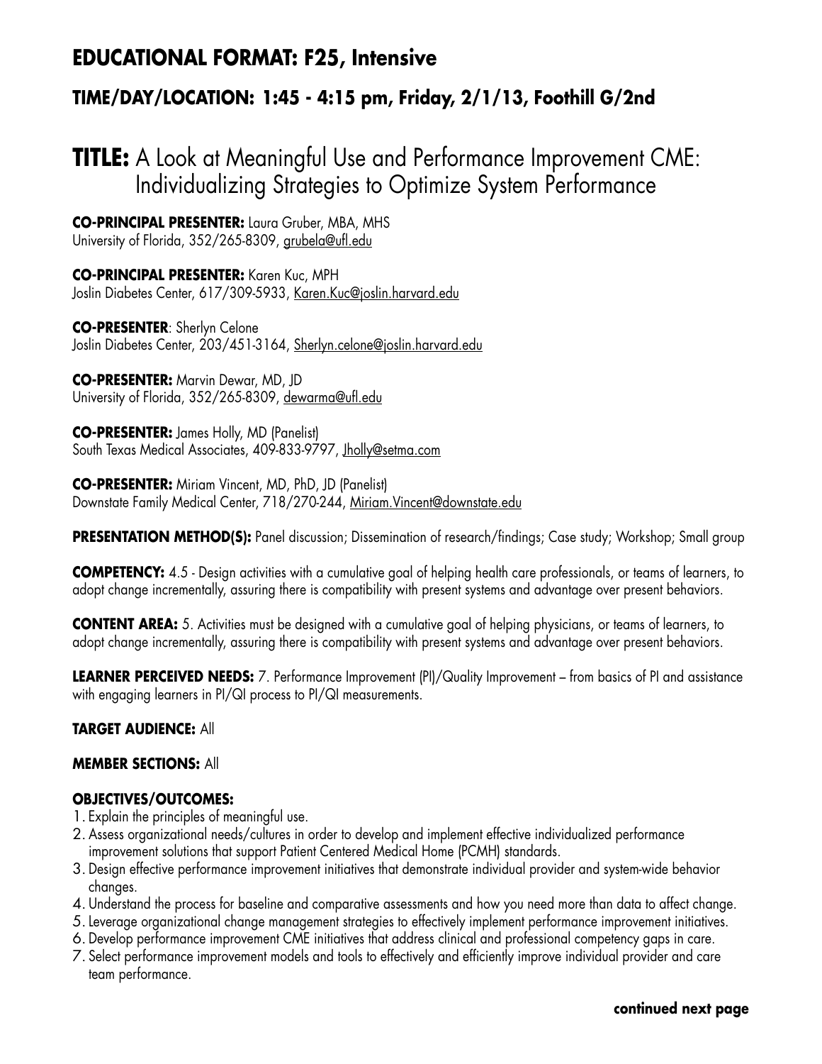## EDUCATIONAL FORMAT: F25, Intensive

### TIME/DAY/LOCATION: 1:45 - 4:15 pm, Friday, 2/1/13, Foothill G/2nd

# TITLE: A Look at Meaningful Use and Performance Improvement CME: Individualizing Strategies to Optimize System Performance

**CO-PRINCIPAL PRESENTER:** Laura Gruber, MBA, MHS
University of Florida, 352/265-8309, grubela@ufl.edu

**CO-PRINCIPAL PRESENTER:** Karen Kuc, MPH
Joslin Diabetes Center, 617/309-5933, Karen.Kuc@joslin.harvard.edu

**CO-PRESENTER**: Sherlyn Celone
Joslin Diabetes Center, 203/451-3164, Sherlyn.celone@joslin.harvard.edu

**CO-PRESENTER:** Marvin Dewar, MD, JD
University of Florida, 352/265-8309, dewarma@ufl.edu

**CO-PRESENTER:** James Holly, MD (Panelist)
South Texas Medical Associates, 409-833-9797, Jholly@setma.com

**CO-PRESENTER:** Miriam Vincent, MD, PhD, JD (Panelist)
Downstate Family Medical Center, 718/270-244, Miriam.Vincent@downstate.edu

**PRESENTATION METHOD(S):** Panel discussion; Dissemination of research/findings; Case study; Workshop; Small group

**COMPETENCY:** 4.5 - Design activities with a cumulative goal of helping health care professionals, or teams of learners, to adopt change incrementally, assuring there is compatibility with present systems and advantage over present behaviors.

**CONTENT AREA:** 5. Activities must be designed with a cumulative goal of helping physicians, or teams of learners, to adopt change incrementally, assuring there is compatibility with present systems and advantage over present behaviors.

**LEARNER PERCEIVED NEEDS:** 7. Performance Improvement (PI)/Quality Improvement – from basics of PI and assistance with engaging learners in PI/QI process to PI/QI measurements.

**TARGET AUDIENCE:** All

**MEMBER SECTIONS:** All

**OBJECTIVES/OUTCOMES:**

1. Explain the principles of meaningful use.
2. Assess organizational needs/cultures in order to develop and implement effective individualized performance improvement solutions that support Patient Centered Medical Home (PCMH) standards.
3. Design effective performance improvement initiatives that demonstrate individual provider and system-wide behavior changes.
4. Understand the process for baseline and comparative assessments and how you need more than data to affect change.
5. Leverage organizational change management strategies to effectively implement performance improvement initiatives.
6. Develop performance improvement CME initiatives that address clinical and professional competency gaps in care.
7. Select performance improvement models and tools to effectively and efficiently improve individual provider and care team performance.

**continued next page**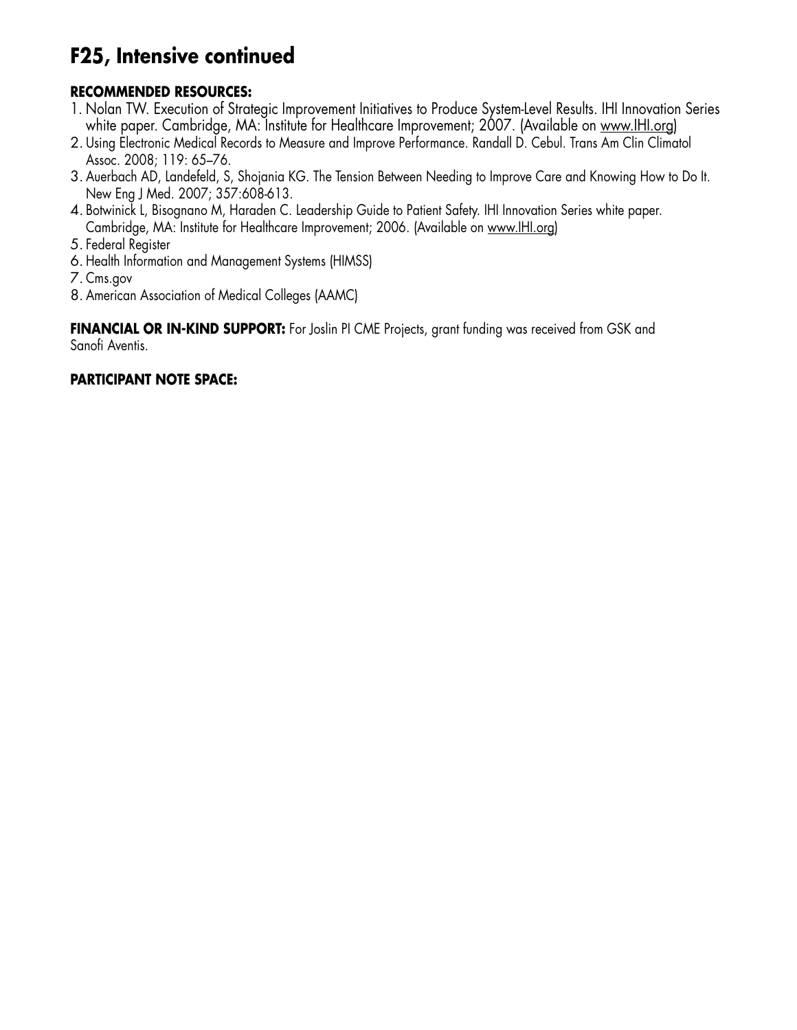# F25, Intensive continued

**RECOMMENDED RESOURCES:**

1. Nolan TW. Execution of Strategic Improvement Initiatives to Produce System-Level Results. IHI Innovation Series white paper. Cambridge, MA: Institute for Healthcare Improvement; 2007. (Available on www.IHI.org)
2. Using Electronic Medical Records to Measure and Improve Performance. Randall D. Cebul. Trans Am Clin Climatol Assoc. 2008; 119: 65–76.
3. Auerbach AD, Landefeld, S, Shojania KG. The Tension Between Needing to Improve Care and Knowing How to Do It. New Eng J Med. 2007; 357:608-613.
4. Botwinick L, Bisognano M, Haraden C. Leadership Guide to Patient Safety. IHI Innovation Series white paper. Cambridge, MA: Institute for Healthcare Improvement; 2006. (Available on www.IHI.org)
5. Federal Register
6. Health Information and Management Systems (HIMSS)
7. Cms.gov
8. American Association of Medical Colleges (AAMC)

**FINANCIAL OR IN-KIND SUPPORT:** For Joslin PI CME Projects, grant funding was received from GSK and Sanofi Aventis.

**PARTICIPANT NOTE SPACE:**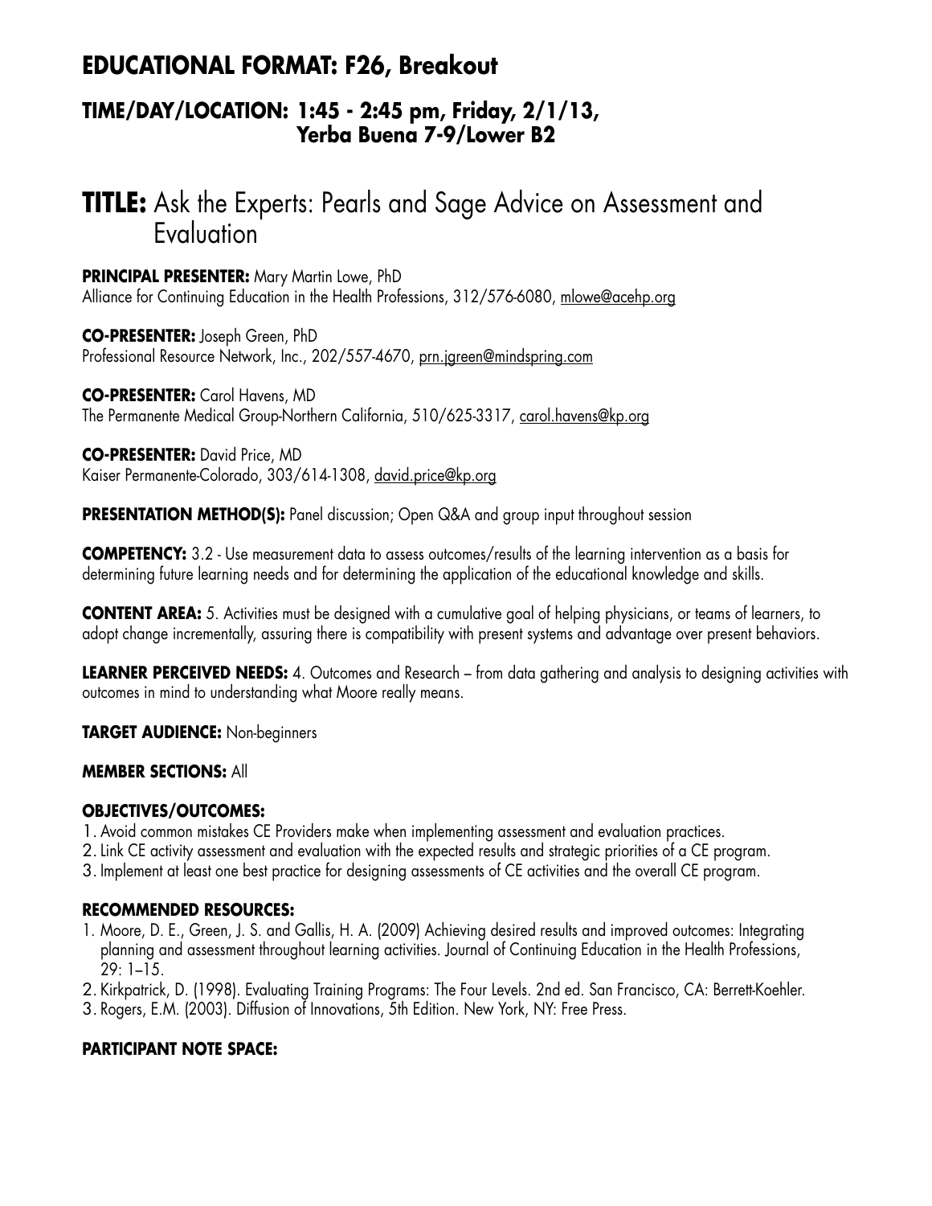## EDUCATIONAL FORMAT: F26, Breakout

### TIME/DAY/LOCATION: 1:45 - 2:45 pm, Friday, 2/1/13, Yerba Buena 7-9/Lower B2

# TITLE: Ask the Experts: Pearls and Sage Advice on Assessment and Evaluation

**PRINCIPAL PRESENTER:** Mary Martin Lowe, PhD
Alliance for Continuing Education in the Health Professions, 312/576-6080, mlowe@acehp.org

**CO-PRESENTER:** Joseph Green, PhD
Professional Resource Network, Inc., 202/557-4670, prn.jgreen@mindspring.com

**CO-PRESENTER:** Carol Havens, MD
The Permanente Medical Group-Northern California, 510/625-3317, carol.havens@kp.org

**CO-PRESENTER:** David Price, MD
Kaiser Permanente-Colorado, 303/614-1308, david.price@kp.org

**PRESENTATION METHOD(S):** Panel discussion; Open Q&A and group input throughout session

**COMPETENCY:** 3.2 - Use measurement data to assess outcomes/results of the learning intervention as a basis for determining future learning needs and for determining the application of the educational knowledge and skills.

**CONTENT AREA:** 5. Activities must be designed with a cumulative goal of helping physicians, or teams of learners, to adopt change incrementally, assuring there is compatibility with present systems and advantage over present behaviors.

**LEARNER PERCEIVED NEEDS:** 4. Outcomes and Research – from data gathering and analysis to designing activities with outcomes in mind to understanding what Moore really means.

**TARGET AUDIENCE:** Non-beginners

**MEMBER SECTIONS:** All

**OBJECTIVES/OUTCOMES:**

1. Avoid common mistakes CE Providers make when implementing assessment and evaluation practices.
2. Link CE activity assessment and evaluation with the expected results and strategic priorities of a CE program.
3. Implement at least one best practice for designing assessments of CE activities and the overall CE program.

**RECOMMENDED RESOURCES:**

1. Moore, D. E., Green, J. S. and Gallis, H. A. (2009) Achieving desired results and improved outcomes: Integrating planning and assessment throughout learning activities. Journal of Continuing Education in the Health Professions, 29: 1–15.
2. Kirkpatrick, D. (1998). Evaluating Training Programs: The Four Levels. 2nd ed. San Francisco, CA: Berrett-Koehler.
3. Rogers, E.M. (2003). Diffusion of Innovations, 5th Edition. New York, NY: Free Press.

**PARTICIPANT NOTE SPACE:**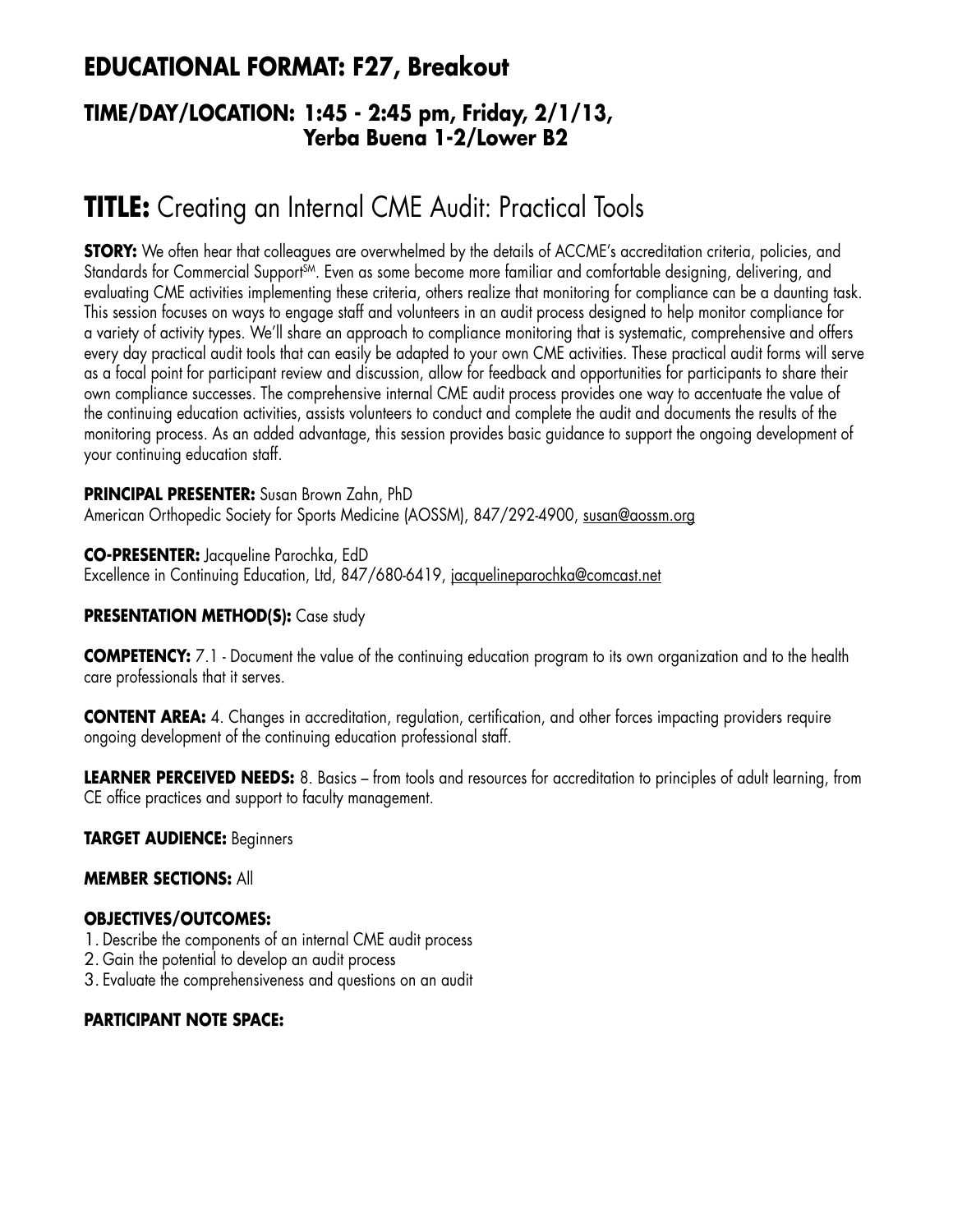## EDUCATIONAL FORMAT: F27, Breakout

### TIME/DAY/LOCATION: 1:45 - 2:45 pm, Friday, 2/1/13, Yerba Buena 1-2/Lower B2

# TITLE: Creating an Internal CME Audit: Practical Tools

**STORY:** We often hear that colleagues are overwhelmed by the details of ACCME's accreditation criteria, policies, and Standards for Commercial Support[SM]. Even as some become more familiar and comfortable designing, delivering, and evaluating CME activities implementing these criteria, others realize that monitoring for compliance can be a daunting task. This session focuses on ways to engage staff and volunteers in an audit process designed to help monitor compliance for a variety of activity types. We'll share an approach to compliance monitoring that is systematic, comprehensive and offers every day practical audit tools that can easily be adapted to your own CME activities. These practical audit forms will serve as a focal point for participant review and discussion, allow for feedback and opportunities for participants to share their own compliance successes. The comprehensive internal CME audit process provides one way to accentuate the value of the continuing education activities, assists volunteers to conduct and complete the audit and documents the results of the monitoring process. As an added advantage, this session provides basic guidance to support the ongoing development of your continuing education staff.

**PRINCIPAL PRESENTER:** Susan Brown Zahn, PhD
American Orthopedic Society for Sports Medicine (AOSSM), 847/292-4900, susan@aossm.org

**CO-PRESENTER:** Jacqueline Parochka, EdD
Excellence in Continuing Education, Ltd, 847/680-6419, jacquelineparochka@comcast.net

**PRESENTATION METHOD(S):** Case study

**COMPETENCY:** 7.1 - Document the value of the continuing education program to its own organization and to the health care professionals that it serves.

**CONTENT AREA:** 4. Changes in accreditation, regulation, certification, and other forces impacting providers require ongoing development of the continuing education professional staff.

**LEARNER PERCEIVED NEEDS:** 8. Basics – from tools and resources for accreditation to principles of adult learning, from CE office practices and support to faculty management.

**TARGET AUDIENCE:** Beginners

**MEMBER SECTIONS:** All

**OBJECTIVES/OUTCOMES:**

1. Describe the components of an internal CME audit process
2. Gain the potential to develop an audit process
3. Evaluate the comprehensiveness and questions on an audit

**PARTICIPANT NOTE SPACE:**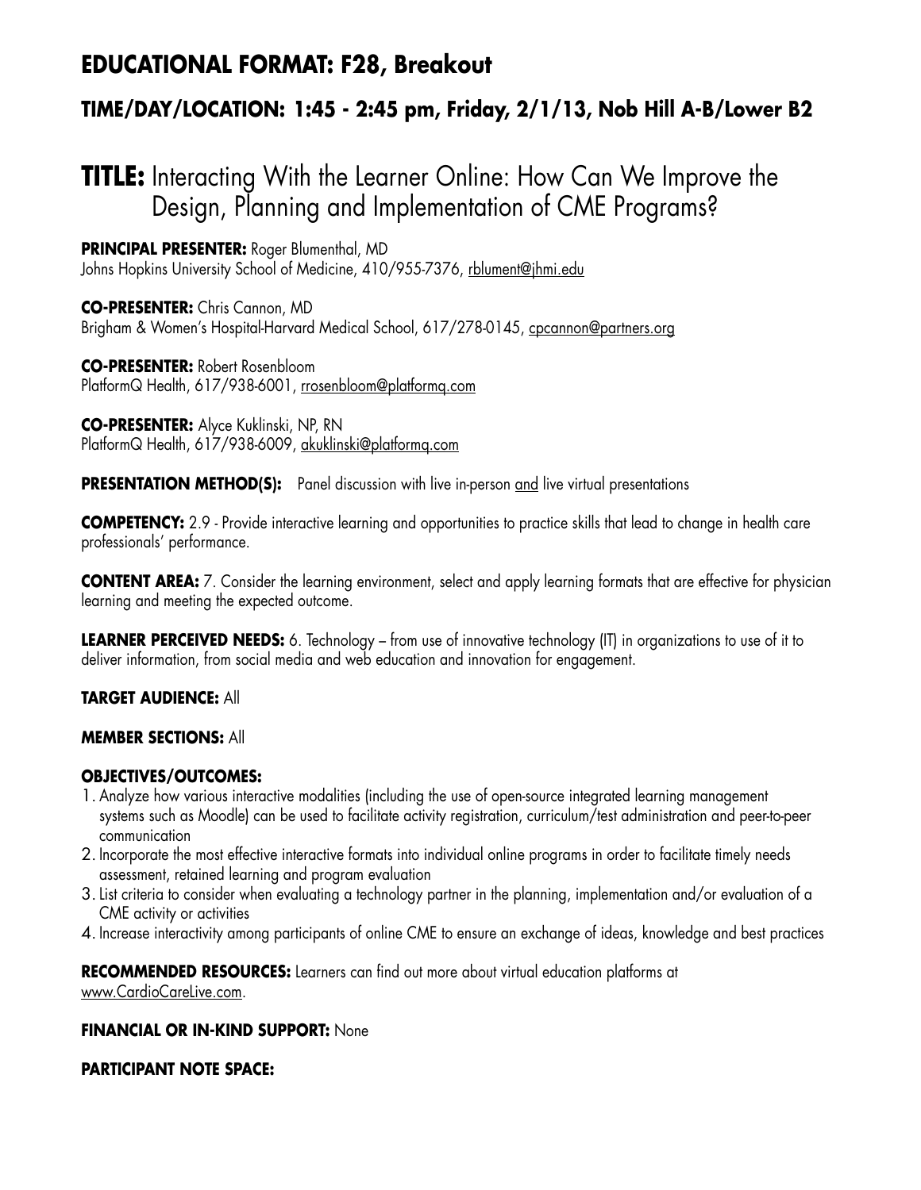# EDUCATIONAL FORMAT: F28, Breakout

## TIME/DAY/LOCATION: 1:45 - 2:45 pm, Friday, 2/1/13, Nob Hill A-B/Lower B2

# TITLE: Interacting With the Learner Online: How Can We Improve the Design, Planning and Implementation of CME Programs?

**PRINCIPAL PRESENTER:** Roger Blumenthal, MD
Johns Hopkins University School of Medicine, 410/955-7376, rblument@jhmi.edu

**CO-PRESENTER:** Chris Cannon, MD
Brigham & Women's Hospital-Harvard Medical School, 617/278-0145, cpcannon@partners.org

**CO-PRESENTER:** Robert Rosenbloom
PlatformQ Health, 617/938-6001, rrosenbloom@platformq.com

**CO-PRESENTER:** Alyce Kuklinski, NP, RN
PlatformQ Health, 617/938-6009, akuklinski@platformq.com

**PRESENTATION METHOD(S):** Panel discussion with live in-person and live virtual presentations

**COMPETENCY:** 2.9 - Provide interactive learning and opportunities to practice skills that lead to change in health care professionals' performance.

**CONTENT AREA:** 7. Consider the learning environment, select and apply learning formats that are effective for physician learning and meeting the expected outcome.

**LEARNER PERCEIVED NEEDS:** 6. Technology – from use of innovative technology (IT) in organizations to use of it to deliver information, from social media and web education and innovation for engagement.

**TARGET AUDIENCE:** All

**MEMBER SECTIONS:** All

**OBJECTIVES/OUTCOMES:**

1. Analyze how various interactive modalities (including the use of open-source integrated learning management systems such as Moodle) can be used to facilitate activity registration, curriculum/test administration and peer-to-peer communication
2. Incorporate the most effective interactive formats into individual online programs in order to facilitate timely needs assessment, retained learning and program evaluation
3. List criteria to consider when evaluating a technology partner in the planning, implementation and/or evaluation of a CME activity or activities
4. Increase interactivity among participants of online CME to ensure an exchange of ideas, knowledge and best practices

**RECOMMENDED RESOURCES:** Learners can find out more about virtual education platforms at www.CardioCareLive.com.

**FINANCIAL OR IN-KIND SUPPORT:** None

**PARTICIPANT NOTE SPACE:**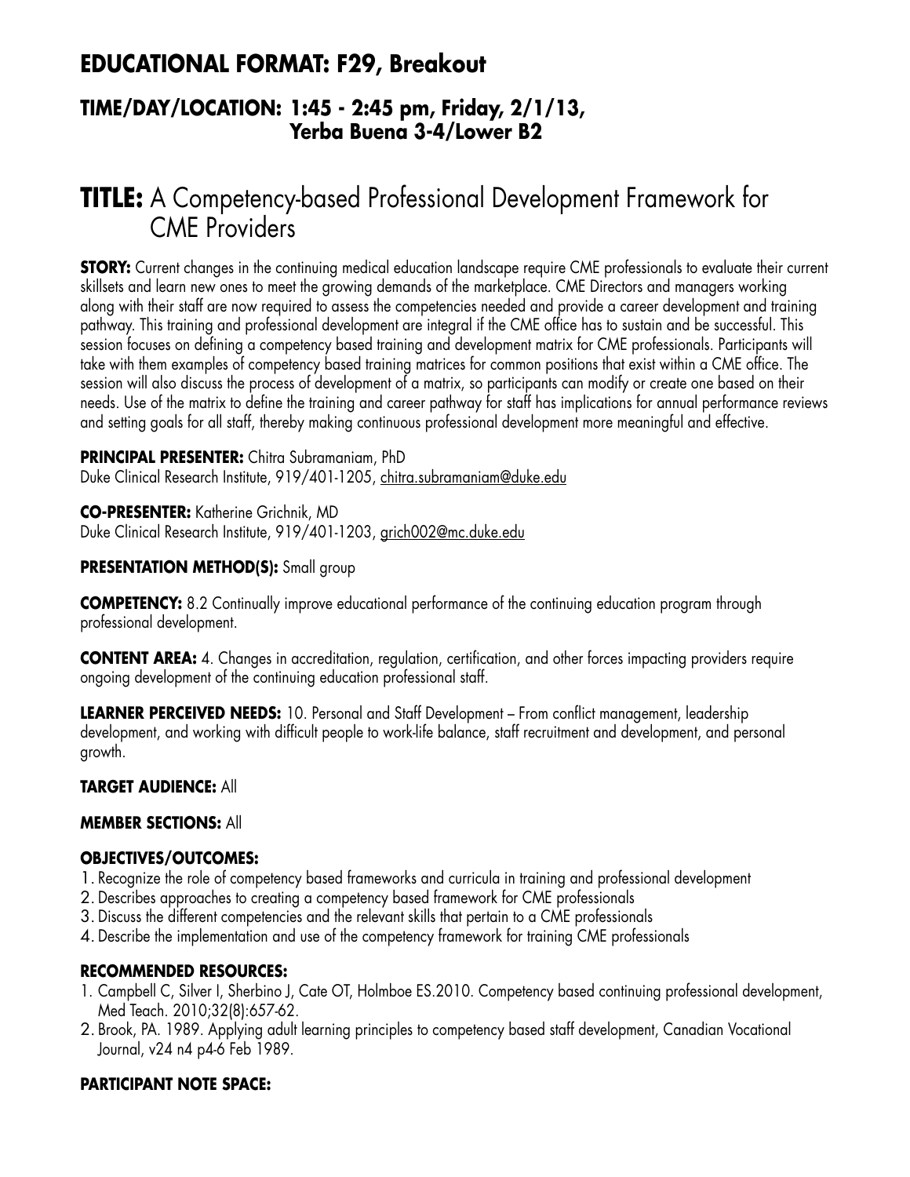# EDUCATIONAL FORMAT: F29, Breakout

## TIME/DAY/LOCATION: 1:45 - 2:45 pm, Friday, 2/1/13, Yerba Buena 3-4/Lower B2

# TITLE: A Competency-based Professional Development Framework for CME Providers

**STORY:** Current changes in the continuing medical education landscape require CME professionals to evaluate their current skillsets and learn new ones to meet the growing demands of the marketplace. CME Directors and managers working along with their staff are now required to assess the competencies needed and provide a career development and training pathway. This training and professional development are integral if the CME office has to sustain and be successful. This session focuses on defining a competency based training and development matrix for CME professionals. Participants will take with them examples of competency based training matrices for common positions that exist within a CME office. The session will also discuss the process of development of a matrix, so participants can modify or create one based on their needs. Use of the matrix to define the training and career pathway for staff has implications for annual performance reviews and setting goals for all staff, thereby making continuous professional development more meaningful and effective.

**PRINCIPAL PRESENTER:** Chitra Subramaniam, PhD
Duke Clinical Research Institute, 919/401-1205, chitra.subramaniam@duke.edu

**CO-PRESENTER:** Katherine Grichnik, MD
Duke Clinical Research Institute, 919/401-1203, grich002@mc.duke.edu

**PRESENTATION METHOD(S):** Small group

**COMPETENCY:** 8.2 Continually improve educational performance of the continuing education program through professional development.

**CONTENT AREA:** 4. Changes in accreditation, regulation, certification, and other forces impacting providers require ongoing development of the continuing education professional staff.

**LEARNER PERCEIVED NEEDS:** 10. Personal and Staff Development – From conflict management, leadership development, and working with difficult people to work-life balance, staff recruitment and development, and personal growth.

**TARGET AUDIENCE:** All

**MEMBER SECTIONS:** All

**OBJECTIVES/OUTCOMES:**

1. Recognize the role of competency based frameworks and curricula in training and professional development
2. Describes approaches to creating a competency based framework for CME professionals
3. Discuss the different competencies and the relevant skills that pertain to a CME professionals
4. Describe the implementation and use of the competency framework for training CME professionals

**RECOMMENDED RESOURCES:**

1. Campbell C, Silver I, Sherbino J, Cate OT, Holmboe ES.2010. Competency based continuing professional development, Med Teach. 2010;32(8):657-62.
2. Brook, PA. 1989. Applying adult learning principles to competency based staff development, Canadian Vocational Journal, v24 n4 p4-6 Feb 1989.

**PARTICIPANT NOTE SPACE:**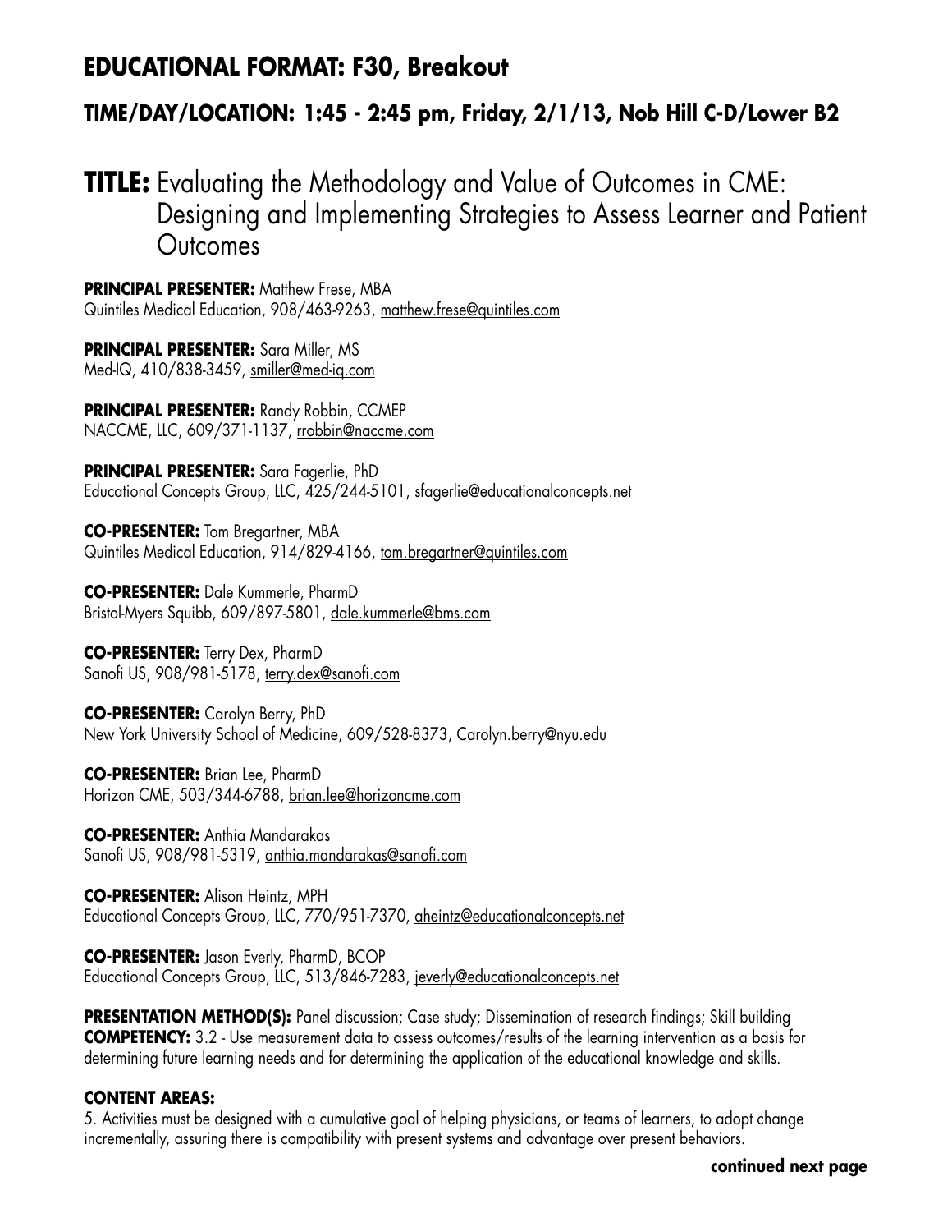## EDUCATIONAL FORMAT: F30, Breakout

### TIME/DAY/LOCATION: 1:45 - 2:45 pm, Friday, 2/1/13, Nob Hill C-D/Lower B2

# TITLE: Evaluating the Methodology and Value of Outcomes in CME: Designing and Implementing Strategies to Assess Learner and Patient Outcomes

**PRINCIPAL PRESENTER:** Matthew Frese, MBA
Quintiles Medical Education, 908/463-9263, matthew.frese@quintiles.com

**PRINCIPAL PRESENTER:** Sara Miller, MS
Med-IQ, 410/838-3459, smiller@med-iq.com

**PRINCIPAL PRESENTER:** Randy Robbin, CCMEP
NACCME, LLC, 609/371-1137, rrobbin@naccme.com

**PRINCIPAL PRESENTER:** Sara Fagerlie, PhD
Educational Concepts Group, LLC, 425/244-5101, sfagerlie@educationalconcepts.net

**CO-PRESENTER:** Tom Bregartner, MBA
Quintiles Medical Education, 914/829-4166, tom.bregartner@quintiles.com

**CO-PRESENTER:** Dale Kummerle, PharmD
Bristol-Myers Squibb, 609/897-5801, dale.kummerle@bms.com

**CO-PRESENTER:** Terry Dex, PharmD
Sanofi US, 908/981-5178, terry.dex@sanofi.com

**CO-PRESENTER:** Carolyn Berry, PhD
New York University School of Medicine, 609/528-8373, Carolyn.berry@nyu.edu

**CO-PRESENTER:** Brian Lee, PharmD
Horizon CME, 503/344-6788, brian.lee@horizoncme.com

**CO-PRESENTER:** Anthia Mandarakas
Sanofi US, 908/981-5319, anthia.mandarakas@sanofi.com

**CO-PRESENTER:** Alison Heintz, MPH
Educational Concepts Group, LLC, 770/951-7370, aheintz@educationalconcepts.net

**CO-PRESENTER:** Jason Everly, PharmD, BCOP
Educational Concepts Group, LLC, 513/846-7283, jeverly@educationalconcepts.net

**PRESENTATION METHOD(S):** Panel discussion; Case study; Dissemination of research findings; Skill building
**COMPETENCY:** 3.2 - Use measurement data to assess outcomes/results of the learning intervention as a basis for determining future learning needs and for determining the application of the educational knowledge and skills.

**CONTENT AREAS:**
5. Activities must be designed with a cumulative goal of helping physicians, or teams of learners, to adopt change incrementally, assuring there is compatibility with present systems and advantage over present behaviors.

**continued next page**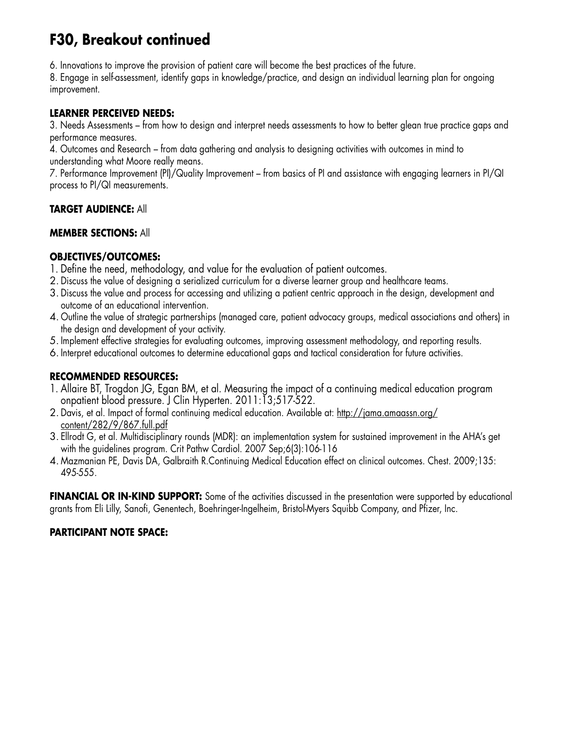# F30, Breakout continued

6. Innovations to improve the provision of patient care will become the best practices of the future.
8. Engage in self-assessment, identify gaps in knowledge/practice, and design an individual learning plan for ongoing improvement.

**LEARNER PERCEIVED NEEDS:**
3. Needs Assessments – from how to design and interpret needs assessments to how to better glean true practice gaps and performance measures.
4. Outcomes and Research – from data gathering and analysis to designing activities with outcomes in mind to understanding what Moore really means.
7. Performance Improvement (PI)/Quality Improvement – from basics of PI and assistance with engaging learners in PI/QI process to PI/QI measurements.

**TARGET AUDIENCE:** All

**MEMBER SECTIONS:** All

**OBJECTIVES/OUTCOMES:**
1. Define the need, methodology, and value for the evaluation of patient outcomes.
2. Discuss the value of designing a serialized curriculum for a diverse learner group and healthcare teams.
3. Discuss the value and process for accessing and utilizing a patient centric approach in the design, development and outcome of an educational intervention.
4. Outline the value of strategic partnerships (managed care, patient advocacy groups, medical associations and others) in the design and development of your activity.
5. Implement effective strategies for evaluating outcomes, improving assessment methodology, and reporting results.
6. Interpret educational outcomes to determine educational gaps and tactical consideration for future activities.

**RECOMMENDED RESOURCES:**
1. Allaire BT, Trogdon JG, Egan BM, et al. Measuring the impact of a continuing medical education program onpatient blood pressure. J Clin Hyperten. 2011:13;517-522.
2. Davis, et al. Impact of formal continuing medical education. Available at: http://jama.amaassn.org/content/282/9/867.full.pdf
3. Ellrodt G, et al. Multidisciplinary rounds (MDR): an implementation system for sustained improvement in the AHA's get with the guidelines program. Crit Pathw Cardiol. 2007 Sep;6(3):106-116
4. Mazmanian PE, Davis DA, Galbraith R.Continuing Medical Education effect on clinical outcomes. Chest. 2009;135: 495-555.

**FINANCIAL OR IN-KIND SUPPORT:** Some of the activities discussed in the presentation were supported by educational grants from Eli Lilly, Sanofi, Genentech, Boehringer-Ingelheim, Bristol-Myers Squibb Company, and Pfizer, Inc.

**PARTICIPANT NOTE SPACE:**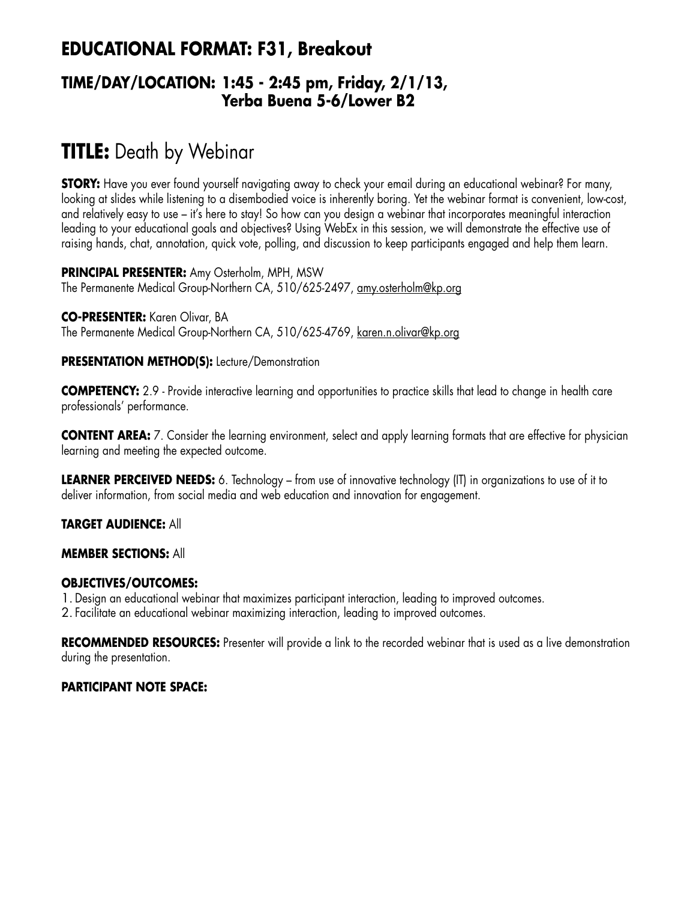## EDUCATIONAL FORMAT: F31, Breakout

### TIME/DAY/LOCATION: 1:45 - 2:45 pm, Friday, 2/1/13, Yerba Buena 5-6/Lower B2

# TITLE: Death by Webinar

**STORY:** Have you ever found yourself navigating away to check your email during an educational webinar? For many, looking at slides while listening to a disembodied voice is inherently boring. Yet the webinar format is convenient, low-cost, and relatively easy to use – it's here to stay! So how can you design a webinar that incorporates meaningful interaction leading to your educational goals and objectives? Using WebEx in this session, we will demonstrate the effective use of raising hands, chat, annotation, quick vote, polling, and discussion to keep participants engaged and help them learn.

**PRINCIPAL PRESENTER:** Amy Osterholm, MPH, MSW
The Permanente Medical Group-Northern CA, 510/625-2497, amy.osterholm@kp.org

**CO-PRESENTER:** Karen Olivar, BA
The Permanente Medical Group-Northern CA, 510/625-4769, karen.n.olivar@kp.org

**PRESENTATION METHOD(S):** Lecture/Demonstration

**COMPETENCY:** 2.9 - Provide interactive learning and opportunities to practice skills that lead to change in health care professionals' performance.

**CONTENT AREA:** 7. Consider the learning environment, select and apply learning formats that are effective for physician learning and meeting the expected outcome.

**LEARNER PERCEIVED NEEDS:** 6. Technology – from use of innovative technology (IT) in organizations to use of it to deliver information, from social media and web education and innovation for engagement.

**TARGET AUDIENCE:** All

**MEMBER SECTIONS:** All

**OBJECTIVES/OUTCOMES:**

1. Design an educational webinar that maximizes participant interaction, leading to improved outcomes.
2. Facilitate an educational webinar maximizing interaction, leading to improved outcomes.

**RECOMMENDED RESOURCES:** Presenter will provide a link to the recorded webinar that is used as a live demonstration during the presentation.

**PARTICIPANT NOTE SPACE:**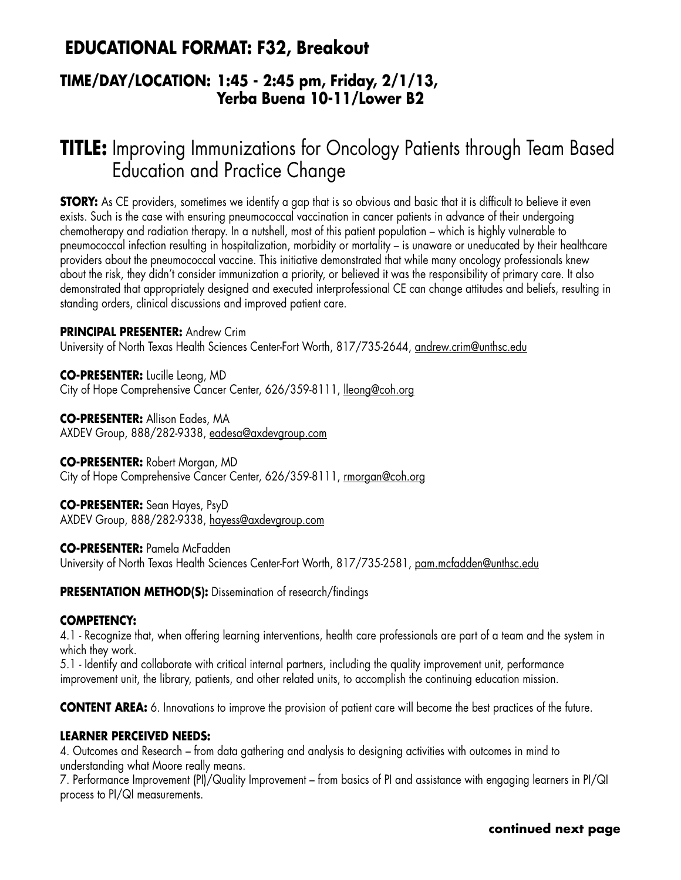## EDUCATIONAL FORMAT: F32, Breakout

### TIME/DAY/LOCATION: 1:45 - 2:45 pm, Friday, 2/1/13, Yerba Buena 10-11/Lower B2

# TITLE: Improving Immunizations for Oncology Patients through Team Based Education and Practice Change

**STORY:** As CE providers, sometimes we identify a gap that is so obvious and basic that it is difficult to believe it even exists. Such is the case with ensuring pneumococcal vaccination in cancer patients in advance of their undergoing chemotherapy and radiation therapy. In a nutshell, most of this patient population – which is highly vulnerable to pneumococcal infection resulting in hospitalization, morbidity or mortality – is unaware or uneducated by their healthcare providers about the pneumococcal vaccine. This initiative demonstrated that while many oncology professionals knew about the risk, they didn't consider immunization a priority, or believed it was the responsibility of primary care. It also demonstrated that appropriately designed and executed interprofessional CE can change attitudes and beliefs, resulting in standing orders, clinical discussions and improved patient care.

**PRINCIPAL PRESENTER:** Andrew Crim
University of North Texas Health Sciences Center-Fort Worth, 817/735-2644, andrew.crim@unthsc.edu

**CO-PRESENTER:** Lucille Leong, MD
City of Hope Comprehensive Cancer Center, 626/359-8111, lleong@coh.org

**CO-PRESENTER:** Allison Eades, MA
AXDEV Group, 888/282-9338, eadesa@axdevgroup.com

**CO-PRESENTER:** Robert Morgan, MD
City of Hope Comprehensive Cancer Center, 626/359-8111, rmorgan@coh.org

**CO-PRESENTER:** Sean Hayes, PsyD
AXDEV Group, 888/282-9338, hayess@axdevgroup.com

**CO-PRESENTER:** Pamela McFadden
University of North Texas Health Sciences Center-Fort Worth, 817/735-2581, pam.mcfadden@unthsc.edu

**PRESENTATION METHOD(S):** Dissemination of research/findings

**COMPETENCY:**
4.1 - Recognize that, when offering learning interventions, health care professionals are part of a team and the system in which they work.
5.1 - Identify and collaborate with critical internal partners, including the quality improvement unit, performance improvement unit, the library, patients, and other related units, to accomplish the continuing education mission.

**CONTENT AREA:** 6. Innovations to improve the provision of patient care will become the best practices of the future.

**LEARNER PERCEIVED NEEDS:**
4. Outcomes and Research – from data gathering and analysis to designing activities with outcomes in mind to understanding what Moore really means.
7. Performance Improvement (PI)/Quality Improvement – from basics of PI and assistance with engaging learners in PI/QI process to PI/QI measurements.

**continued next page**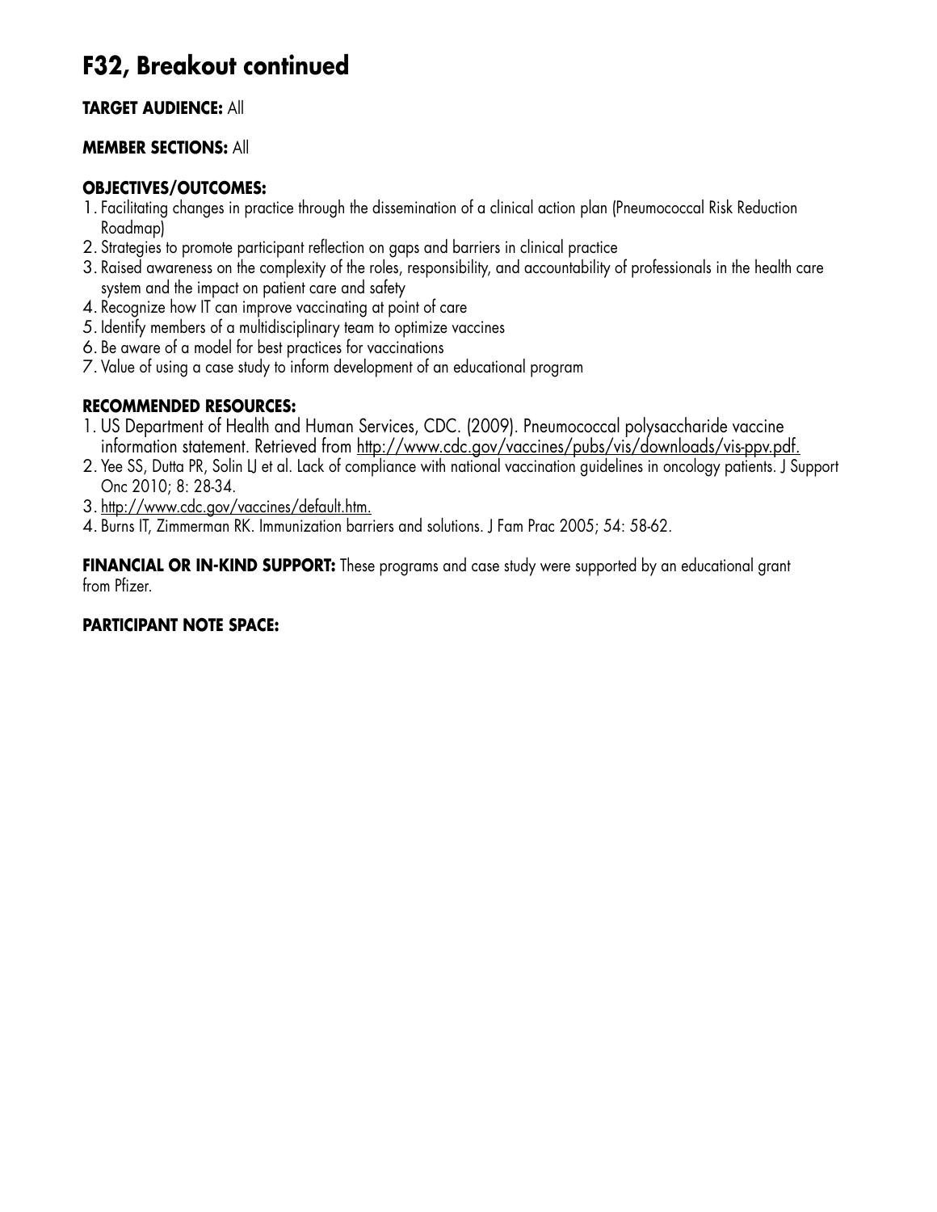# F32, Breakout continued

**TARGET AUDIENCE:** All

**MEMBER SECTIONS:** All

**OBJECTIVES/OUTCOMES:**

1. Facilitating changes in practice through the dissemination of a clinical action plan (Pneumococcal Risk Reduction Roadmap)
2. Strategies to promote participant reflection on gaps and barriers in clinical practice
3. Raised awareness on the complexity of the roles, responsibility, and accountability of professionals in the health care system and the impact on patient care and safety
4. Recognize how IT can improve vaccinating at point of care
5. Identify members of a multidisciplinary team to optimize vaccines
6. Be aware of a model for best practices for vaccinations
7. Value of using a case study to inform development of an educational program

**RECOMMENDED RESOURCES:**

1. US Department of Health and Human Services, CDC. (2009). Pneumococcal polysaccharide vaccine information statement. Retrieved from http://www.cdc.gov/vaccines/pubs/vis/downloads/vis-ppv.pdf.
2. Yee SS, Dutta PR, Solin LJ et al. Lack of compliance with national vaccination guidelines in oncology patients. J Support Onc 2010; 8: 28-34.
3. http://www.cdc.gov/vaccines/default.htm.
4. Burns IT, Zimmerman RK. Immunization barriers and solutions. J Fam Prac 2005; 54: 58-62.

**FINANCIAL OR IN-KIND SUPPORT:** These programs and case study were supported by an educational grant from Pfizer.

**PARTICIPANT NOTE SPACE:**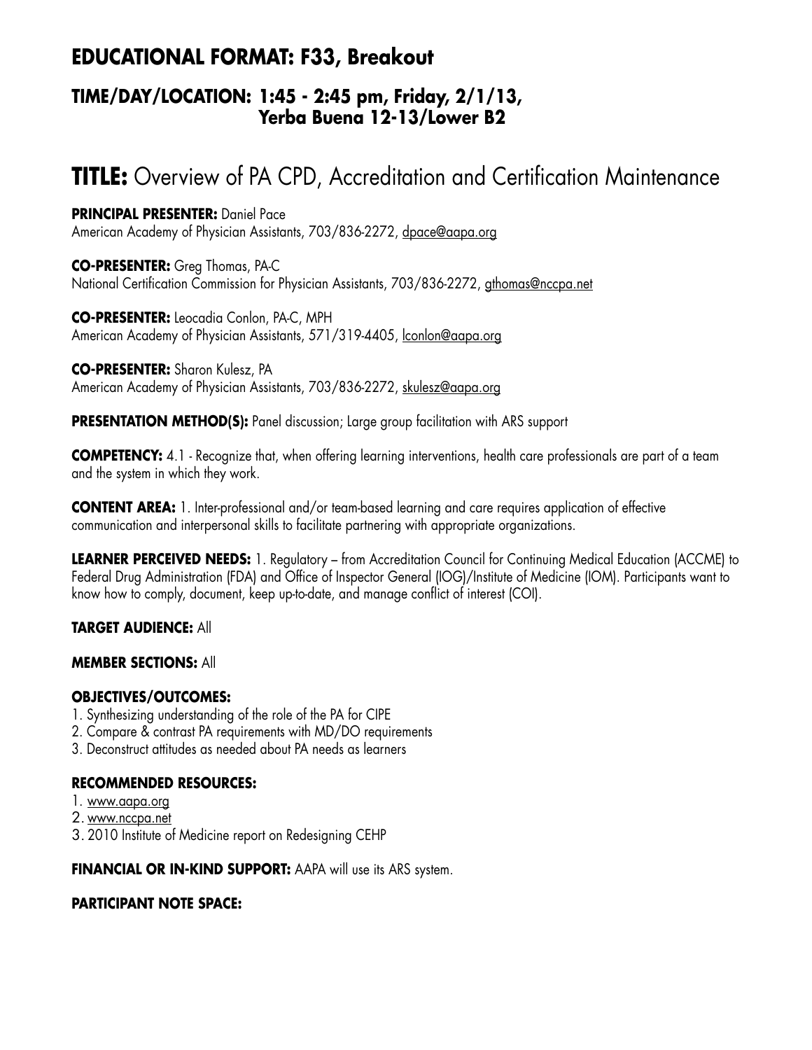## EDUCATIONAL FORMAT: F33, Breakout

### TIME/DAY/LOCATION: 1:45 - 2:45 pm, Friday, 2/1/13, Yerba Buena 12-13/Lower B2

# TITLE: Overview of PA CPD, Accreditation and Certification Maintenance

**PRINCIPAL PRESENTER:** Daniel Pace
American Academy of Physician Assistants, 703/836-2272, dpace@aapa.org

**CO-PRESENTER:** Greg Thomas, PA-C
National Certification Commission for Physician Assistants, 703/836-2272, gthomas@nccpa.net

**CO-PRESENTER:** Leocadia Conlon, PA-C, MPH
American Academy of Physician Assistants, 571/319-4405, lconlon@aapa.org

**CO-PRESENTER:** Sharon Kulesz, PA
American Academy of Physician Assistants, 703/836-2272, skulesz@aapa.org

**PRESENTATION METHOD(S):** Panel discussion; Large group facilitation with ARS support

**COMPETENCY:** 4.1 - Recognize that, when offering learning interventions, health care professionals are part of a team and the system in which they work.

**CONTENT AREA:** 1. Inter-professional and/or team-based learning and care requires application of effective communication and interpersonal skills to facilitate partnering with appropriate organizations.

**LEARNER PERCEIVED NEEDS:** 1. Regulatory – from Accreditation Council for Continuing Medical Education (ACCME) to Federal Drug Administration (FDA) and Office of Inspector General (IOG)/Institute of Medicine (IOM). Participants want to know how to comply, document, keep up-to-date, and manage conflict of interest (COI).

**TARGET AUDIENCE:** All

**MEMBER SECTIONS:** All

**OBJECTIVES/OUTCOMES:**
1. Synthesizing understanding of the role of the PA for CIPE
2. Compare & contrast PA requirements with MD/DO requirements
3. Deconstruct attitudes as needed about PA needs as learners

**RECOMMENDED RESOURCES:**
1. www.aapa.org
2. www.nccpa.net
3. 2010 Institute of Medicine report on Redesigning CEHP

**FINANCIAL OR IN-KIND SUPPORT:** AAPA will use its ARS system.

**PARTICIPANT NOTE SPACE:**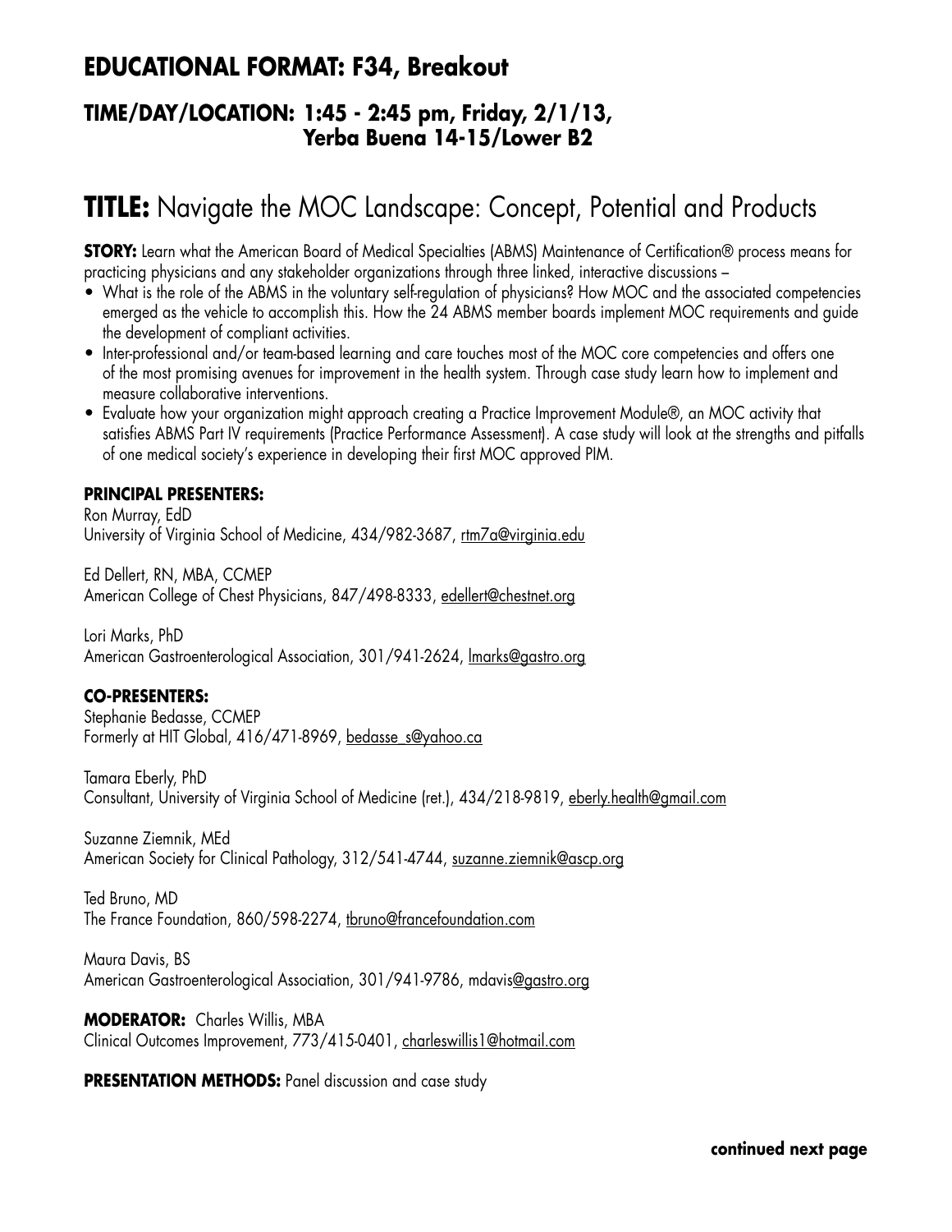## EDUCATIONAL FORMAT: F34, Breakout

### TIME/DAY/LOCATION: 1:45 - 2:45 pm, Friday, 2/1/13, Yerba Buena 14-15/Lower B2

# TITLE: Navigate the MOC Landscape: Concept, Potential and Products

**STORY:** Learn what the American Board of Medical Specialties (ABMS) Maintenance of Certification® process means for practicing physicians and any stakeholder organizations through three linked, interactive discussions –

- What is the role of the ABMS in the voluntary self-regulation of physicians? How MOC and the associated competencies emerged as the vehicle to accomplish this. How the 24 ABMS member boards implement MOC requirements and guide the development of compliant activities.
- Inter-professional and/or team-based learning and care touches most of the MOC core competencies and offers one of the most promising avenues for improvement in the health system. Through case study learn how to implement and measure collaborative interventions.
- Evaluate how your organization might approach creating a Practice Improvement Module®, an MOC activity that satisfies ABMS Part IV requirements (Practice Performance Assessment). A case study will look at the strengths and pitfalls of one medical society's experience in developing their first MOC approved PIM.

**PRINCIPAL PRESENTERS:**

Ron Murray, EdD
University of Virginia School of Medicine, 434/982-3687, rtm7a@virginia.edu

Ed Dellert, RN, MBA, CCMEP
American College of Chest Physicians, 847/498-8333, edellert@chestnet.org

Lori Marks, PhD
American Gastroenterological Association, 301/941-2624, lmarks@gastro.org

**CO-PRESENTERS:**

Stephanie Bedasse, CCMEP
Formerly at HIT Global, 416/471-8969, bedasse_s@yahoo.ca

Tamara Eberly, PhD
Consultant, University of Virginia School of Medicine (ret.), 434/218-9819, eberly.health@gmail.com

Suzanne Ziemnik, MEd
American Society for Clinical Pathology, 312/541-4744, suzanne.ziemnik@ascp.org

Ted Bruno, MD
The France Foundation, 860/598-2274, tbruno@francefoundation.com

Maura Davis, BS
American Gastroenterological Association, 301/941-9786, mdavis@gastro.org

**MODERATOR:** Charles Willis, MBA
Clinical Outcomes Improvement, 773/415-0401, charleswillis1@hotmail.com

**PRESENTATION METHODS:** Panel discussion and case study

**continued next page**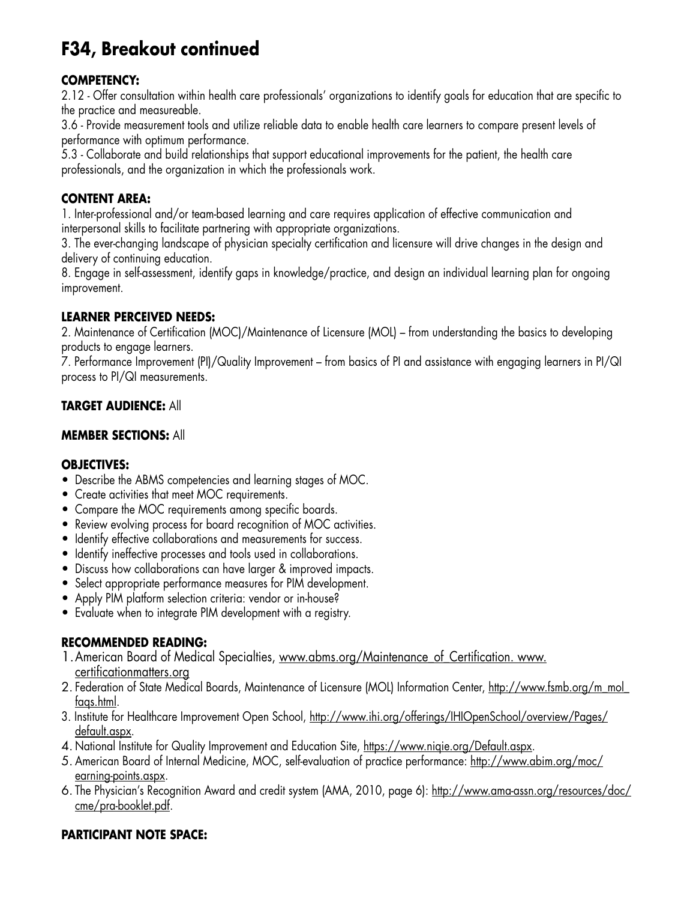# F34, Breakout continued

**COMPETENCY:**

2.12 - Offer consultation within health care professionals' organizations to identify goals for education that are specific to the practice and measureable.

3.6 - Provide measurement tools and utilize reliable data to enable health care learners to compare present levels of performance with optimum performance.

5.3 - Collaborate and build relationships that support educational improvements for the patient, the health care professionals, and the organization in which the professionals work.

**CONTENT AREA:**

1. Inter-professional and/or team-based learning and care requires application of effective communication and interpersonal skills to facilitate partnering with appropriate organizations.
3. The ever-changing landscape of physician specialty certification and licensure will drive changes in the design and delivery of continuing education.
8. Engage in self-assessment, identify gaps in knowledge/practice, and design an individual learning plan for ongoing improvement.

**LEARNER PERCEIVED NEEDS:**

2. Maintenance of Certification (MOC)/Maintenance of Licensure (MOL) – from understanding the basics to developing products to engage learners.
7. Performance Improvement (PI)/Quality Improvement – from basics of PI and assistance with engaging learners in PI/QI process to PI/QI measurements.

**TARGET AUDIENCE:** All

**MEMBER SECTIONS:** All

**OBJECTIVES:**

- Describe the ABMS competencies and learning stages of MOC.
- Create activities that meet MOC requirements.
- Compare the MOC requirements among specific boards.
- Review evolving process for board recognition of MOC activities.
- Identify effective collaborations and measurements for success.
- Identify ineffective processes and tools used in collaborations.
- Discuss how collaborations can have larger & improved impacts.
- Select appropriate performance measures for PIM development.
- Apply PIM platform selection criteria: vendor or in-house?
- Evaluate when to integrate PIM development with a registry.

**RECOMMENDED READING:**

1. American Board of Medical Specialties, www.abms.org/Maintenance_of_Certification. www.certificationmatters.org
2. Federation of State Medical Boards, Maintenance of Licensure (MOL) Information Center, http://www.fsmb.org/m_mol_faqs.html.
3. Institute for Healthcare Improvement Open School, http://www.ihi.org/offerings/IHIOpenSchool/overview/Pages/default.aspx.
4. National Institute for Quality Improvement and Education Site, https://www.niqie.org/Default.aspx.
5. American Board of Internal Medicine, MOC, self-evaluation of practice performance: http://www.abim.org/moc/earning-points.aspx.
6. The Physician's Recognition Award and credit system (AMA, 2010, page 6): http://www.ama-assn.org/resources/doc/cme/pra-booklet.pdf.

**PARTICIPANT NOTE SPACE:**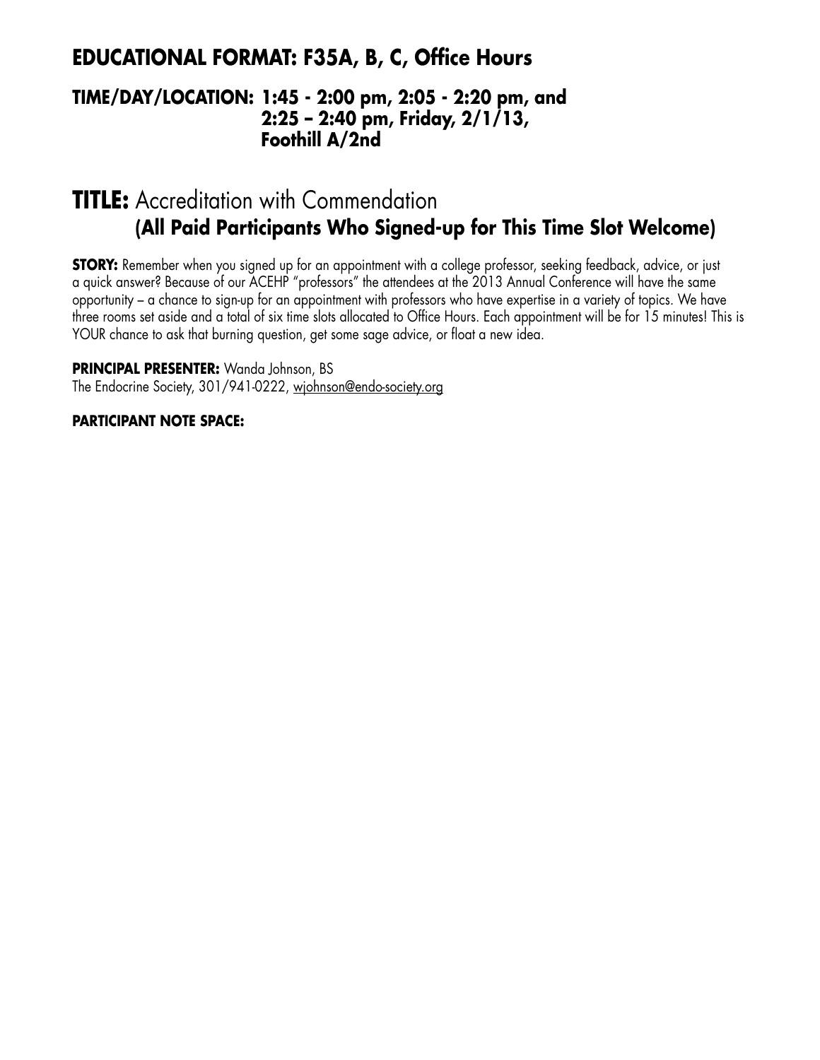## EDUCATIONAL FORMAT: F35A, B, C, Office Hours

**TIME/DAY/LOCATION: 1:45 - 2:00 pm, 2:05 - 2:20 pm, and 2:25 – 2:40 pm, Friday, 2/1/13, Foothill A/2nd**

# TITLE: Accreditation with Commendation
**(All Paid Participants Who Signed-up for This Time Slot Welcome)**

**STORY:** Remember when you signed up for an appointment with a college professor, seeking feedback, advice, or just a quick answer? Because of our ACEHP "professors" the attendees at the 2013 Annual Conference will have the same opportunity – a chance to sign-up for an appointment with professors who have expertise in a variety of topics. We have three rooms set aside and a total of six time slots allocated to Office Hours. Each appointment will be for 15 minutes! This is YOUR chance to ask that burning question, get some sage advice, or float a new idea.

**PRINCIPAL PRESENTER:** Wanda Johnson, BS
The Endocrine Society, 301/941-0222, wjohnson@endo-society.org

**PARTICIPANT NOTE SPACE:**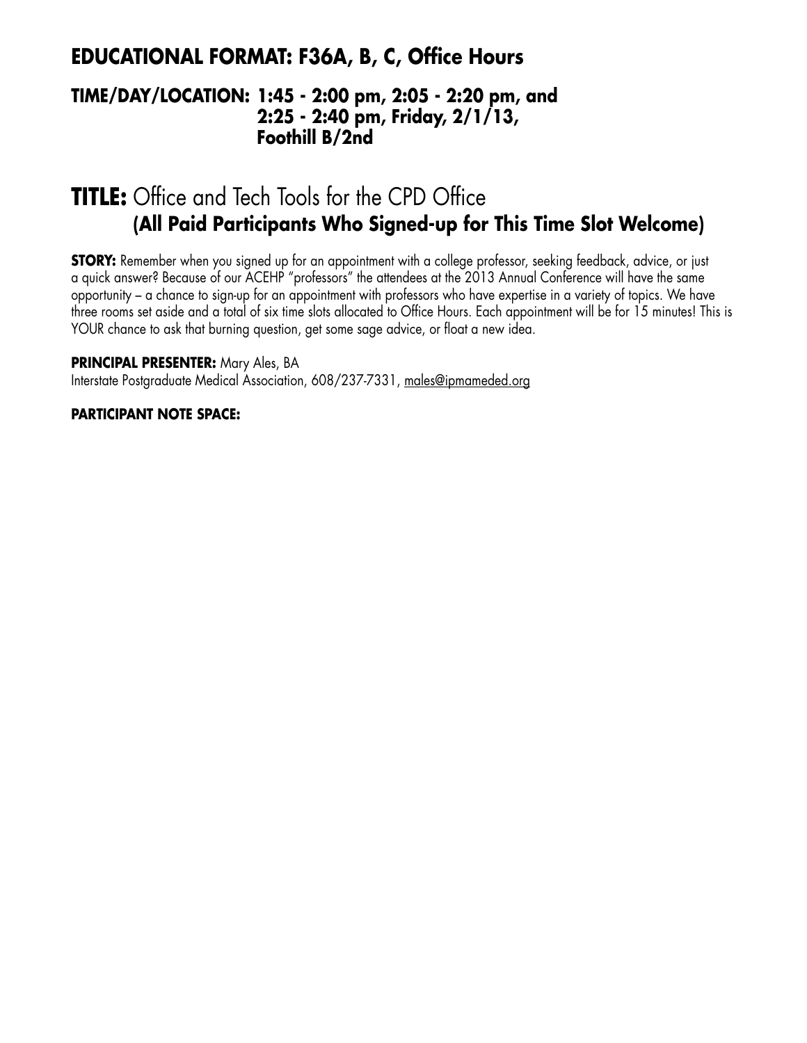## EDUCATIONAL FORMAT: F36A, B, C, Office Hours

**TIME/DAY/LOCATION: 1:45 - 2:00 pm, 2:05 - 2:20 pm, and 2:25 - 2:40 pm, Friday, 2/1/13, Foothill B/2nd**

# TITLE: Office and Tech Tools for the CPD Office
**(All Paid Participants Who Signed-up for This Time Slot Welcome)**

**STORY:** Remember when you signed up for an appointment with a college professor, seeking feedback, advice, or just a quick answer? Because of our ACEHP "professors" the attendees at the 2013 Annual Conference will have the same opportunity – a chance to sign-up for an appointment with professors who have expertise in a variety of topics. We have three rooms set aside and a total of six time slots allocated to Office Hours. Each appointment will be for 15 minutes! This is YOUR chance to ask that burning question, get some sage advice, or float a new idea.

**PRINCIPAL PRESENTER:** Mary Ales, BA
Interstate Postgraduate Medical Association, 608/237-7331, males@ipmameded.org

**PARTICIPANT NOTE SPACE:**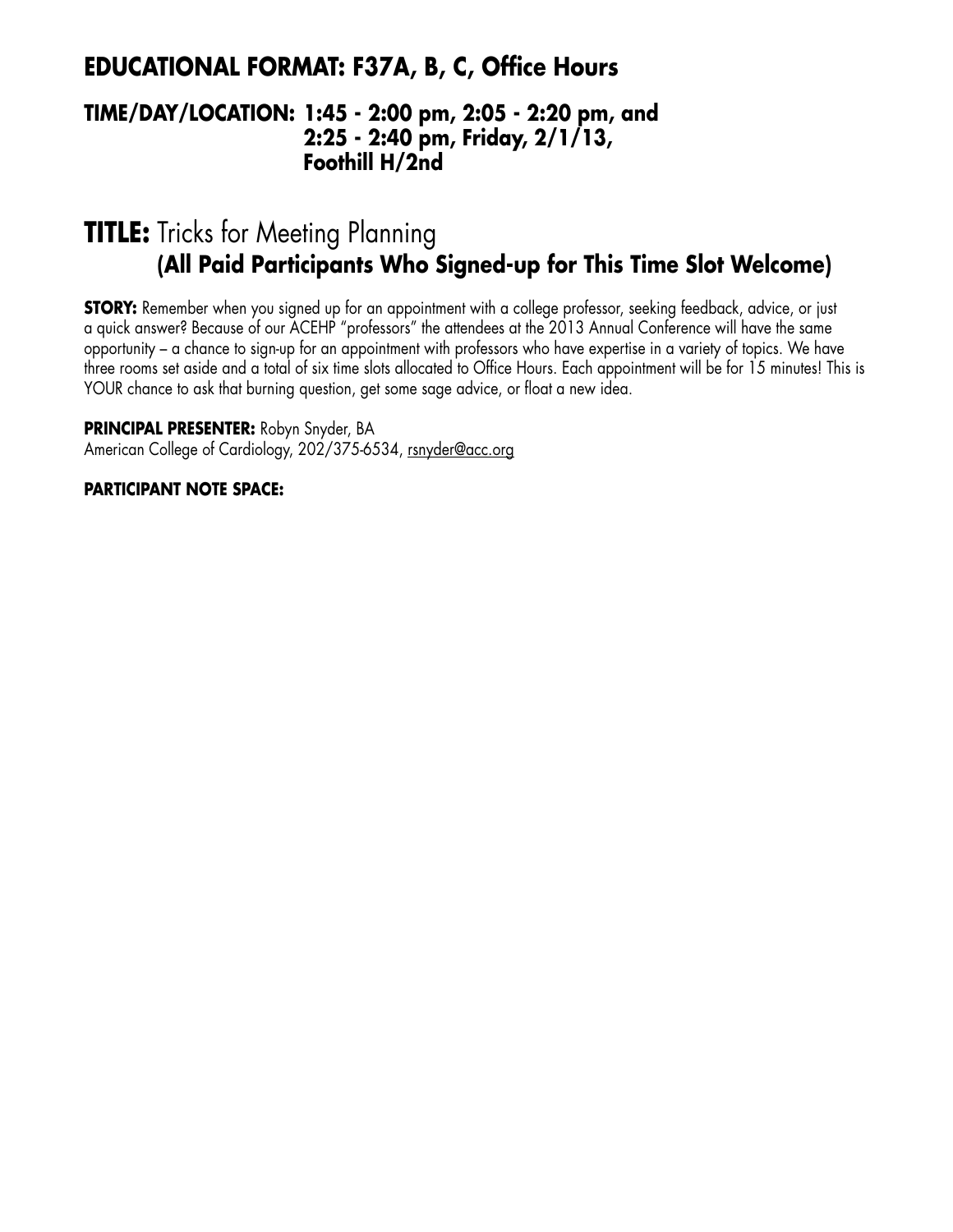## EDUCATIONAL FORMAT: F37A, B, C, Office Hours

### TIME/DAY/LOCATION: 1:45 - 2:00 pm, 2:05 - 2:20 pm, and 2:25 - 2:40 pm, Friday, 2/1/13, Foothill H/2nd

# TITLE: Tricks for Meeting Planning
## (All Paid Participants Who Signed-up for This Time Slot Welcome)

**STORY:** Remember when you signed up for an appointment with a college professor, seeking feedback, advice, or just a quick answer? Because of our ACEHP "professors" the attendees at the 2013 Annual Conference will have the same opportunity – a chance to sign-up for an appointment with professors who have expertise in a variety of topics. We have three rooms set aside and a total of six time slots allocated to Office Hours. Each appointment will be for 15 minutes! This is YOUR chance to ask that burning question, get some sage advice, or float a new idea.

**PRINCIPAL PRESENTER:** Robyn Snyder, BA
American College of Cardiology, 202/375-6534, rsnyder@acc.org

**PARTICIPANT NOTE SPACE:**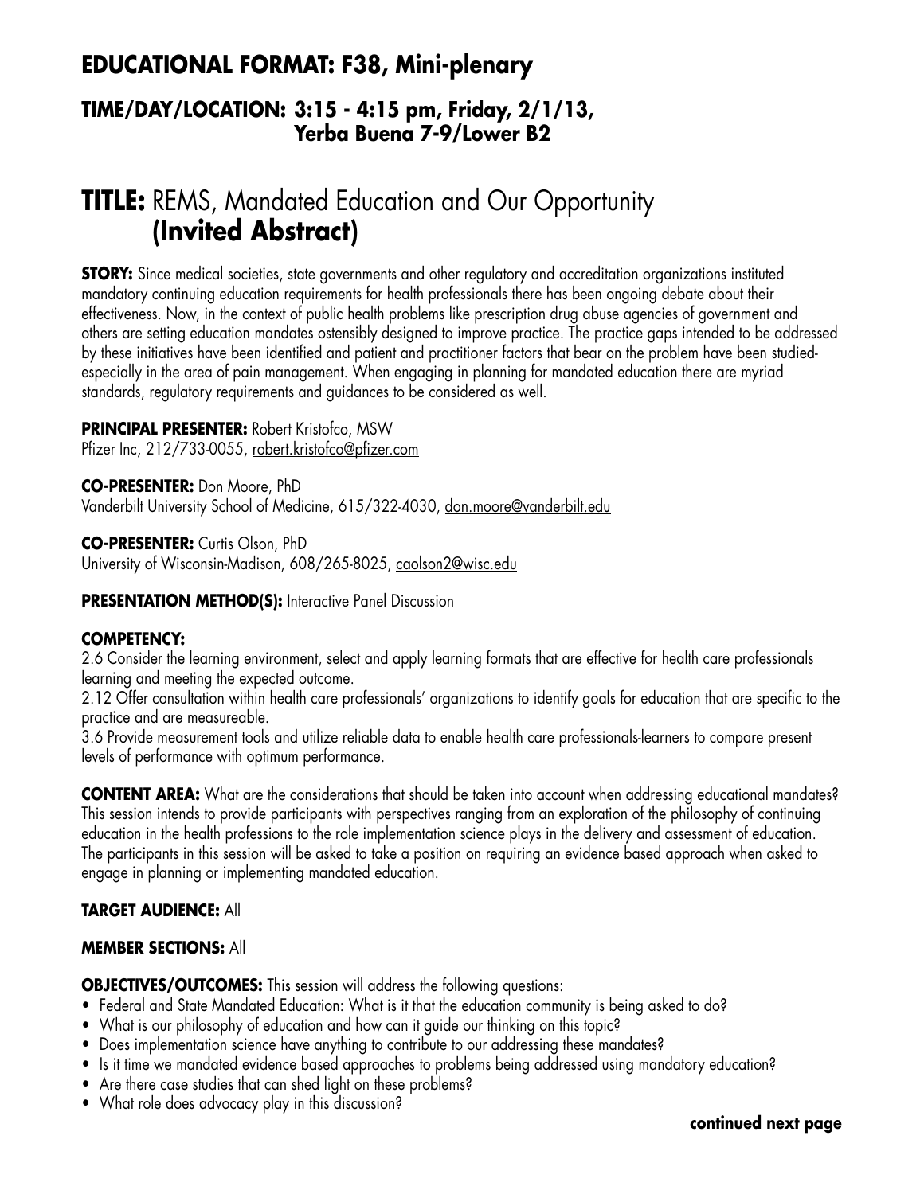## EDUCATIONAL FORMAT: F38, Mini-plenary

### TIME/DAY/LOCATION: 3:15 - 4:15 pm, Friday, 2/1/13, Yerba Buena 7-9/Lower B2

# TITLE: REMS, Mandated Education and Our Opportunity (Invited Abstract)

**STORY:** Since medical societies, state governments and other regulatory and accreditation organizations instituted mandatory continuing education requirements for health professionals there has been ongoing debate about their effectiveness. Now, in the context of public health problems like prescription drug abuse agencies of government and others are setting education mandates ostensibly designed to improve practice. The practice gaps intended to be addressed by these initiatives have been identified and patient and practitioner factors that bear on the problem have been studied-especially in the area of pain management. When engaging in planning for mandated education there are myriad standards, regulatory requirements and guidances to be considered as well.

**PRINCIPAL PRESENTER:** Robert Kristofco, MSW
Pfizer Inc, 212/733-0055, robert.kristofco@pfizer.com

**CO-PRESENTER:** Don Moore, PhD
Vanderbilt University School of Medicine, 615/322-4030, don.moore@vanderbilt.edu

**CO-PRESENTER:** Curtis Olson, PhD
University of Wisconsin-Madison, 608/265-8025, caolson2@wisc.edu

**PRESENTATION METHOD(S):** Interactive Panel Discussion

**COMPETENCY:**
2.6 Consider the learning environment, select and apply learning formats that are effective for health care professionals learning and meeting the expected outcome.
2.12 Offer consultation within health care professionals' organizations to identify goals for education that are specific to the practice and are measureable.
3.6 Provide measurement tools and utilize reliable data to enable health care professionals-learners to compare present levels of performance with optimum performance.

**CONTENT AREA:** What are the considerations that should be taken into account when addressing educational mandates? This session intends to provide participants with perspectives ranging from an exploration of the philosophy of continuing education in the health professions to the role implementation science plays in the delivery and assessment of education. The participants in this session will be asked to take a position on requiring an evidence based approach when asked to engage in planning or implementing mandated education.

**TARGET AUDIENCE:** All

**MEMBER SECTIONS:** All

**OBJECTIVES/OUTCOMES:** This session will address the following questions:
- Federal and State Mandated Education: What is it that the education community is being asked to do?
- What is our philosophy of education and how can it guide our thinking on this topic?
- Does implementation science have anything to contribute to our addressing these mandates?
- Is it time we mandated evidence based approaches to problems being addressed using mandatory education?
- Are there case studies that can shed light on these problems?
- What role does advocacy play in this discussion?

**continued next page**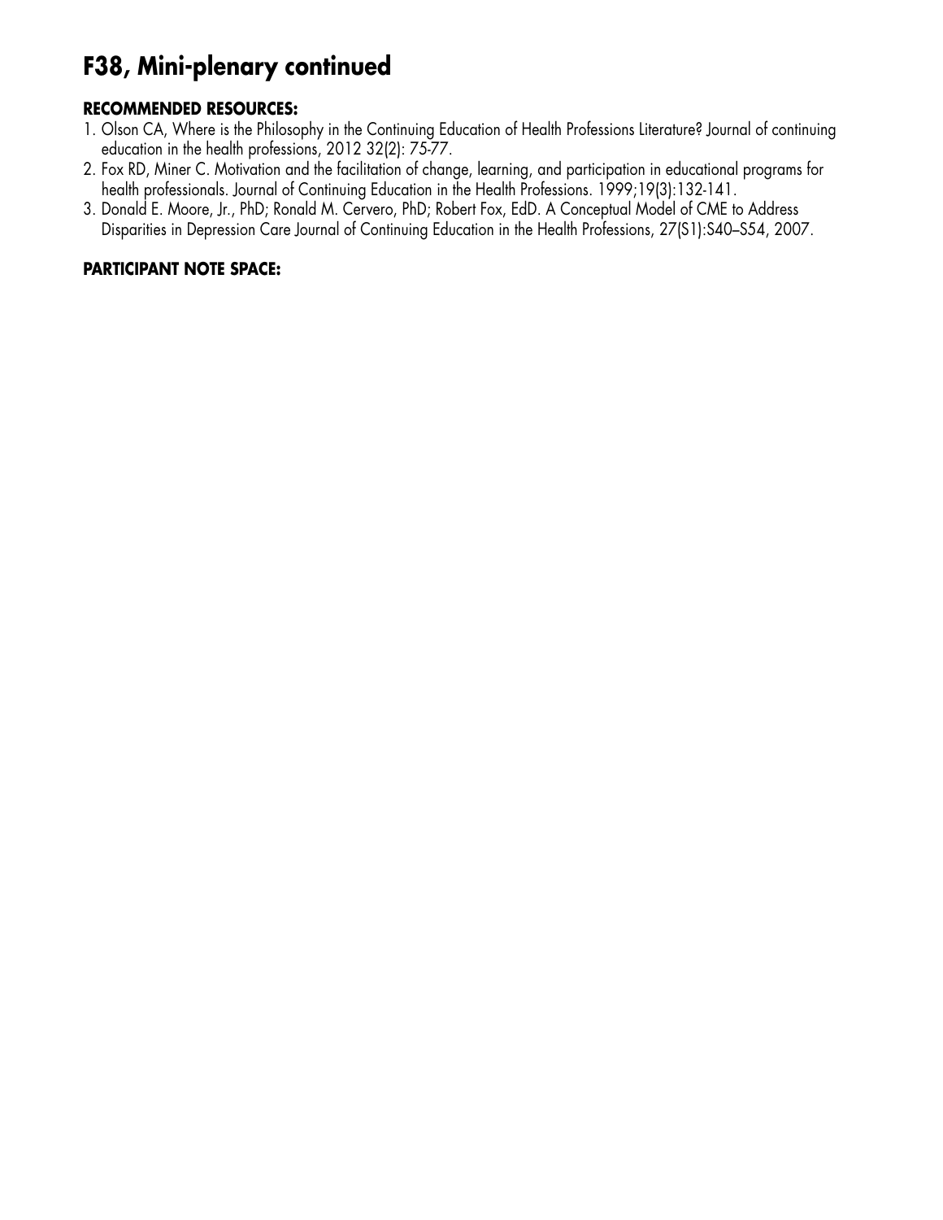# F38, Mini-plenary continued

### RECOMMENDED RESOURCES:

1. Olson CA, Where is the Philosophy in the Continuing Education of Health Professions Literature? Journal of continuing education in the health professions, 2012 32(2): 75-77.
2. Fox RD, Miner C. Motivation and the facilitation of change, learning, and participation in educational programs for health professionals. Journal of Continuing Education in the Health Professions. 1999;19(3):132-141.
3. Donald E. Moore, Jr., PhD; Ronald M. Cervero, PhD; Robert Fox, EdD. A Conceptual Model of CME to Address Disparities in Depression Care Journal of Continuing Education in the Health Professions, 27(S1):S40–S54, 2007.

### PARTICIPANT NOTE SPACE: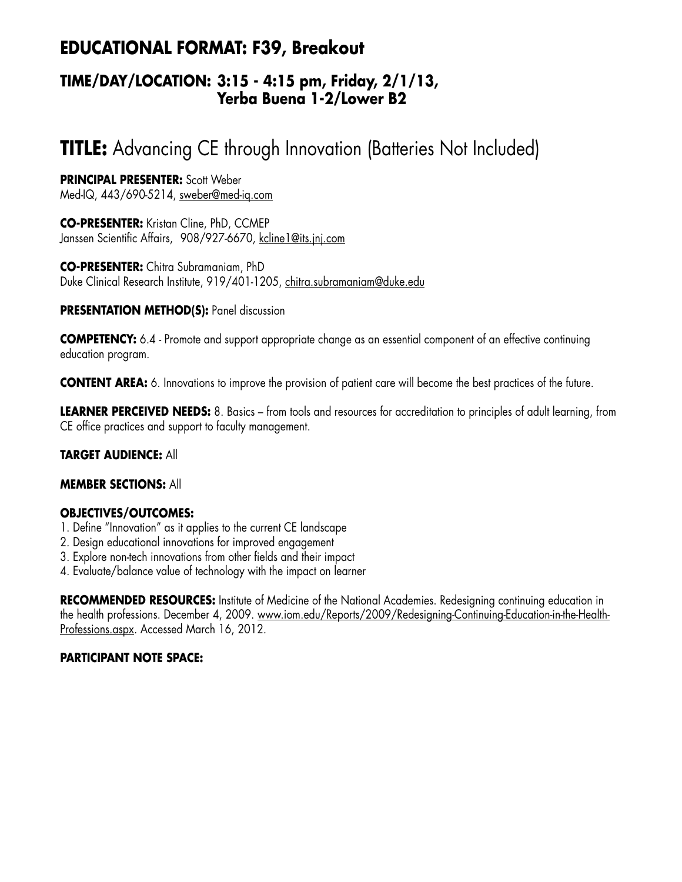## EDUCATIONAL FORMAT: F39, Breakout

### TIME/DAY/LOCATION: 3:15 - 4:15 pm, Friday, 2/1/13, Yerba Buena 1-2/Lower B2

# TITLE: Advancing CE through Innovation (Batteries Not Included)

**PRINCIPAL PRESENTER:** Scott Weber
Med-IQ, 443/690-5214, sweber@med-iq.com

**CO-PRESENTER:** Kristan Cline, PhD, CCMEP
Janssen Scientific Affairs, 908/927-6670, kcline1@its.jnj.com

**CO-PRESENTER:** Chitra Subramaniam, PhD
Duke Clinical Research Institute, 919/401-1205, chitra.subramaniam@duke.edu

**PRESENTATION METHOD(S):** Panel discussion

**COMPETENCY:** 6.4 - Promote and support appropriate change as an essential component of an effective continuing education program.

**CONTENT AREA:** 6. Innovations to improve the provision of patient care will become the best practices of the future.

**LEARNER PERCEIVED NEEDS:** 8. Basics – from tools and resources for accreditation to principles of adult learning, from CE office practices and support to faculty management.

**TARGET AUDIENCE:** All

**MEMBER SECTIONS:** All

**OBJECTIVES/OUTCOMES:**
1. Define "Innovation" as it applies to the current CE landscape
2. Design educational innovations for improved engagement
3. Explore non-tech innovations from other fields and their impact
4. Evaluate/balance value of technology with the impact on learner

**RECOMMENDED RESOURCES:** Institute of Medicine of the National Academies. Redesigning continuing education in the health professions. December 4, 2009. www.iom.edu/Reports/2009/Redesigning-Continuing-Education-in-the-Health-Professions.aspx. Accessed March 16, 2012.

**PARTICIPANT NOTE SPACE:**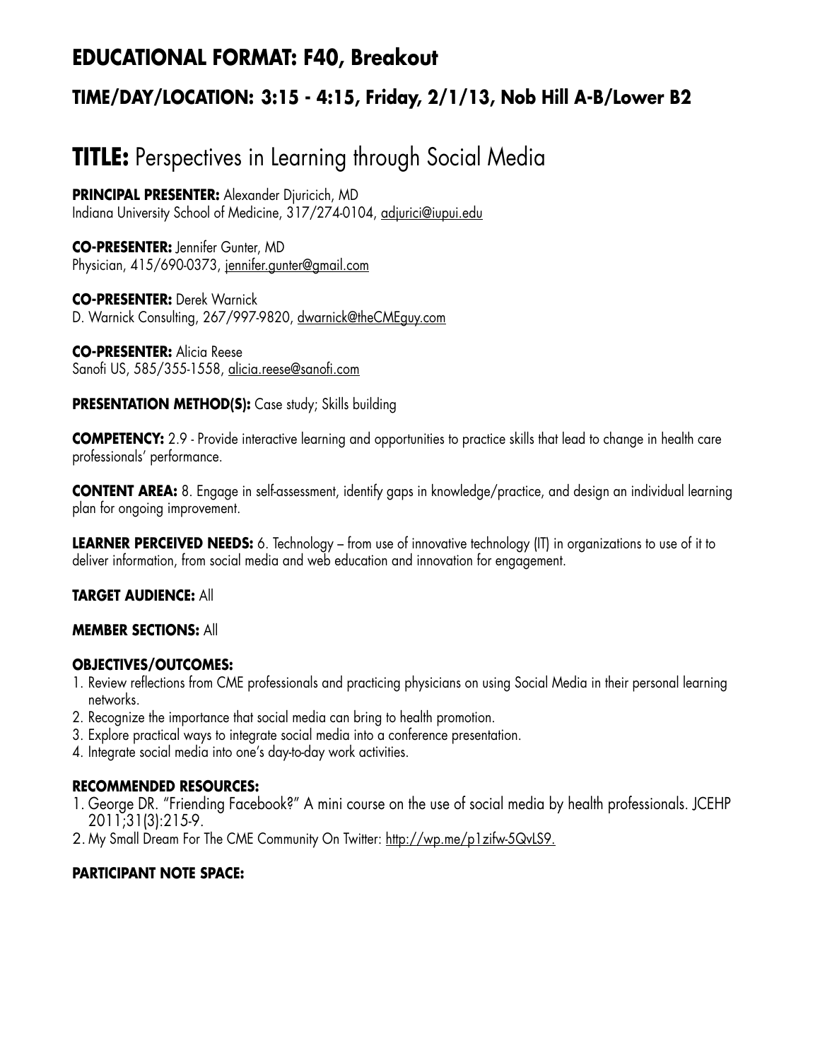## EDUCATIONAL FORMAT: F40, Breakout

### TIME/DAY/LOCATION: 3:15 - 4:15, Friday, 2/1/13, Nob Hill A-B/Lower B2

# TITLE: Perspectives in Learning through Social Media

**PRINCIPAL PRESENTER:** Alexander Djuricich, MD
Indiana University School of Medicine, 317/274-0104, adjurici@iupui.edu

**CO-PRESENTER:** Jennifer Gunter, MD
Physician, 415/690-0373, jennifer.gunter@gmail.com

**CO-PRESENTER:** Derek Warnick
D. Warnick Consulting, 267/997-9820, dwarnick@theCMEguy.com

**CO-PRESENTER:** Alicia Reese
Sanofi US, 585/355-1558, alicia.reese@sanofi.com

**PRESENTATION METHOD(S):** Case study; Skills building

**COMPETENCY:** 2.9 - Provide interactive learning and opportunities to practice skills that lead to change in health care professionals' performance.

**CONTENT AREA:** 8. Engage in self-assessment, identify gaps in knowledge/practice, and design an individual learning plan for ongoing improvement.

**LEARNER PERCEIVED NEEDS:** 6. Technology – from use of innovative technology (IT) in organizations to use of it to deliver information, from social media and web education and innovation for engagement.

**TARGET AUDIENCE:** All

**MEMBER SECTIONS:** All

**OBJECTIVES/OUTCOMES:**

1. Review reflections from CME professionals and practicing physicians on using Social Media in their personal learning networks.
2. Recognize the importance that social media can bring to health promotion.
3. Explore practical ways to integrate social media into a conference presentation.
4. Integrate social media into one's day-to-day work activities.

**RECOMMENDED RESOURCES:**

1. George DR. "Friending Facebook?" A mini course on the use of social media by health professionals. JCEHP 2011;31(3):215-9.
2. My Small Dream For The CME Community On Twitter: http://wp.me/p1zifw-5QvLS9.

**PARTICIPANT NOTE SPACE:**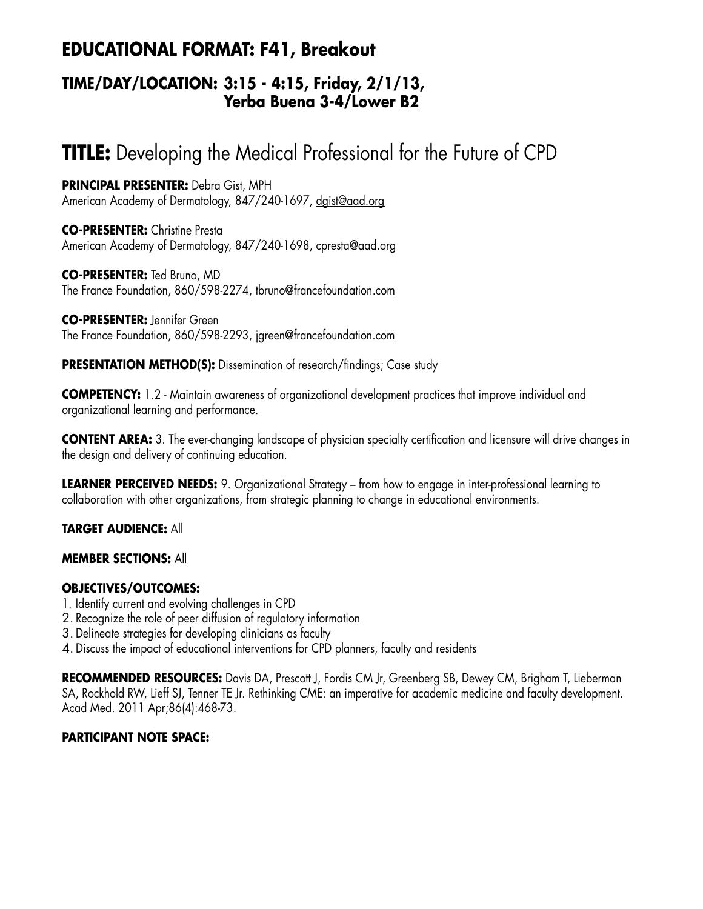## EDUCATIONAL FORMAT: F41, Breakout

### TIME/DAY/LOCATION: 3:15 - 4:15, Friday, 2/1/13, Yerba Buena 3-4/Lower B2

# TITLE: Developing the Medical Professional for the Future of CPD

**PRINCIPAL PRESENTER:** Debra Gist, MPH
American Academy of Dermatology, 847/240-1697, dgist@aad.org

**CO-PRESENTER:** Christine Presta
American Academy of Dermatology, 847/240-1698, cpresta@aad.org

**CO-PRESENTER:** Ted Bruno, MD
The France Foundation, 860/598-2274, tbruno@francefoundation.com

**CO-PRESENTER:** Jennifer Green
The France Foundation, 860/598-2293, jgreen@francefoundation.com

**PRESENTATION METHOD(S):** Dissemination of research/findings; Case study

**COMPETENCY:** 1.2 - Maintain awareness of organizational development practices that improve individual and organizational learning and performance.

**CONTENT AREA:** 3. The ever-changing landscape of physician specialty certification and licensure will drive changes in the design and delivery of continuing education.

**LEARNER PERCEIVED NEEDS:** 9. Organizational Strategy – from how to engage in inter-professional learning to collaboration with other organizations, from strategic planning to change in educational environments.

**TARGET AUDIENCE:** All

**MEMBER SECTIONS:** All

**OBJECTIVES/OUTCOMES:**
1. Identify current and evolving challenges in CPD
2. Recognize the role of peer diffusion of regulatory information
3. Delineate strategies for developing clinicians as faculty
4. Discuss the impact of educational interventions for CPD planners, faculty and residents

**RECOMMENDED RESOURCES:** Davis DA, Prescott J, Fordis CM Jr, Greenberg SB, Dewey CM, Brigham T, Lieberman SA, Rockhold RW, Lieff SJ, Tenner TE Jr. Rethinking CME: an imperative for academic medicine and faculty development. Acad Med. 2011 Apr;86(4):468-73.

**PARTICIPANT NOTE SPACE:**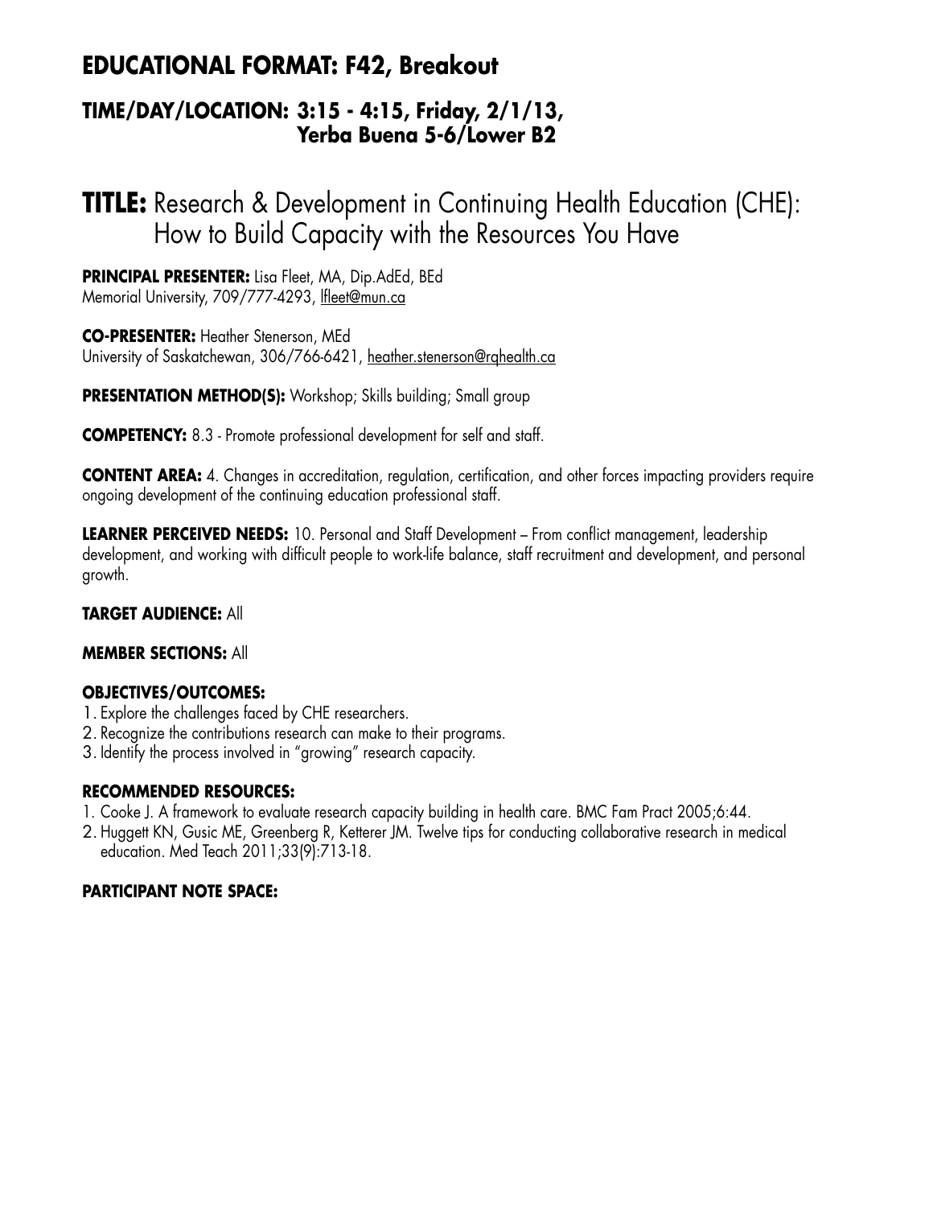## EDUCATIONAL FORMAT: F42, Breakout

### TIME/DAY/LOCATION: 3:15 - 4:15, Friday, 2/1/13, Yerba Buena 5-6/Lower B2

# TITLE: Research & Development in Continuing Health Education (CHE): How to Build Capacity with the Resources You Have

**PRINCIPAL PRESENTER:** Lisa Fleet, MA, Dip.AdEd, BEd
Memorial University, 709/777-4293, lfleet@mun.ca

**CO-PRESENTER:** Heather Stenerson, MEd
University of Saskatchewan, 306/766-6421, heather.stenerson@rqhealth.ca

**PRESENTATION METHOD(S):** Workshop; Skills building; Small group

**COMPETENCY:** 8.3 - Promote professional development for self and staff.

**CONTENT AREA:** 4. Changes in accreditation, regulation, certification, and other forces impacting providers require ongoing development of the continuing education professional staff.

**LEARNER PERCEIVED NEEDS:** 10. Personal and Staff Development – From conflict management, leadership development, and working with difficult people to work-life balance, staff recruitment and development, and personal growth.

**TARGET AUDIENCE:** All

**MEMBER SECTIONS:** All

**OBJECTIVES/OUTCOMES:**

1. Explore the challenges faced by CHE researchers.
2. Recognize the contributions research can make to their programs.
3. Identify the process involved in "growing" research capacity.

**RECOMMENDED RESOURCES:**

1. Cooke J. A framework to evaluate research capacity building in health care. BMC Fam Pract 2005;6:44.
2. Huggett KN, Gusic ME, Greenberg R, Ketterer JM. Twelve tips for conducting collaborative research in medical education. Med Teach 2011;33(9):713-18.

**PARTICIPANT NOTE SPACE:**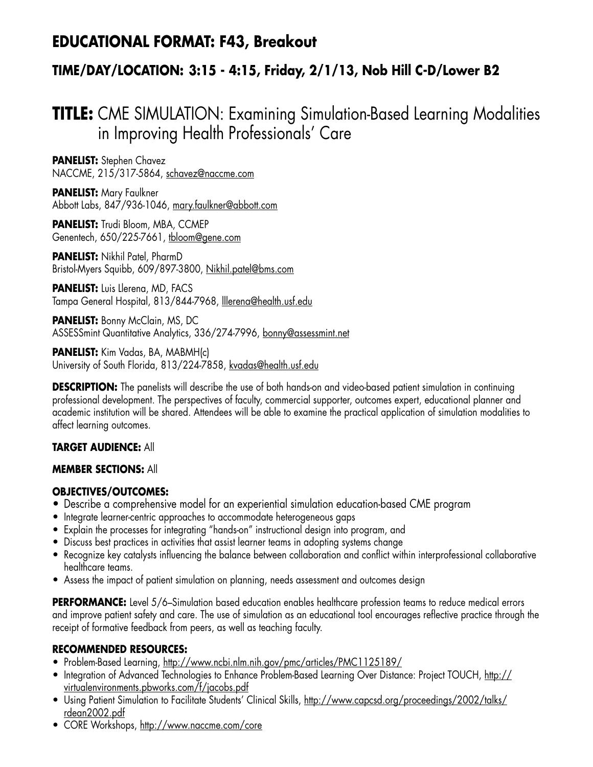## EDUCATIONAL FORMAT: F43, Breakout

### TIME/DAY/LOCATION: 3:15 - 4:15, Friday, 2/1/13, Nob Hill C-D/Lower B2

# TITLE: CME SIMULATION: Examining Simulation-Based Learning Modalities in Improving Health Professionals' Care

**PANELIST:** Stephen Chavez
NACCME, 215/317-5864, schavez@naccme.com

**PANELIST:** Mary Faulkner
Abbott Labs, 847/936-1046, mary.faulkner@abbott.com

**PANELIST:** Trudi Bloom, MBA, CCMEP
Genentech, 650/225-7661, tbloom@gene.com

**PANELIST:** Nikhil Patel, PharmD
Bristol-Myers Squibb, 609/897-3800, Nikhil.patel@bms.com

**PANELIST:** Luis Llerena, MD, FACS
Tampa General Hospital, 813/844-7968, lllerena@health.usf.edu

**PANELIST:** Bonny McClain, MS, DC
ASSESSmint Quantitative Analytics, 336/274-7996, bonny@assessmint.net

**PANELIST:** Kim Vadas, BA, MABMH(c)
University of South Florida, 813/224-7858, kvadas@health.usf.edu

**DESCRIPTION:** The panelists will describe the use of both hands-on and video-based patient simulation in continuing professional development. The perspectives of faculty, commercial supporter, outcomes expert, educational planner and academic institution will be shared. Attendees will be able to examine the practical application of simulation modalities to affect learning outcomes.

**TARGET AUDIENCE:** All

**MEMBER SECTIONS:** All

**OBJECTIVES/OUTCOMES:**

- Describe a comprehensive model for an experiential simulation education-based CME program
- Integrate learner-centric approaches to accommodate heterogeneous gaps
- Explain the processes for integrating "hands-on" instructional design into program, and
- Discuss best practices in activities that assist learner teams in adopting systems change
- Recognize key catalysts influencing the balance between collaboration and conflict within interprofessional collaborative healthcare teams.
- Assess the impact of patient simulation on planning, needs assessment and outcomes design

**PERFORMANCE:** Level 5/6–Simulation based education enables healthcare profession teams to reduce medical errors and improve patient safety and care. The use of simulation as an educational tool encourages reflective practice through the receipt of formative feedback from peers, as well as teaching faculty.

**RECOMMENDED RESOURCES:**

- Problem-Based Learning, http://www.ncbi.nlm.nih.gov/pmc/articles/PMC1125189/
- Integration of Advanced Technologies to Enhance Problem-Based Learning Over Distance: Project TOUCH, http://virtualenvironments.pbworks.com/f/jacobs.pdf
- Using Patient Simulation to Facilitate Students' Clinical Skills, http://www.capcsd.org/proceedings/2002/talks/rdean2002.pdf
- CORE Workshops, http://www.naccme.com/core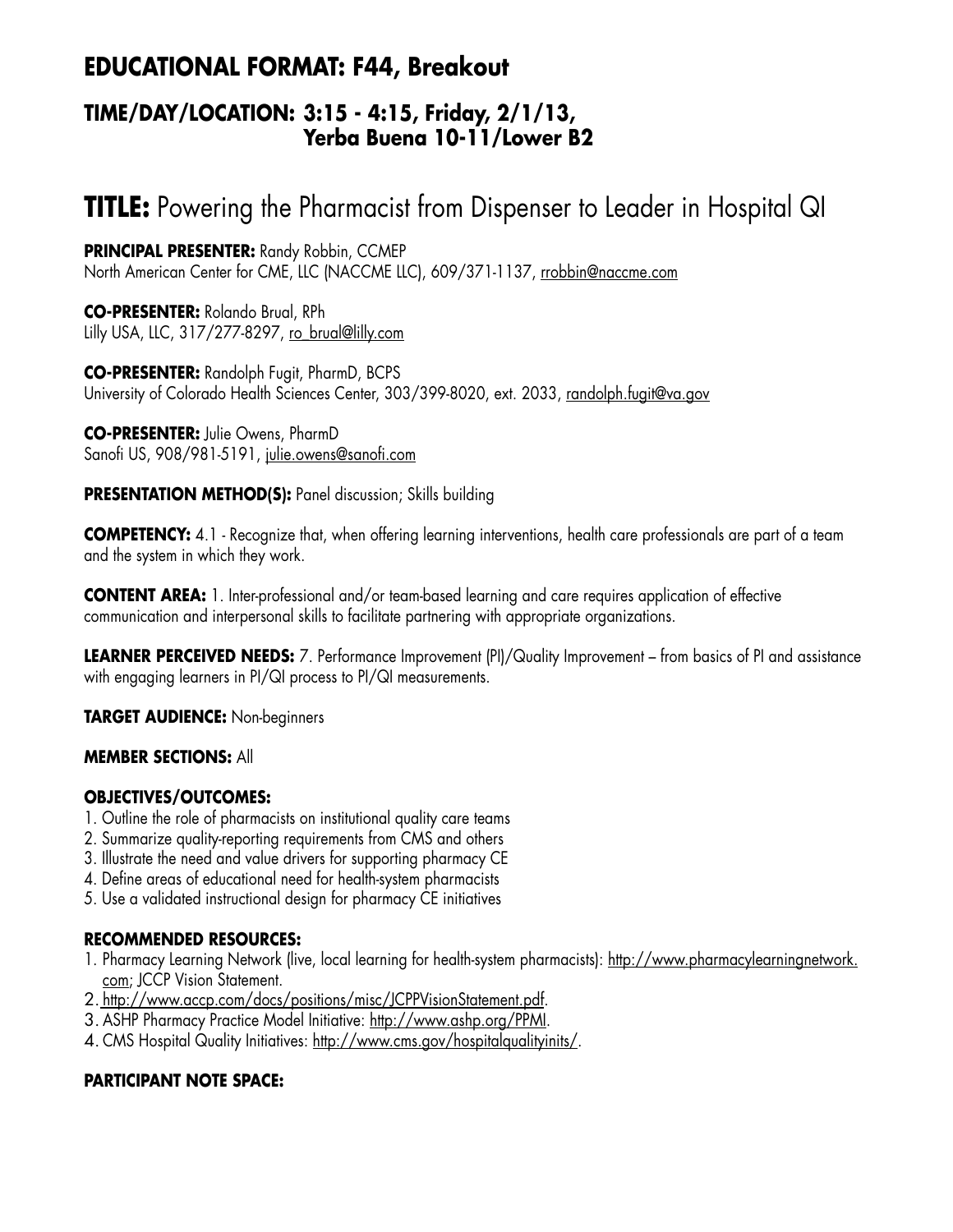## EDUCATIONAL FORMAT: F44, Breakout

### TIME/DAY/LOCATION: 3:15 - 4:15, Friday, 2/1/13, Yerba Buena 10-11/Lower B2

# TITLE: Powering the Pharmacist from Dispenser to Leader in Hospital QI

**PRINCIPAL PRESENTER:** Randy Robbin, CCMEP
North American Center for CME, LLC (NACCME LLC), 609/371-1137, rrobbin@naccme.com

**CO-PRESENTER:** Rolando Brual, RPh
Lilly USA, LLC, 317/277-8297, ro_brual@lilly.com

**CO-PRESENTER:** Randolph Fugit, PharmD, BCPS
University of Colorado Health Sciences Center, 303/399-8020, ext. 2033, randolph.fugit@va.gov

**CO-PRESENTER:** Julie Owens, PharmD
Sanofi US, 908/981-5191, julie.owens@sanofi.com

**PRESENTATION METHOD(S):** Panel discussion; Skills building

**COMPETENCY:** 4.1 - Recognize that, when offering learning interventions, health care professionals are part of a team and the system in which they work.

**CONTENT AREA:** 1. Inter-professional and/or team-based learning and care requires application of effective communication and interpersonal skills to facilitate partnering with appropriate organizations.

**LEARNER PERCEIVED NEEDS:** 7. Performance Improvement (PI)/Quality Improvement – from basics of PI and assistance with engaging learners in PI/QI process to PI/QI measurements.

**TARGET AUDIENCE:** Non-beginners

**MEMBER SECTIONS:** All

**OBJECTIVES/OUTCOMES:**

1. Outline the role of pharmacists on institutional quality care teams
2. Summarize quality-reporting requirements from CMS and others
3. Illustrate the need and value drivers for supporting pharmacy CE
4. Define areas of educational need for health-system pharmacists
5. Use a validated instructional design for pharmacy CE initiatives

**RECOMMENDED RESOURCES:**

1. Pharmacy Learning Network (live, local learning for health-system pharmacists): http://www.pharmacylearningnetwork.com; JCCP Vision Statement.
2. http://www.accp.com/docs/positions/misc/JCPPVisionStatement.pdf.
3. ASHP Pharmacy Practice Model Initiative: http://www.ashp.org/PPMI.
4. CMS Hospital Quality Initiatives: http://www.cms.gov/hospitalqualityinits/.

**PARTICIPANT NOTE SPACE:**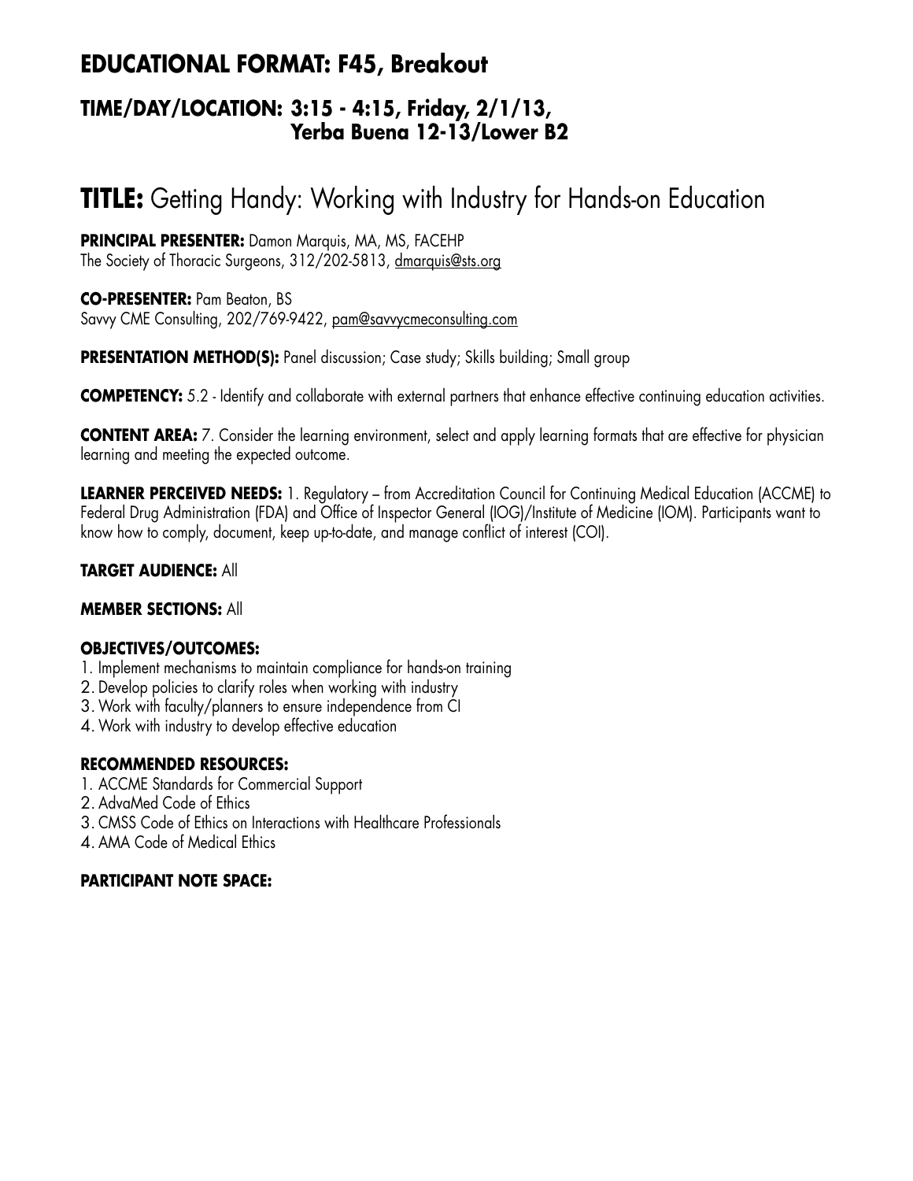## EDUCATIONAL FORMAT: F45, Breakout

### TIME/DAY/LOCATION: 3:15 - 4:15, Friday, 2/1/13, Yerba Buena 12-13/Lower B2

# TITLE: Getting Handy: Working with Industry for Hands-on Education

**PRINCIPAL PRESENTER:** Damon Marquis, MA, MS, FACEHP
The Society of Thoracic Surgeons, 312/202-5813, dmarquis@sts.org

**CO-PRESENTER:** Pam Beaton, BS
Savvy CME Consulting, 202/769-9422, pam@savvycmeconsulting.com

**PRESENTATION METHOD(S):** Panel discussion; Case study; Skills building; Small group

**COMPETENCY:** 5.2 - Identify and collaborate with external partners that enhance effective continuing education activities.

**CONTENT AREA:** 7. Consider the learning environment, select and apply learning formats that are effective for physician learning and meeting the expected outcome.

**LEARNER PERCEIVED NEEDS:** 1. Regulatory – from Accreditation Council for Continuing Medical Education (ACCME) to Federal Drug Administration (FDA) and Office of Inspector General (IOG)/Institute of Medicine (IOM). Participants want to know how to comply, document, keep up-to-date, and manage conflict of interest (COI).

**TARGET AUDIENCE:** All

**MEMBER SECTIONS:** All

**OBJECTIVES/OUTCOMES:**
1. Implement mechanisms to maintain compliance for hands-on training
2. Develop policies to clarify roles when working with industry
3. Work with faculty/planners to ensure independence from CI
4. Work with industry to develop effective education

**RECOMMENDED RESOURCES:**
1. ACCME Standards for Commercial Support
2. AdvaMed Code of Ethics
3. CMSS Code of Ethics on Interactions with Healthcare Professionals
4. AMA Code of Medical Ethics

**PARTICIPANT NOTE SPACE:**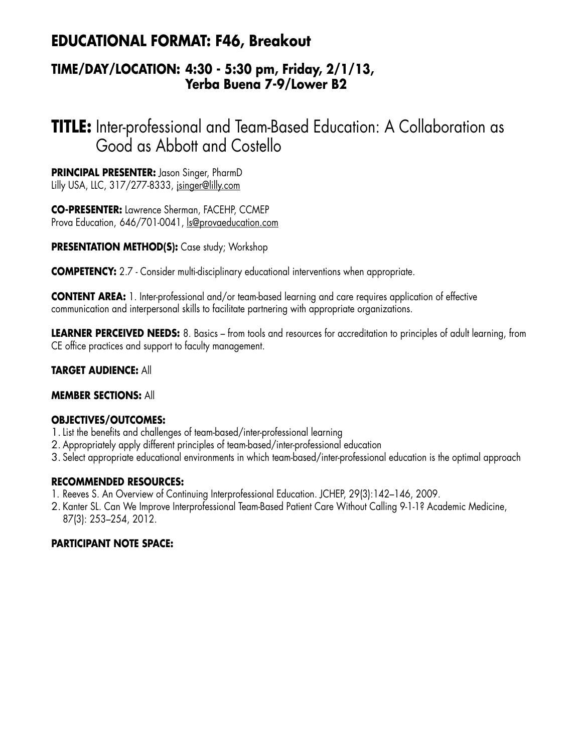## EDUCATIONAL FORMAT: F46, Breakout

### TIME/DAY/LOCATION: 4:30 - 5:30 pm, Friday, 2/1/13, Yerba Buena 7-9/Lower B2

# TITLE: Inter-professional and Team-Based Education: A Collaboration as Good as Abbott and Costello

**PRINCIPAL PRESENTER:** Jason Singer, PharmD
Lilly USA, LLC, 317/277-8333, jsinger@lilly.com

**CO-PRESENTER:** Lawrence Sherman, FACEHP, CCMEP
Prova Education, 646/701-0041, ls@provaeducation.com

**PRESENTATION METHOD(S):** Case study; Workshop

**COMPETENCY:** 2.7 - Consider multi-disciplinary educational interventions when appropriate.

**CONTENT AREA:** 1. Inter-professional and/or team-based learning and care requires application of effective communication and interpersonal skills to facilitate partnering with appropriate organizations.

**LEARNER PERCEIVED NEEDS:** 8. Basics – from tools and resources for accreditation to principles of adult learning, from CE office practices and support to faculty management.

**TARGET AUDIENCE:** All

**MEMBER SECTIONS:** All

**OBJECTIVES/OUTCOMES:**

1. List the benefits and challenges of team-based/inter-professional learning
2. Appropriately apply different principles of team-based/inter-professional education
3. Select appropriate educational environments in which team-based/inter-professional education is the optimal approach

**RECOMMENDED RESOURCES:**

1. Reeves S. An Overview of Continuing Interprofessional Education. JCHEP, 29(3):142–146, 2009.
2. Kanter SL. Can We Improve Interprofessional Team-Based Patient Care Without Calling 9-1-1? Academic Medicine, 87(3): 253–254, 2012.

**PARTICIPANT NOTE SPACE:**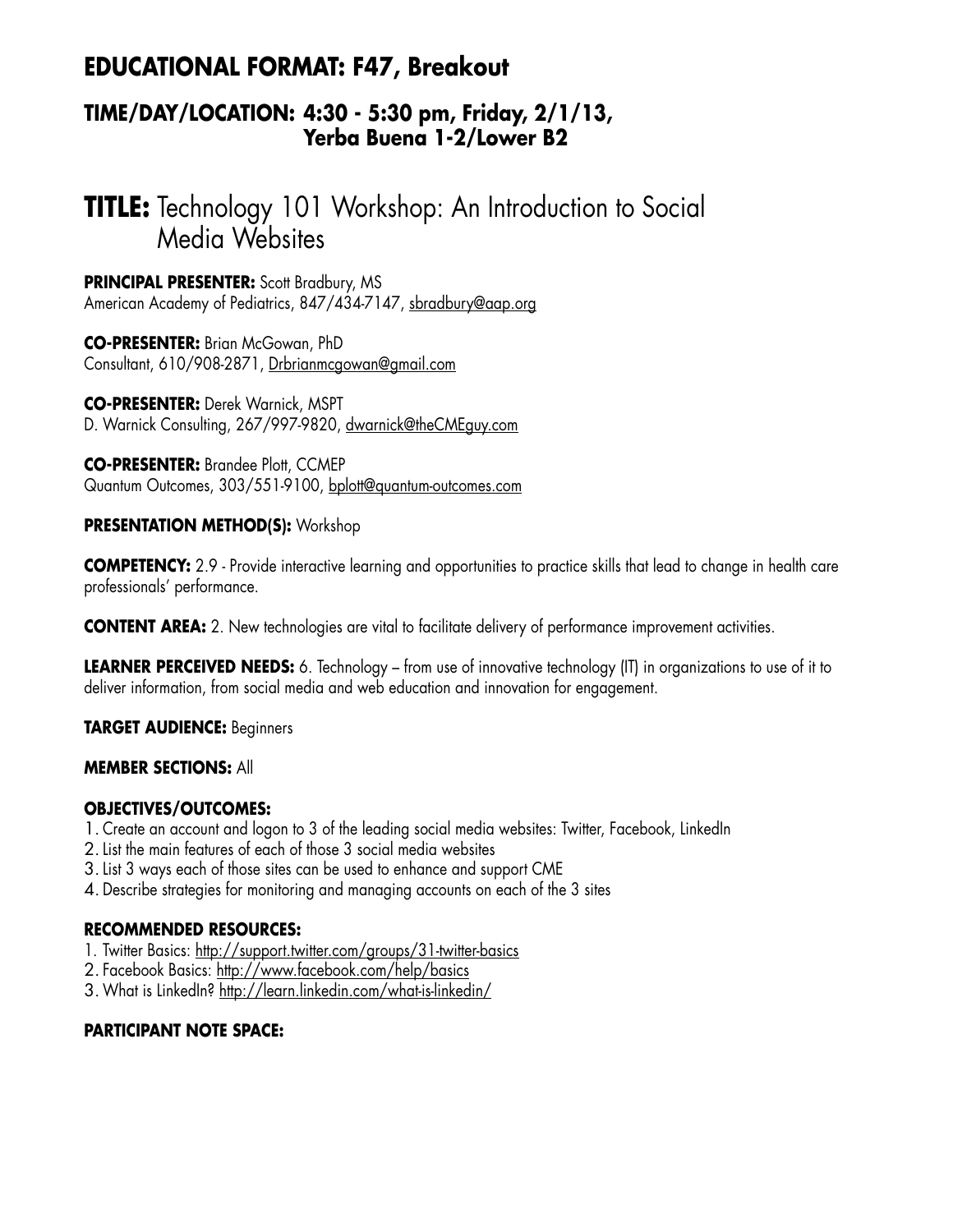## EDUCATIONAL FORMAT: F47, Breakout

### TIME/DAY/LOCATION: 4:30 - 5:30 pm, Friday, 2/1/13, Yerba Buena 1-2/Lower B2

# TITLE: Technology 101 Workshop: An Introduction to Social Media Websites

**PRINCIPAL PRESENTER:** Scott Bradbury, MS
American Academy of Pediatrics, 847/434-7147, sbradbury@aap.org

**CO-PRESENTER:** Brian McGowan, PhD
Consultant, 610/908-2871, Drbrianmcgowan@gmail.com

**CO-PRESENTER:** Derek Warnick, MSPT
D. Warnick Consulting, 267/997-9820, dwarnick@theCMEguy.com

**CO-PRESENTER:** Brandee Plott, CCMEP
Quantum Outcomes, 303/551-9100, bplott@quantum-outcomes.com

**PRESENTATION METHOD(S):** Workshop

**COMPETENCY:** 2.9 - Provide interactive learning and opportunities to practice skills that lead to change in health care professionals' performance.

**CONTENT AREA:** 2. New technologies are vital to facilitate delivery of performance improvement activities.

**LEARNER PERCEIVED NEEDS:** 6. Technology – from use of innovative technology (IT) in organizations to use of it to deliver information, from social media and web education and innovation for engagement.

**TARGET AUDIENCE:** Beginners

**MEMBER SECTIONS:** All

**OBJECTIVES/OUTCOMES:**

1. Create an account and logon to 3 of the leading social media websites: Twitter, Facebook, LinkedIn
2. List the main features of each of those 3 social media websites
3. List 3 ways each of those sites can be used to enhance and support CME
4. Describe strategies for monitoring and managing accounts on each of the 3 sites

**RECOMMENDED RESOURCES:**

1. Twitter Basics: http://support.twitter.com/groups/31-twitter-basics
2. Facebook Basics: http://www.facebook.com/help/basics
3. What is LinkedIn? http://learn.linkedin.com/what-is-linkedin/

**PARTICIPANT NOTE SPACE:**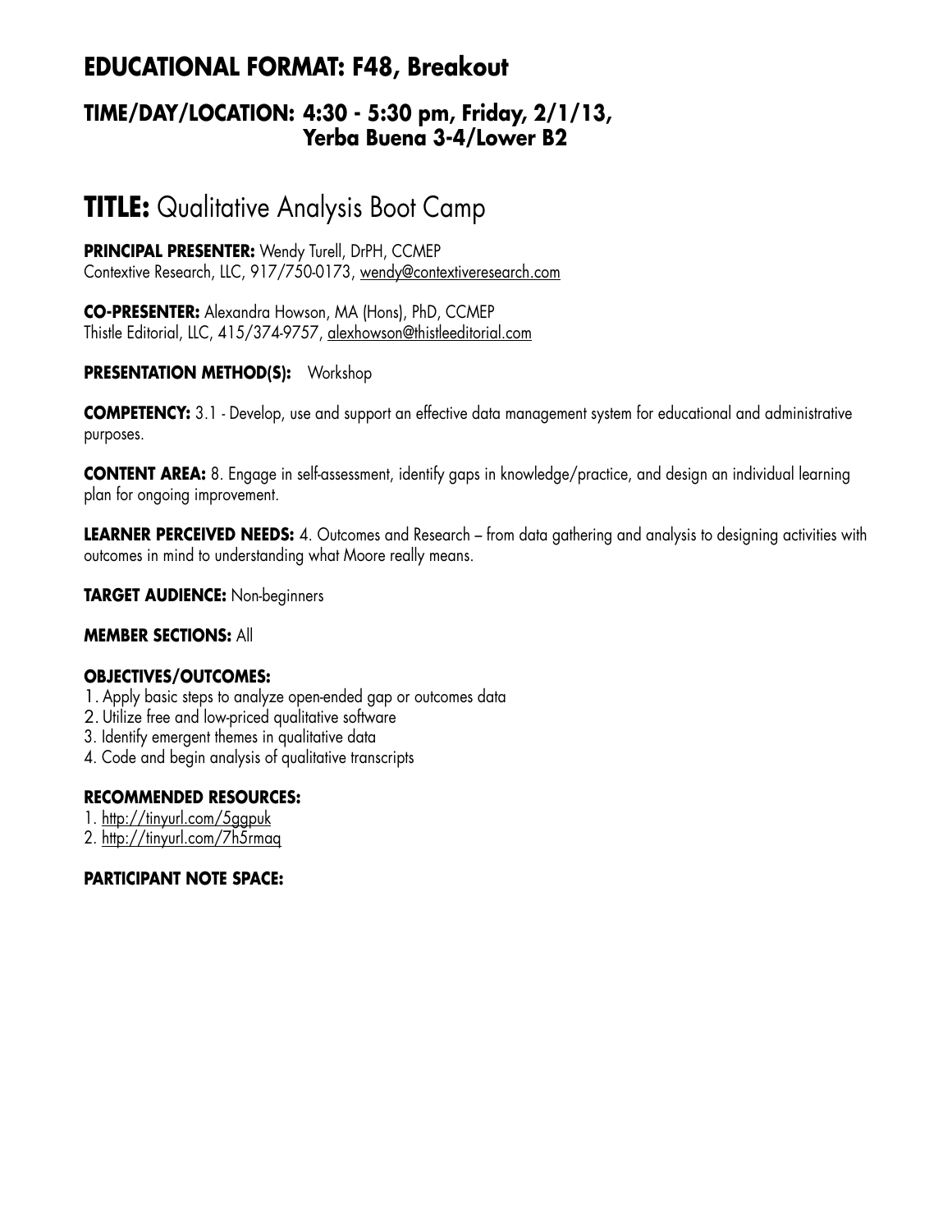## EDUCATIONAL FORMAT: F48, Breakout

### TIME/DAY/LOCATION: 4:30 - 5:30 pm, Friday, 2/1/13, Yerba Buena 3-4/Lower B2

# TITLE: Qualitative Analysis Boot Camp

**PRINCIPAL PRESENTER:** Wendy Turell, DrPH, CCMEP
Contextive Research, LLC, 917/750-0173, wendy@contextiveresearch.com

**CO-PRESENTER:** Alexandra Howson, MA (Hons), PhD, CCMEP
Thistle Editorial, LLC, 415/374-9757, alexhowson@thistleeditorial.com

**PRESENTATION METHOD(S):** Workshop

**COMPETENCY:** 3.1 - Develop, use and support an effective data management system for educational and administrative purposes.

**CONTENT AREA:** 8. Engage in self-assessment, identify gaps in knowledge/practice, and design an individual learning plan for ongoing improvement.

**LEARNER PERCEIVED NEEDS:** 4. Outcomes and Research – from data gathering and analysis to designing activities with outcomes in mind to understanding what Moore really means.

**TARGET AUDIENCE:** Non-beginners

**MEMBER SECTIONS:** All

**OBJECTIVES/OUTCOMES:**

1. Apply basic steps to analyze open-ended gap or outcomes data
2. Utilize free and low-priced qualitative software
3. Identify emergent themes in qualitative data
4. Code and begin analysis of qualitative transcripts

**RECOMMENDED RESOURCES:**

1. http://tinyurl.com/5ggpuk
2. http://tinyurl.com/7h5rmaq

**PARTICIPANT NOTE SPACE:**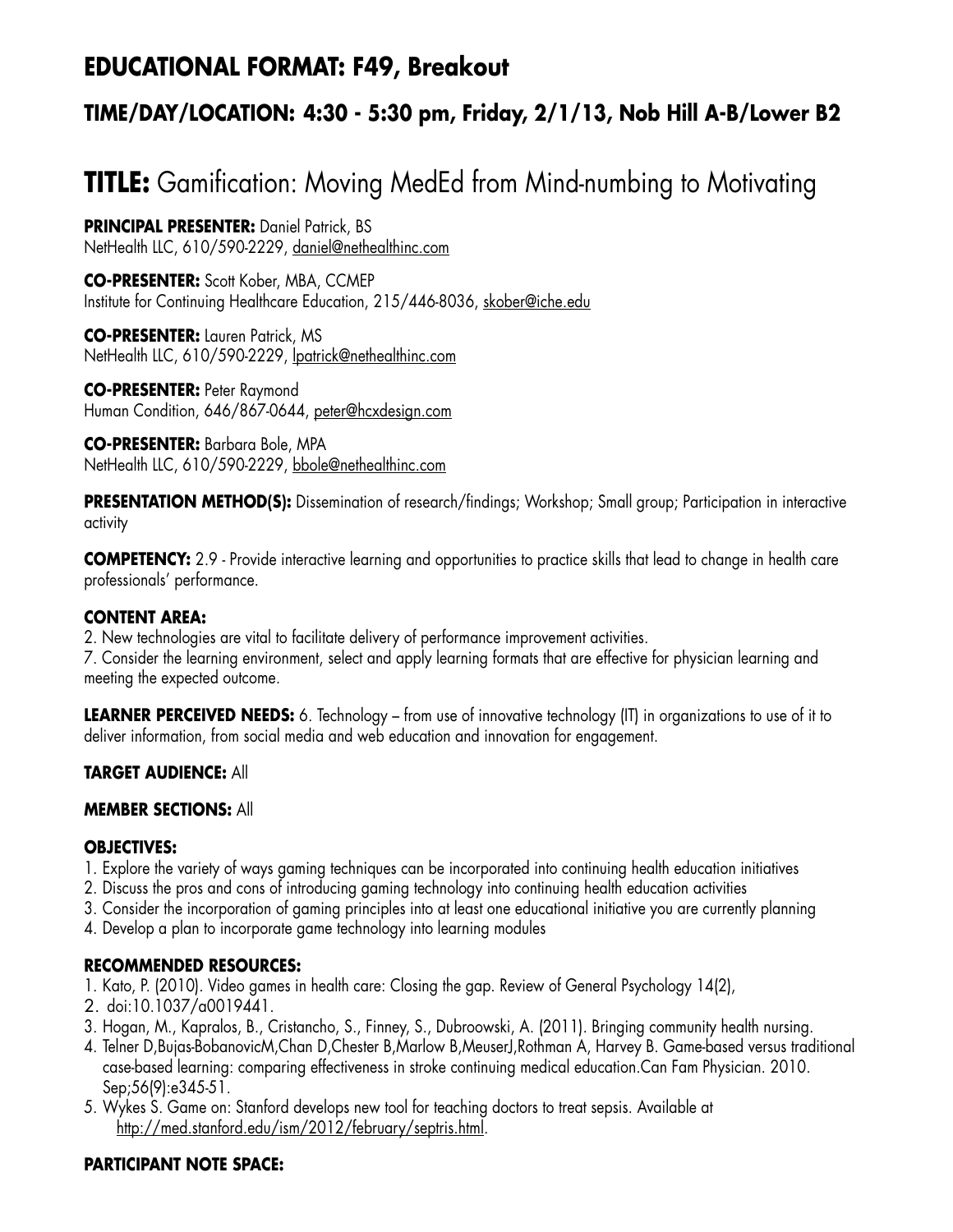## EDUCATIONAL FORMAT: F49, Breakout

### TIME/DAY/LOCATION: 4:30 - 5:30 pm, Friday, 2/1/13, Nob Hill A-B/Lower B2

# TITLE: Gamification: Moving MedEd from Mind-numbing to Motivating

**PRINCIPAL PRESENTER:** Daniel Patrick, BS
NetHealth LLC, 610/590-2229, daniel@nethealthinc.com

**CO-PRESENTER:** Scott Kober, MBA, CCMEP
Institute for Continuing Healthcare Education, 215/446-8036, skober@iche.edu

**CO-PRESENTER:** Lauren Patrick, MS
NetHealth LLC, 610/590-2229, lpatrick@nethealthinc.com

**CO-PRESENTER:** Peter Raymond
Human Condition, 646/867-0644, peter@hcxdesign.com

**CO-PRESENTER:** Barbara Bole, MPA
NetHealth LLC, 610/590-2229, bbole@nethealthinc.com

**PRESENTATION METHOD(S):** Dissemination of research/findings; Workshop; Small group; Participation in interactive activity

**COMPETENCY:** 2.9 - Provide interactive learning and opportunities to practice skills that lead to change in health care professionals' performance.

**CONTENT AREA:**
2. New technologies are vital to facilitate delivery of performance improvement activities.
7. Consider the learning environment, select and apply learning formats that are effective for physician learning and meeting the expected outcome.

**LEARNER PERCEIVED NEEDS:** 6. Technology – from use of innovative technology (IT) in organizations to use of it to deliver information, from social media and web education and innovation for engagement.

**TARGET AUDIENCE:** All

**MEMBER SECTIONS:** All

**OBJECTIVES:**
1. Explore the variety of ways gaming techniques can be incorporated into continuing health education initiatives
2. Discuss the pros and cons of introducing gaming technology into continuing health education activities
3. Consider the incorporation of gaming principles into at least one educational initiative you are currently planning
4. Develop a plan to incorporate game technology into learning modules

**RECOMMENDED RESOURCES:**
1. Kato, P. (2010). Video games in health care: Closing the gap. Review of General Psychology 14(2),
2. doi:10.1037/a0019441.
3. Hogan, M., Kapralos, B., Cristancho, S., Finney, S., Dubroowski, A. (2011). Bringing community health nursing.
4. Telner D,Bujas-BobanovicM,Chan D,Chester B,Marlow B,MeuserJ,Rothman A, Harvey B. Game-based versus traditional case-based learning: comparing effectiveness in stroke continuing medical education.Can Fam Physician. 2010. Sep;56(9):e345-51.
5. Wykes S. Game on: Stanford develops new tool for teaching doctors to treat sepsis. Available at http://med.stanford.edu/ism/2012/february/septris.html.

**PARTICIPANT NOTE SPACE:**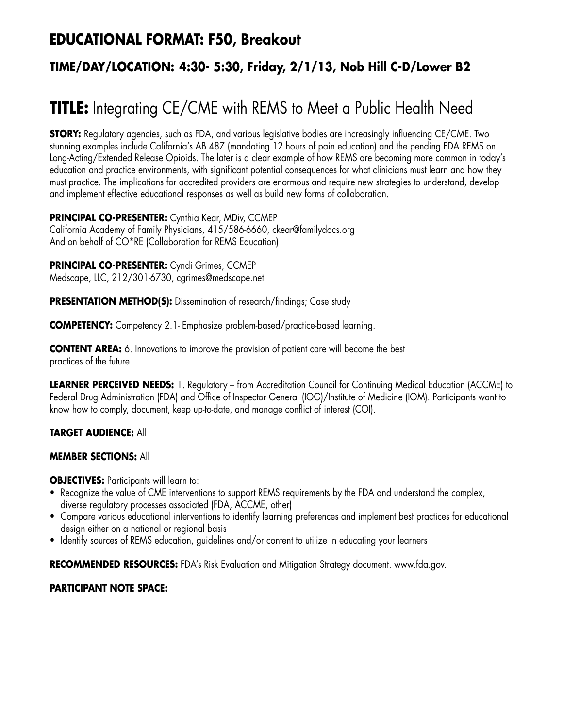## EDUCATIONAL FORMAT: F50, Breakout

### TIME/DAY/LOCATION: 4:30- 5:30, Friday, 2/1/13, Nob Hill C-D/Lower B2

# TITLE: Integrating CE/CME with REMS to Meet a Public Health Need

**STORY:** Regulatory agencies, such as FDA, and various legislative bodies are increasingly influencing CE/CME. Two stunning examples include California's AB 487 (mandating 12 hours of pain education) and the pending FDA REMS on Long-Acting/Extended Release Opioids. The later is a clear example of how REMS are becoming more common in today's education and practice environments, with significant potential consequences for what clinicians must learn and how they must practice. The implications for accredited providers are enormous and require new strategies to understand, develop and implement effective educational responses as well as build new forms of collaboration.

**PRINCIPAL CO-PRESENTER:** Cynthia Kear, MDiv, CCMEP
California Academy of Family Physicians, 415/586-6660, ckear@familydocs.org
And on behalf of CO*RE (Collaboration for REMS Education)

**PRINCIPAL CO-PRESENTER:** Cyndi Grimes, CCMEP
Medscape, LLC, 212/301-6730, cgrimes@medscape.net

**PRESENTATION METHOD(S):** Dissemination of research/findings; Case study

**COMPETENCY:** Competency 2.1- Emphasize problem-based/practice-based learning.

**CONTENT AREA:** 6. Innovations to improve the provision of patient care will become the best practices of the future.

**LEARNER PERCEIVED NEEDS:** 1. Regulatory – from Accreditation Council for Continuing Medical Education (ACCME) to Federal Drug Administration (FDA) and Office of Inspector General (IOG)/Institute of Medicine (IOM). Participants want to know how to comply, document, keep up-to-date, and manage conflict of interest (COI).

**TARGET AUDIENCE:** All

**MEMBER SECTIONS:** All

**OBJECTIVES:** Participants will learn to:

- Recognize the value of CME interventions to support REMS requirements by the FDA and understand the complex, diverse regulatory processes associated (FDA, ACCME, other)
- Compare various educational interventions to identify learning preferences and implement best practices for educational design either on a national or regional basis
- Identify sources of REMS education, guidelines and/or content to utilize in educating your learners

**RECOMMENDED RESOURCES:** FDA's Risk Evaluation and Mitigation Strategy document. www.fda.gov.

**PARTICIPANT NOTE SPACE:**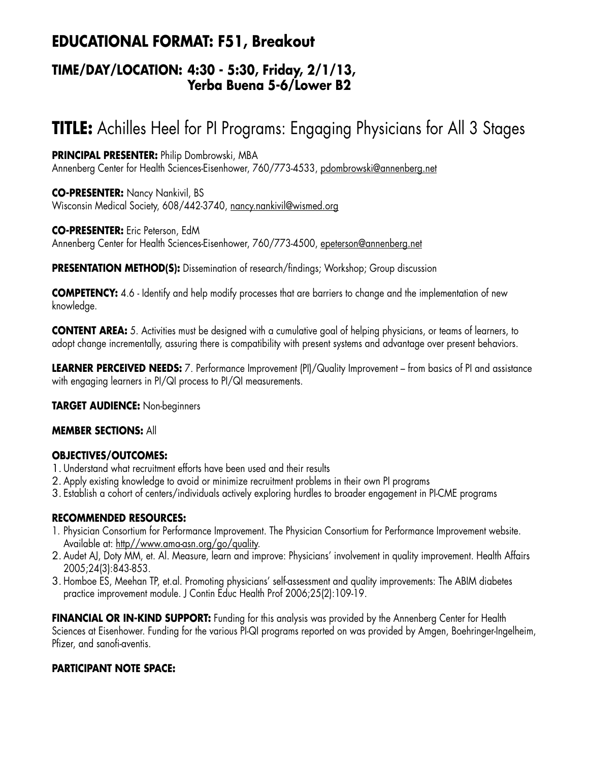## EDUCATIONAL FORMAT: F51, Breakout

### TIME/DAY/LOCATION: 4:30 - 5:30, Friday, 2/1/13, Yerba Buena 5-6/Lower B2

# TITLE: Achilles Heel for PI Programs: Engaging Physicians for All 3 Stages

**PRINCIPAL PRESENTER:** Philip Dombrowski, MBA
Annenberg Center for Health Sciences-Eisenhower, 760/773-4533, pdombrowski@annenberg.net

**CO-PRESENTER:** Nancy Nankivil, BS
Wisconsin Medical Society, 608/442-3740, nancy.nankivil@wismed.org

**CO-PRESENTER:** Eric Peterson, EdM
Annenberg Center for Health Sciences-Eisenhower, 760/773-4500, epeterson@annenberg.net

**PRESENTATION METHOD(S):** Dissemination of research/findings; Workshop; Group discussion

**COMPETENCY:** 4.6 - Identify and help modify processes that are barriers to change and the implementation of new knowledge.

**CONTENT AREA:** 5. Activities must be designed with a cumulative goal of helping physicians, or teams of learners, to adopt change incrementally, assuring there is compatibility with present systems and advantage over present behaviors.

**LEARNER PERCEIVED NEEDS:** 7. Performance Improvement (PI)/Quality Improvement – from basics of PI and assistance with engaging learners in PI/QI process to PI/QI measurements.

**TARGET AUDIENCE:** Non-beginners

**MEMBER SECTIONS:** All

**OBJECTIVES/OUTCOMES:**

1. Understand what recruitment efforts have been used and their results
2. Apply existing knowledge to avoid or minimize recruitment problems in their own PI programs
3. Establish a cohort of centers/individuals actively exploring hurdles to broader engagement in PI-CME programs

**RECOMMENDED RESOURCES:**

1. Physician Consortium for Performance Improvement. The Physician Consortium for Performance Improvement website. Available at: http//www.ama-asn.org/go/quality.
2. Audet AJ, Doty MM, et. Al. Measure, learn and improve: Physicians' involvement in quality improvement. Health Affairs 2005;24(3):843-853.
3. Homboe ES, Meehan TP, et.al. Promoting physicians' self-assessment and quality improvements: The ABIM diabetes practice improvement module. J Contin Educ Health Prof 2006;25(2):109-19.

**FINANCIAL OR IN-KIND SUPPORT:** Funding for this analysis was provided by the Annenberg Center for Health Sciences at Eisenhower. Funding for the various PI-QI programs reported on was provided by Amgen, Boehringer-Ingelheim, Pfizer, and sanofi-aventis.

**PARTICIPANT NOTE SPACE:**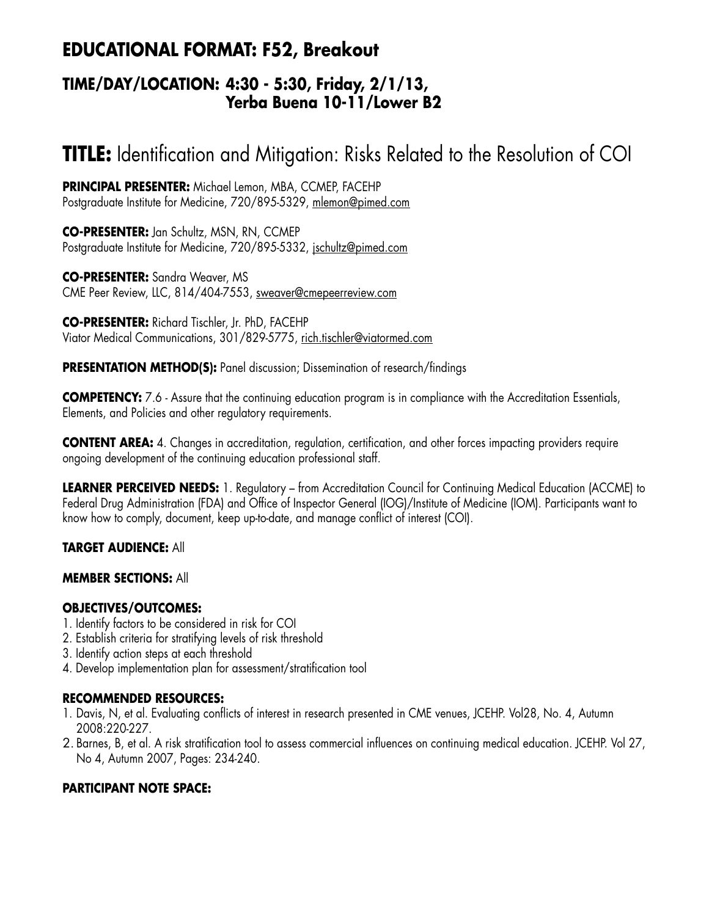## EDUCATIONAL FORMAT: F52, Breakout

### TIME/DAY/LOCATION: 4:30 - 5:30, Friday, 2/1/13, Yerba Buena 10-11/Lower B2

# TITLE: Identification and Mitigation: Risks Related to the Resolution of COI

**PRINCIPAL PRESENTER:** Michael Lemon, MBA, CCMEP, FACEHP
Postgraduate Institute for Medicine, 720/895-5329, mlemon@pimed.com

**CO-PRESENTER:** Jan Schultz, MSN, RN, CCMEP
Postgraduate Institute for Medicine, 720/895-5332, jschultz@pimed.com

**CO-PRESENTER:** Sandra Weaver, MS
CME Peer Review, LLC, 814/404-7553, sweaver@cmepeerreview.com

**CO-PRESENTER:** Richard Tischler, Jr. PhD, FACEHP
Viator Medical Communications, 301/829-5775, rich.tischler@viatormed.com

**PRESENTATION METHOD(S):** Panel discussion; Dissemination of research/findings

**COMPETENCY:** 7.6 - Assure that the continuing education program is in compliance with the Accreditation Essentials, Elements, and Policies and other regulatory requirements.

**CONTENT AREA:** 4. Changes in accreditation, regulation, certification, and other forces impacting providers require ongoing development of the continuing education professional staff.

**LEARNER PERCEIVED NEEDS:** 1. Regulatory – from Accreditation Council for Continuing Medical Education (ACCME) to Federal Drug Administration (FDA) and Office of Inspector General (IOG)/Institute of Medicine (IOM). Participants want to know how to comply, document, keep up-to-date, and manage conflict of interest (COI).

**TARGET AUDIENCE:** All

**MEMBER SECTIONS:** All

**OBJECTIVES/OUTCOMES:**

1. Identify factors to be considered in risk for COI
2. Establish criteria for stratifying levels of risk threshold
3. Identify action steps at each threshold
4. Develop implementation plan for assessment/stratification tool

**RECOMMENDED RESOURCES:**

1. Davis, N, et al. Evaluating conflicts of interest in research presented in CME venues, JCEHP. Vol28, No. 4, Autumn 2008:220-227.
2. Barnes, B, et al. A risk stratification tool to assess commercial influences on continuing medical education. JCEHP. Vol 27, No 4, Autumn 2007, Pages: 234-240.

**PARTICIPANT NOTE SPACE:**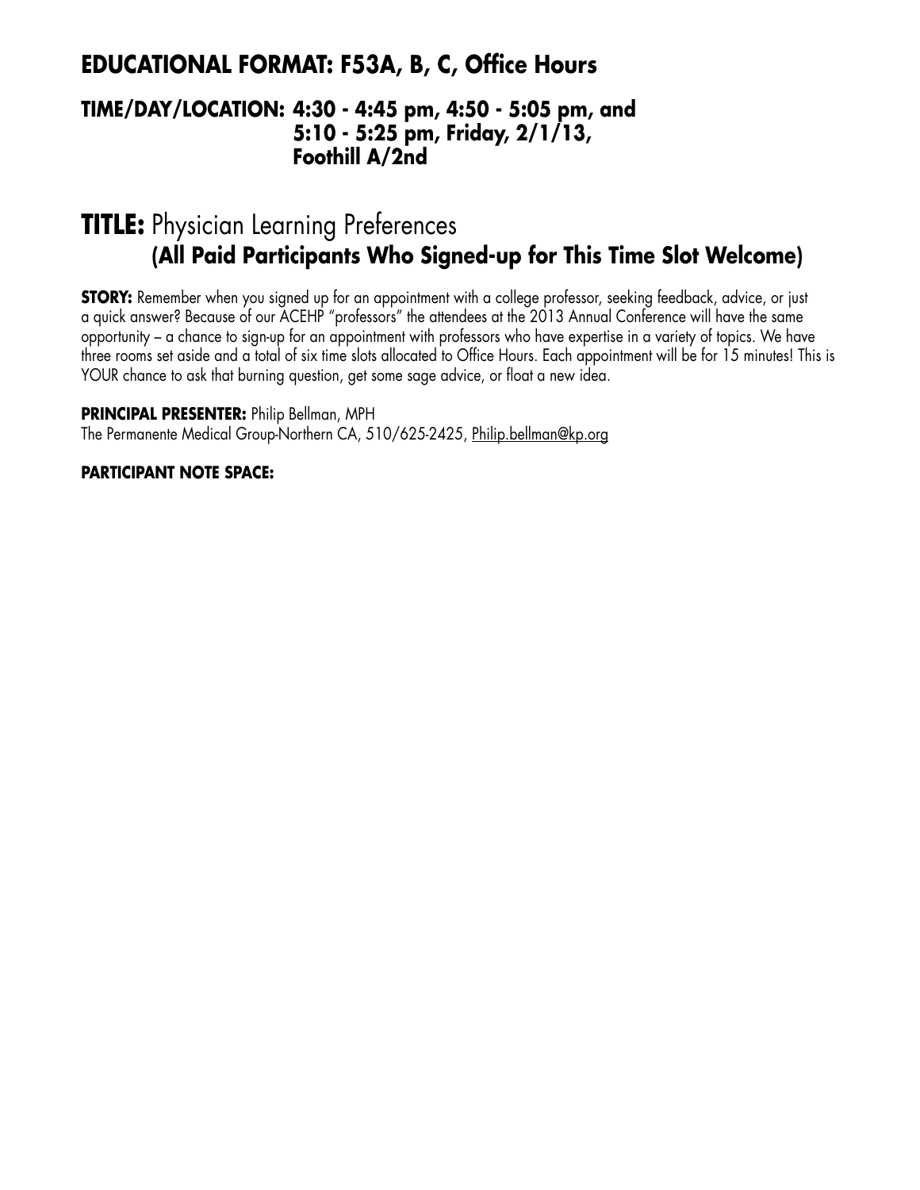## EDUCATIONAL FORMAT: F53A, B, C, Office Hours

### TIME/DAY/LOCATION: 4:30 - 4:45 pm, 4:50 - 5:05 pm, and 5:10 - 5:25 pm, Friday, 2/1/13, Foothill A/2nd

## TITLE: Physician Learning Preferences **(All Paid Participants Who Signed-up for This Time Slot Welcome)**

**STORY:** Remember when you signed up for an appointment with a college professor, seeking feedback, advice, or just a quick answer? Because of our ACEHP "professors" the attendees at the 2013 Annual Conference will have the same opportunity – a chance to sign-up for an appointment with professors who have expertise in a variety of topics. We have three rooms set aside and a total of six time slots allocated to Office Hours. Each appointment will be for 15 minutes! This is YOUR chance to ask that burning question, get some sage advice, or float a new idea.

**PRINCIPAL PRESENTER:** Philip Bellman, MPH
The Permanente Medical Group-Northern CA, 510/625-2425, Philip.bellman@kp.org

**PARTICIPANT NOTE SPACE:**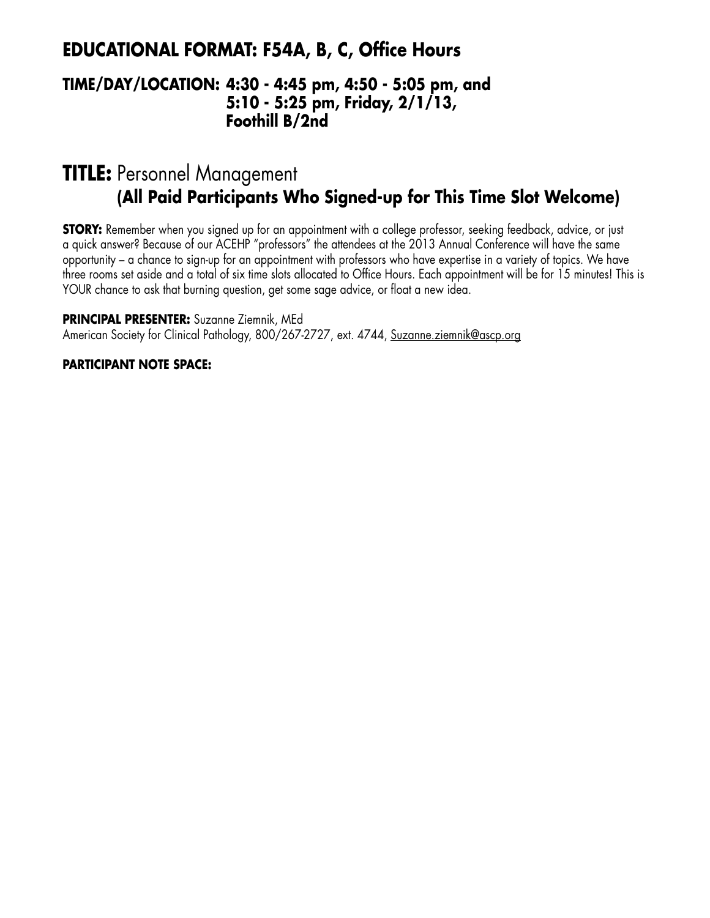## EDUCATIONAL FORMAT: F54A, B, C, Office Hours

### TIME/DAY/LOCATION: 4:30 - 4:45 pm, 4:50 - 5:05 pm, and 5:10 - 5:25 pm, Friday, 2/1/13, Foothill B/2nd

# TITLE: Personnel Management **(All Paid Participants Who Signed-up for This Time Slot Welcome)**

**STORY:** Remember when you signed up for an appointment with a college professor, seeking feedback, advice, or just a quick answer? Because of our ACEHP "professors" the attendees at the 2013 Annual Conference will have the same opportunity – a chance to sign-up for an appointment with professors who have expertise in a variety of topics. We have three rooms set aside and a total of six time slots allocated to Office Hours. Each appointment will be for 15 minutes! This is YOUR chance to ask that burning question, get some sage advice, or float a new idea.

**PRINCIPAL PRESENTER:** Suzanne Ziemnik, MEd
American Society for Clinical Pathology, 800/267-2727, ext. 4744, Suzanne.ziemnik@ascp.org

**PARTICIPANT NOTE SPACE:**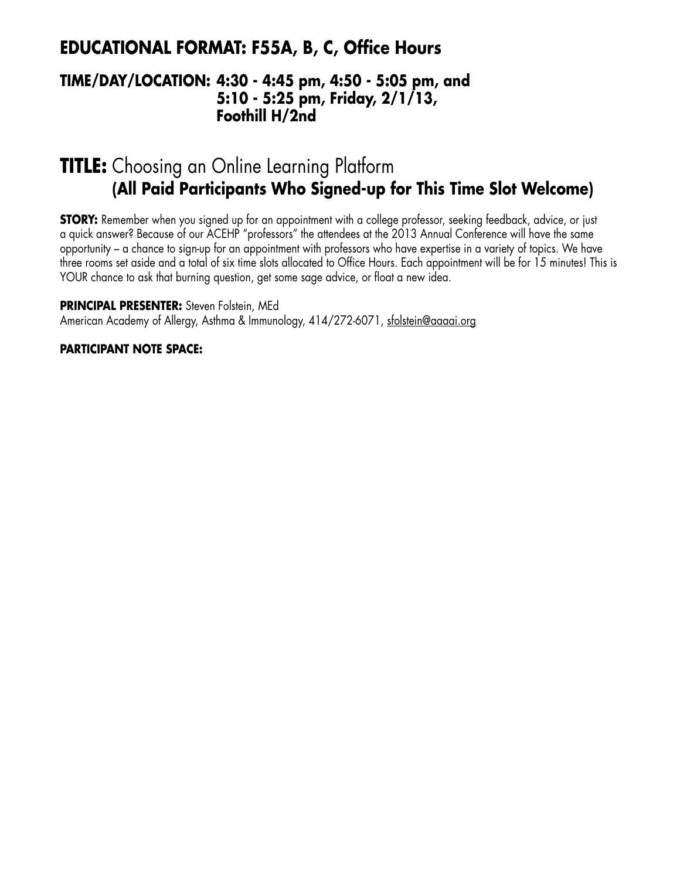## EDUCATIONAL FORMAT: F55A, B, C, Office Hours

### TIME/DAY/LOCATION: 4:30 - 4:45 pm, 4:50 - 5:05 pm, and 5:10 - 5:25 pm, Friday, 2/1/13, Foothill H/2nd

## TITLE: Choosing an Online Learning Platform **(All Paid Participants Who Signed-up for This Time Slot Welcome)**

**STORY:** Remember when you signed up for an appointment with a college professor, seeking feedback, advice, or just a quick answer? Because of our ACEHP "professors" the attendees at the 2013 Annual Conference will have the same opportunity – a chance to sign-up for an appointment with professors who have expertise in a variety of topics. We have three rooms set aside and a total of six time slots allocated to Office Hours. Each appointment will be for 15 minutes! This is YOUR chance to ask that burning question, get some sage advice, or float a new idea.

**PRINCIPAL PRESENTER:** Steven Folstein, MEd
American Academy of Allergy, Asthma & Immunology, 414/272-6071, sfolstein@aaaai.org

**PARTICIPANT NOTE SPACE:**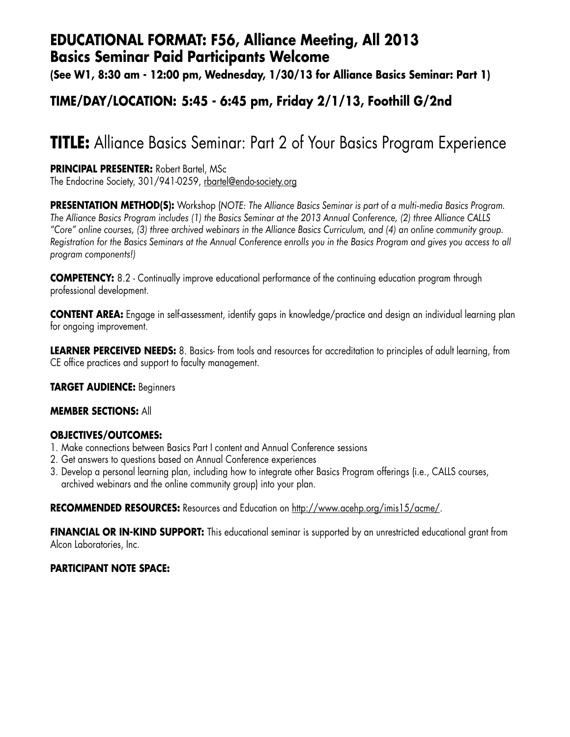## EDUCATIONAL FORMAT: F56, Alliance Meeting, All 2013 Basics Seminar Paid Participants Welcome

**(See W1, 8:30 am - 12:00 pm, Wednesday, 1/30/13 for Alliance Basics Seminar: Part 1)**

## TIME/DAY/LOCATION: 5:45 - 6:45 pm, Friday 2/1/13, Foothill G/2nd

# TITLE: Alliance Basics Seminar: Part 2 of Your Basics Program Experience

**PRINCIPAL PRESENTER:** Robert Bartel, MSc
The Endocrine Society, 301/941-0259, rbartel@endo-society.org

**PRESENTATION METHOD(S):** Workshop (*NOTE: The Alliance Basics Seminar is part of a multi-media Basics Program. The Alliance Basics Program includes (1) the Basics Seminar at the 2013 Annual Conference, (2) three Alliance CALLS "Core" online courses, (3) three archived webinars in the Alliance Basics Curriculum, and (4) an online community group. Registration for the Basics Seminars at the Annual Conference enrolls you in the Basics Program and gives you access to all program components!*)

**COMPETENCY:** 8.2 - Continually improve educational performance of the continuing education program through professional development.

**CONTENT AREA:** Engage in self-assessment, identify gaps in knowledge/practice and design an individual learning plan for ongoing improvement.

**LEARNER PERCEIVED NEEDS:** 8. Basics- from tools and resources for accreditation to principles of adult learning, from CE office practices and support to faculty management.

**TARGET AUDIENCE:** Beginners

**MEMBER SECTIONS:** All

**OBJECTIVES/OUTCOMES:**

1. Make connections between Basics Part I content and Annual Conference sessions
2. Get answers to questions based on Annual Conference experiences
3. Develop a personal learning plan, including how to integrate other Basics Program offerings (i.e., CALLS courses, archived webinars and the online community group) into your plan.

**RECOMMENDED RESOURCES:** Resources and Education on http://www.acehp.org/imis15/acme/.

**FINANCIAL OR IN-KIND SUPPORT:** This educational seminar is supported by an unrestricted educational grant from Alcon Laboratories, Inc.

**PARTICIPANT NOTE SPACE:**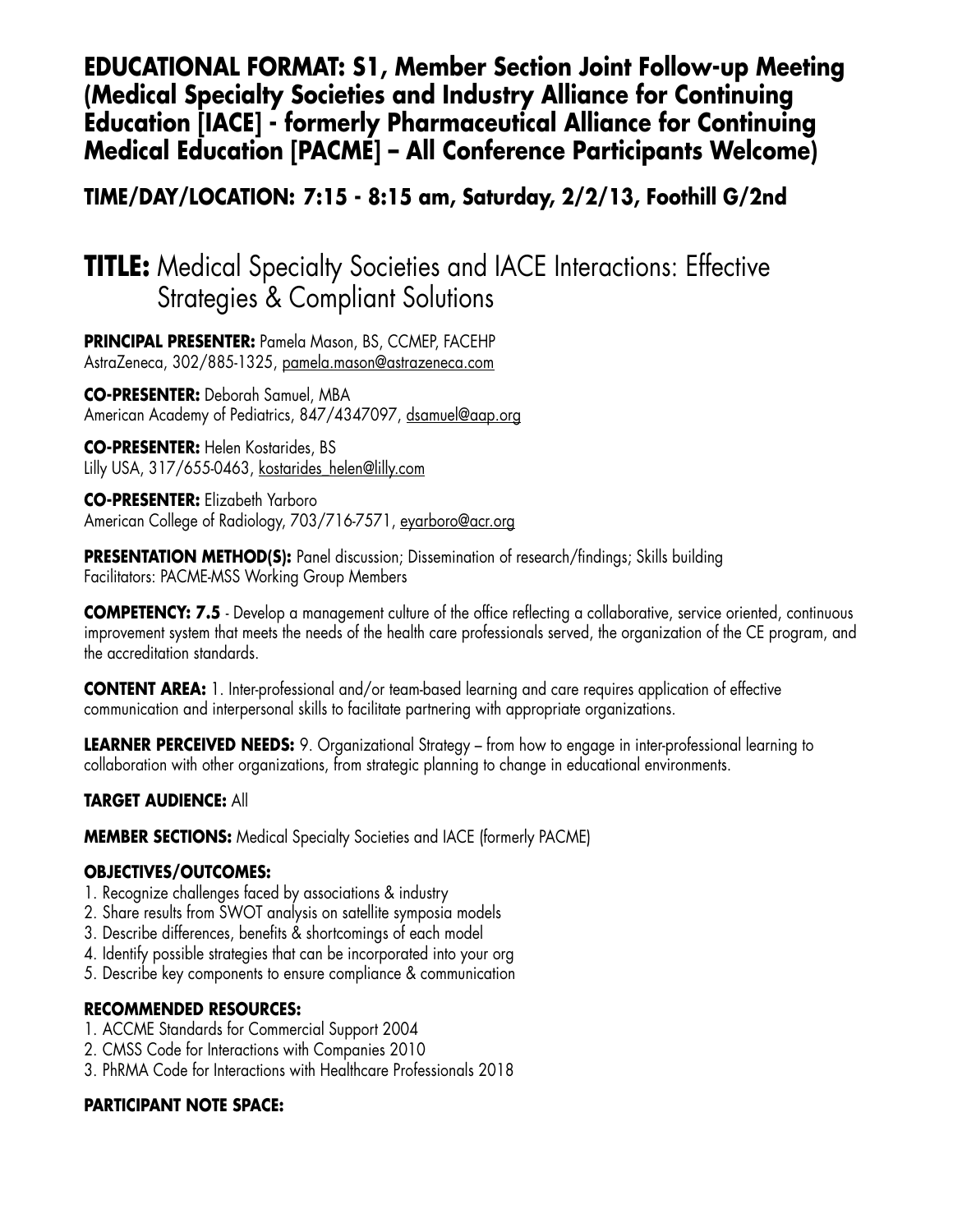# EDUCATIONAL FORMAT: S1, Member Section Joint Follow-up Meeting (Medical Specialty Societies and Industry Alliance for Continuing Education [IACE] - formerly Pharmaceutical Alliance for Continuing Medical Education [PACME] – All Conference Participants Welcome)

## TIME/DAY/LOCATION: 7:15 - 8:15 am, Saturday, 2/2/13, Foothill G/2nd

# TITLE: Medical Specialty Societies and IACE Interactions: Effective Strategies & Compliant Solutions

**PRINCIPAL PRESENTER:** Pamela Mason, BS, CCMEP, FACEHP
AstraZeneca, 302/885-1325, pamela.mason@astrazeneca.com

**CO-PRESENTER:** Deborah Samuel, MBA
American Academy of Pediatrics, 847/4347097, dsamuel@aap.org

**CO-PRESENTER:** Helen Kostarides, BS
Lilly USA, 317/655-0463, kostarides_helen@lilly.com

**CO-PRESENTER:** Elizabeth Yarboro
American College of Radiology, 703/716-7571, eyarboro@acr.org

**PRESENTATION METHOD(S):** Panel discussion; Dissemination of research/findings; Skills building
Facilitators: PACME-MSS Working Group Members

**COMPETENCY: 7.5** - Develop a management culture of the office reflecting a collaborative, service oriented, continuous improvement system that meets the needs of the health care professionals served, the organization of the CE program, and the accreditation standards.

**CONTENT AREA:** 1. Inter-professional and/or team-based learning and care requires application of effective communication and interpersonal skills to facilitate partnering with appropriate organizations.

**LEARNER PERCEIVED NEEDS:** 9. Organizational Strategy – from how to engage in inter-professional learning to collaboration with other organizations, from strategic planning to change in educational environments.

**TARGET AUDIENCE:** All

**MEMBER SECTIONS:** Medical Specialty Societies and IACE (formerly PACME)

**OBJECTIVES/OUTCOMES:**

1. Recognize challenges faced by associations & industry
2. Share results from SWOT analysis on satellite symposia models
3. Describe differences, benefits & shortcomings of each model
4. Identify possible strategies that can be incorporated into your org
5. Describe key components to ensure compliance & communication

**RECOMMENDED RESOURCES:**

1. ACCME Standards for Commercial Support 2004
2. CMSS Code for Interactions with Companies 2010
3. PhRMA Code for Interactions with Healthcare Professionals 2018

**PARTICIPANT NOTE SPACE:**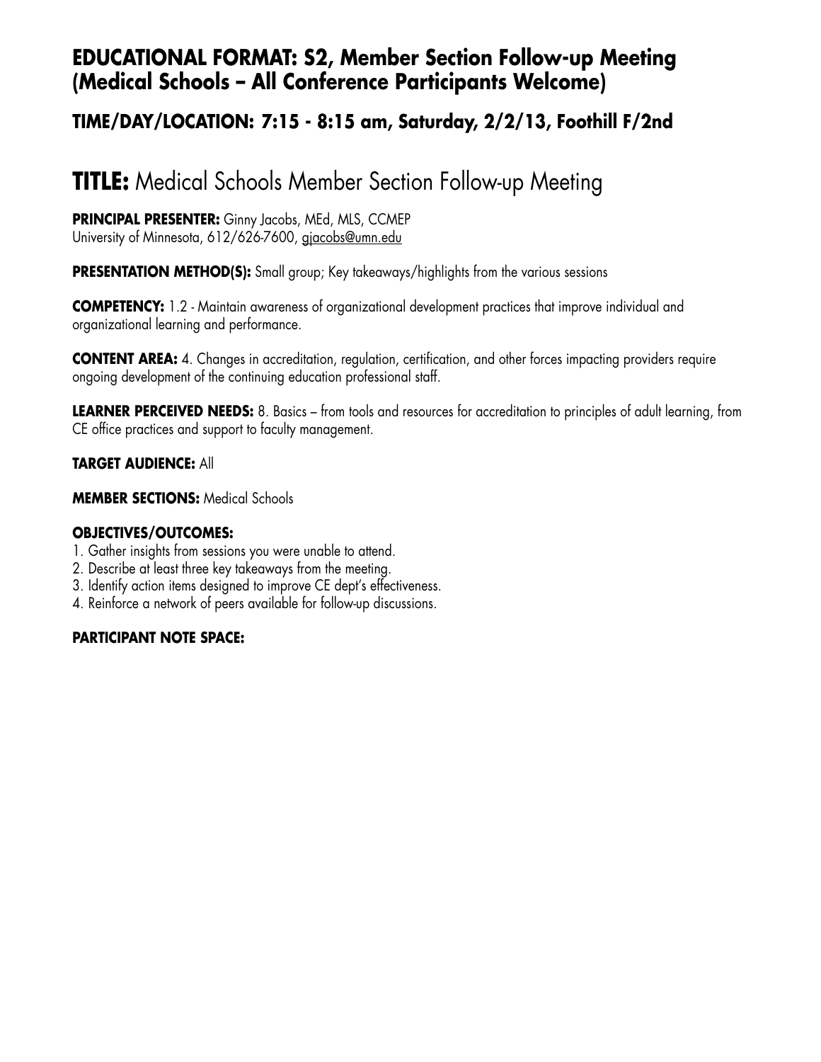## EDUCATIONAL FORMAT: S2, Member Section Follow-up Meeting (Medical Schools – All Conference Participants Welcome)

### TIME/DAY/LOCATION: 7:15 - 8:15 am, Saturday, 2/2/13, Foothill F/2nd

# TITLE: Medical Schools Member Section Follow-up Meeting

**PRINCIPAL PRESENTER:** Ginny Jacobs, MEd, MLS, CCMEP
University of Minnesota, 612/626-7600, gjacobs@umn.edu

**PRESENTATION METHOD(S):** Small group; Key takeaways/highlights from the various sessions

**COMPETENCY:** 1.2 - Maintain awareness of organizational development practices that improve individual and organizational learning and performance.

**CONTENT AREA:** 4. Changes in accreditation, regulation, certification, and other forces impacting providers require ongoing development of the continuing education professional staff.

**LEARNER PERCEIVED NEEDS:** 8. Basics – from tools and resources for accreditation to principles of adult learning, from CE office practices and support to faculty management.

**TARGET AUDIENCE:** All

**MEMBER SECTIONS:** Medical Schools

**OBJECTIVES/OUTCOMES:**

1. Gather insights from sessions you were unable to attend.
2. Describe at least three key takeaways from the meeting.
3. Identify action items designed to improve CE dept's effectiveness.
4. Reinforce a network of peers available for follow-up discussions.

**PARTICIPANT NOTE SPACE:**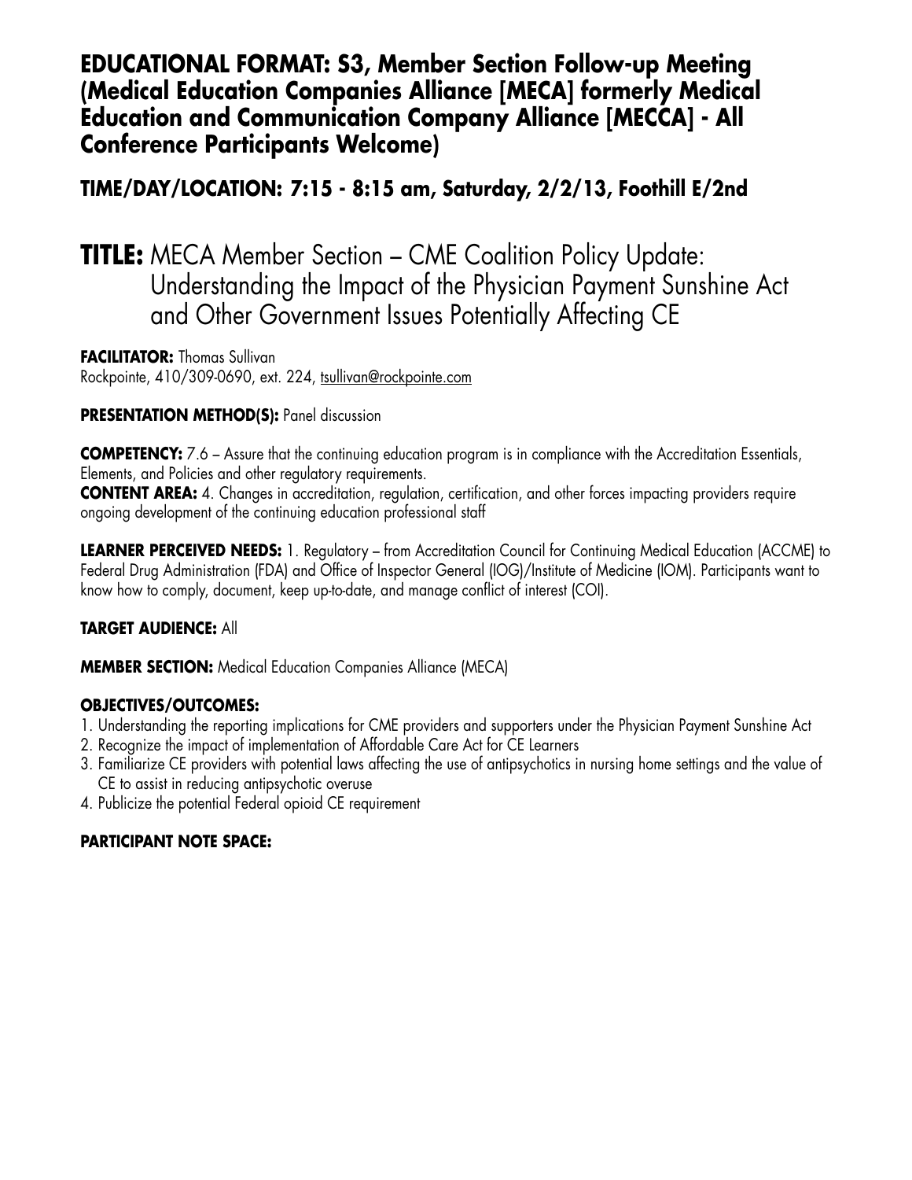## EDUCATIONAL FORMAT: S3, Member Section Follow-up Meeting (Medical Education Companies Alliance [MECA] formerly Medical Education and Communication Company Alliance [MECCA] - All Conference Participants Welcome)

## TIME/DAY/LOCATION: 7:15 - 8:15 am, Saturday, 2/2/13, Foothill E/2nd

# TITLE: MECA Member Section – CME Coalition Policy Update: Understanding the Impact of the Physician Payment Sunshine Act and Other Government Issues Potentially Affecting CE

**FACILITATOR:** Thomas Sullivan
Rockpointe, 410/309-0690, ext. 224, tsullivan@rockpointe.com

**PRESENTATION METHOD(S):** Panel discussion

**COMPETENCY:** 7.6 – Assure that the continuing education program is in compliance with the Accreditation Essentials, Elements, and Policies and other regulatory requirements.
**CONTENT AREA:** 4. Changes in accreditation, regulation, certification, and other forces impacting providers require ongoing development of the continuing education professional staff

**LEARNER PERCEIVED NEEDS:** 1. Regulatory – from Accreditation Council for Continuing Medical Education (ACCME) to Federal Drug Administration (FDA) and Office of Inspector General (IOG)/Institute of Medicine (IOM). Participants want to know how to comply, document, keep up-to-date, and manage conflict of interest (COI).

**TARGET AUDIENCE:** All

**MEMBER SECTION:** Medical Education Companies Alliance (MECA)

**OBJECTIVES/OUTCOMES:**
1. Understanding the reporting implications for CME providers and supporters under the Physician Payment Sunshine Act
2. Recognize the impact of implementation of Affordable Care Act for CE Learners
3. Familiarize CE providers with potential laws affecting the use of antipsychotics in nursing home settings and the value of CE to assist in reducing antipsychotic overuse
4. Publicize the potential Federal opioid CE requirement

**PARTICIPANT NOTE SPACE:**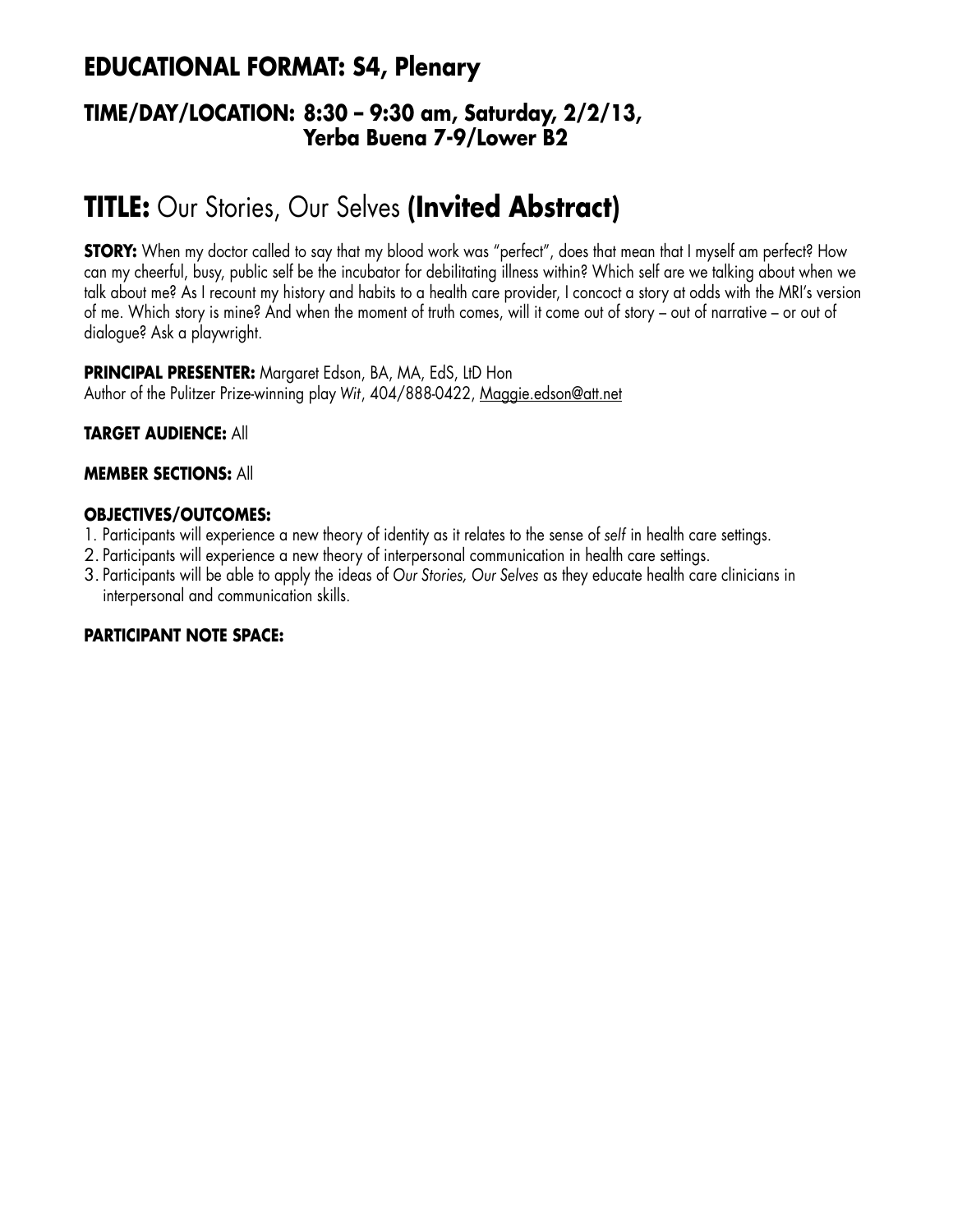## EDUCATIONAL FORMAT: S4, Plenary

### TIME/DAY/LOCATION: 8:30 – 9:30 am, Saturday, 2/2/13, Yerba Buena 7-9/Lower B2

# TITLE: Our Stories, Our Selves (Invited Abstract)

**STORY:** When my doctor called to say that my blood work was "perfect", does that mean that I myself am perfect? How can my cheerful, busy, public self be the incubator for debilitating illness within? Which self are we talking about when we talk about me? As I recount my history and habits to a health care provider, I concoct a story at odds with the MRI's version of me. Which story is mine? And when the moment of truth comes, will it come out of story – out of narrative – or out of dialogue? Ask a playwright.

**PRINCIPAL PRESENTER:** Margaret Edson, BA, MA, EdS, LtD Hon
Author of the Pulitzer Prize-winning play *Wit*, 404/888-0422, Maggie.edson@att.net

**TARGET AUDIENCE:** All

**MEMBER SECTIONS:** All

**OBJECTIVES/OUTCOMES:**

1. Participants will experience a new theory of identity as it relates to the sense of *self* in health care settings.
2. Participants will experience a new theory of interpersonal communication in health care settings.
3. Participants will be able to apply the ideas of *Our Stories, Our Selves* as they educate health care clinicians in interpersonal and communication skills.

**PARTICIPANT NOTE SPACE:**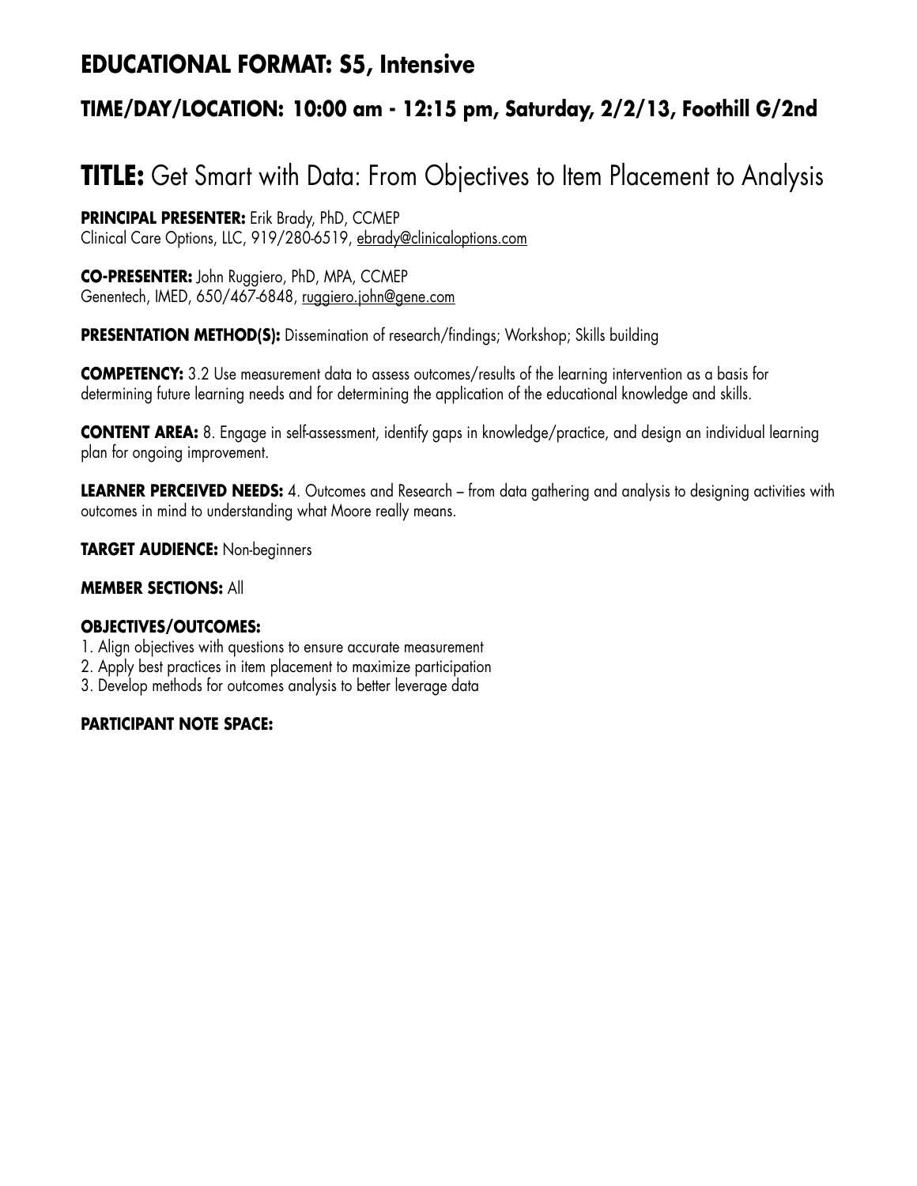## EDUCATIONAL FORMAT: S5, Intensive

### TIME/DAY/LOCATION: 10:00 am - 12:15 pm, Saturday, 2/2/13, Foothill G/2nd

# TITLE: Get Smart with Data: From Objectives to Item Placement to Analysis

**PRINCIPAL PRESENTER:** Erik Brady, PhD, CCMEP
Clinical Care Options, LLC, 919/280-6519, ebrady@clinicaloptions.com

**CO-PRESENTER:** John Ruggiero, PhD, MPA, CCMEP
Genentech, IMED, 650/467-6848, ruggiero.john@gene.com

**PRESENTATION METHOD(S):** Dissemination of research/findings; Workshop; Skills building

**COMPETENCY:** 3.2 Use measurement data to assess outcomes/results of the learning intervention as a basis for determining future learning needs and for determining the application of the educational knowledge and skills.

**CONTENT AREA:** 8. Engage in self-assessment, identify gaps in knowledge/practice, and design an individual learning plan for ongoing improvement.

**LEARNER PERCEIVED NEEDS:** 4. Outcomes and Research – from data gathering and analysis to designing activities with outcomes in mind to understanding what Moore really means.

**TARGET AUDIENCE:** Non-beginners

**MEMBER SECTIONS:** All

**OBJECTIVES/OUTCOMES:**

1. Align objectives with questions to ensure accurate measurement
2. Apply best practices in item placement to maximize participation
3. Develop methods for outcomes analysis to better leverage data

**PARTICIPANT NOTE SPACE:**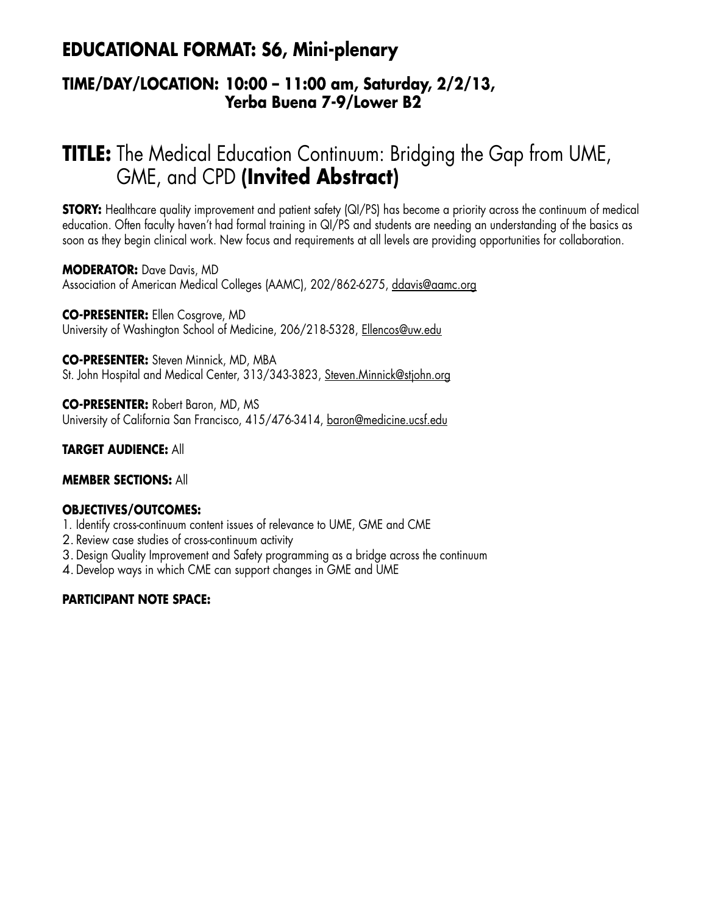## EDUCATIONAL FORMAT: S6, Mini-plenary

### TIME/DAY/LOCATION: 10:00 – 11:00 am, Saturday, 2/2/13, Yerba Buena 7-9/Lower B2

# TITLE: The Medical Education Continuum: Bridging the Gap from UME, GME, and CPD **(Invited Abstract)**

**STORY:** Healthcare quality improvement and patient safety (QI/PS) has become a priority across the continuum of medical education. Often faculty haven't had formal training in QI/PS and students are needing an understanding of the basics as soon as they begin clinical work. New focus and requirements at all levels are providing opportunities for collaboration.

**MODERATOR:** Dave Davis, MD
Association of American Medical Colleges (AAMC), 202/862-6275, ddavis@aamc.org

**CO-PRESENTER:** Ellen Cosgrove, MD
University of Washington School of Medicine, 206/218-5328, Ellencos@uw.edu

**CO-PRESENTER:** Steven Minnick, MD, MBA
St. John Hospital and Medical Center, 313/343-3823, Steven.Minnick@stjohn.org

**CO-PRESENTER:** Robert Baron, MD, MS
University of California San Francisco, 415/476-3414, baron@medicine.ucsf.edu

**TARGET AUDIENCE:** All

**MEMBER SECTIONS:** All

**OBJECTIVES/OUTCOMES:**

1. Identify cross-continuum content issues of relevance to UME, GME and CME
2. Review case studies of cross-continuum activity
3. Design Quality Improvement and Safety programming as a bridge across the continuum
4. Develop ways in which CME can support changes in GME and UME

**PARTICIPANT NOTE SPACE:**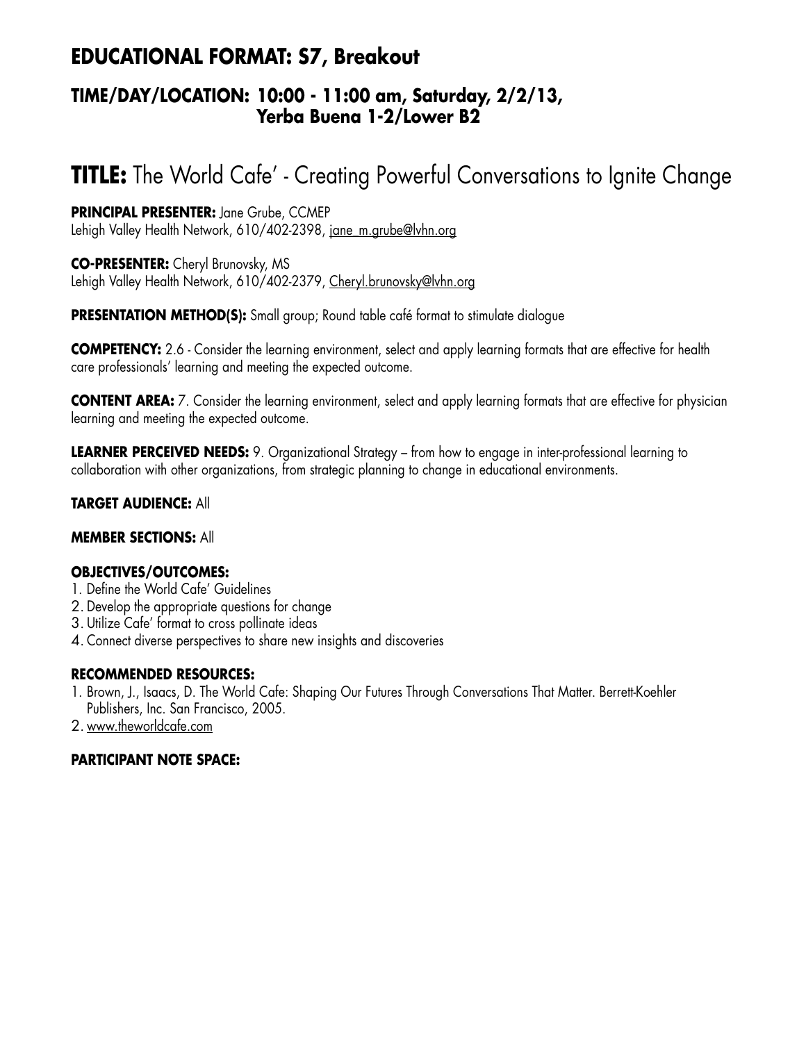## EDUCATIONAL FORMAT: S7, Breakout

### TIME/DAY/LOCATION: 10:00 - 11:00 am, Saturday, 2/2/13, Yerba Buena 1-2/Lower B2

# TITLE: The World Cafe' - Creating Powerful Conversations to Ignite Change

**PRINCIPAL PRESENTER:** Jane Grube, CCMEP
Lehigh Valley Health Network, 610/402-2398, jane_m.grube@lvhn.org

**CO-PRESENTER:** Cheryl Brunovsky, MS
Lehigh Valley Health Network, 610/402-2379, Cheryl.brunovsky@lvhn.org

**PRESENTATION METHOD(S):** Small group; Round table café format to stimulate dialogue

**COMPETENCY:** 2.6 - Consider the learning environment, select and apply learning formats that are effective for health care professionals' learning and meeting the expected outcome.

**CONTENT AREA:** 7. Consider the learning environment, select and apply learning formats that are effective for physician learning and meeting the expected outcome.

**LEARNER PERCEIVED NEEDS:** 9. Organizational Strategy – from how to engage in inter-professional learning to collaboration with other organizations, from strategic planning to change in educational environments.

**TARGET AUDIENCE:** All

**MEMBER SECTIONS:** All

**OBJECTIVES/OUTCOMES:**

1. Define the World Cafe' Guidelines
2. Develop the appropriate questions for change
3. Utilize Cafe' format to cross pollinate ideas
4. Connect diverse perspectives to share new insights and discoveries

**RECOMMENDED RESOURCES:**

1. Brown, J., Isaacs, D. The World Cafe: Shaping Our Futures Through Conversations That Matter. Berrett-Koehler Publishers, Inc. San Francisco, 2005.
2. www.theworldcafe.com

**PARTICIPANT NOTE SPACE:**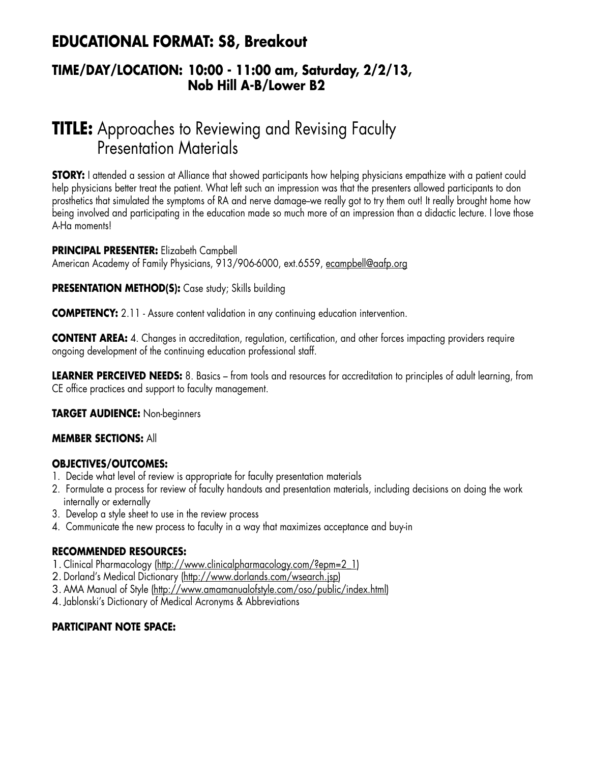## EDUCATIONAL FORMAT: S8, Breakout

### TIME/DAY/LOCATION: 10:00 - 11:00 am, Saturday, 2/2/13, Nob Hill A-B/Lower B2

# TITLE: Approaches to Reviewing and Revising Faculty Presentation Materials

**STORY:** I attended a session at Alliance that showed participants how helping physicians empathize with a patient could help physicians better treat the patient. What left such an impression was that the presenters allowed participants to don prosthetics that simulated the symptoms of RA and nerve damage–we really got to try them out! It really brought home how being involved and participating in the education made so much more of an impression than a didactic lecture. I love those A-Ha moments!

**PRINCIPAL PRESENTER:** Elizabeth Campbell
American Academy of Family Physicians, 913/906-6000, ext.6559, ecampbell@aafp.org

**PRESENTATION METHOD(S):** Case study; Skills building

**COMPETENCY:** 2.11 - Assure content validation in any continuing education intervention.

**CONTENT AREA:** 4. Changes in accreditation, regulation, certification, and other forces impacting providers require ongoing development of the continuing education professional staff.

**LEARNER PERCEIVED NEEDS:** 8. Basics – from tools and resources for accreditation to principles of adult learning, from CE office practices and support to faculty management.

**TARGET AUDIENCE:** Non-beginners

**MEMBER SECTIONS:** All

**OBJECTIVES/OUTCOMES:**

1. Decide what level of review is appropriate for faculty presentation materials
2. Formulate a process for review of faculty handouts and presentation materials, including decisions on doing the work internally or externally
3. Develop a style sheet to use in the review process
4. Communicate the new process to faculty in a way that maximizes acceptance and buy-in

**RECOMMENDED RESOURCES:**

1. Clinical Pharmacology (http://www.clinicalpharmacology.com/?epm=2_1)
2. Dorland's Medical Dictionary (http://www.dorlands.com/wsearch.jsp)
3. AMA Manual of Style (http://www.amamanualofstyle.com/oso/public/index.html)
4. Jablonski's Dictionary of Medical Acronyms & Abbreviations

**PARTICIPANT NOTE SPACE:**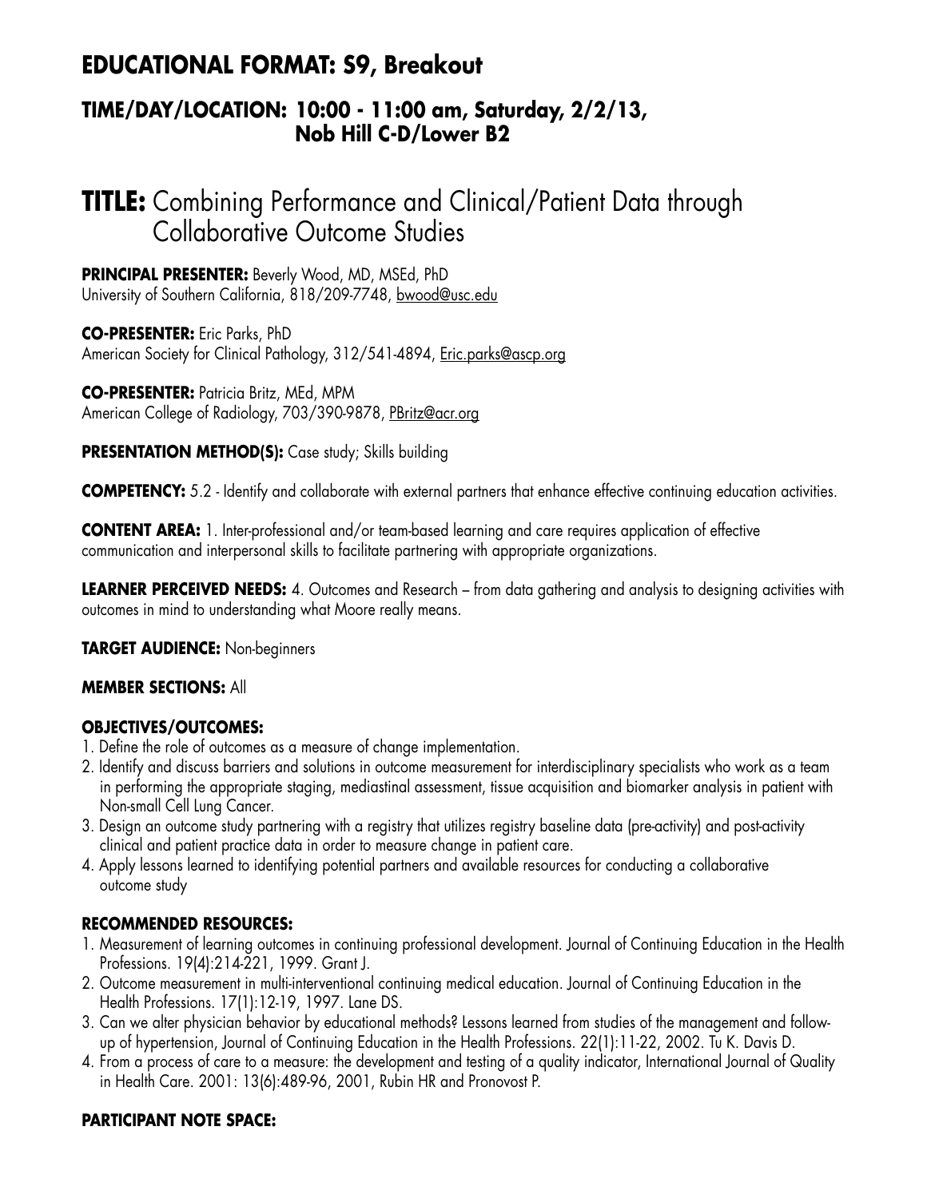## EDUCATIONAL FORMAT: S9, Breakout

### TIME/DAY/LOCATION: 10:00 - 11:00 am, Saturday, 2/2/13, Nob Hill C-D/Lower B2

# TITLE: Combining Performance and Clinical/Patient Data through Collaborative Outcome Studies

**PRINCIPAL PRESENTER:** Beverly Wood, MD, MSEd, PhD
University of Southern California, 818/209-7748, bwood@usc.edu

**CO-PRESENTER:** Eric Parks, PhD
American Society for Clinical Pathology, 312/541-4894, Eric.parks@ascp.org

**CO-PRESENTER:** Patricia Britz, MEd, MPM
American College of Radiology, 703/390-9878, PBritz@acr.org

**PRESENTATION METHOD(S):** Case study; Skills building

**COMPETENCY:** 5.2 - Identify and collaborate with external partners that enhance effective continuing education activities.

**CONTENT AREA:** 1. Inter-professional and/or team-based learning and care requires application of effective communication and interpersonal skills to facilitate partnering with appropriate organizations.

**LEARNER PERCEIVED NEEDS:** 4. Outcomes and Research – from data gathering and analysis to designing activities with outcomes in mind to understanding what Moore really means.

**TARGET AUDIENCE:** Non-beginners

**MEMBER SECTIONS:** All

**OBJECTIVES/OUTCOMES:**

1. Define the role of outcomes as a measure of change implementation.
2. Identify and discuss barriers and solutions in outcome measurement for interdisciplinary specialists who work as a team in performing the appropriate staging, mediastinal assessment, tissue acquisition and biomarker analysis in patient with Non-small Cell Lung Cancer.
3. Design an outcome study partnering with a registry that utilizes registry baseline data (pre-activity) and post-activity clinical and patient practice data in order to measure change in patient care.
4. Apply lessons learned to identifying potential partners and available resources for conducting a collaborative outcome study

**RECOMMENDED RESOURCES:**

1. Measurement of learning outcomes in continuing professional development. Journal of Continuing Education in the Health Professions. 19(4):214-221, 1999. Grant J.
2. Outcome measurement in multi-interventional continuing medical education. Journal of Continuing Education in the Health Professions. 17(1):12-19, 1997. Lane DS.
3. Can we alter physician behavior by educational methods? Lessons learned from studies of the management and follow-up of hypertension, Journal of Continuing Education in the Health Professions. 22(1):11-22, 2002. Tu K. Davis D.
4. From a process of care to a measure: the development and testing of a quality indicator, International Journal of Quality in Health Care. 2001: 13(6):489-96, 2001, Rubin HR and Pronovost P.

**PARTICIPANT NOTE SPACE:**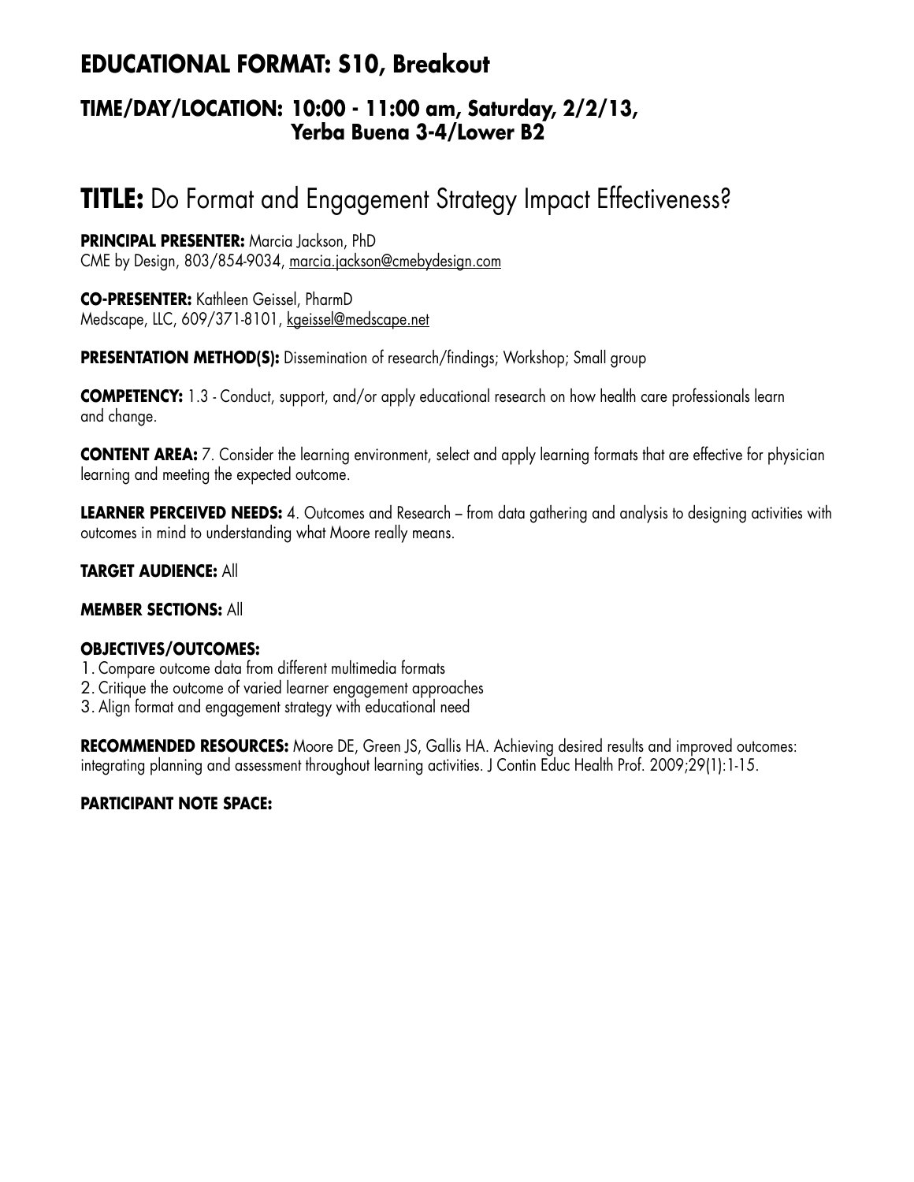## EDUCATIONAL FORMAT: S10, Breakout

### TIME/DAY/LOCATION: 10:00 - 11:00 am, Saturday, 2/2/13, Yerba Buena 3-4/Lower B2

# TITLE: Do Format and Engagement Strategy Impact Effectiveness?

**PRINCIPAL PRESENTER:** Marcia Jackson, PhD
CME by Design, 803/854-9034, marcia.jackson@cmebydesign.com

**CO-PRESENTER:** Kathleen Geissel, PharmD
Medscape, LLC, 609/371-8101, kgeissel@medscape.net

**PRESENTATION METHOD(S):** Dissemination of research/findings; Workshop; Small group

**COMPETENCY:** 1.3 - Conduct, support, and/or apply educational research on how health care professionals learn and change.

**CONTENT AREA:** 7. Consider the learning environment, select and apply learning formats that are effective for physician learning and meeting the expected outcome.

**LEARNER PERCEIVED NEEDS:** 4. Outcomes and Research – from data gathering and analysis to designing activities with outcomes in mind to understanding what Moore really means.

**TARGET AUDIENCE:** All

**MEMBER SECTIONS:** All

**OBJECTIVES/OUTCOMES:**

1. Compare outcome data from different multimedia formats
2. Critique the outcome of varied learner engagement approaches
3. Align format and engagement strategy with educational need

**RECOMMENDED RESOURCES:** Moore DE, Green JS, Gallis HA. Achieving desired results and improved outcomes: integrating planning and assessment throughout learning activities. J Contin Educ Health Prof. 2009;29(1):1-15.

**PARTICIPANT NOTE SPACE:**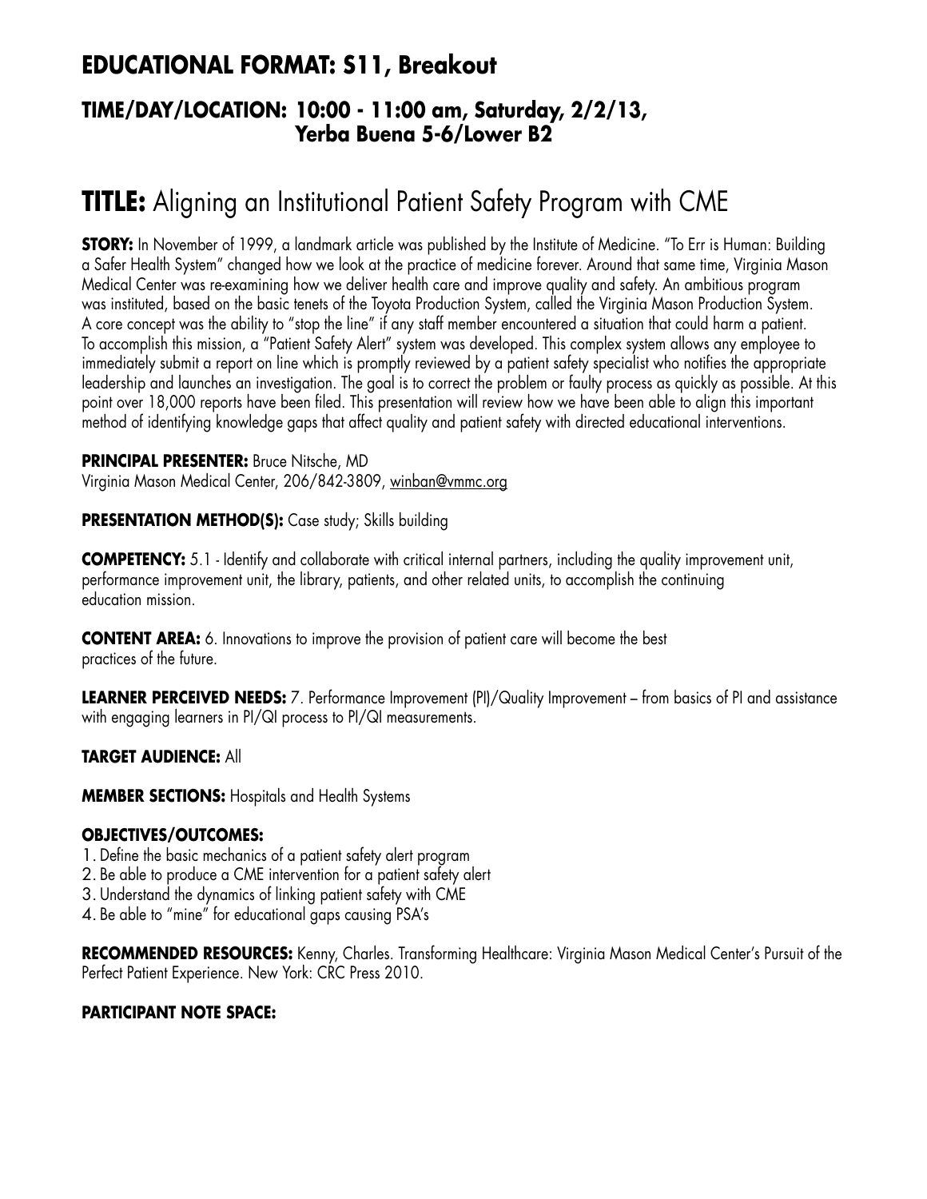## EDUCATIONAL FORMAT: S11, Breakout

### TIME/DAY/LOCATION: 10:00 - 11:00 am, Saturday, 2/2/13, Yerba Buena 5-6/Lower B2

# TITLE: Aligning an Institutional Patient Safety Program with CME

**STORY:** In November of 1999, a landmark article was published by the Institute of Medicine. "To Err is Human: Building a Safer Health System" changed how we look at the practice of medicine forever. Around that same time, Virginia Mason Medical Center was re-examining how we deliver health care and improve quality and safety. An ambitious program was instituted, based on the basic tenets of the Toyota Production System, called the Virginia Mason Production System. A core concept was the ability to "stop the line" if any staff member encountered a situation that could harm a patient. To accomplish this mission, a "Patient Safety Alert" system was developed. This complex system allows any employee to immediately submit a report on line which is promptly reviewed by a patient safety specialist who notifies the appropriate leadership and launches an investigation. The goal is to correct the problem or faulty process as quickly as possible. At this point over 18,000 reports have been filed. This presentation will review how we have been able to align this important method of identifying knowledge gaps that affect quality and patient safety with directed educational interventions.

**PRINCIPAL PRESENTER:** Bruce Nitsche, MD
Virginia Mason Medical Center, 206/842-3809, winban@vmmc.org

**PRESENTATION METHOD(S):** Case study; Skills building

**COMPETENCY:** 5.1 - Identify and collaborate with critical internal partners, including the quality improvement unit, performance improvement unit, the library, patients, and other related units, to accomplish the continuing education mission.

**CONTENT AREA:** 6. Innovations to improve the provision of patient care will become the best practices of the future.

**LEARNER PERCEIVED NEEDS:** 7. Performance Improvement (PI)/Quality Improvement – from basics of PI and assistance with engaging learners in PI/QI process to PI/QI measurements.

**TARGET AUDIENCE:** All

**MEMBER SECTIONS:** Hospitals and Health Systems

**OBJECTIVES/OUTCOMES:**

1. Define the basic mechanics of a patient safety alert program
2. Be able to produce a CME intervention for a patient safety alert
3. Understand the dynamics of linking patient safety with CME
4. Be able to "mine" for educational gaps causing PSA's

**RECOMMENDED RESOURCES:** Kenny, Charles. Transforming Healthcare: Virginia Mason Medical Center's Pursuit of the Perfect Patient Experience. New York: CRC Press 2010.

**PARTICIPANT NOTE SPACE:**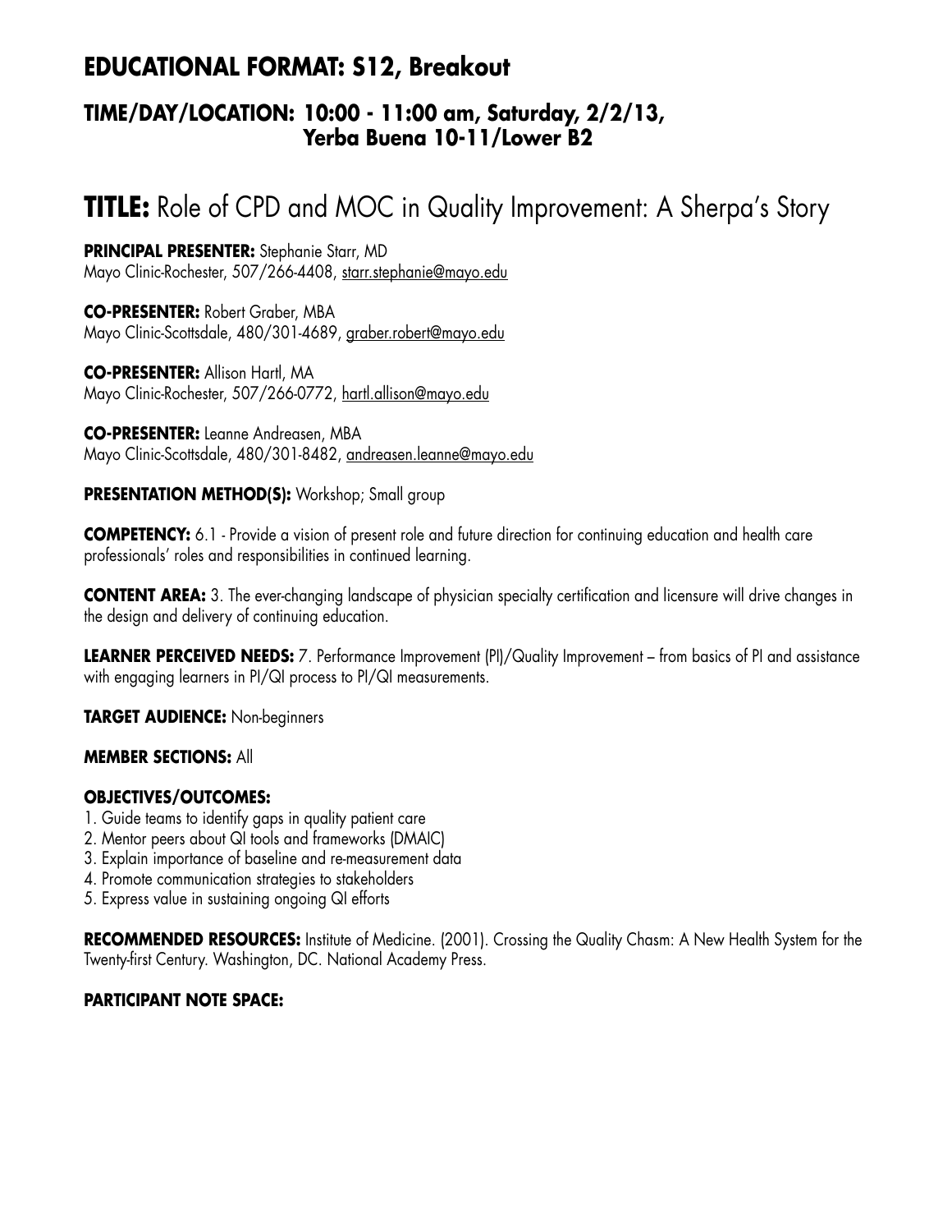## EDUCATIONAL FORMAT: S12, Breakout

### TIME/DAY/LOCATION: 10:00 - 11:00 am, Saturday, 2/2/13, Yerba Buena 10-11/Lower B2

# TITLE: Role of CPD and MOC in Quality Improvement: A Sherpa's Story

**PRINCIPAL PRESENTER:** Stephanie Starr, MD
Mayo Clinic-Rochester, 507/266-4408, starr.stephanie@mayo.edu

**CO-PRESENTER:** Robert Graber, MBA
Mayo Clinic-Scottsdale, 480/301-4689, graber.robert@mayo.edu

**CO-PRESENTER:** Allison Hartl, MA
Mayo Clinic-Rochester, 507/266-0772, hartl.allison@mayo.edu

**CO-PRESENTER:** Leanne Andreasen, MBA
Mayo Clinic-Scottsdale, 480/301-8482, andreasen.leanne@mayo.edu

**PRESENTATION METHOD(S):** Workshop; Small group

**COMPETENCY:** 6.1 - Provide a vision of present role and future direction for continuing education and health care professionals' roles and responsibilities in continued learning.

**CONTENT AREA:** 3. The ever-changing landscape of physician specialty certification and licensure will drive changes in the design and delivery of continuing education.

**LEARNER PERCEIVED NEEDS:** 7. Performance Improvement (PI)/Quality Improvement – from basics of PI and assistance with engaging learners in PI/QI process to PI/QI measurements.

**TARGET AUDIENCE:** Non-beginners

**MEMBER SECTIONS:** All

**OBJECTIVES/OUTCOMES:**
1. Guide teams to identify gaps in quality patient care
2. Mentor peers about QI tools and frameworks (DMAIC)
3. Explain importance of baseline and re-measurement data
4. Promote communication strategies to stakeholders
5. Express value in sustaining ongoing QI efforts

**RECOMMENDED RESOURCES:** Institute of Medicine. (2001). Crossing the Quality Chasm: A New Health System for the Twenty-first Century. Washington, DC. National Academy Press.

**PARTICIPANT NOTE SPACE:**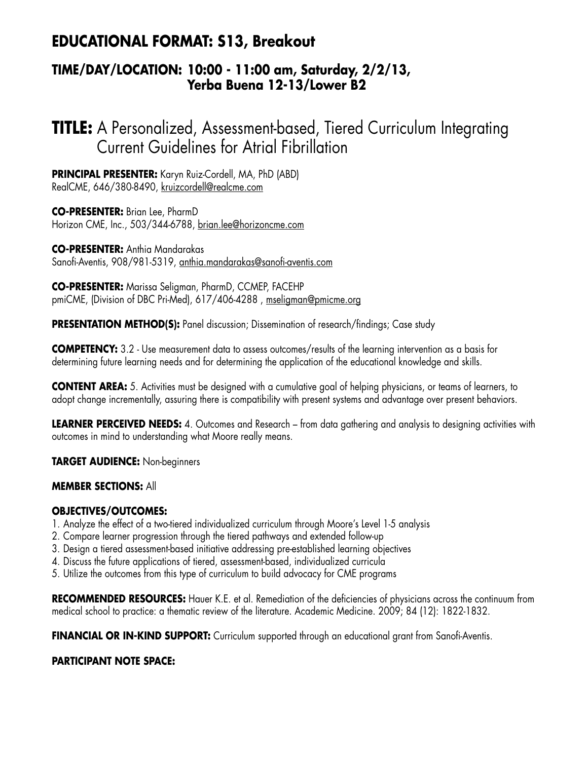# EDUCATIONAL FORMAT: S13, Breakout

## TIME/DAY/LOCATION: 10:00 - 11:00 am, Saturday, 2/2/13, Yerba Buena 12-13/Lower B2

# TITLE: A Personalized, Assessment-based, Tiered Curriculum Integrating Current Guidelines for Atrial Fibrillation

**PRINCIPAL PRESENTER:** Karyn Ruiz-Cordell, MA, PhD (ABD)
RealCME, 646/380-8490, kruizcordell@realcme.com

**CO-PRESENTER:** Brian Lee, PharmD
Horizon CME, Inc., 503/344-6788, brian.lee@horizoncme.com

**CO-PRESENTER:** Anthia Mandarakas
Sanofi-Aventis, 908/981-5319, anthia.mandarakas@sanofi-aventis.com

**CO-PRESENTER:** Marissa Seligman, PharmD, CCMEP, FACEHP
pmiCME, (Division of DBC Pri-Med), 617/406-4288 , mseligman@pmicme.org

**PRESENTATION METHOD(S):** Panel discussion; Dissemination of research/findings; Case study

**COMPETENCY:** 3.2 - Use measurement data to assess outcomes/results of the learning intervention as a basis for determining future learning needs and for determining the application of the educational knowledge and skills.

**CONTENT AREA:** 5. Activities must be designed with a cumulative goal of helping physicians, or teams of learners, to adopt change incrementally, assuring there is compatibility with present systems and advantage over present behaviors.

**LEARNER PERCEIVED NEEDS:** 4. Outcomes and Research – from data gathering and analysis to designing activities with outcomes in mind to understanding what Moore really means.

**TARGET AUDIENCE:** Non-beginners

**MEMBER SECTIONS:** All

**OBJECTIVES/OUTCOMES:**

1. Analyze the effect of a two-tiered individualized curriculum through Moore's Level 1-5 analysis
2. Compare learner progression through the tiered pathways and extended follow-up
3. Design a tiered assessment-based initiative addressing pre-established learning objectives
4. Discuss the future applications of tiered, assessment-based, individualized curricula
5. Utilize the outcomes from this type of curriculum to build advocacy for CME programs

**RECOMMENDED RESOURCES:** Hauer K.E. et al. Remediation of the deficiencies of physicians across the continuum from medical school to practice: a thematic review of the literature. Academic Medicine. 2009; 84 (12): 1822-1832.

**FINANCIAL OR IN-KIND SUPPORT:** Curriculum supported through an educational grant from Sanofi-Aventis.

**PARTICIPANT NOTE SPACE:**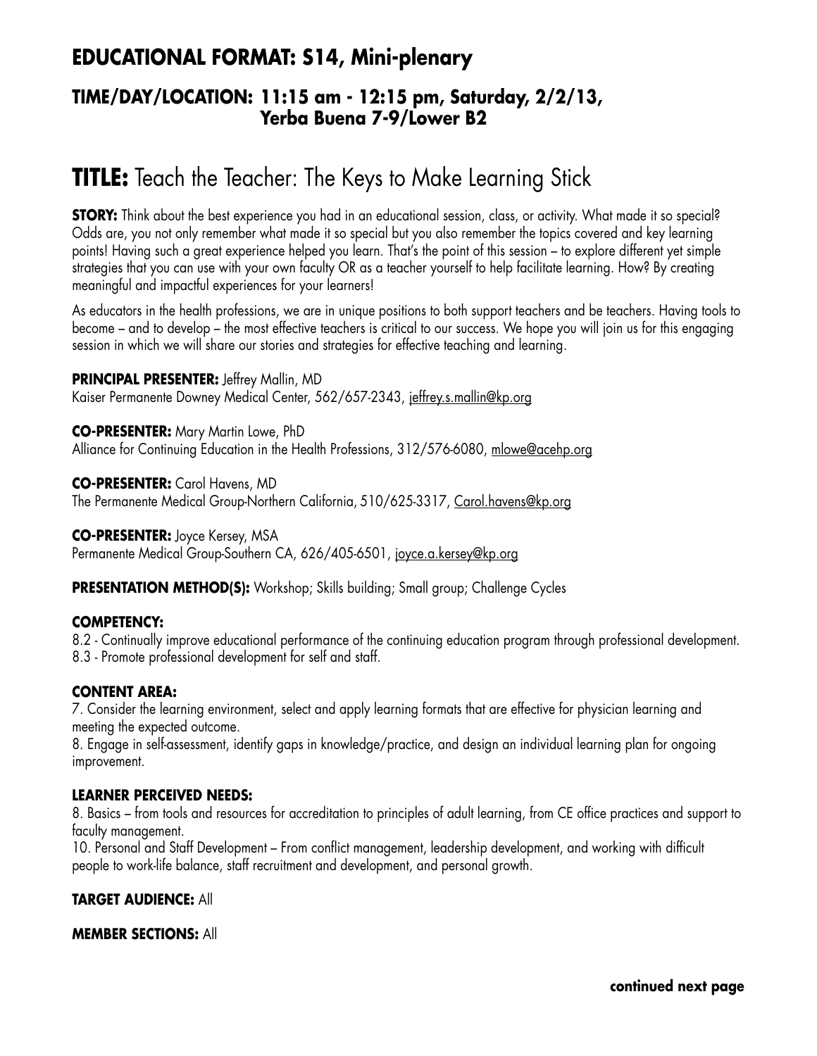## EDUCATIONAL FORMAT: S14, Mini-plenary

### TIME/DAY/LOCATION: 11:15 am - 12:15 pm, Saturday, 2/2/13, Yerba Buena 7-9/Lower B2

# TITLE: Teach the Teacher: The Keys to Make Learning Stick

**STORY:** Think about the best experience you had in an educational session, class, or activity. What made it so special? Odds are, you not only remember what made it so special but you also remember the topics covered and key learning points! Having such a great experience helped you learn. That's the point of this session – to explore different yet simple strategies that you can use with your own faculty OR as a teacher yourself to help facilitate learning. How? By creating meaningful and impactful experiences for your learners!

As educators in the health professions, we are in unique positions to both support teachers and be teachers. Having tools to become – and to develop – the most effective teachers is critical to our success. We hope you will join us for this engaging session in which we will share our stories and strategies for effective teaching and learning.

**PRINCIPAL PRESENTER:** Jeffrey Mallin, MD
Kaiser Permanente Downey Medical Center, 562/657-2343, jeffrey.s.mallin@kp.org

**CO-PRESENTER:** Mary Martin Lowe, PhD
Alliance for Continuing Education in the Health Professions, 312/576-6080, mlowe@acehp.org

**CO-PRESENTER:** Carol Havens, MD
The Permanente Medical Group-Northern California, 510/625-3317, Carol.havens@kp.org

**CO-PRESENTER:** Joyce Kersey, MSA
Permanente Medical Group-Southern CA, 626/405-6501, joyce.a.kersey@kp.org

**PRESENTATION METHOD(S):** Workshop; Skills building; Small group; Challenge Cycles

**COMPETENCY:**

8.2 - Continually improve educational performance of the continuing education program through professional development.
8.3 - Promote professional development for self and staff.

**CONTENT AREA:**

7. Consider the learning environment, select and apply learning formats that are effective for physician learning and meeting the expected outcome.
8. Engage in self-assessment, identify gaps in knowledge/practice, and design an individual learning plan for ongoing improvement.

**LEARNER PERCEIVED NEEDS:**

8. Basics – from tools and resources for accreditation to principles of adult learning, from CE office practices and support to faculty management.
10. Personal and Staff Development – From conflict management, leadership development, and working with difficult people to work-life balance, staff recruitment and development, and personal growth.

**TARGET AUDIENCE:** All

**MEMBER SECTIONS:** All

**continued next page**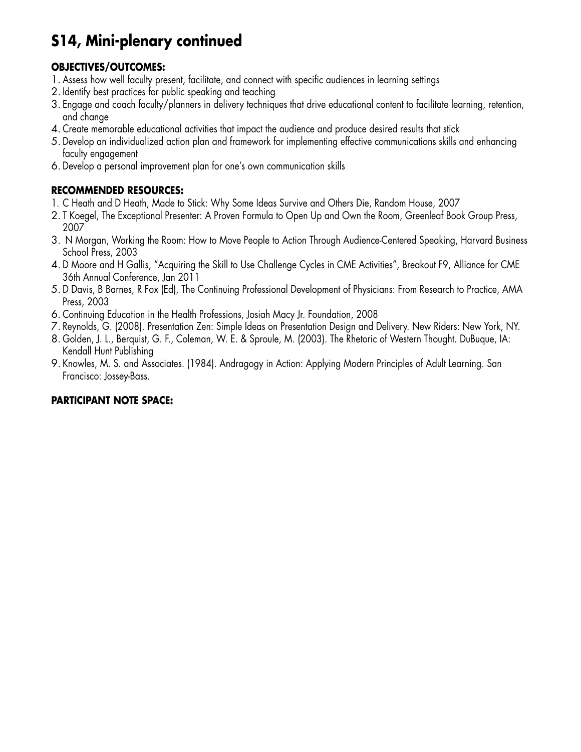# S14, Mini-plenary continued

**OBJECTIVES/OUTCOMES:**

1. Assess how well faculty present, facilitate, and connect with specific audiences in learning settings
2. Identify best practices for public speaking and teaching
3. Engage and coach faculty/planners in delivery techniques that drive educational content to facilitate learning, retention, and change
4. Create memorable educational activities that impact the audience and produce desired results that stick
5. Develop an individualized action plan and framework for implementing effective communications skills and enhancing faculty engagement
6. Develop a personal improvement plan for one's own communication skills

**RECOMMENDED RESOURCES:**

1. C Heath and D Heath, Made to Stick: Why Some Ideas Survive and Others Die, Random House, 2007
2. T Koegel, The Exceptional Presenter: A Proven Formula to Open Up and Own the Room, Greenleaf Book Group Press, 2007
3. N Morgan, Working the Room: How to Move People to Action Through Audience-Centered Speaking, Harvard Business School Press, 2003
4. D Moore and H Gallis, "Acquiring the Skill to Use Challenge Cycles in CME Activities", Breakout F9, Alliance for CME 36th Annual Conference, Jan 2011
5. D Davis, B Barnes, R Fox (Ed), The Continuing Professional Development of Physicians: From Research to Practice, AMA Press, 2003
6. Continuing Education in the Health Professions, Josiah Macy Jr. Foundation, 2008
7. Reynolds, G. (2008). Presentation Zen: Simple Ideas on Presentation Design and Delivery. New Riders: New York, NY.
8. Golden, J. L., Berquist, G. F., Coleman, W. E. & Sproule, M. (2003). The Rhetoric of Western Thought. DuBuque, IA: Kendall Hunt Publishing
9. Knowles, M. S. and Associates. (1984). Andragogy in Action: Applying Modern Principles of Adult Learning. San Francisco: Jossey-Bass.

**PARTICIPANT NOTE SPACE:**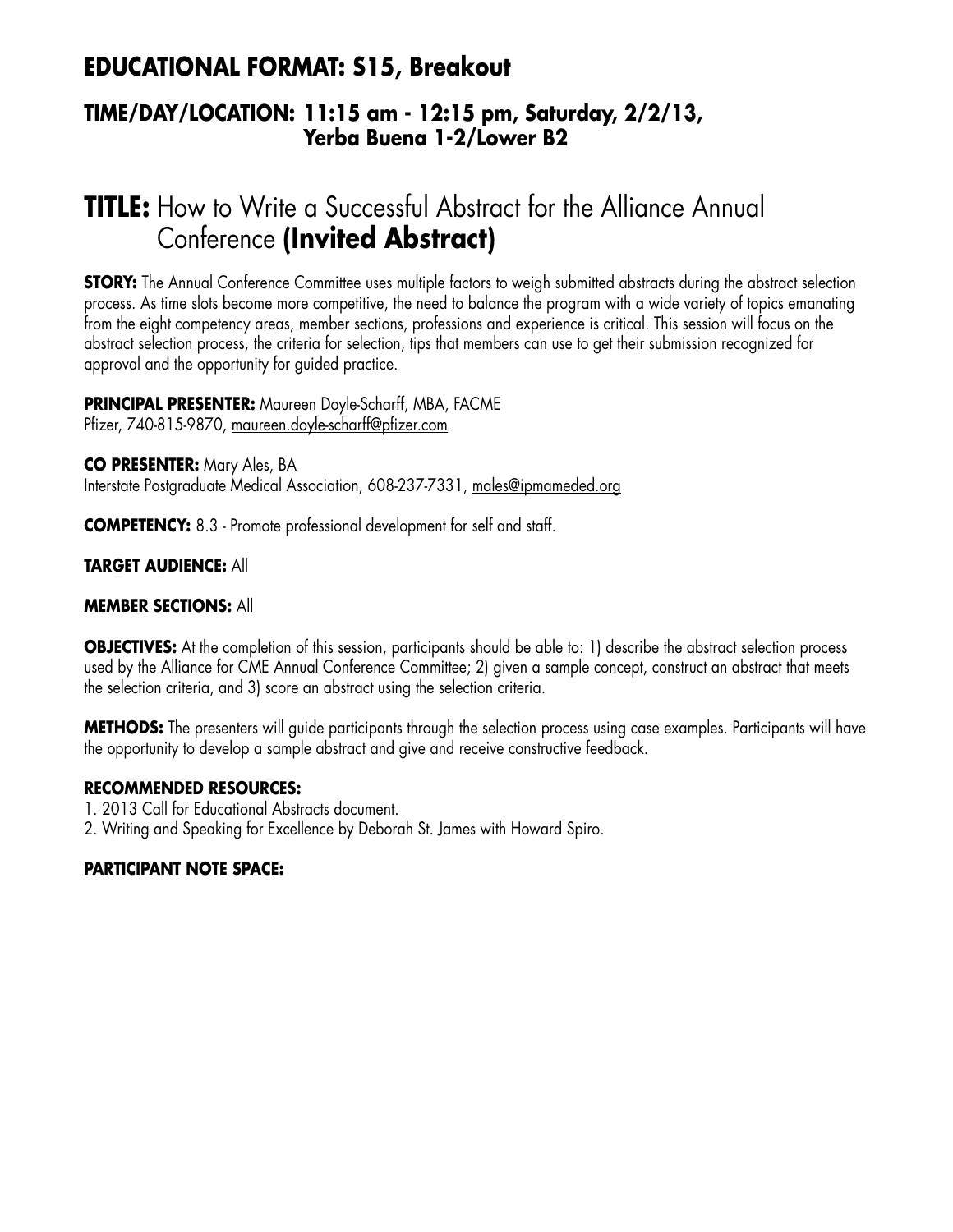## EDUCATIONAL FORMAT: S15, Breakout

### TIME/DAY/LOCATION: 11:15 am - 12:15 pm, Saturday, 2/2/13, Yerba Buena 1-2/Lower B2

# TITLE: How to Write a Successful Abstract for the Alliance Annual Conference **(Invited Abstract)**

**STORY:** The Annual Conference Committee uses multiple factors to weigh submitted abstracts during the abstract selection process. As time slots become more competitive, the need to balance the program with a wide variety of topics emanating from the eight competency areas, member sections, professions and experience is critical. This session will focus on the abstract selection process, the criteria for selection, tips that members can use to get their submission recognized for approval and the opportunity for guided practice.

**PRINCIPAL PRESENTER:** Maureen Doyle-Scharff, MBA, FACME
Pfizer, 740-815-9870, maureen.doyle-scharff@pfizer.com

**CO PRESENTER:** Mary Ales, BA
Interstate Postgraduate Medical Association, 608-237-7331, males@ipmameded.org

**COMPETENCY:** 8.3 - Promote professional development for self and staff.

**TARGET AUDIENCE:** All

**MEMBER SECTIONS:** All

**OBJECTIVES:** At the completion of this session, participants should be able to: 1) describe the abstract selection process used by the Alliance for CME Annual Conference Committee; 2) given a sample concept, construct an abstract that meets the selection criteria, and 3) score an abstract using the selection criteria.

**METHODS:** The presenters will guide participants through the selection process using case examples. Participants will have the opportunity to develop a sample abstract and give and receive constructive feedback.

**RECOMMENDED RESOURCES:**

1. 2013 Call for Educational Abstracts document.
2. Writing and Speaking for Excellence by Deborah St. James with Howard Spiro.

**PARTICIPANT NOTE SPACE:**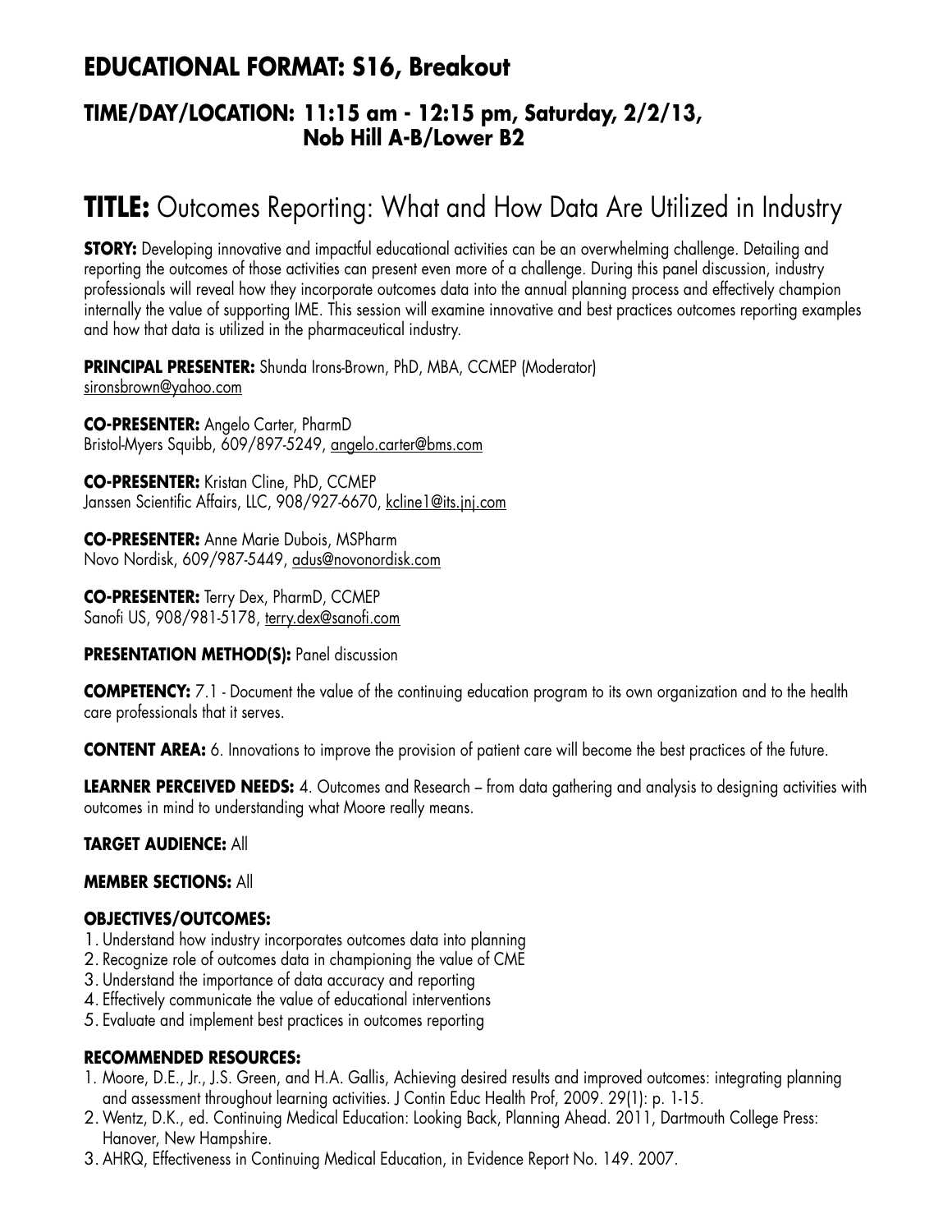## EDUCATIONAL FORMAT: S16, Breakout

### TIME/DAY/LOCATION: 11:15 am - 12:15 pm, Saturday, 2/2/13, Nob Hill A-B/Lower B2

# TITLE: Outcomes Reporting: What and How Data Are Utilized in Industry

**STORY:** Developing innovative and impactful educational activities can be an overwhelming challenge. Detailing and reporting the outcomes of those activities can present even more of a challenge. During this panel discussion, industry professionals will reveal how they incorporate outcomes data into the annual planning process and effectively champion internally the value of supporting IME. This session will examine innovative and best practices outcomes reporting examples and how that data is utilized in the pharmaceutical industry.

**PRINCIPAL PRESENTER:** Shunda Irons-Brown, PhD, MBA, CCMEP (Moderator)
sironsbrown@yahoo.com

**CO-PRESENTER:** Angelo Carter, PharmD
Bristol-Myers Squibb, 609/897-5249, angelo.carter@bms.com

**CO-PRESENTER:** Kristan Cline, PhD, CCMEP
Janssen Scientific Affairs, LLC, 908/927-6670, kcline1@its.jnj.com

**CO-PRESENTER:** Anne Marie Dubois, MSPharm
Novo Nordisk, 609/987-5449, adus@novonordisk.com

**CO-PRESENTER:** Terry Dex, PharmD, CCMEP
Sanofi US, 908/981-5178, terry.dex@sanofi.com

**PRESENTATION METHOD(S):** Panel discussion

**COMPETENCY:** 7.1 - Document the value of the continuing education program to its own organization and to the health care professionals that it serves.

**CONTENT AREA:** 6. Innovations to improve the provision of patient care will become the best practices of the future.

**LEARNER PERCEIVED NEEDS:** 4. Outcomes and Research – from data gathering and analysis to designing activities with outcomes in mind to understanding what Moore really means.

**TARGET AUDIENCE:** All

**MEMBER SECTIONS:** All

**OBJECTIVES/OUTCOMES:**

1. Understand how industry incorporates outcomes data into planning
2. Recognize role of outcomes data in championing the value of CME
3. Understand the importance of data accuracy and reporting
4. Effectively communicate the value of educational interventions
5. Evaluate and implement best practices in outcomes reporting

**RECOMMENDED RESOURCES:**

1. Moore, D.E., Jr., J.S. Green, and H.A. Gallis, Achieving desired results and improved outcomes: integrating planning and assessment throughout learning activities. J Contin Educ Health Prof, 2009. 29(1): p. 1-15.
2. Wentz, D.K., ed. Continuing Medical Education: Looking Back, Planning Ahead. 2011, Dartmouth College Press: Hanover, New Hampshire.
3. AHRQ, Effectiveness in Continuing Medical Education, in Evidence Report No. 149. 2007.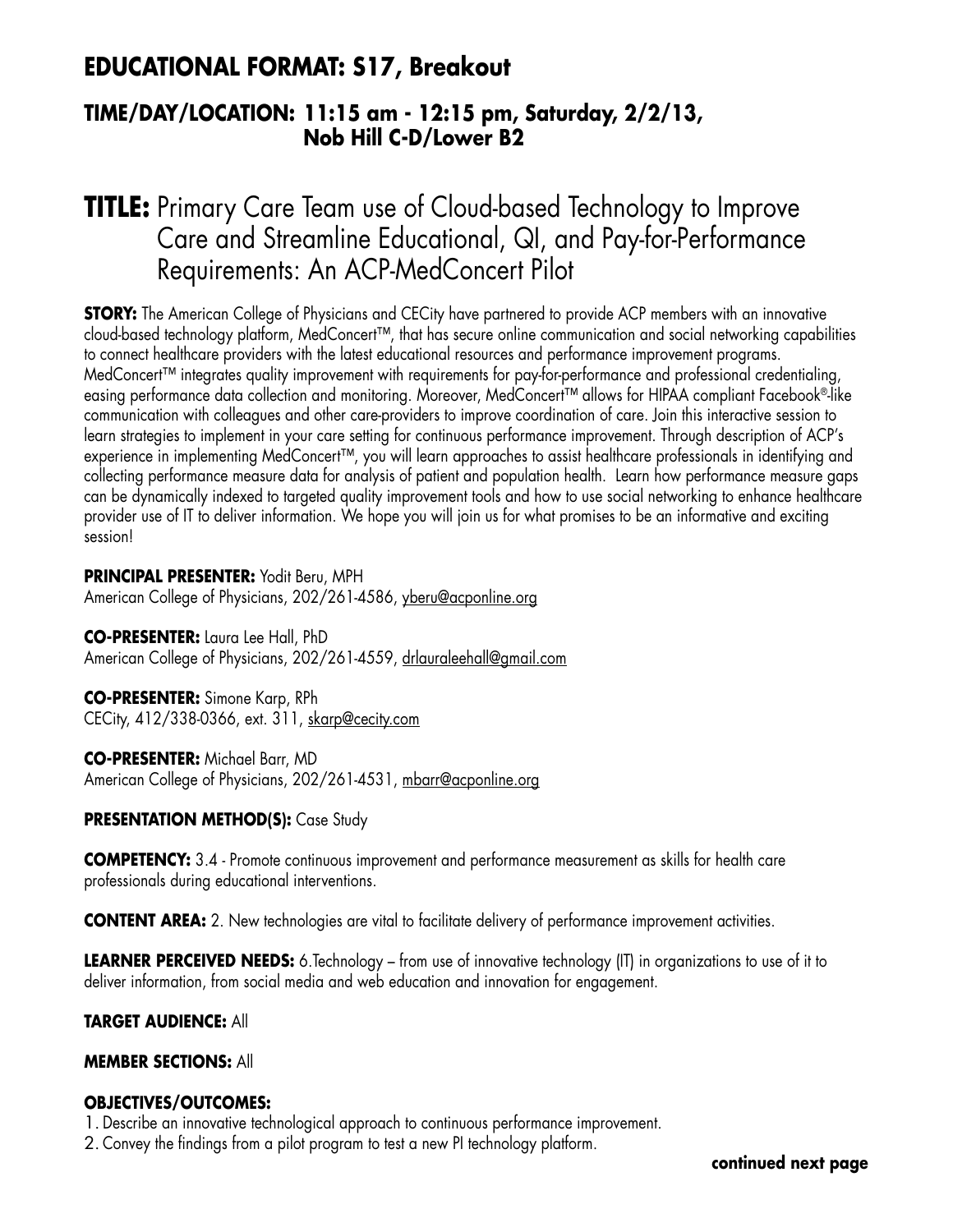## EDUCATIONAL FORMAT: S17, Breakout

### TIME/DAY/LOCATION: 11:15 am - 12:15 pm, Saturday, 2/2/13, Nob Hill C-D/Lower B2

# TITLE: Primary Care Team use of Cloud-based Technology to Improve Care and Streamline Educational, QI, and Pay-for-Performance Requirements: An ACP-MedConcert Pilot

**STORY:** The American College of Physicians and CECity have partnered to provide ACP members with an innovative cloud-based technology platform, MedConcert™, that has secure online communication and social networking capabilities to connect healthcare providers with the latest educational resources and performance improvement programs. MedConcert™ integrates quality improvement with requirements for pay-for-performance and professional credentialing, easing performance data collection and monitoring. Moreover, MedConcert™ allows for HIPAA compliant Facebook®-like communication with colleagues and other care-providers to improve coordination of care. Join this interactive session to learn strategies to implement in your care setting for continuous performance improvement. Through description of ACP's experience in implementing MedConcert™, you will learn approaches to assist healthcare professionals in identifying and collecting performance measure data for analysis of patient and population health. Learn how performance measure gaps can be dynamically indexed to targeted quality improvement tools and how to use social networking to enhance healthcare provider use of IT to deliver information. We hope you will join us for what promises to be an informative and exciting session!

**PRINCIPAL PRESENTER:** Yodit Beru, MPH
American College of Physicians, 202/261-4586, yberu@acponline.org

**CO-PRESENTER:** Laura Lee Hall, PhD
American College of Physicians, 202/261-4559, drlauraleehall@gmail.com

**CO-PRESENTER:** Simone Karp, RPh
CECity, 412/338-0366, ext. 311, skarp@cecity.com

**CO-PRESENTER:** Michael Barr, MD
American College of Physicians, 202/261-4531, mbarr@acponline.org

**PRESENTATION METHOD(S):** Case Study

**COMPETENCY:** 3.4 - Promote continuous improvement and performance measurement as skills for health care professionals during educational interventions.

**CONTENT AREA:** 2. New technologies are vital to facilitate delivery of performance improvement activities.

**LEARNER PERCEIVED NEEDS:** 6.Technology – from use of innovative technology (IT) in organizations to use of it to deliver information, from social media and web education and innovation for engagement.

**TARGET AUDIENCE:** All

**MEMBER SECTIONS:** All

**OBJECTIVES/OUTCOMES:**

1. Describe an innovative technological approach to continuous performance improvement.
2. Convey the findings from a pilot program to test a new PI technology platform.

**continued next page**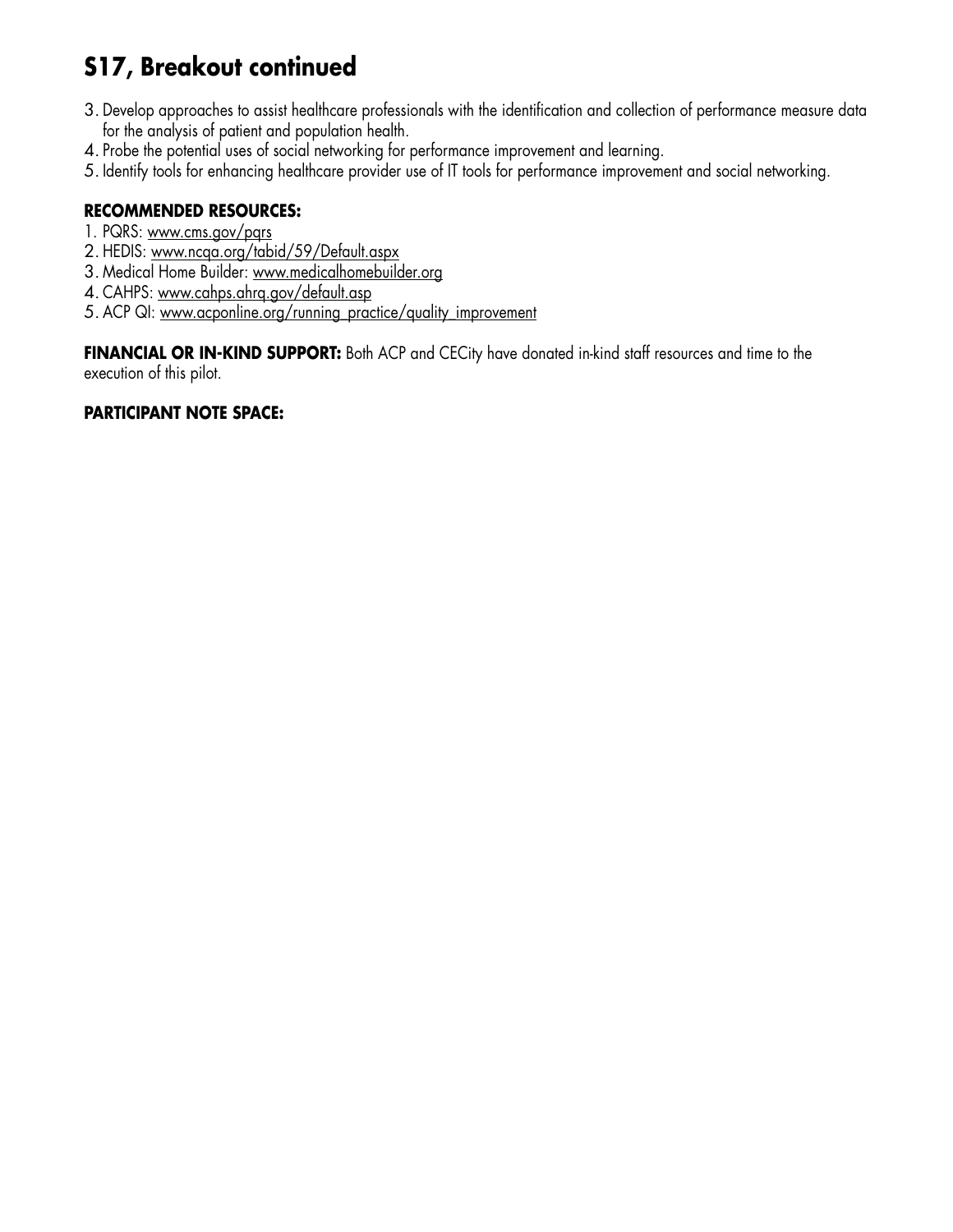# S17, Breakout continued

3. Develop approaches to assist healthcare professionals with the identification and collection of performance measure data for the analysis of patient and population health.
4. Probe the potential uses of social networking for performance improvement and learning.
5. Identify tools for enhancing healthcare provider use of IT tools for performance improvement and social networking.

**RECOMMENDED RESOURCES:**

1. PQRS: www.cms.gov/pqrs
2. HEDIS: www.ncqa.org/tabid/59/Default.aspx
3. Medical Home Builder: www.medicalhomebuilder.org
4. CAHPS: www.cahps.ahrq.gov/default.asp
5. ACP QI: www.acponline.org/running_practice/quality_improvement

**FINANCIAL OR IN-KIND SUPPORT:** Both ACP and CECity have donated in-kind staff resources and time to the execution of this pilot.

**PARTICIPANT NOTE SPACE:**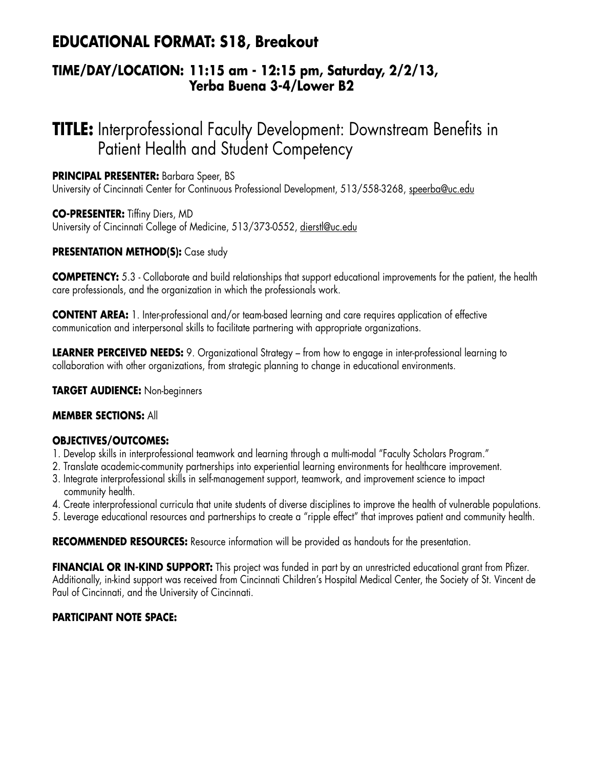## EDUCATIONAL FORMAT: S18, Breakout

### TIME/DAY/LOCATION: 11:15 am - 12:15 pm, Saturday, 2/2/13, Yerba Buena 3-4/Lower B2

# TITLE: Interprofessional Faculty Development: Downstream Benefits in Patient Health and Student Competency

**PRINCIPAL PRESENTER:** Barbara Speer, BS
University of Cincinnati Center for Continuous Professional Development, 513/558-3268, speerba@uc.edu

**CO-PRESENTER:** Tiffiny Diers, MD
University of Cincinnati College of Medicine, 513/373-0552, dierstl@uc.edu

**PRESENTATION METHOD(S):** Case study

**COMPETENCY:** 5.3 - Collaborate and build relationships that support educational improvements for the patient, the health care professionals, and the organization in which the professionals work.

**CONTENT AREA:** 1. Inter-professional and/or team-based learning and care requires application of effective communication and interpersonal skills to facilitate partnering with appropriate organizations.

**LEARNER PERCEIVED NEEDS:** 9. Organizational Strategy – from how to engage in inter-professional learning to collaboration with other organizations, from strategic planning to change in educational environments.

**TARGET AUDIENCE:** Non-beginners

**MEMBER SECTIONS:** All

**OBJECTIVES/OUTCOMES:**

1. Develop skills in interprofessional teamwork and learning through a multi-modal "Faculty Scholars Program."
2. Translate academic-community partnerships into experiential learning environments for healthcare improvement.
3. Integrate interprofessional skills in self-management support, teamwork, and improvement science to impact community health.
4. Create interprofessional curricula that unite students of diverse disciplines to improve the health of vulnerable populations.
5. Leverage educational resources and partnerships to create a "ripple effect" that improves patient and community health.

**RECOMMENDED RESOURCES:** Resource information will be provided as handouts for the presentation.

**FINANCIAL OR IN-KIND SUPPORT:** This project was funded in part by an unrestricted educational grant from Pfizer. Additionally, in-kind support was received from Cincinnati Children's Hospital Medical Center, the Society of St. Vincent de Paul of Cincinnati, and the University of Cincinnati.

**PARTICIPANT NOTE SPACE:**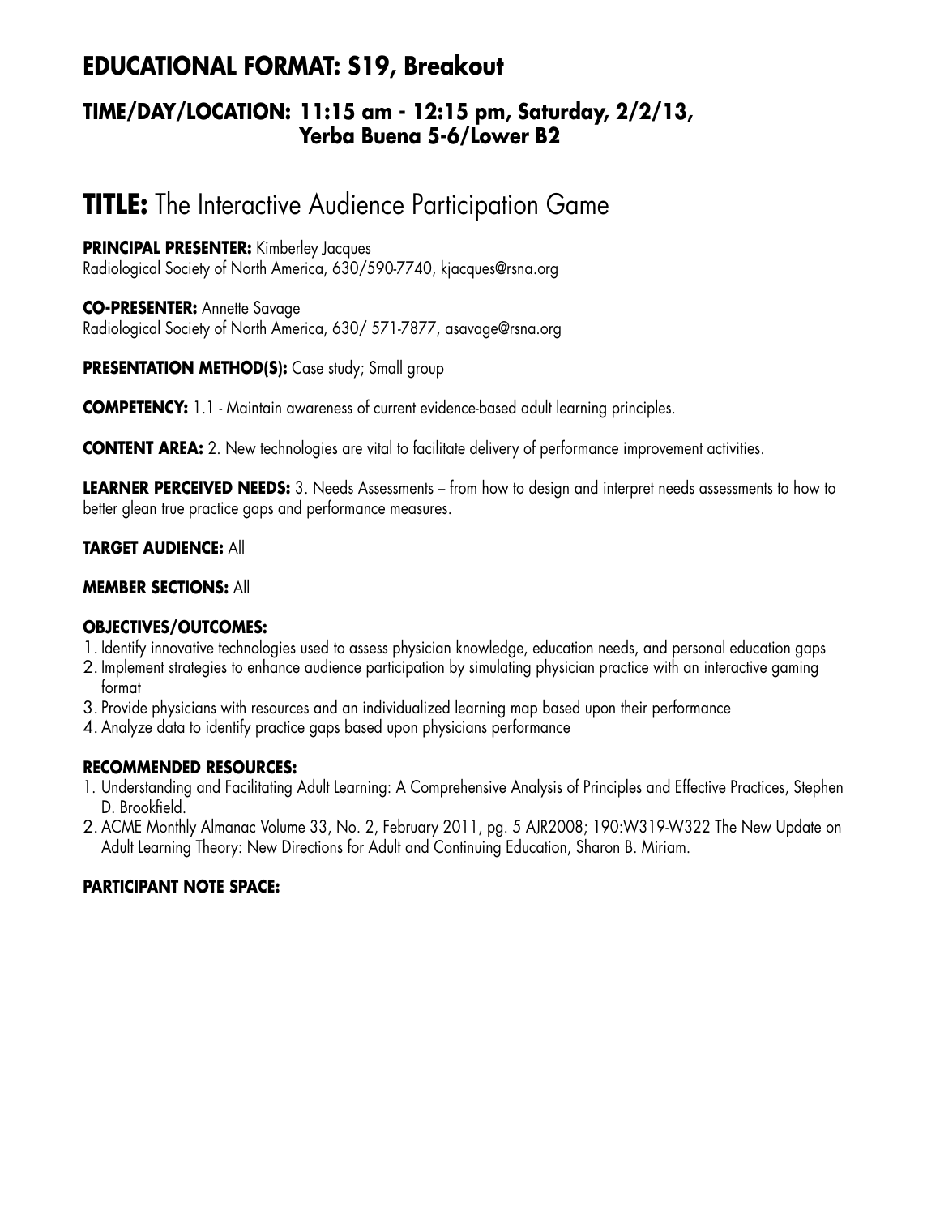## EDUCATIONAL FORMAT: S19, Breakout

### TIME/DAY/LOCATION: 11:15 am - 12:15 pm, Saturday, 2/2/13, Yerba Buena 5-6/Lower B2

# TITLE: The Interactive Audience Participation Game

**PRINCIPAL PRESENTER:** Kimberley Jacques
Radiological Society of North America, 630/590-7740, kjacques@rsna.org

**CO-PRESENTER:** Annette Savage
Radiological Society of North America, 630/ 571-7877, asavage@rsna.org

**PRESENTATION METHOD(S):** Case study; Small group

**COMPETENCY:** 1.1 - Maintain awareness of current evidence-based adult learning principles.

**CONTENT AREA:** 2. New technologies are vital to facilitate delivery of performance improvement activities.

**LEARNER PERCEIVED NEEDS:** 3. Needs Assessments – from how to design and interpret needs assessments to how to better glean true practice gaps and performance measures.

**TARGET AUDIENCE:** All

**MEMBER SECTIONS:** All

**OBJECTIVES/OUTCOMES:**

1. Identify innovative technologies used to assess physician knowledge, education needs, and personal education gaps
2. Implement strategies to enhance audience participation by simulating physician practice with an interactive gaming format
3. Provide physicians with resources and an individualized learning map based upon their performance
4. Analyze data to identify practice gaps based upon physicians performance

**RECOMMENDED RESOURCES:**

1. Understanding and Facilitating Adult Learning: A Comprehensive Analysis of Principles and Effective Practices, Stephen D. Brookfield.
2. ACME Monthly Almanac Volume 33, No. 2, February 2011, pg. 5 AJR2008; 190:W319-W322 The New Update on Adult Learning Theory: New Directions for Adult and Continuing Education, Sharon B. Miriam.

**PARTICIPANT NOTE SPACE:**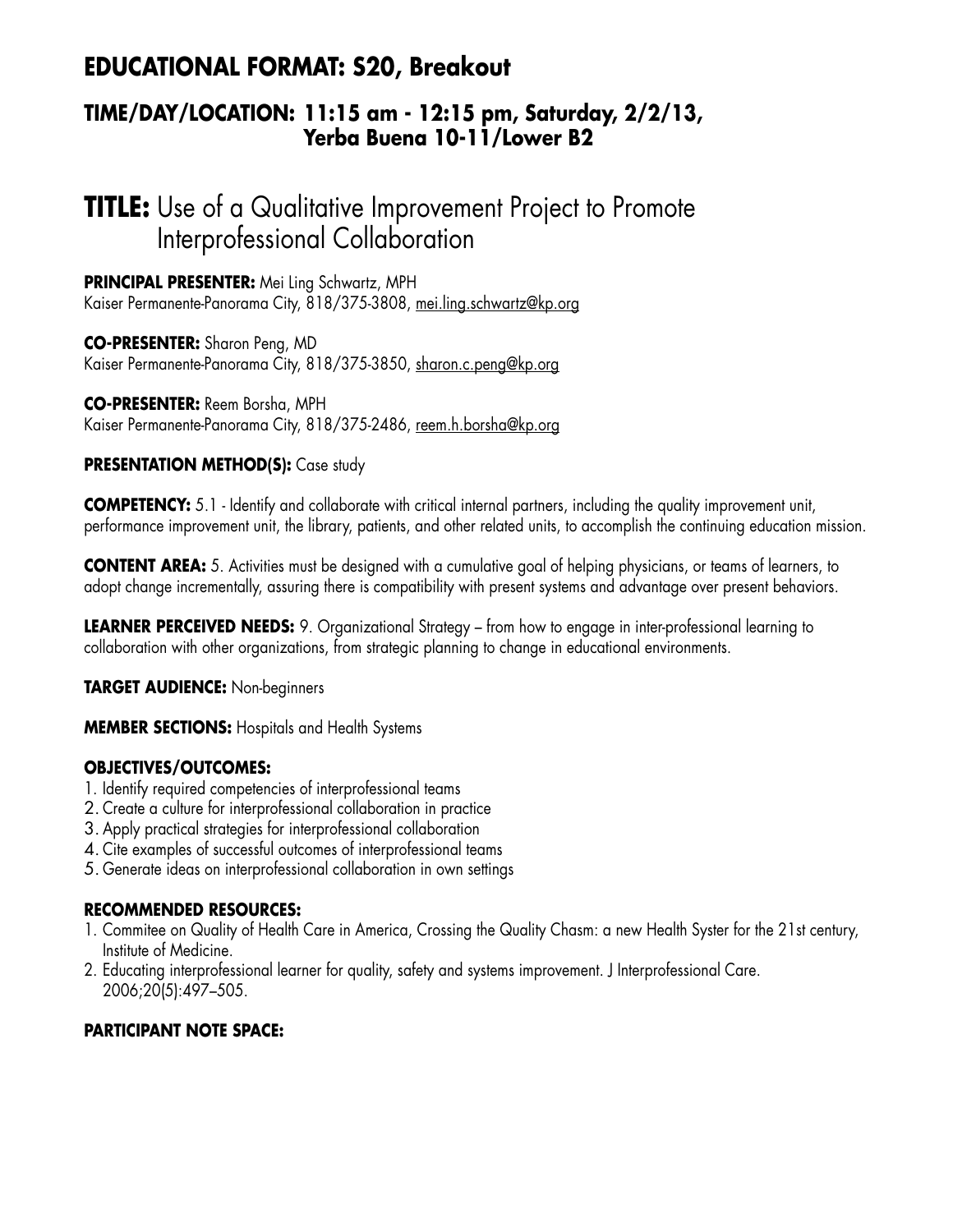# EDUCATIONAL FORMAT: S20, Breakout

## TIME/DAY/LOCATION: 11:15 am - 12:15 pm, Saturday, 2/2/13, Yerba Buena 10-11/Lower B2

# TITLE: Use of a Qualitative Improvement Project to Promote Interprofessional Collaboration

**PRINCIPAL PRESENTER:** Mei Ling Schwartz, MPH
Kaiser Permanente-Panorama City, 818/375-3808, mei.ling.schwartz@kp.org

**CO-PRESENTER:** Sharon Peng, MD
Kaiser Permanente-Panorama City, 818/375-3850, sharon.c.peng@kp.org

**CO-PRESENTER:** Reem Borsha, MPH
Kaiser Permanente-Panorama City, 818/375-2486, reem.h.borsha@kp.org

**PRESENTATION METHOD(S):** Case study

**COMPETENCY:** 5.1 - Identify and collaborate with critical internal partners, including the quality improvement unit, performance improvement unit, the library, patients, and other related units, to accomplish the continuing education mission.

**CONTENT AREA:** 5. Activities must be designed with a cumulative goal of helping physicians, or teams of learners, to adopt change incrementally, assuring there is compatibility with present systems and advantage over present behaviors.

**LEARNER PERCEIVED NEEDS:** 9. Organizational Strategy – from how to engage in inter-professional learning to collaboration with other organizations, from strategic planning to change in educational environments.

**TARGET AUDIENCE:** Non-beginners

**MEMBER SECTIONS:** Hospitals and Health Systems

**OBJECTIVES/OUTCOMES:**

1. Identify required competencies of interprofessional teams
2. Create a culture for interprofessional collaboration in practice
3. Apply practical strategies for interprofessional collaboration
4. Cite examples of successful outcomes of interprofessional teams
5. Generate ideas on interprofessional collaboration in own settings

**RECOMMENDED RESOURCES:**

1. Commitee on Quality of Health Care in America, Crossing the Quality Chasm: a new Health Syster for the 21st century, Institute of Medicine.
2. Educating interprofessional learner for quality, safety and systems improvement. J Interprofessional Care. 2006;20(5):497–505.

**PARTICIPANT NOTE SPACE:**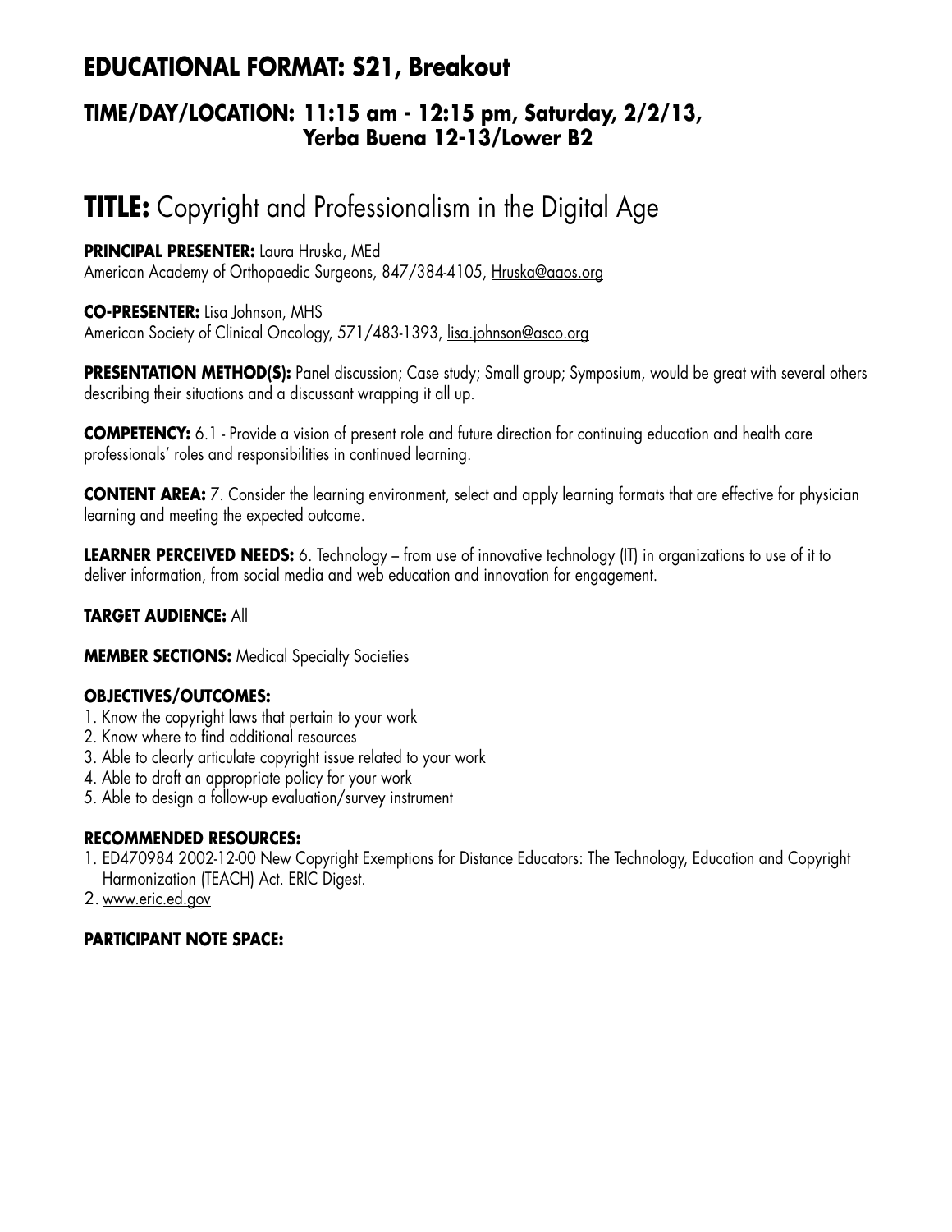## EDUCATIONAL FORMAT: S21, Breakout

### TIME/DAY/LOCATION: 11:15 am - 12:15 pm, Saturday, 2/2/13, Yerba Buena 12-13/Lower B2

# TITLE: Copyright and Professionalism in the Digital Age

**PRINCIPAL PRESENTER:** Laura Hruska, MEd
American Academy of Orthopaedic Surgeons, 847/384-4105, Hruska@aaos.org

**CO-PRESENTER:** Lisa Johnson, MHS
American Society of Clinical Oncology, 571/483-1393, lisa.johnson@asco.org

**PRESENTATION METHOD(S):** Panel discussion; Case study; Small group; Symposium, would be great with several others describing their situations and a discussant wrapping it all up.

**COMPETENCY:** 6.1 - Provide a vision of present role and future direction for continuing education and health care professionals' roles and responsibilities in continued learning.

**CONTENT AREA:** 7. Consider the learning environment, select and apply learning formats that are effective for physician learning and meeting the expected outcome.

**LEARNER PERCEIVED NEEDS:** 6. Technology – from use of innovative technology (IT) in organizations to use of it to deliver information, from social media and web education and innovation for engagement.

**TARGET AUDIENCE:** All

**MEMBER SECTIONS:** Medical Specialty Societies

**OBJECTIVES/OUTCOMES:**

1. Know the copyright laws that pertain to your work
2. Know where to find additional resources
3. Able to clearly articulate copyright issue related to your work
4. Able to draft an appropriate policy for your work
5. Able to design a follow-up evaluation/survey instrument

**RECOMMENDED RESOURCES:**

1. ED470984 2002-12-00 New Copyright Exemptions for Distance Educators: The Technology, Education and Copyright Harmonization (TEACH) Act. ERIC Digest.
2. www.eric.ed.gov

**PARTICIPANT NOTE SPACE:**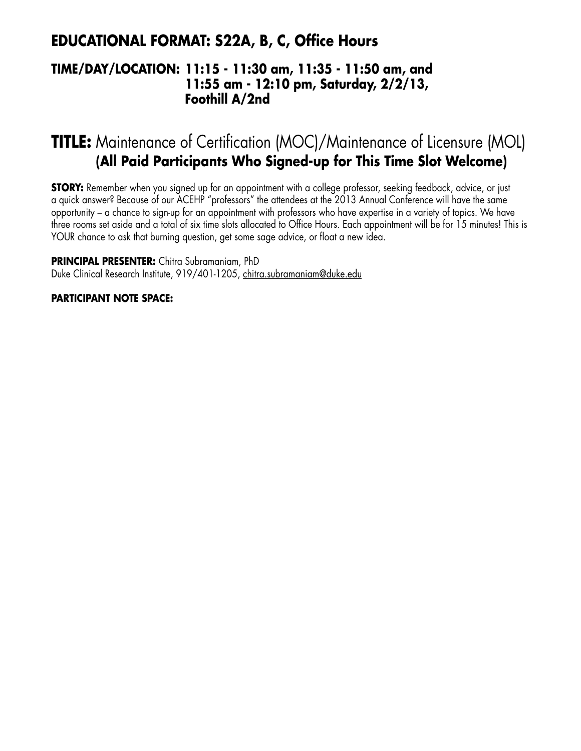## EDUCATIONAL FORMAT: S22A, B, C, Office Hours

**TIME/DAY/LOCATION: 11:15 - 11:30 am, 11:35 - 11:50 am, and 11:55 am - 12:10 pm, Saturday, 2/2/13, Foothill A/2nd**

# TITLE: Maintenance of Certification (MOC)/Maintenance of Licensure (MOL) (All Paid Participants Who Signed-up for This Time Slot Welcome)

**STORY:** Remember when you signed up for an appointment with a college professor, seeking feedback, advice, or just a quick answer? Because of our ACEHP "professors" the attendees at the 2013 Annual Conference will have the same opportunity – a chance to sign-up for an appointment with professors who have expertise in a variety of topics. We have three rooms set aside and a total of six time slots allocated to Office Hours. Each appointment will be for 15 minutes! This is YOUR chance to ask that burning question, get some sage advice, or float a new idea.

**PRINCIPAL PRESENTER:** Chitra Subramaniam, PhD
Duke Clinical Research Institute, 919/401-1205, chitra.subramaniam@duke.edu

**PARTICIPANT NOTE SPACE:**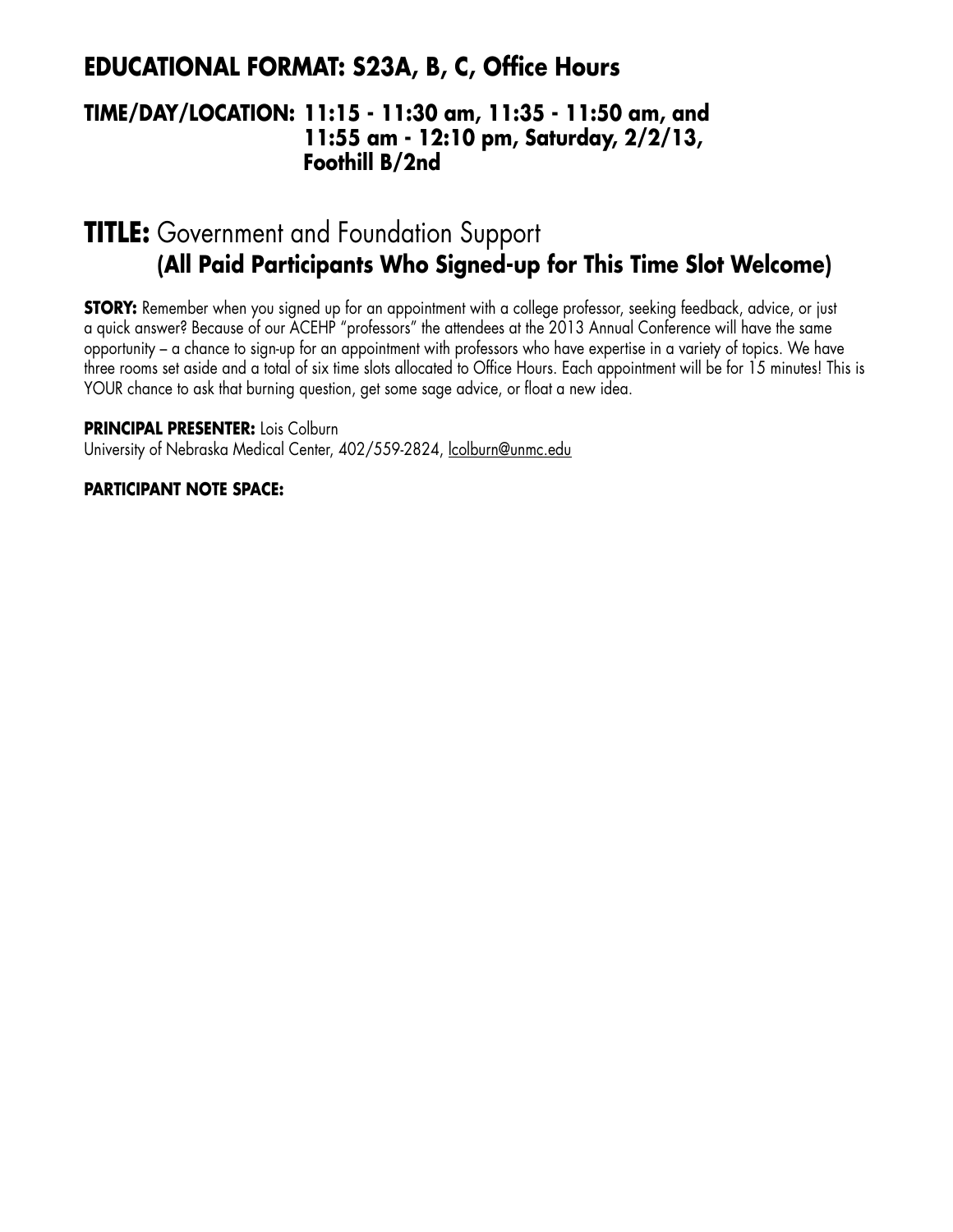## EDUCATIONAL FORMAT: S23A, B, C, Office Hours

### TIME/DAY/LOCATION: 11:15 - 11:30 am, 11:35 - 11:50 am, and 11:55 am - 12:10 pm, Saturday, 2/2/13, Foothill B/2nd

# TITLE: Government and Foundation Support **(All Paid Participants Who Signed-up for This Time Slot Welcome)**

**STORY:** Remember when you signed up for an appointment with a college professor, seeking feedback, advice, or just a quick answer? Because of our ACEHP "professors" the attendees at the 2013 Annual Conference will have the same opportunity – a chance to sign-up for an appointment with professors who have expertise in a variety of topics. We have three rooms set aside and a total of six time slots allocated to Office Hours. Each appointment will be for 15 minutes! This is YOUR chance to ask that burning question, get some sage advice, or float a new idea.

**PRINCIPAL PRESENTER:** Lois Colburn
University of Nebraska Medical Center, 402/559-2824, lcolburn@unmc.edu

**PARTICIPANT NOTE SPACE:**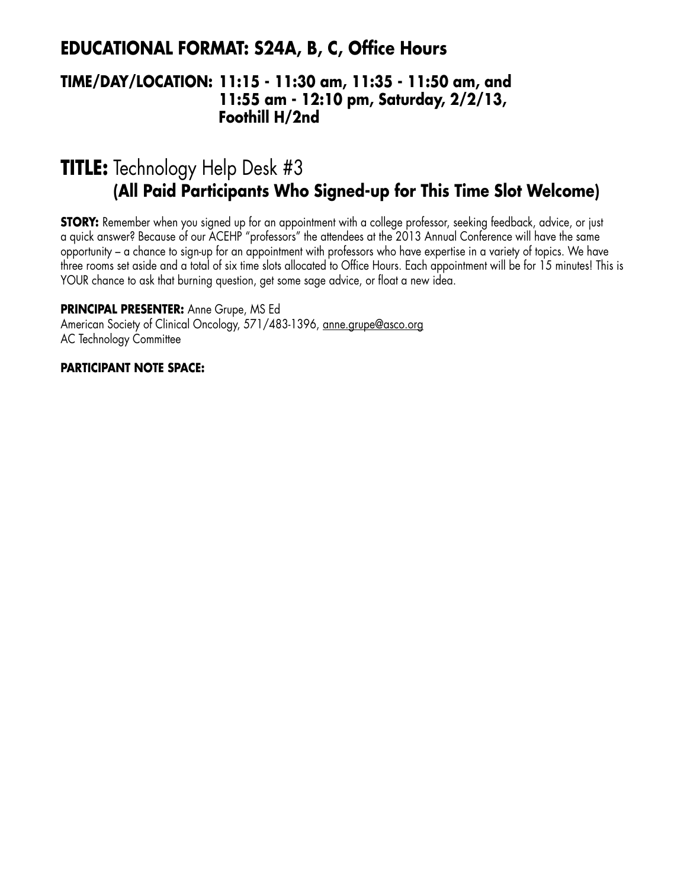## EDUCATIONAL FORMAT: S24A, B, C, Office Hours

**TIME/DAY/LOCATION: 11:15 - 11:30 am, 11:35 - 11:50 am, and 11:55 am - 12:10 pm, Saturday, 2/2/13, Foothill H/2nd**

## TITLE: Technology Help Desk #3 **(All Paid Participants Who Signed-up for This Time Slot Welcome)**

**STORY:** Remember when you signed up for an appointment with a college professor, seeking feedback, advice, or just a quick answer? Because of our ACEHP "professors" the attendees at the 2013 Annual Conference will have the same opportunity – a chance to sign-up for an appointment with professors who have expertise in a variety of topics. We have three rooms set aside and a total of six time slots allocated to Office Hours. Each appointment will be for 15 minutes! This is YOUR chance to ask that burning question, get some sage advice, or float a new idea.

**PRINCIPAL PRESENTER:** Anne Grupe, MS Ed
American Society of Clinical Oncology, 571/483-1396, anne.grupe@asco.org
AC Technology Committee

**PARTICIPANT NOTE SPACE:**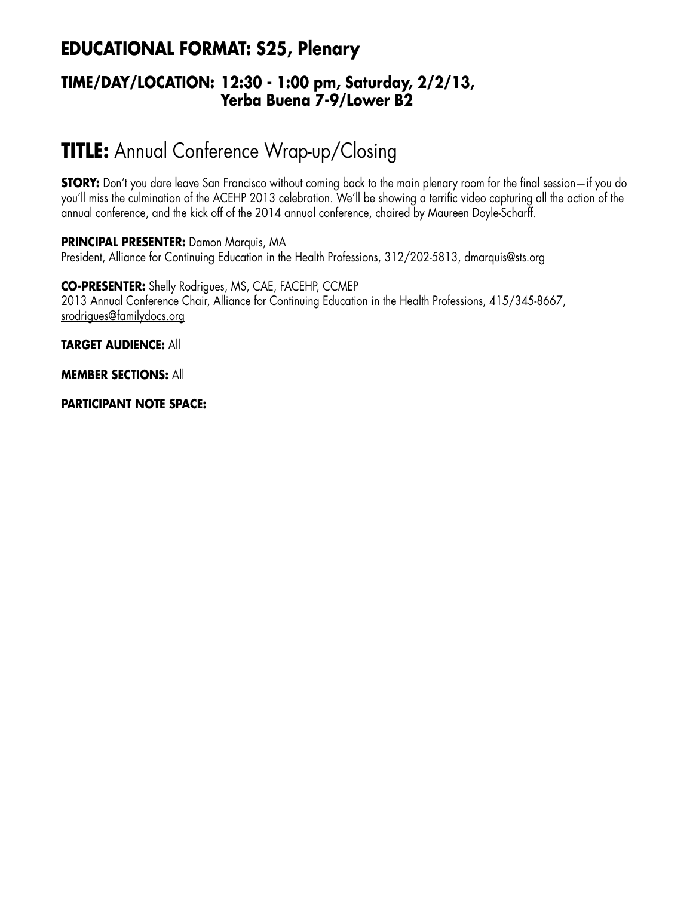## EDUCATIONAL FORMAT: S25, Plenary

### TIME/DAY/LOCATION: 12:30 - 1:00 pm, Saturday, 2/2/13, Yerba Buena 7-9/Lower B2

# TITLE: Annual Conference Wrap-up/Closing

**STORY:** Don't you dare leave San Francisco without coming back to the main plenary room for the final session—if you do you'll miss the culmination of the ACEHP 2013 celebration. We'll be showing a terrific video capturing all the action of the annual conference, and the kick off of the 2014 annual conference, chaired by Maureen Doyle-Scharff.

**PRINCIPAL PRESENTER:** Damon Marquis, MA
President, Alliance for Continuing Education in the Health Professions, 312/202-5813, dmarquis@sts.org

**CO-PRESENTER:** Shelly Rodrigues, MS, CAE, FACEHP, CCMEP
2013 Annual Conference Chair, Alliance for Continuing Education in the Health Professions, 415/345-8667, srodrigues@familydocs.org

**TARGET AUDIENCE:** All

**MEMBER SECTIONS:** All

**PARTICIPANT NOTE SPACE:**